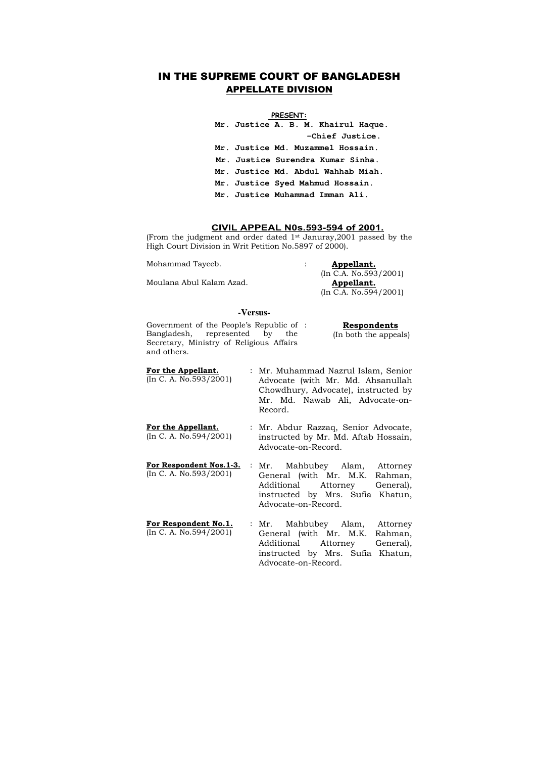# IN THE SUPREME COURT OF BANGLADESH
## APPELLATE DIVISION

**PRESENT:**

**Mr. Justice A. B. M. Khairul Haque.**
**-Chief Justice.**
**Mr. Justice Md. Muzammel Hossain.**
**Mr. Justice Surendra Kumar Sinha.**
**Mr. Justice Md. Abdul Wahhab Miah.**
**Mr. Justice Syed Mahmud Hossain.**
**Mr. Justice Muhammad Imman Ali.**

### CIVIL APPEAL N0s.593-594 of 2001.

(From the judgment and order dated 1st Januray,2001 passed by the High Court Division in Writ Petition No.5897 of 2000).

| | | |
|---|---|---|
| Mohammad Tayeeb. | : | **Appellant.** (In C.A. No.593/2001) |
| Moulana Abul Kalam Azad. | | **Appellant.** (In C.A. No.594/2001) |

**-Versus-**

| | | |
|---|---|---|
| Government of the People's Republic of Bangladesh, represented by the Secretary, Ministry of Religious Affairs and others. | : | **Respondents** (In both the appeals) |

| | | |
|---|---|---|
| **For the Appellant.** (In C. A. No.593/2001) | : | Mr. Muhammad Nazrul Islam, Senior Advocate (with Mr. Md. Ahsanullah Chowdhury, Advocate), instructed by Mr. Md. Nawab Ali, Advocate-on-Record. |
| **For the Appellant.** (In C. A. No.594/2001) | : | Mr. Abdur Razzaq, Senior Advocate, instructed by Mr. Md. Aftab Hossain, Advocate-on-Record. |
| **For Respondent Nos.1-3.** (In C. A. No.593/2001) | : | Mr. Mahbubey Alam, Attorney General (with Mr. M.K. Rahman, Additional Attorney General), instructed by Mrs. Sufia Khatun, Advocate-on-Record. |
| **For Respondent No.1.** (In C. A. No.594/2001) | : | Mr. Mahbubey Alam, Attorney General (with Mr. M.K. Rahman, Additional Attorney General), instructed by Mrs. Sufia Khatun, Advocate-on-Record. |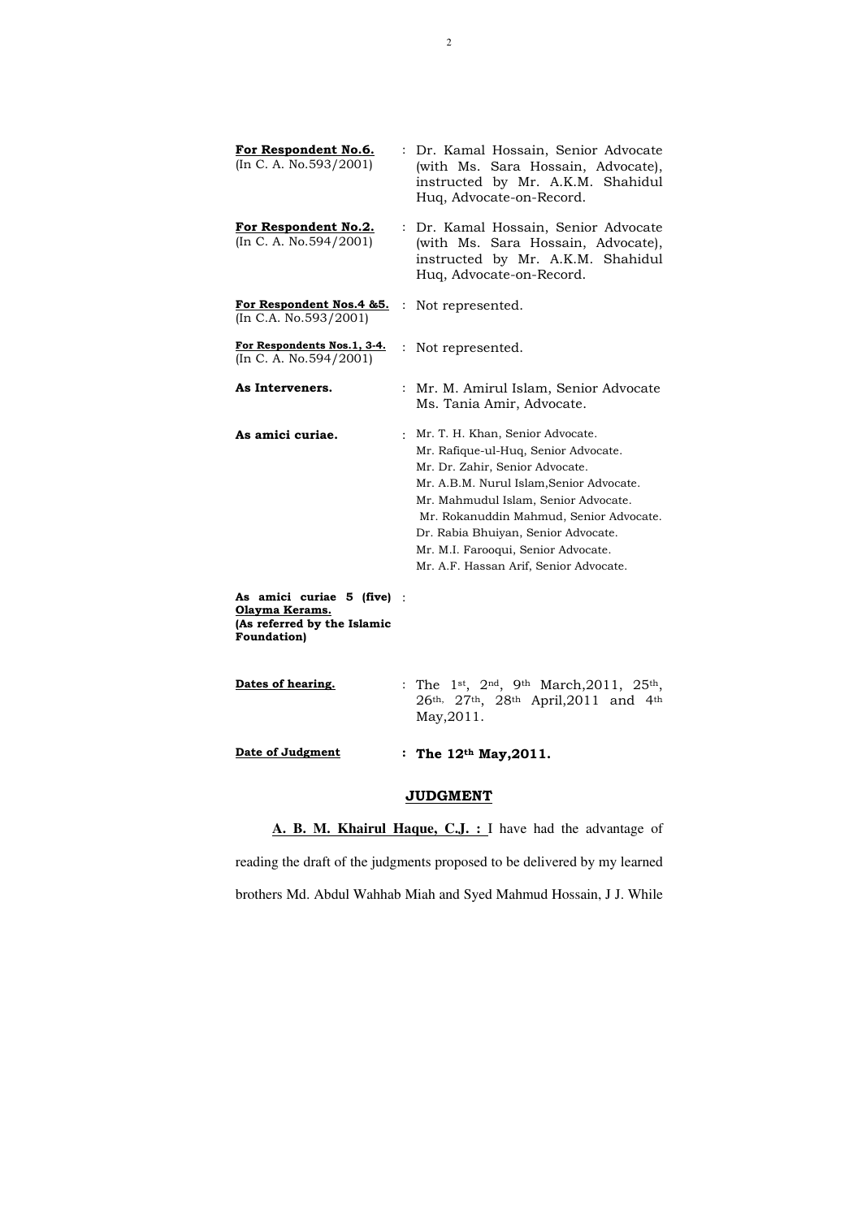| | | |
|---|---|---|
| **For Respondent No.6.** (In C. A. No.593/2001) | : | Dr. Kamal Hossain, Senior Advocate (with Ms. Sara Hossain, Advocate), instructed by Mr. A.K.M. Shahidul Huq, Advocate-on-Record. |
| **For Respondent No.2.** (In C. A. No.594/2001) | : | Dr. Kamal Hossain, Senior Advocate (with Ms. Sara Hossain, Advocate), instructed by Mr. A.K.M. Shahidul Huq, Advocate-on-Record. |
| **For Respondent Nos.4 &5.** (In C.A. No.593/2001) | : | Not represented. |
| **For Respondents Nos.1, 3-4.** (In C. A. No.594/2001) | : | Not represented. |
| **As Interveners.** | : | Mr. M. Amirul Islam, Senior Advocate<br>Ms. Tania Amir, Advocate. |
| **As amici curiae.** | : | Mr. T. H. Khan, Senior Advocate.<br>Mr. Rafique-ul-Huq, Senior Advocate.<br>Mr. Dr. Zahir, Senior Advocate.<br>Mr. A.B.M. Nurul Islam, Senior Advocate.<br>Mr. Mahmudul Islam, Senior Advocate.<br>Mr. Rokanuddin Mahmud, Senior Advocate.<br>Dr. Rabia Bhuiyan, Senior Advocate.<br>Mr. M.I. Farooqui, Senior Advocate.<br>Mr. A.F. Hassan Arif, Senior Advocate. |
| **As amici curiae 5 (five) Olayma Kerams. (As referred by the Islamic Foundation)** | : | |
| **Dates of hearing.** | : | The 1st, 2nd, 9th March,2011, 25th, 26th, 27th, 28th April,2011 and 4th May,2011. |
| **Date of Judgment** | : | **The 12th May,2011.** |

## JUDGMENT

**A. B. M. Khairul Haque, C.J. :** I have had the advantage of reading the draft of the judgments proposed to be delivered by my learned brothers Md. Abdul Wahhab Miah and Syed Mahmud Hossain, J J. While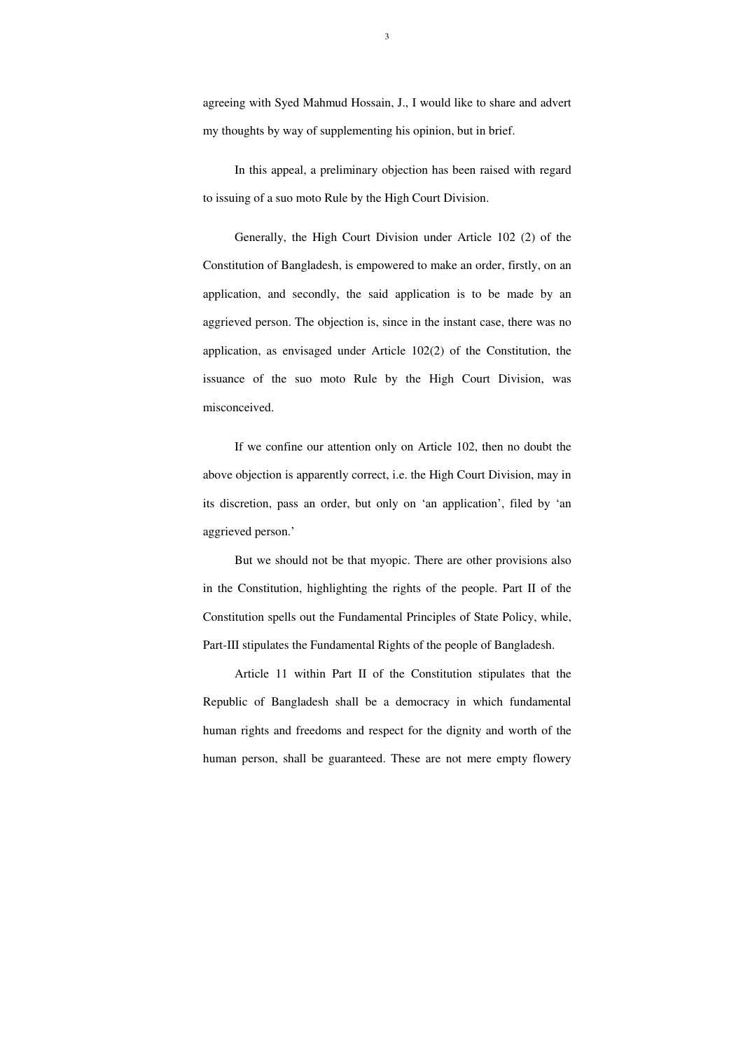agreeing with Syed Mahmud Hossain, J., I would like to share and advert my thoughts by way of supplementing his opinion, but in brief.

In this appeal, a preliminary objection has been raised with regard to issuing of a suo moto Rule by the High Court Division.

Generally, the High Court Division under Article 102 (2) of the Constitution of Bangladesh, is empowered to make an order, firstly, on an application, and secondly, the said application is to be made by an aggrieved person. The objection is, since in the instant case, there was no application, as envisaged under Article 102(2) of the Constitution, the issuance of the suo moto Rule by the High Court Division, was misconceived.

If we confine our attention only on Article 102, then no doubt the above objection is apparently correct, i.e. the High Court Division, may in its discretion, pass an order, but only on 'an application', filed by 'an aggrieved person.'

But we should not be that myopic. There are other provisions also in the Constitution, highlighting the rights of the people. Part II of the Constitution spells out the Fundamental Principles of State Policy, while, Part-III stipulates the Fundamental Rights of the people of Bangladesh.

Article 11 within Part II of the Constitution stipulates that the Republic of Bangladesh shall be a democracy in which fundamental human rights and freedoms and respect for the dignity and worth of the human person, shall be guaranteed. These are not mere empty flowery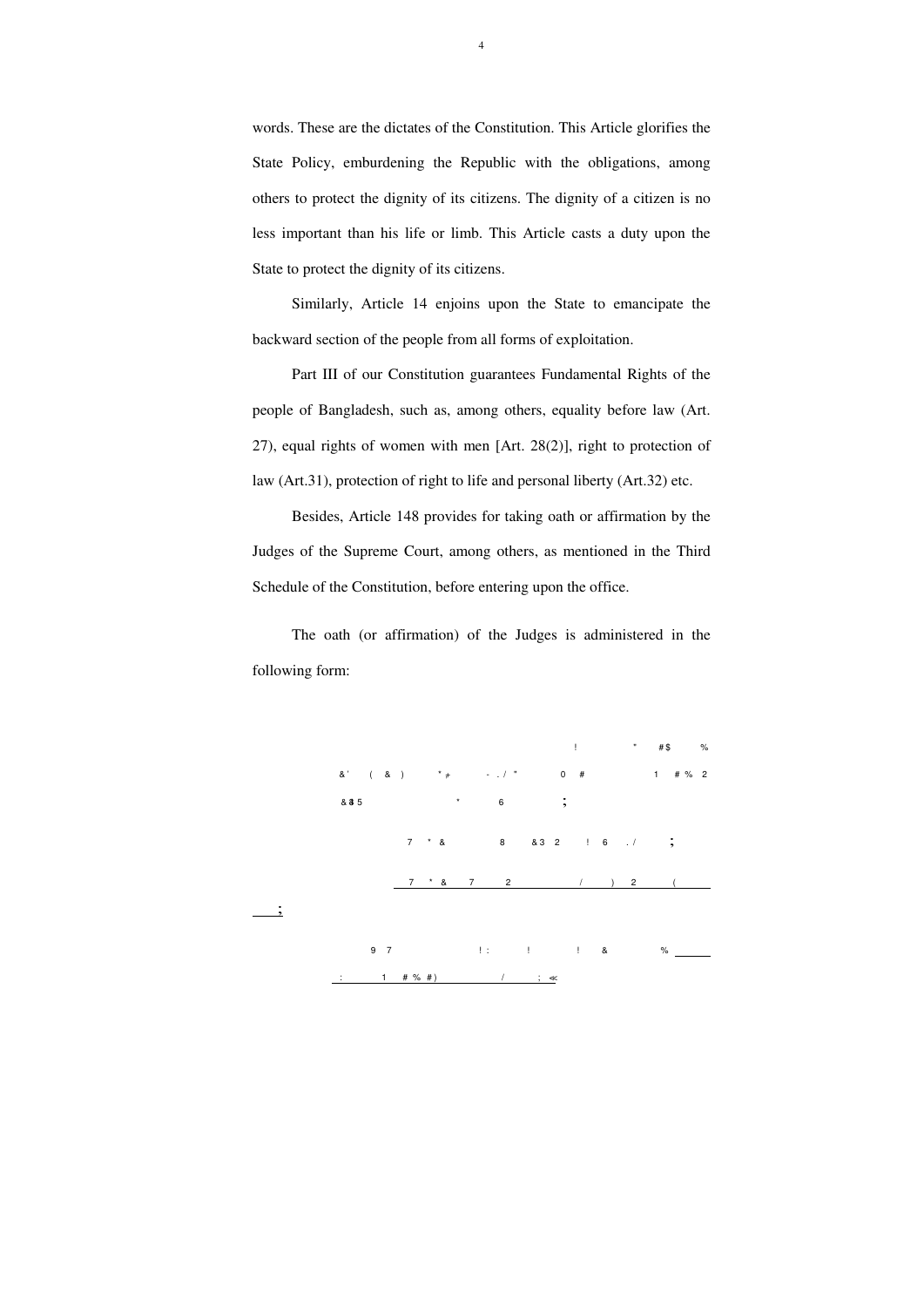words. These are the dictates of the Constitution. This Article glorifies the State Policy, emburdening the Republic with the obligations, among others to protect the dignity of its citizens. The dignity of a citizen is no less important than his life or limb. This Article casts a duty upon the State to protect the dignity of its citizens.

Similarly, Article 14 enjoins upon the State to emancipate the backward section of the people from all forms of exploitation.

Part III of our Constitution guarantees Fundamental Rights of the people of Bangladesh, such as, among others, equality before law (Art. 27), equal rights of women with men [Art. 28(2)], right to protection of law (Art.31), protection of right to life and personal liberty (Art.32) etc.

Besides, Article 148 provides for taking oath or affirmation by the Judges of the Supreme Court, among others, as mentioned in the Third Schedule of the Constitution, before entering upon the office.

The oath (or affirmation) of the Judges is administered in the following form:

! " #$ %
&' ( & ) "+ - . / " 0 # 1 # % 2
&35 " 6 ;

7 " & 8 &3 2 ! 6 . / ;

7 " & 7 2 / ) 2 (
;

9 7 ! : ! ! & %
: 1 # % #) / ; ≪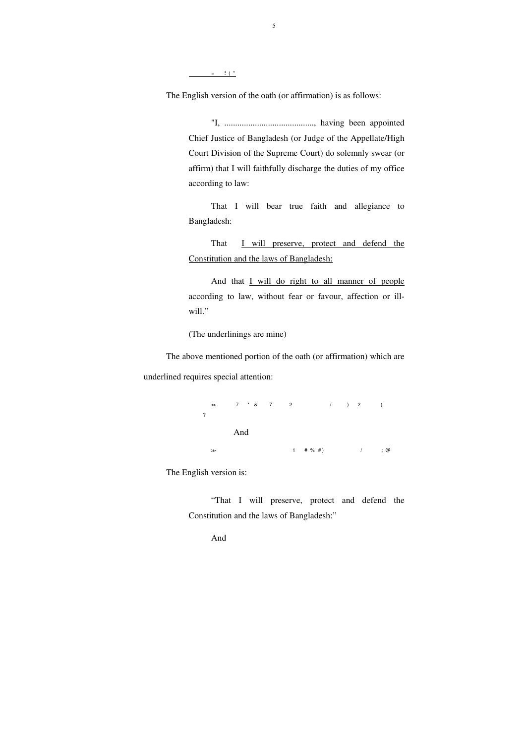= ؞ ( "

The English version of the oath (or affirmation) is as follows:

> "I, ........................................, having been appointed Chief Justice of Bangladesh (or Judge of the Appellate/High Court Division of the Supreme Court) do solemnly swear (or affirm) that I will faithfully discharge the duties of my office according to law:
>
> That I will bear true faith and allegiance to Bangladesh:
>
> That I will preserve, protect and defend the Constitution and the laws of Bangladesh:
>
> And that I will do right to all manner of people according to law, without fear or favour, affection or ill-will."
>
> (The underlinings are mine)

The above mentioned portion of the oath (or affirmation) which are underlined requires special attention:

> ≫ 7 * & 7 2 / ) 2 ( ?
>
> And
>
> ≫ 1 # % #) / ; @

The English version is:

> "That I will preserve, protect and defend the Constitution and the laws of Bangladesh:"
>
> And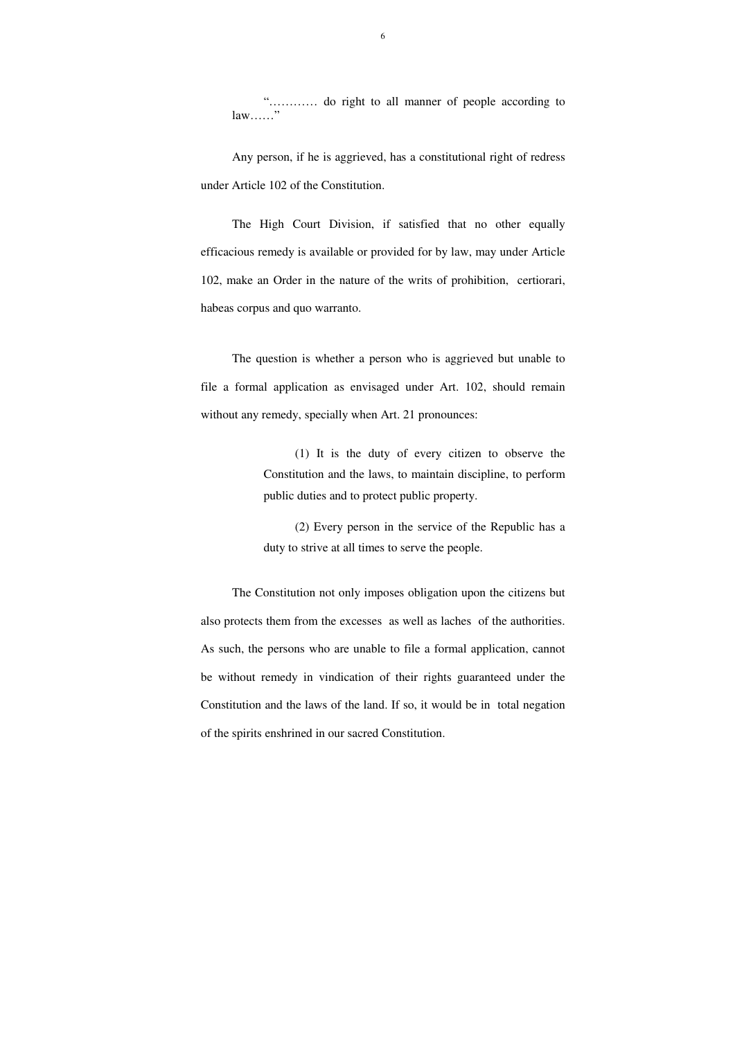> "………… do right to all manner of people according to law……"

Any person, if he is aggrieved, has a constitutional right of redress under Article 102 of the Constitution.

The High Court Division, if satisfied that no other equally efficacious remedy is available or provided for by law, may under Article 102, make an Order in the nature of the writs of prohibition, certiorari, habeas corpus and quo warranto.

The question is whether a person who is aggrieved but unable to file a formal application as envisaged under Art. 102, should remain without any remedy, specially when Art. 21 pronounces:

> (1) It is the duty of every citizen to observe the Constitution and the laws, to maintain discipline, to perform public duties and to protect public property.
>
> (2) Every person in the service of the Republic has a duty to strive at all times to serve the people.

The Constitution not only imposes obligation upon the citizens but also protects them from the excesses as well as laches of the authorities. As such, the persons who are unable to file a formal application, cannot be without remedy in vindication of their rights guaranteed under the Constitution and the laws of the land. If so, it would be in total negation of the spirits enshrined in our sacred Constitution.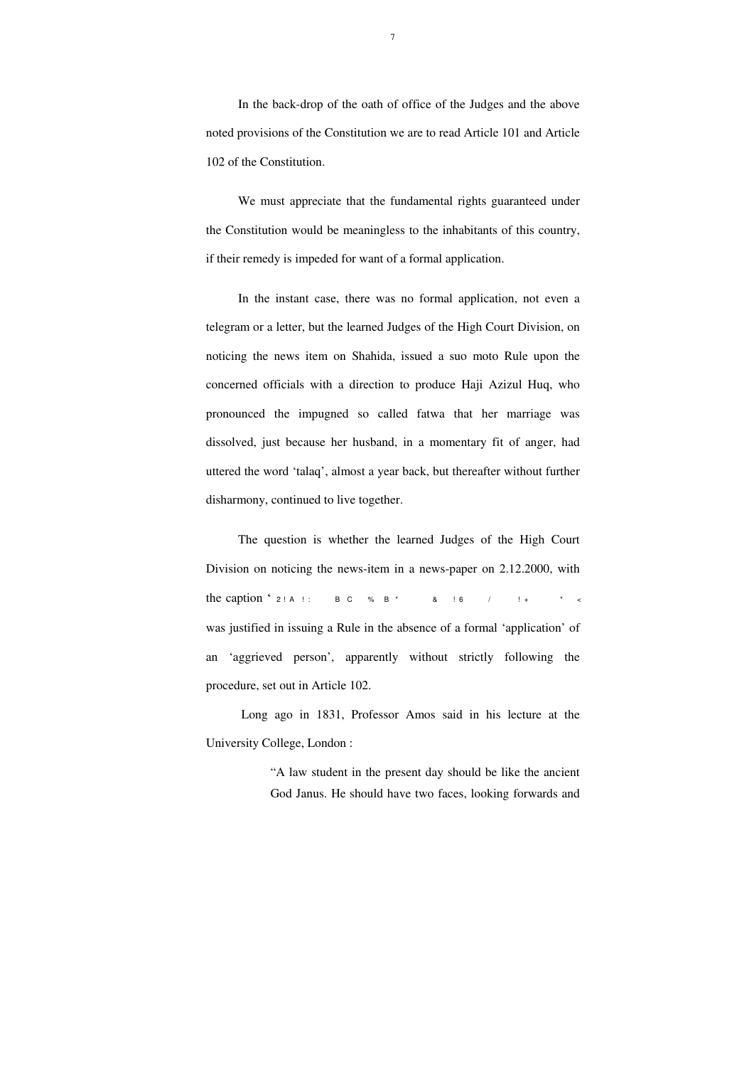In the back-drop of the oath of office of the Judges and the above noted provisions of the Constitution we are to read Article 101 and Article 102 of the Constitution.

We must appreciate that the fundamental rights guaranteed under the Constitution would be meaningless to the inhabitants of this country, if their remedy is impeded for want of a formal application.

In the instant case, there was no formal application, not even a telegram or a letter, but the learned Judges of the High Court Division, on noticing the news item on Shahida, issued a suo moto Rule upon the concerned officials with a direction to produce Haji Azizul Huq, who pronounced the impugned so called fatwa that her marriage was dissolved, just because her husband, in a momentary fit of anger, had uttered the word 'talaq', almost a year back, but thereafter without further disharmony, continued to live together.

The question is whether the learned Judges of the High Court Division on noticing the news-item in a news-paper on 2.12.2000, with the caption ' 2 ! A ! : B C % B " & ! 6 / ! + " < was justified in issuing a Rule in the absence of a formal 'application' of an 'aggrieved person', apparently without strictly following the procedure, set out in Article 102.

Long ago in 1831, Professor Amos said in his lecture at the University College, London :

> "A law student in the present day should be like the ancient God Janus. He should have two faces, looking forwards and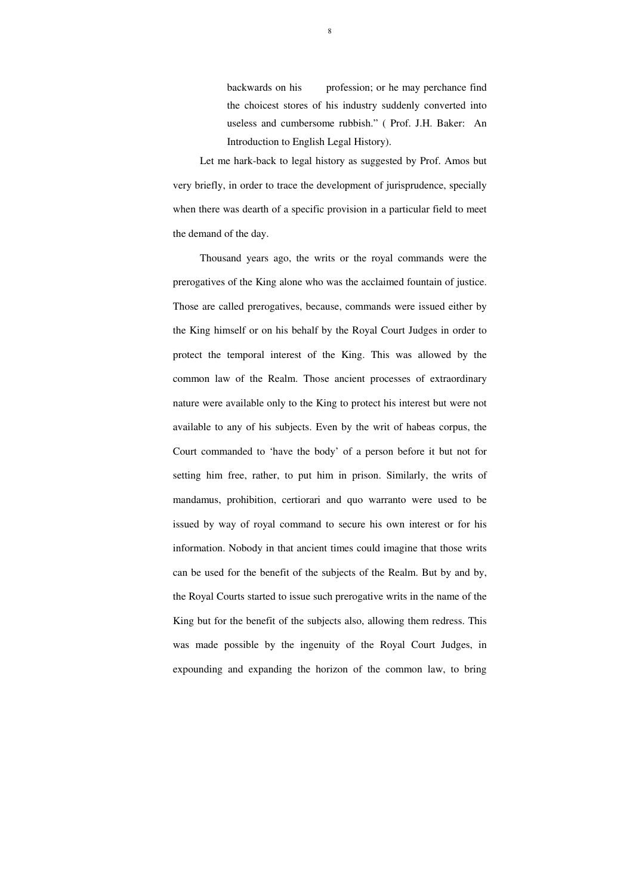> backwards on his profession; or he may perchance find the choicest stores of his industry suddenly converted into useless and cumbersome rubbish." ( Prof. J.H. Baker: An Introduction to English Legal History).

Let me hark-back to legal history as suggested by Prof. Amos but very briefly, in order to trace the development of jurisprudence, specially when there was dearth of a specific provision in a particular field to meet the demand of the day.

Thousand years ago, the writs or the royal commands were the prerogatives of the King alone who was the acclaimed fountain of justice. Those are called prerogatives, because, commands were issued either by the King himself or on his behalf by the Royal Court Judges in order to protect the temporal interest of the King. This was allowed by the common law of the Realm. Those ancient processes of extraordinary nature were available only to the King to protect his interest but were not available to any of his subjects. Even by the writ of habeas corpus, the Court commanded to 'have the body' of a person before it but not for setting him free, rather, to put him in prison. Similarly, the writs of mandamus, prohibition, certiorari and quo warranto were used to be issued by way of royal command to secure his own interest or for his information. Nobody in that ancient times could imagine that those writs can be used for the benefit of the subjects of the Realm. But by and by, the Royal Courts started to issue such prerogative writs in the name of the King but for the benefit of the subjects also, allowing them redress. This was made possible by the ingenuity of the Royal Court Judges, in expounding and expanding the horizon of the common law, to bring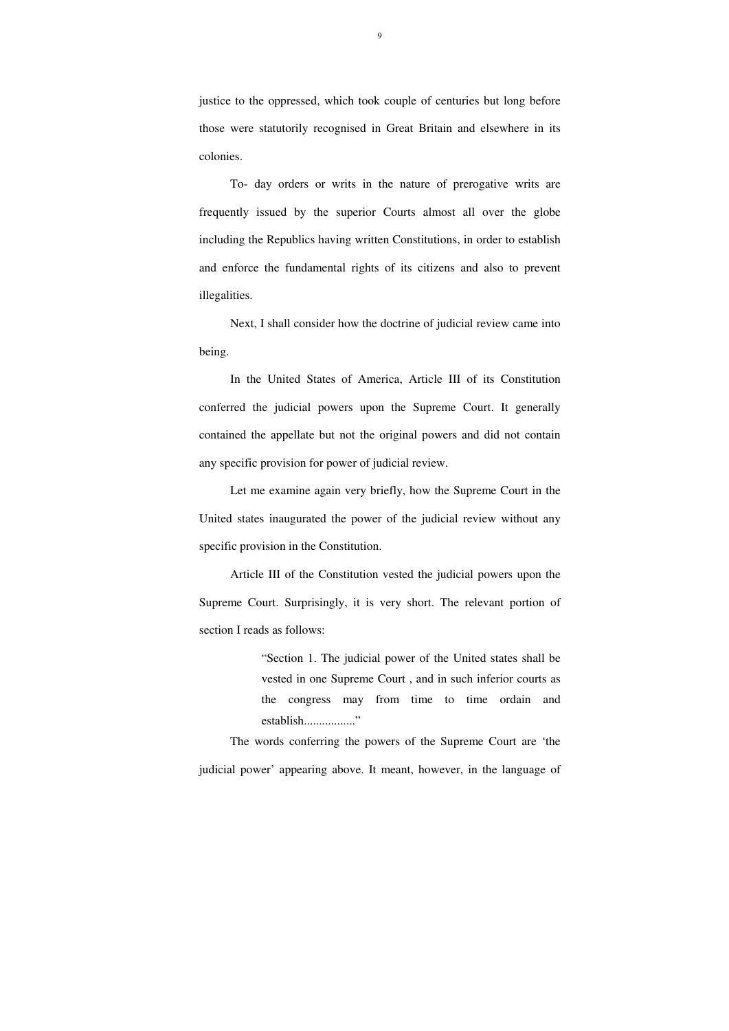justice to the oppressed, which took couple of centuries but long before those were statutorily recognised in Great Britain and elsewhere in its colonies.

To- day orders or writs in the nature of prerogative writs are frequently issued by the superior Courts almost all over the globe including the Republics having written Constitutions, in order to establish and enforce the fundamental rights of its citizens and also to prevent illegalities.

Next, I shall consider how the doctrine of judicial review came into being.

In the United States of America, Article III of its Constitution conferred the judicial powers upon the Supreme Court. It generally contained the appellate but not the original powers and did not contain any specific provision for power of judicial review.

Let me examine again very briefly, how the Supreme Court in the United states inaugurated the power of the judicial review without any specific provision in the Constitution.

Article III of the Constitution vested the judicial powers upon the Supreme Court. Surprisingly, it is very short. The relevant portion of section I reads as follows:

> "Section 1. The judicial power of the United states shall be vested in one Supreme Court , and in such inferior courts as the congress may from time to time ordain and establish................"

The words conferring the powers of the Supreme Court are 'the judicial power' appearing above. It meant, however, in the language of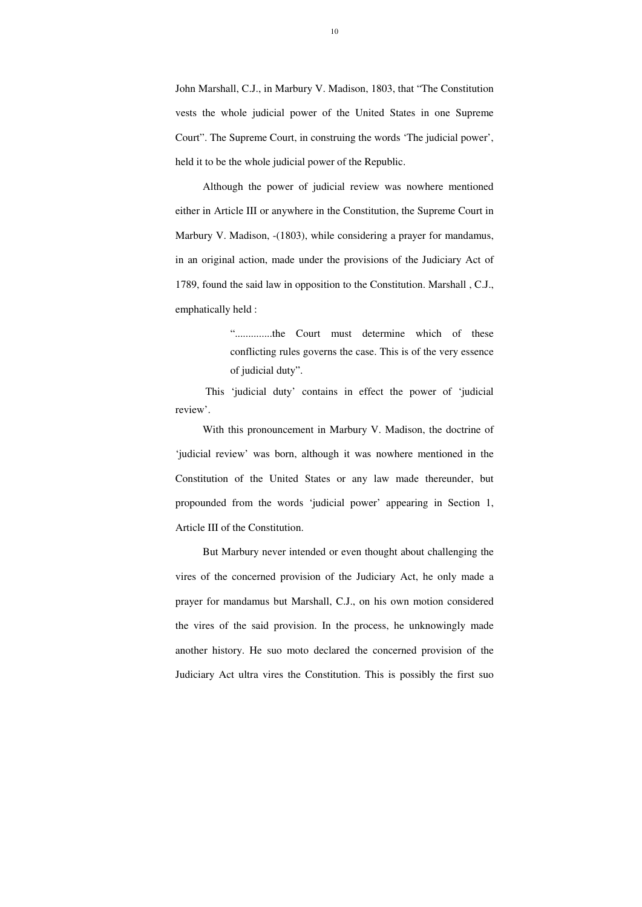John Marshall, C.J., in Marbury V. Madison, 1803, that "The Constitution vests the whole judicial power of the United States in one Supreme Court". The Supreme Court, in construing the words 'The judicial power', held it to be the whole judicial power of the Republic.

Although the power of judicial review was nowhere mentioned either in Article III or anywhere in the Constitution, the Supreme Court in Marbury V. Madison, -(1803), while considering a prayer for mandamus, in an original action, made under the provisions of the Judiciary Act of 1789, found the said law in opposition to the Constitution. Marshall , C.J., emphatically held :

> "..............the Court must determine which of these conflicting rules governs the case. This is of the very essence of judicial duty".

This 'judicial duty' contains in effect the power of 'judicial review'.

With this pronouncement in Marbury V. Madison, the doctrine of 'judicial review' was born, although it was nowhere mentioned in the Constitution of the United States or any law made thereunder, but propounded from the words 'judicial power' appearing in Section 1, Article III of the Constitution.

But Marbury never intended or even thought about challenging the vires of the concerned provision of the Judiciary Act, he only made a prayer for mandamus but Marshall, C.J., on his own motion considered the vires of the said provision. In the process, he unknowingly made another history. He suo moto declared the concerned provision of the Judiciary Act ultra vires the Constitution. This is possibly the first suo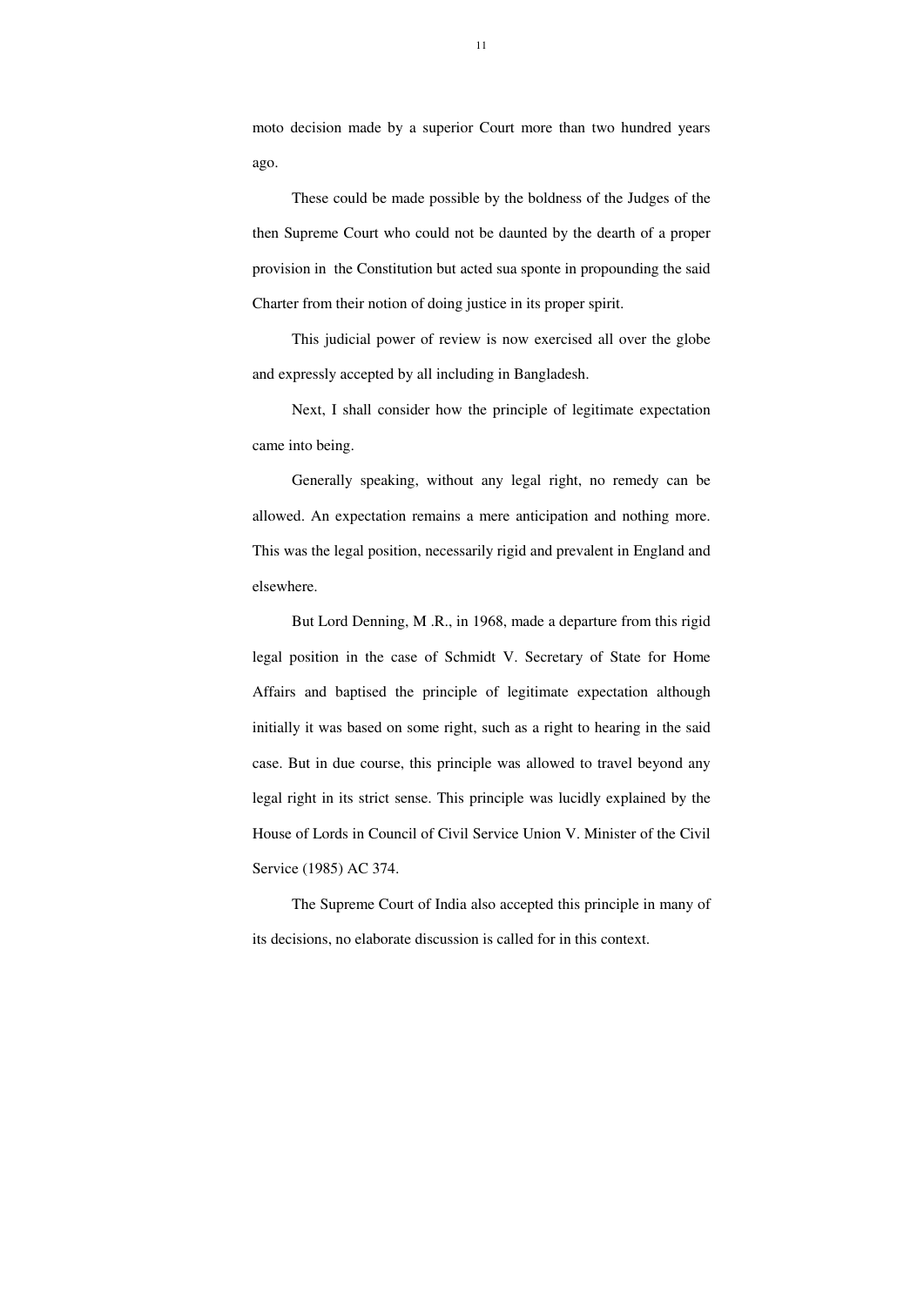moto decision made by a superior Court more than two hundred years ago.

These could be made possible by the boldness of the Judges of the then Supreme Court who could not be daunted by the dearth of a proper provision in the Constitution but acted sua sponte in propounding the said Charter from their notion of doing justice in its proper spirit.

This judicial power of review is now exercised all over the globe and expressly accepted by all including in Bangladesh.

Next, I shall consider how the principle of legitimate expectation came into being.

Generally speaking, without any legal right, no remedy can be allowed. An expectation remains a mere anticipation and nothing more. This was the legal position, necessarily rigid and prevalent in England and elsewhere.

But Lord Denning, M .R., in 1968, made a departure from this rigid legal position in the case of Schmidt V. Secretary of State for Home Affairs and baptised the principle of legitimate expectation although initially it was based on some right, such as a right to hearing in the said case. But in due course, this principle was allowed to travel beyond any legal right in its strict sense. This principle was lucidly explained by the House of Lords in Council of Civil Service Union V. Minister of the Civil Service (1985) AC 374.

The Supreme Court of India also accepted this principle in many of its decisions, no elaborate discussion is called for in this context.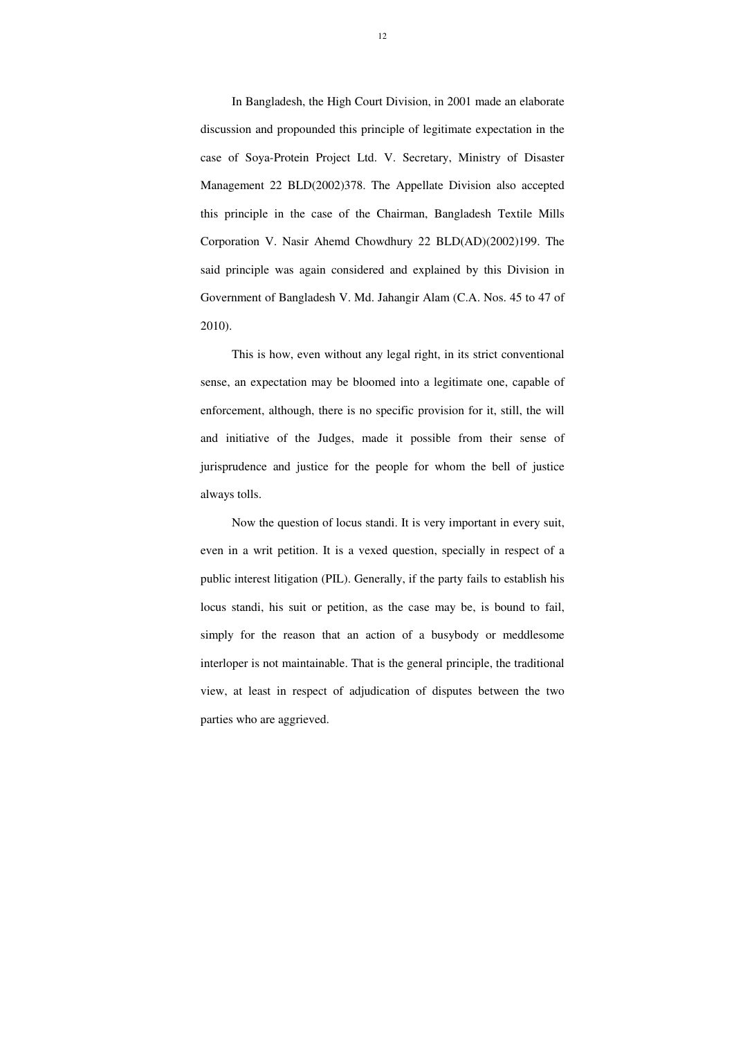In Bangladesh, the High Court Division, in 2001 made an elaborate discussion and propounded this principle of legitimate expectation in the case of Soya-Protein Project Ltd. V. Secretary, Ministry of Disaster Management 22 BLD(2002)378. The Appellate Division also accepted this principle in the case of the Chairman, Bangladesh Textile Mills Corporation V. Nasir Ahemd Chowdhury 22 BLD(AD)(2002)199. The said principle was again considered and explained by this Division in Government of Bangladesh V. Md. Jahangir Alam (C.A. Nos. 45 to 47 of 2010).

This is how, even without any legal right, in its strict conventional sense, an expectation may be bloomed into a legitimate one, capable of enforcement, although, there is no specific provision for it, still, the will and initiative of the Judges, made it possible from their sense of jurisprudence and justice for the people for whom the bell of justice always tolls.

Now the question of locus standi. It is very important in every suit, even in a writ petition. It is a vexed question, specially in respect of a public interest litigation (PIL). Generally, if the party fails to establish his locus standi, his suit or petition, as the case may be, is bound to fail, simply for the reason that an action of a busybody or meddlesome interloper is not maintainable. That is the general principle, the traditional view, at least in respect of adjudication of disputes between the two parties who are aggrieved.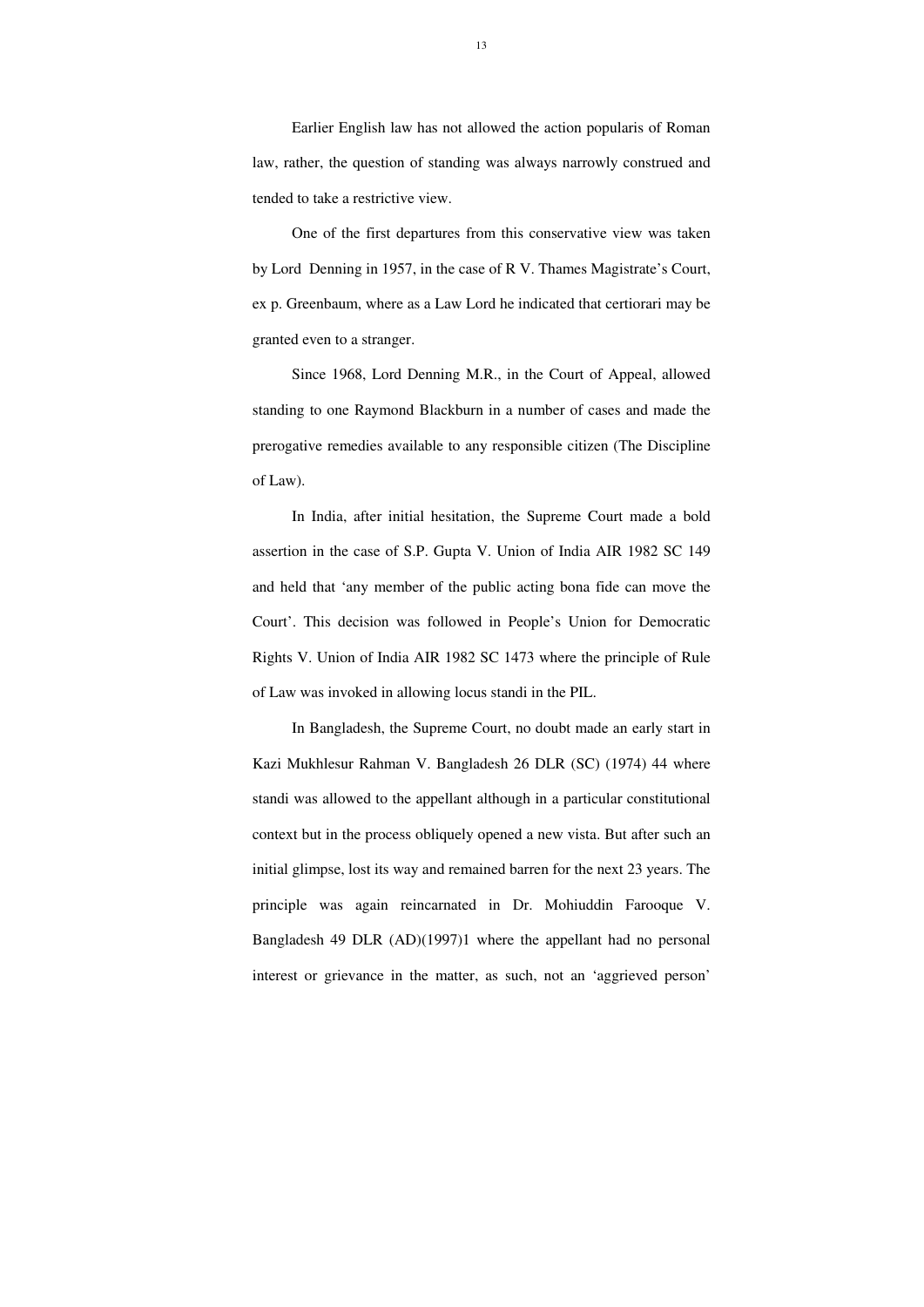Earlier English law has not allowed the action popularis of Roman law, rather, the question of standing was always narrowly construed and tended to take a restrictive view.

One of the first departures from this conservative view was taken by Lord Denning in 1957, in the case of R V. Thames Magistrate's Court, ex p. Greenbaum, where as a Law Lord he indicated that certiorari may be granted even to a stranger.

Since 1968, Lord Denning M.R., in the Court of Appeal, allowed standing to one Raymond Blackburn in a number of cases and made the prerogative remedies available to any responsible citizen (The Discipline of Law).

In India, after initial hesitation, the Supreme Court made a bold assertion in the case of S.P. Gupta V. Union of India AIR 1982 SC 149 and held that 'any member of the public acting bona fide can move the Court'. This decision was followed in People's Union for Democratic Rights V. Union of India AIR 1982 SC 1473 where the principle of Rule of Law was invoked in allowing locus standi in the PIL.

In Bangladesh, the Supreme Court, no doubt made an early start in Kazi Mukhlesur Rahman V. Bangladesh 26 DLR (SC) (1974) 44 where standi was allowed to the appellant although in a particular constitutional context but in the process obliquely opened a new vista. But after such an initial glimpse, lost its way and remained barren for the next 23 years. The principle was again reincarnated in Dr. Mohiuddin Farooque V. Bangladesh 49 DLR (AD)(1997)1 where the appellant had no personal interest or grievance in the matter, as such, not an 'aggrieved person'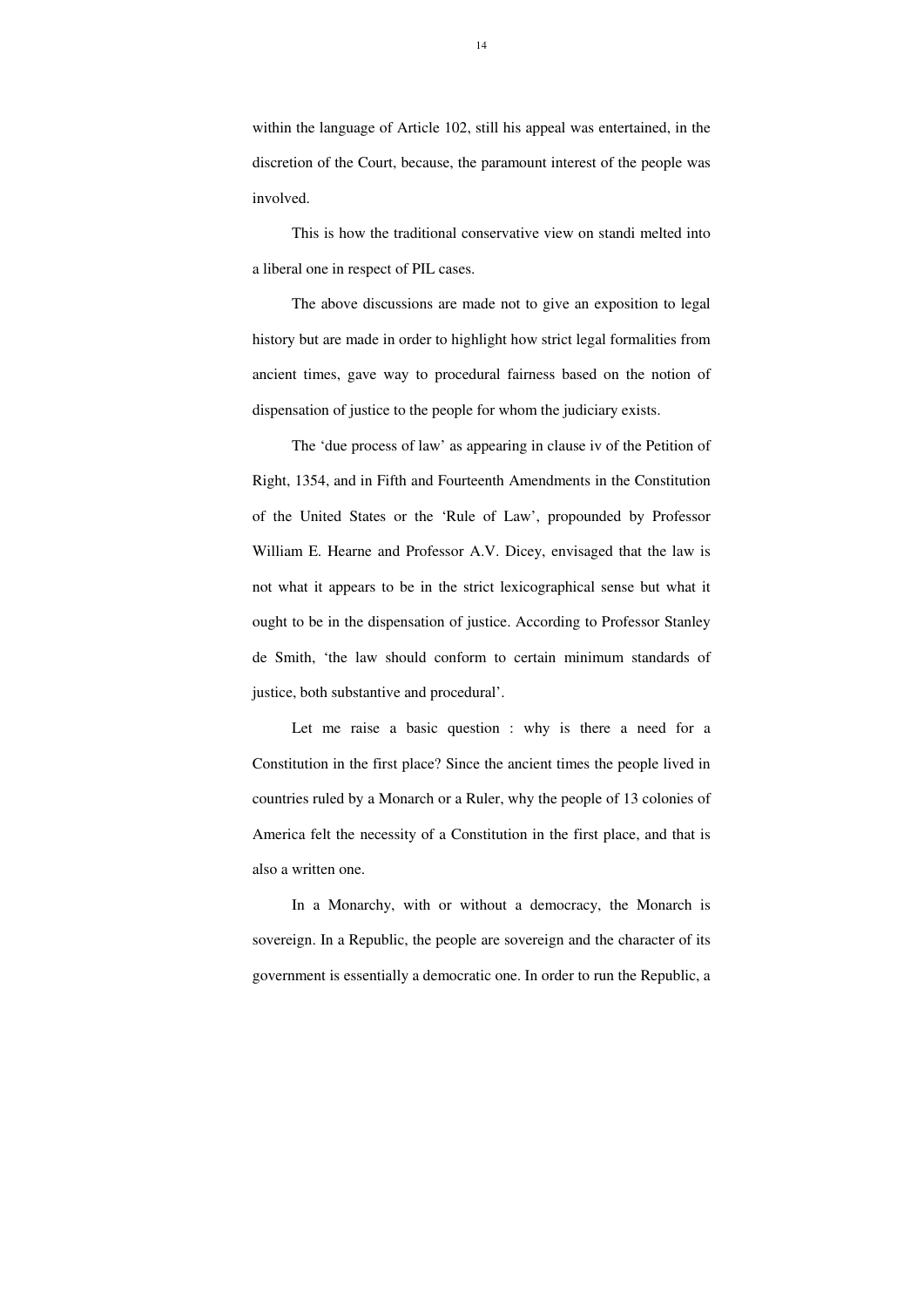within the language of Article 102, still his appeal was entertained, in the discretion of the Court, because, the paramount interest of the people was involved.

This is how the traditional conservative view on standi melted into a liberal one in respect of PIL cases.

The above discussions are made not to give an exposition to legal history but are made in order to highlight how strict legal formalities from ancient times, gave way to procedural fairness based on the notion of dispensation of justice to the people for whom the judiciary exists.

The 'due process of law' as appearing in clause iv of the Petition of Right, 1354, and in Fifth and Fourteenth Amendments in the Constitution of the United States or the 'Rule of Law', propounded by Professor William E. Hearne and Professor A.V. Dicey, envisaged that the law is not what it appears to be in the strict lexicographical sense but what it ought to be in the dispensation of justice. According to Professor Stanley de Smith, 'the law should conform to certain minimum standards of justice, both substantive and procedural'.

Let me raise a basic question : why is there a need for a Constitution in the first place? Since the ancient times the people lived in countries ruled by a Monarch or a Ruler, why the people of 13 colonies of America felt the necessity of a Constitution in the first place, and that is also a written one.

In a Monarchy, with or without a democracy, the Monarch is sovereign. In a Republic, the people are sovereign and the character of its government is essentially a democratic one. In order to run the Republic, a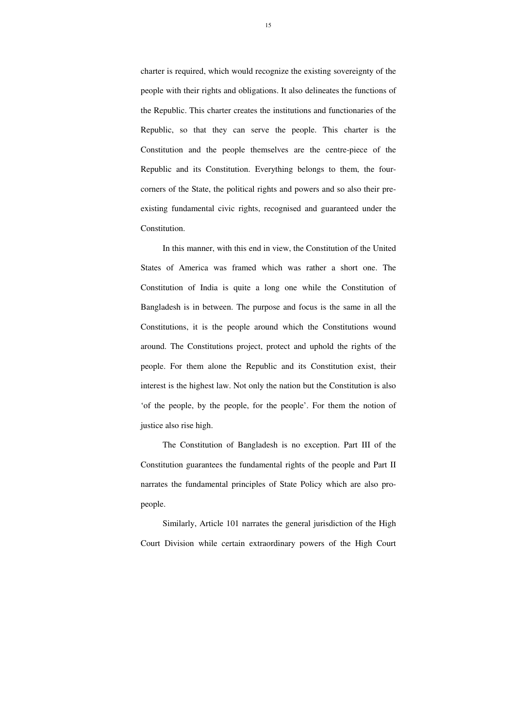charter is required, which would recognize the existing sovereignty of the people with their rights and obligations. It also delineates the functions of the Republic. This charter creates the institutions and functionaries of the Republic, so that they can serve the people. This charter is the Constitution and the people themselves are the centre-piece of the Republic and its Constitution. Everything belongs to them, the four-corners of the State, the political rights and powers and so also their pre-existing fundamental civic rights, recognised and guaranteed under the Constitution.

In this manner, with this end in view, the Constitution of the United States of America was framed which was rather a short one. The Constitution of India is quite a long one while the Constitution of Bangladesh is in between. The purpose and focus is the same in all the Constitutions, it is the people around which the Constitutions wound around. The Constitutions project, protect and uphold the rights of the people. For them alone the Republic and its Constitution exist, their interest is the highest law. Not only the nation but the Constitution is also 'of the people, by the people, for the people'. For them the notion of justice also rise high.

The Constitution of Bangladesh is no exception. Part III of the Constitution guarantees the fundamental rights of the people and Part II narrates the fundamental principles of State Policy which are also pro-people.

Similarly, Article 101 narrates the general jurisdiction of the High Court Division while certain extraordinary powers of the High Court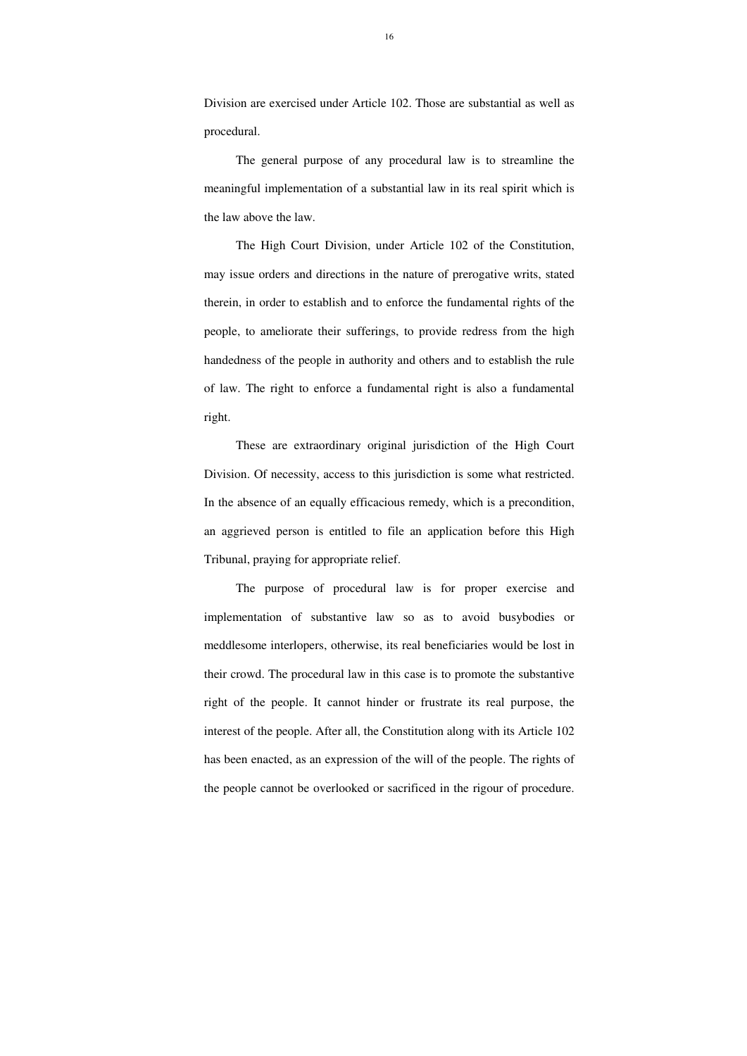Division are exercised under Article 102. Those are substantial as well as procedural.

The general purpose of any procedural law is to streamline the meaningful implementation of a substantial law in its real spirit which is the law above the law.

The High Court Division, under Article 102 of the Constitution, may issue orders and directions in the nature of prerogative writs, stated therein, in order to establish and to enforce the fundamental rights of the people, to ameliorate their sufferings, to provide redress from the high handedness of the people in authority and others and to establish the rule of law. The right to enforce a fundamental right is also a fundamental right.

These are extraordinary original jurisdiction of the High Court Division. Of necessity, access to this jurisdiction is some what restricted. In the absence of an equally efficacious remedy, which is a precondition, an aggrieved person is entitled to file an application before this High Tribunal, praying for appropriate relief.

The purpose of procedural law is for proper exercise and implementation of substantive law so as to avoid busybodies or meddlesome interlopers, otherwise, its real beneficiaries would be lost in their crowd. The procedural law in this case is to promote the substantive right of the people. It cannot hinder or frustrate its real purpose, the interest of the people. After all, the Constitution along with its Article 102 has been enacted, as an expression of the will of the people. The rights of the people cannot be overlooked or sacrificed in the rigour of procedure.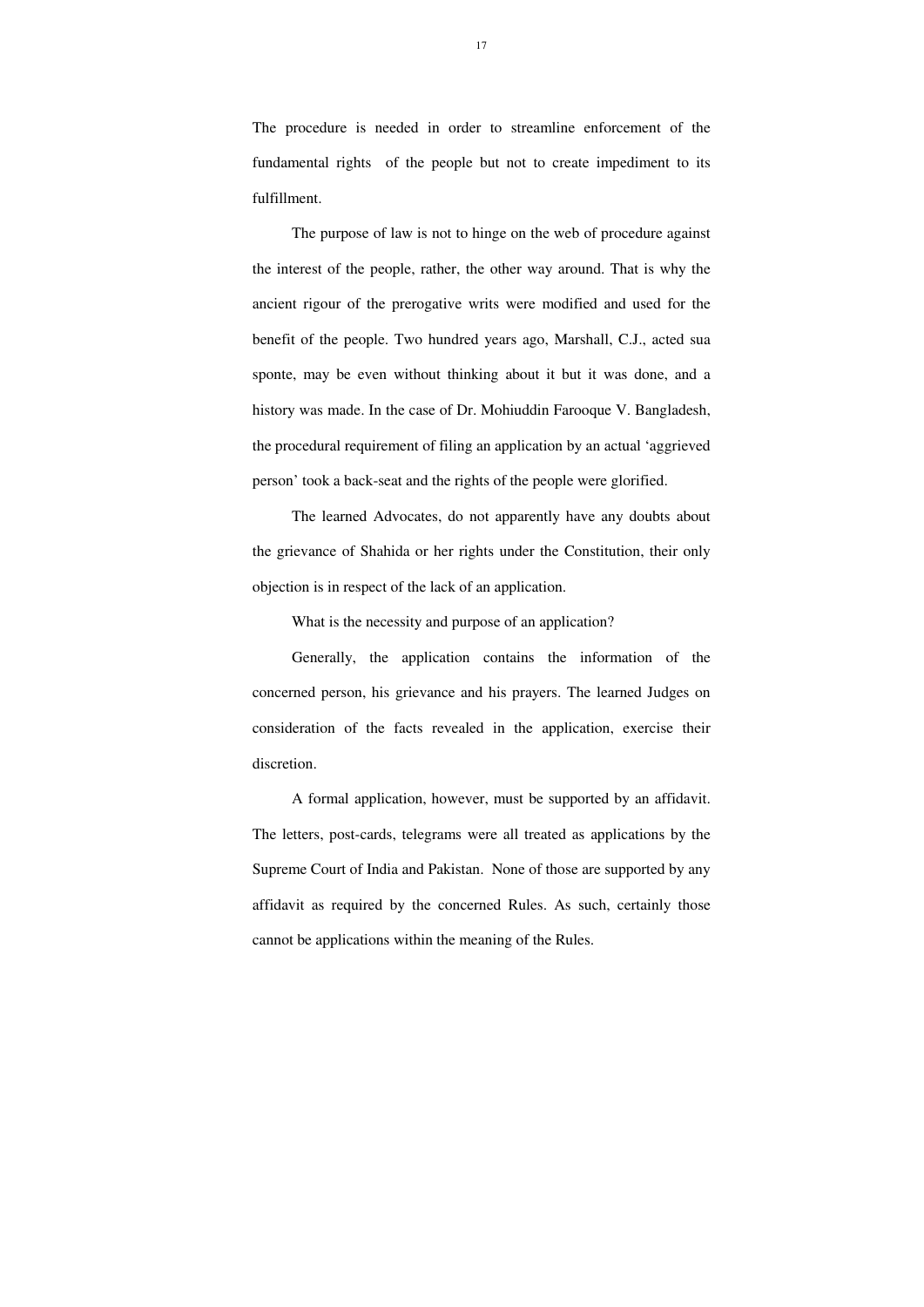The procedure is needed in order to streamline enforcement of the fundamental rights of the people but not to create impediment to its fulfillment.

The purpose of law is not to hinge on the web of procedure against the interest of the people, rather, the other way around. That is why the ancient rigour of the prerogative writs were modified and used for the benefit of the people. Two hundred years ago, Marshall, C.J., acted sua sponte, may be even without thinking about it but it was done, and a history was made. In the case of Dr. Mohiuddin Farooque V. Bangladesh, the procedural requirement of filing an application by an actual 'aggrieved person' took a back-seat and the rights of the people were glorified.

The learned Advocates, do not apparently have any doubts about the grievance of Shahida or her rights under the Constitution, their only objection is in respect of the lack of an application.

What is the necessity and purpose of an application?

Generally, the application contains the information of the concerned person, his grievance and his prayers. The learned Judges on consideration of the facts revealed in the application, exercise their discretion.

A formal application, however, must be supported by an affidavit. The letters, post-cards, telegrams were all treated as applications by the Supreme Court of India and Pakistan. None of those are supported by any affidavit as required by the concerned Rules. As such, certainly those cannot be applications within the meaning of the Rules.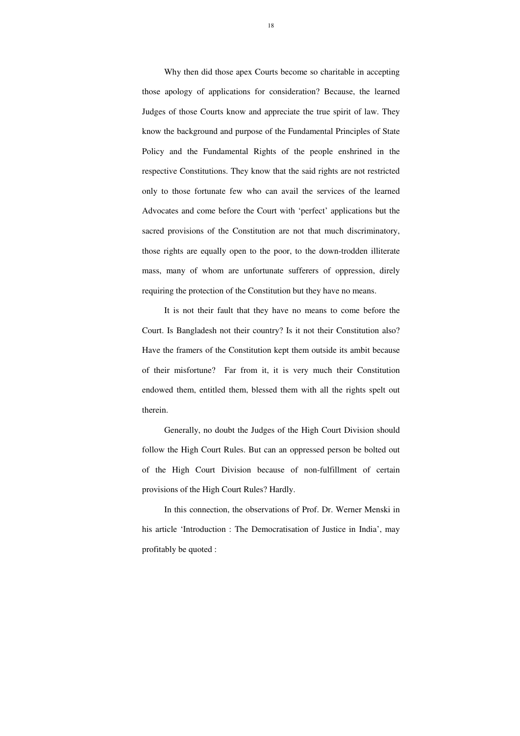Why then did those apex Courts become so charitable in accepting those apology of applications for consideration? Because, the learned Judges of those Courts know and appreciate the true spirit of law. They know the background and purpose of the Fundamental Principles of State Policy and the Fundamental Rights of the people enshrined in the respective Constitutions. They know that the said rights are not restricted only to those fortunate few who can avail the services of the learned Advocates and come before the Court with 'perfect' applications but the sacred provisions of the Constitution are not that much discriminatory, those rights are equally open to the poor, to the down-trodden illiterate mass, many of whom are unfortunate sufferers of oppression, direly requiring the protection of the Constitution but they have no means.

It is not their fault that they have no means to come before the Court. Is Bangladesh not their country? Is it not their Constitution also? Have the framers of the Constitution kept them outside its ambit because of their misfortune? Far from it, it is very much their Constitution endowed them, entitled them, blessed them with all the rights spelt out therein.

Generally, no doubt the Judges of the High Court Division should follow the High Court Rules. But can an oppressed person be bolted out of the High Court Division because of non-fulfillment of certain provisions of the High Court Rules? Hardly.

In this connection, the observations of Prof. Dr. Werner Menski in his article 'Introduction : The Democratisation of Justice in India', may profitably be quoted :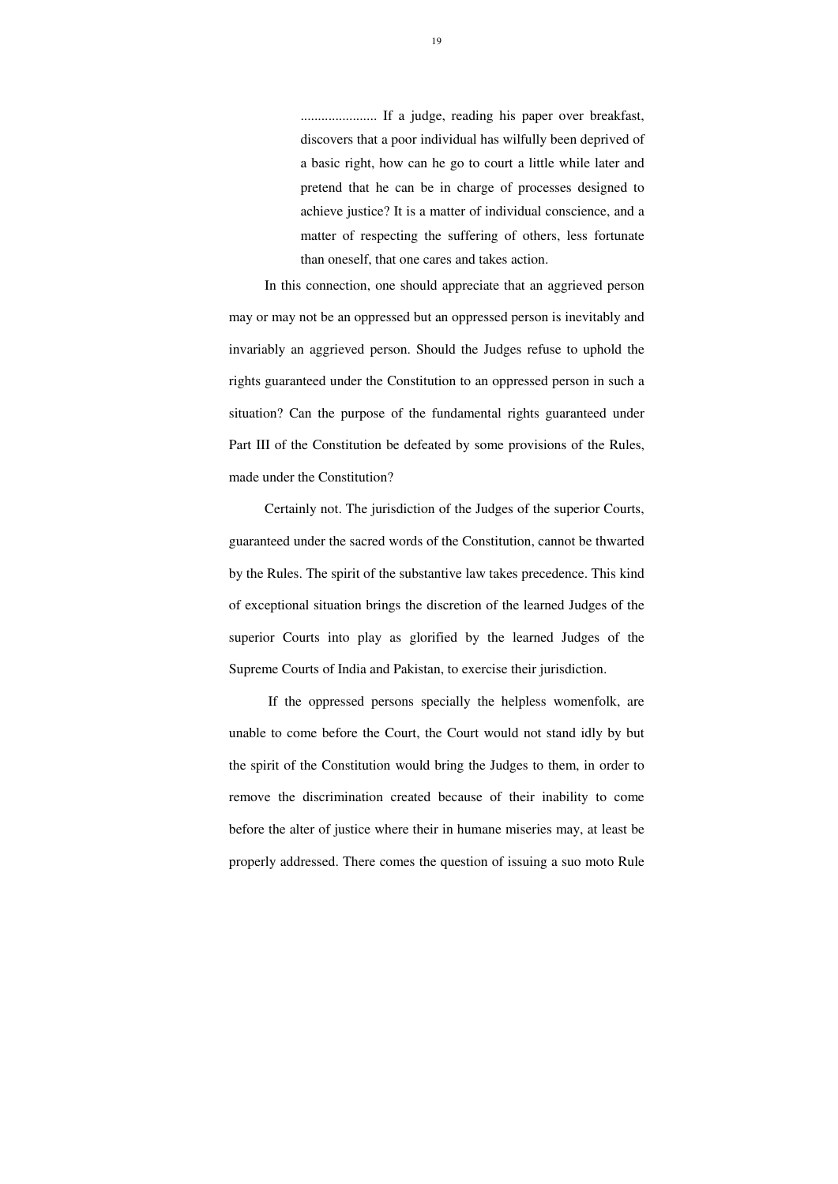> ...................... If a judge, reading his paper over breakfast, discovers that a poor individual has wilfully been deprived of a basic right, how can he go to court a little while later and pretend that he can be in charge of processes designed to achieve justice? It is a matter of individual conscience, and a matter of respecting the suffering of others, less fortunate than oneself, that one cares and takes action.

In this connection, one should appreciate that an aggrieved person may or may not be an oppressed but an oppressed person is inevitably and invariably an aggrieved person. Should the Judges refuse to uphold the rights guaranteed under the Constitution to an oppressed person in such a situation? Can the purpose of the fundamental rights guaranteed under Part III of the Constitution be defeated by some provisions of the Rules, made under the Constitution?

Certainly not. The jurisdiction of the Judges of the superior Courts, guaranteed under the sacred words of the Constitution, cannot be thwarted by the Rules. The spirit of the substantive law takes precedence. This kind of exceptional situation brings the discretion of the learned Judges of the superior Courts into play as glorified by the learned Judges of the Supreme Courts of India and Pakistan, to exercise their jurisdiction.

If the oppressed persons specially the helpless womenfolk, are unable to come before the Court, the Court would not stand idly by but the spirit of the Constitution would bring the Judges to them, in order to remove the discrimination created because of their inability to come before the alter of justice where their in humane miseries may, at least be properly addressed. There comes the question of issuing a suo moto Rule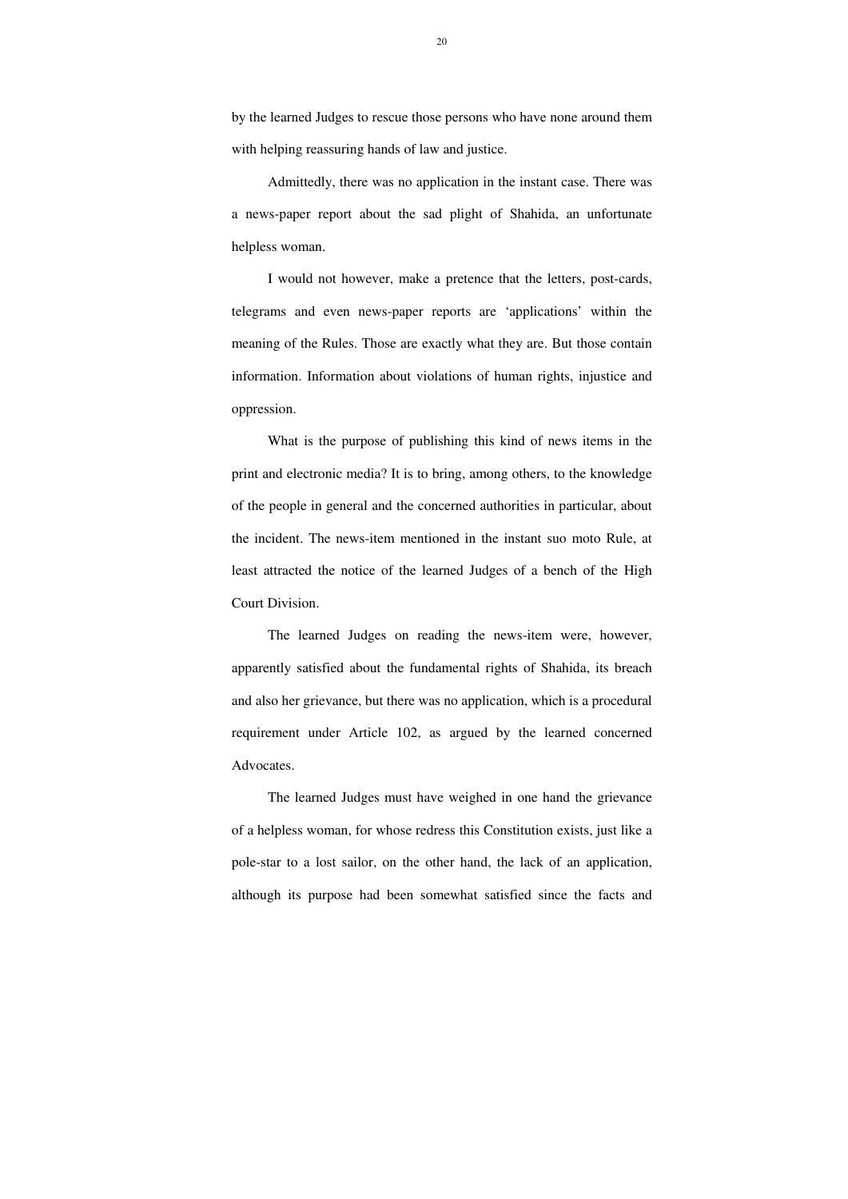by the learned Judges to rescue those persons who have none around them with helping reassuring hands of law and justice.

Admittedly, there was no application in the instant case. There was a news-paper report about the sad plight of Shahida, an unfortunate helpless woman.

I would not however, make a pretence that the letters, post-cards, telegrams and even news-paper reports are 'applications' within the meaning of the Rules. Those are exactly what they are. But those contain information. Information about violations of human rights, injustice and oppression.

What is the purpose of publishing this kind of news items in the print and electronic media? It is to bring, among others, to the knowledge of the people in general and the concerned authorities in particular, about the incident. The news-item mentioned in the instant suo moto Rule, at least attracted the notice of the learned Judges of a bench of the High Court Division.

The learned Judges on reading the news-item were, however, apparently satisfied about the fundamental rights of Shahida, its breach and also her grievance, but there was no application, which is a procedural requirement under Article 102, as argued by the learned concerned Advocates.

The learned Judges must have weighed in one hand the grievance of a helpless woman, for whose redress this Constitution exists, just like a pole-star to a lost sailor, on the other hand, the lack of an application, although its purpose had been somewhat satisfied since the facts and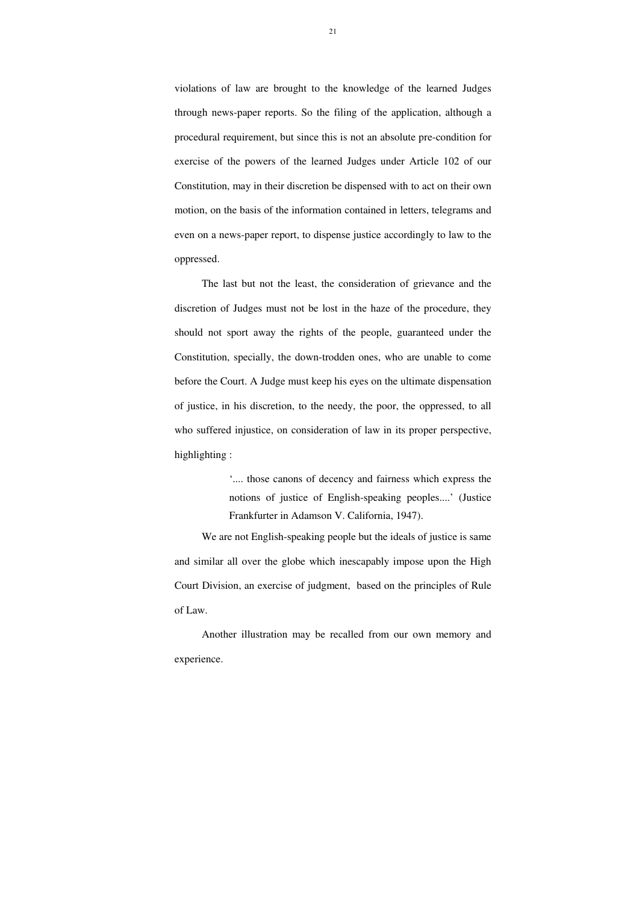violations of law are brought to the knowledge of the learned Judges through news-paper reports. So the filing of the application, although a procedural requirement, but since this is not an absolute pre-condition for exercise of the powers of the learned Judges under Article 102 of our Constitution, may in their discretion be dispensed with to act on their own motion, on the basis of the information contained in letters, telegrams and even on a news-paper report, to dispense justice accordingly to law to the oppressed.

The last but not the least, the consideration of grievance and the discretion of Judges must not be lost in the haze of the procedure, they should not sport away the rights of the people, guaranteed under the Constitution, specially, the down-trodden ones, who are unable to come before the Court. A Judge must keep his eyes on the ultimate dispensation of justice, in his discretion, to the needy, the poor, the oppressed, to all who suffered injustice, on consideration of law in its proper perspective, highlighting :

> '.... those canons of decency and fairness which express the notions of justice of English-speaking peoples....' (Justice Frankfurter in Adamson V. California, 1947).

We are not English-speaking people but the ideals of justice is same and similar all over the globe which inescapably impose upon the High Court Division, an exercise of judgment, based on the principles of Rule of Law.

Another illustration may be recalled from our own memory and experience.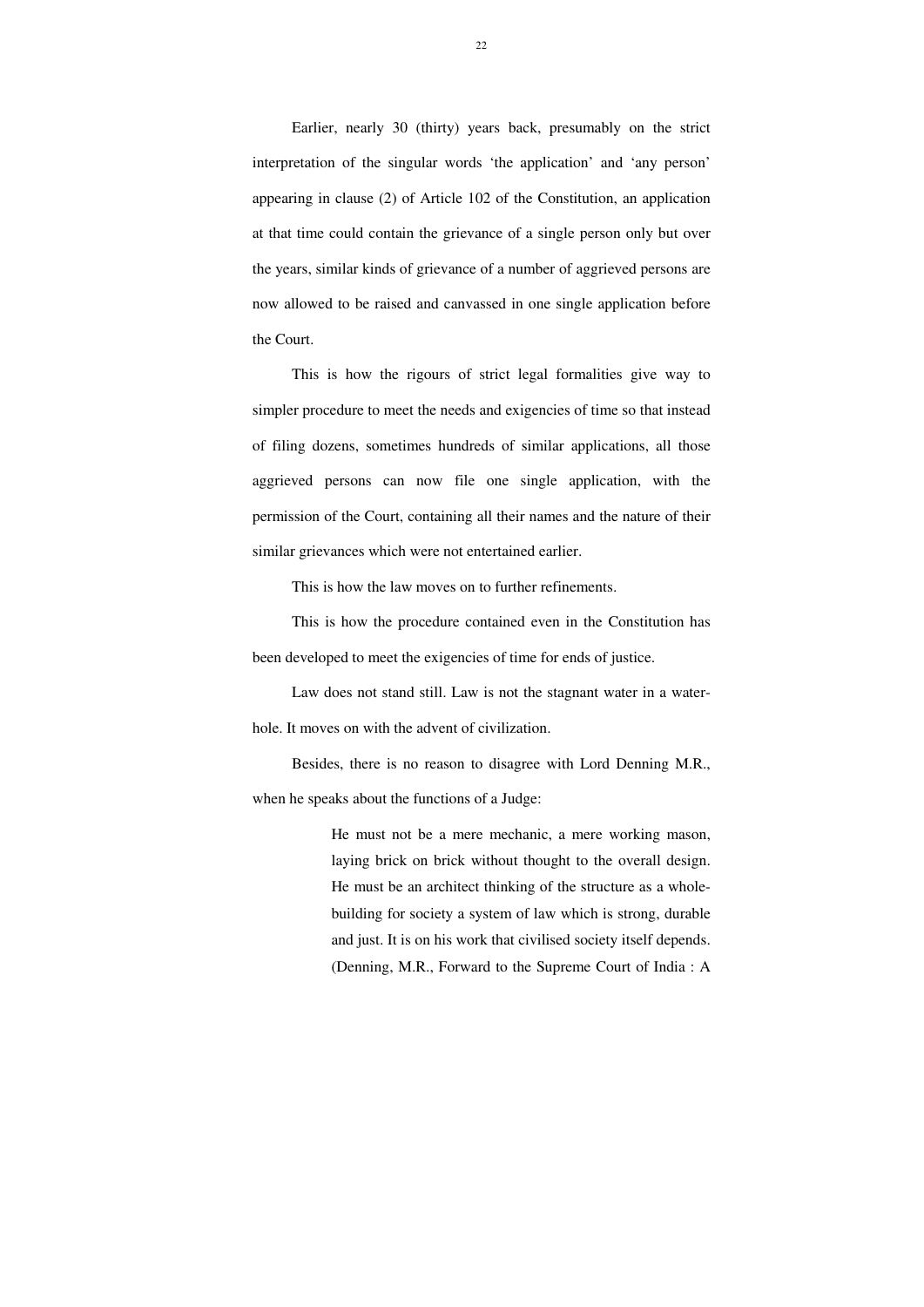Earlier, nearly 30 (thirty) years back, presumably on the strict interpretation of the singular words 'the application' and 'any person' appearing in clause (2) of Article 102 of the Constitution, an application at that time could contain the grievance of a single person only but over the years, similar kinds of grievance of a number of aggrieved persons are now allowed to be raised and canvassed in one single application before the Court.

This is how the rigours of strict legal formalities give way to simpler procedure to meet the needs and exigencies of time so that instead of filing dozens, sometimes hundreds of similar applications, all those aggrieved persons can now file one single application, with the permission of the Court, containing all their names and the nature of their similar grievances which were not entertained earlier.

This is how the law moves on to further refinements.

This is how the procedure contained even in the Constitution has been developed to meet the exigencies of time for ends of justice.

Law does not stand still. Law is not the stagnant water in a water-hole. It moves on with the advent of civilization.

Besides, there is no reason to disagree with Lord Denning M.R., when he speaks about the functions of a Judge:

> He must not be a mere mechanic, a mere working mason, laying brick on brick without thought to the overall design. He must be an architect thinking of the structure as a whole-building for society a system of law which is strong, durable and just. It is on his work that civilised society itself depends. (Denning, M.R., Forward to the Supreme Court of India : A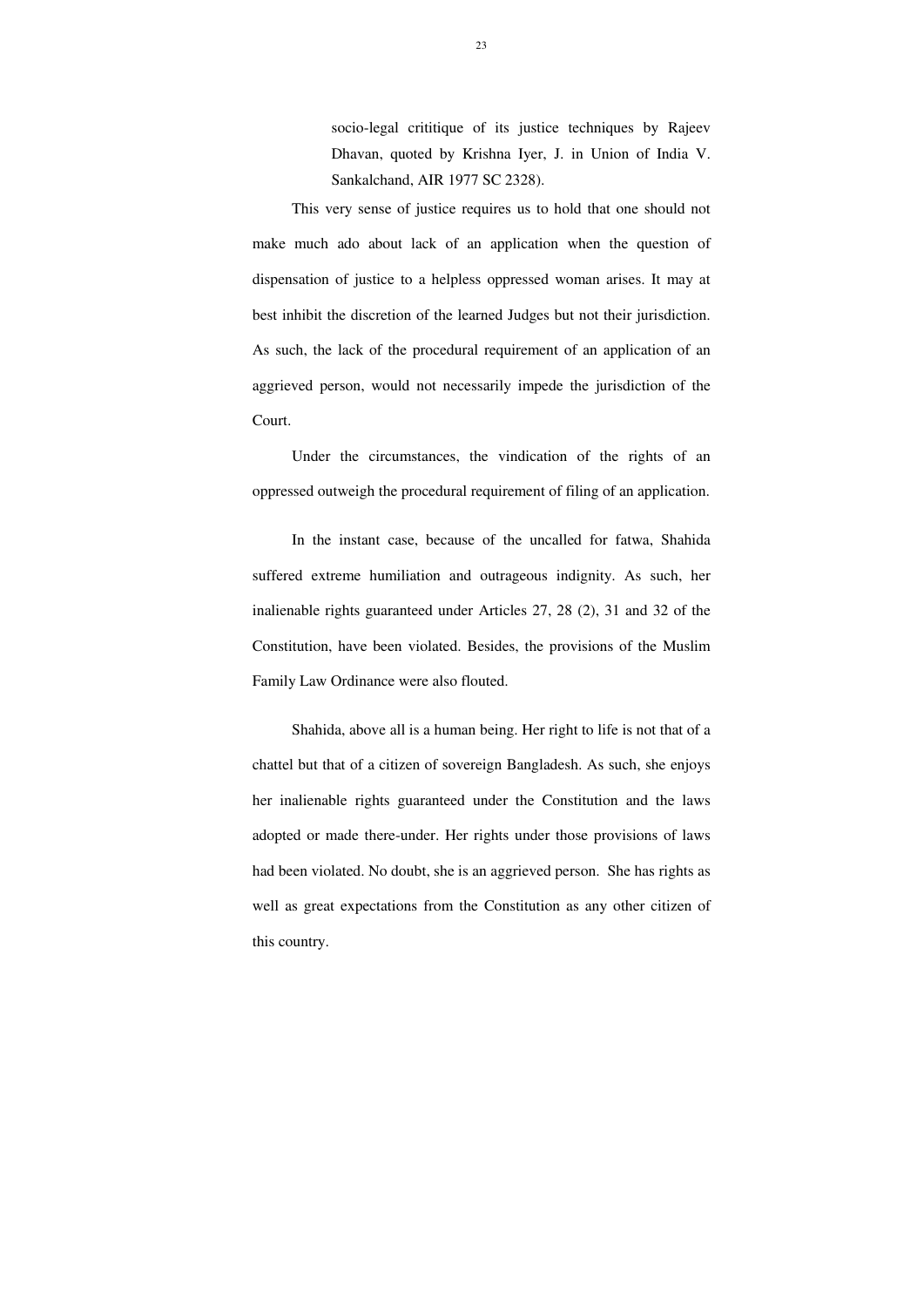> socio-legal crititique of its justice techniques by Rajeev Dhavan, quoted by Krishna Iyer, J. in Union of India V. Sankalchand, AIR 1977 SC 2328).

This very sense of justice requires us to hold that one should not make much ado about lack of an application when the question of dispensation of justice to a helpless oppressed woman arises. It may at best inhibit the discretion of the learned Judges but not their jurisdiction. As such, the lack of the procedural requirement of an application of an aggrieved person, would not necessarily impede the jurisdiction of the Court.

Under the circumstances, the vindication of the rights of an oppressed outweigh the procedural requirement of filing of an application.

In the instant case, because of the uncalled for fatwa, Shahida suffered extreme humiliation and outrageous indignity. As such, her inalienable rights guaranteed under Articles 27, 28 (2), 31 and 32 of the Constitution, have been violated. Besides, the provisions of the Muslim Family Law Ordinance were also flouted.

Shahida, above all is a human being. Her right to life is not that of a chattel but that of a citizen of sovereign Bangladesh. As such, she enjoys her inalienable rights guaranteed under the Constitution and the laws adopted or made there-under. Her rights under those provisions of laws had been violated. No doubt, she is an aggrieved person. She has rights as well as great expectations from the Constitution as any other citizen of this country.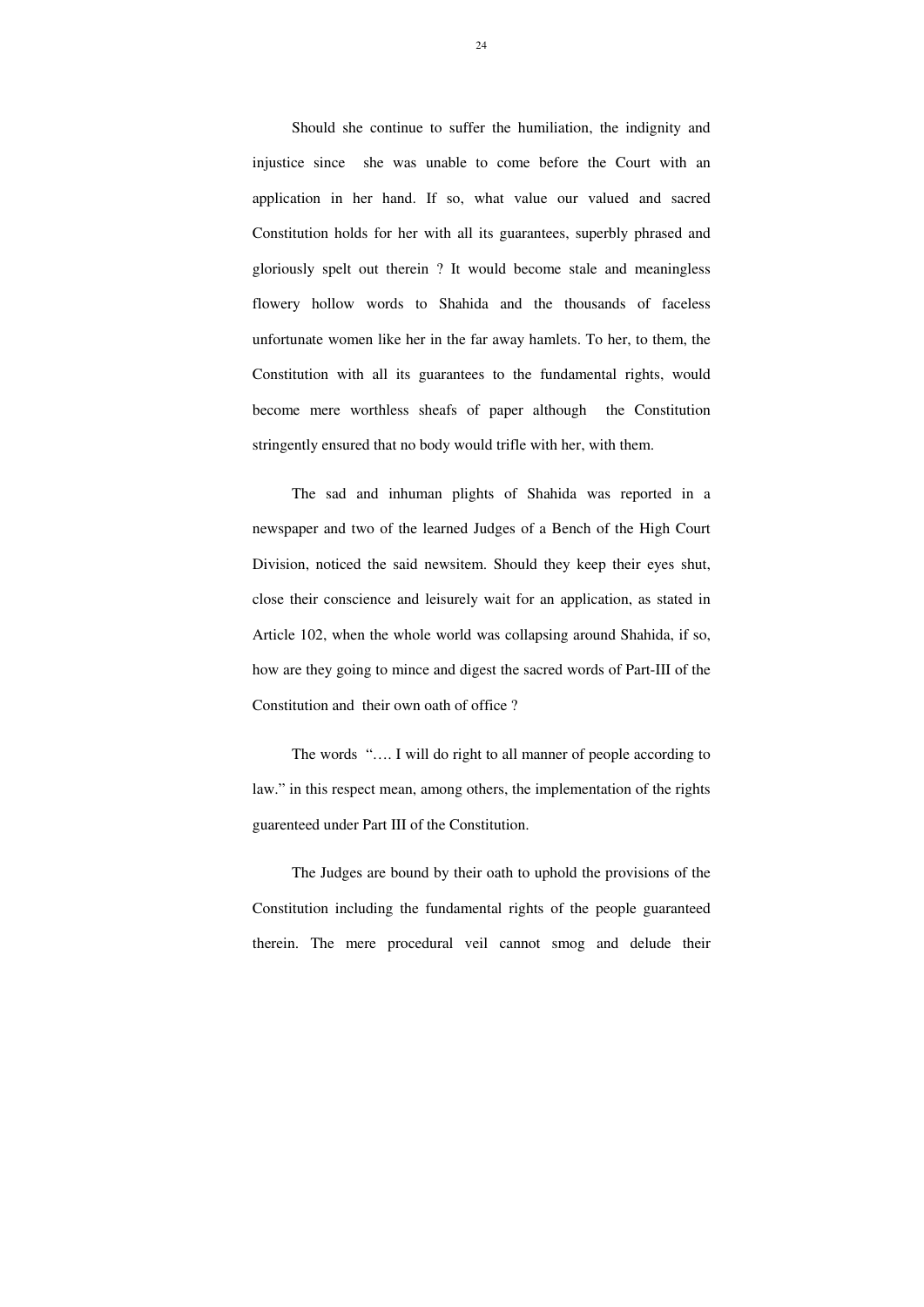Should she continue to suffer the humiliation, the indignity and injustice since she was unable to come before the Court with an application in her hand. If so, what value our valued and sacred Constitution holds for her with all its guarantees, superbly phrased and gloriously spelt out therein ? It would become stale and meaningless flowery hollow words to Shahida and the thousands of faceless unfortunate women like her in the far away hamlets. To her, to them, the Constitution with all its guarantees to the fundamental rights, would become mere worthless sheafs of paper although the Constitution stringently ensured that no body would trifle with her, with them.

The sad and inhuman plights of Shahida was reported in a newspaper and two of the learned Judges of a Bench of the High Court Division, noticed the said newsitem. Should they keep their eyes shut, close their conscience and leisurely wait for an application, as stated in Article 102, when the whole world was collapsing around Shahida, if so, how are they going to mince and digest the sacred words of Part-III of the Constitution and their own oath of office ?

The words "…. I will do right to all manner of people according to law." in this respect mean, among others, the implementation of the rights guarenteed under Part III of the Constitution.

The Judges are bound by their oath to uphold the provisions of the Constitution including the fundamental rights of the people guaranteed therein. The mere procedural veil cannot smog and delude their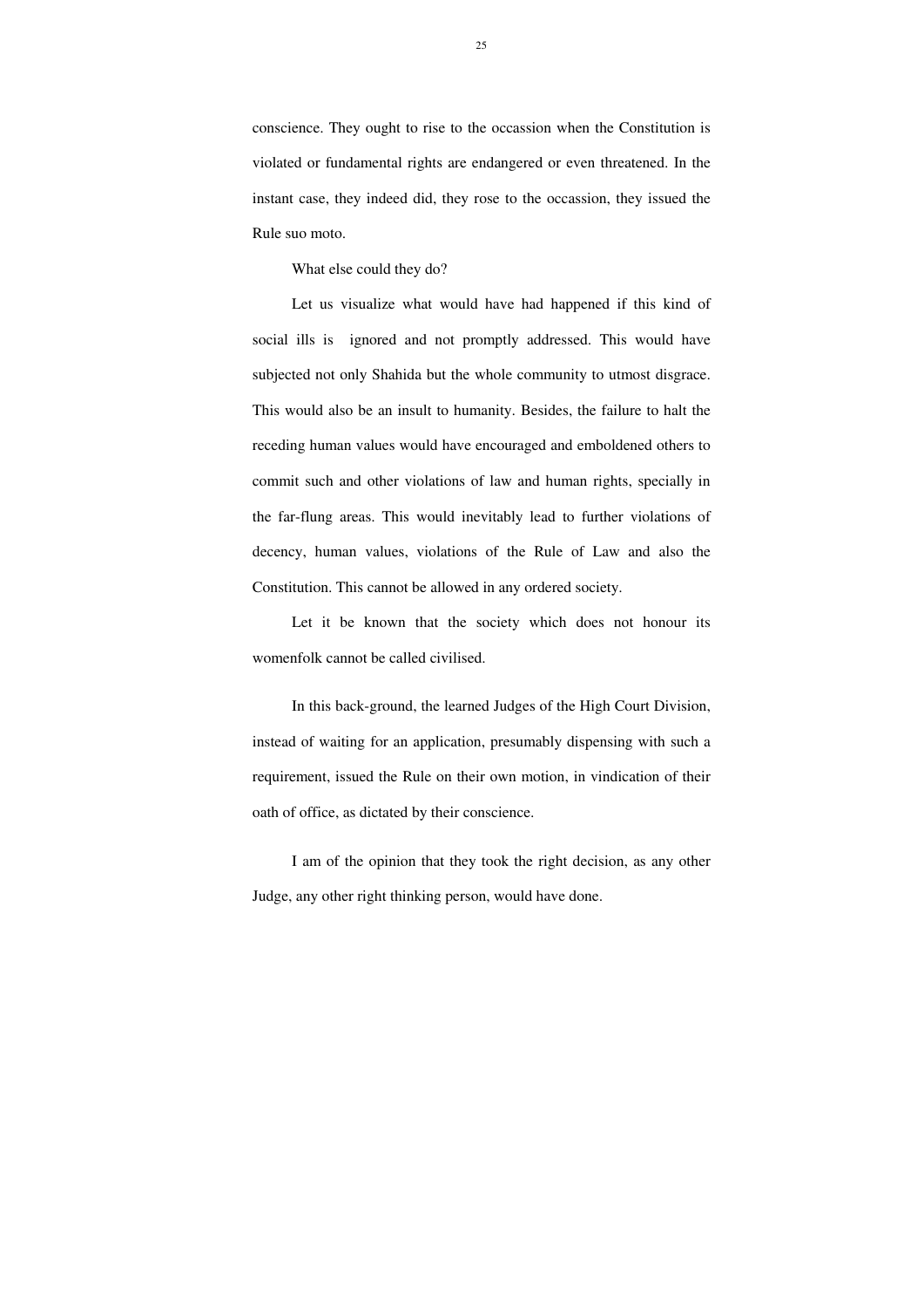conscience. They ought to rise to the occassion when the Constitution is violated or fundamental rights are endangered or even threatened. In the instant case, they indeed did, they rose to the occassion, they issued the Rule suo moto.

What else could they do?

Let us visualize what would have had happened if this kind of social ills is ignored and not promptly addressed. This would have subjected not only Shahida but the whole community to utmost disgrace. This would also be an insult to humanity. Besides, the failure to halt the receding human values would have encouraged and emboldened others to commit such and other violations of law and human rights, specially in the far-flung areas. This would inevitably lead to further violations of decency, human values, violations of the Rule of Law and also the Constitution. This cannot be allowed in any ordered society.

Let it be known that the society which does not honour its womenfolk cannot be called civilised.

In this back-ground, the learned Judges of the High Court Division, instead of waiting for an application, presumably dispensing with such a requirement, issued the Rule on their own motion, in vindication of their oath of office, as dictated by their conscience.

I am of the opinion that they took the right decision, as any other Judge, any other right thinking person, would have done.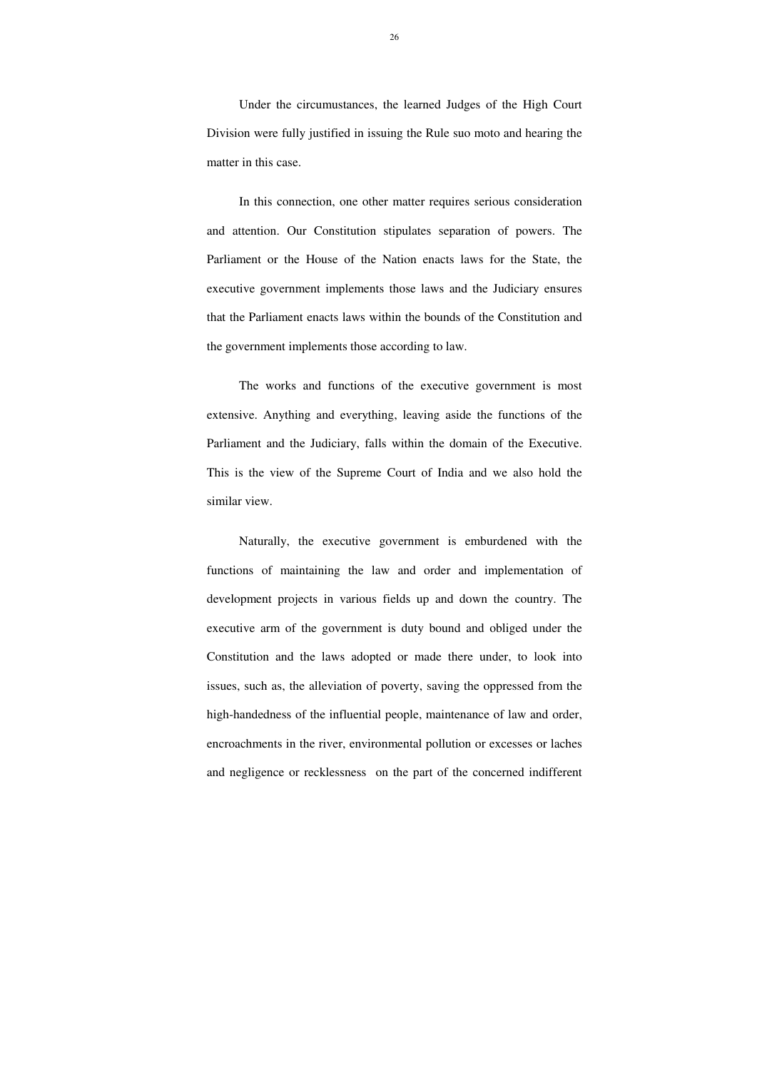Under the circumustances, the learned Judges of the High Court Division were fully justified in issuing the Rule suo moto and hearing the matter in this case.

In this connection, one other matter requires serious consideration and attention. Our Constitution stipulates separation of powers. The Parliament or the House of the Nation enacts laws for the State, the executive government implements those laws and the Judiciary ensures that the Parliament enacts laws within the bounds of the Constitution and the government implements those according to law.

The works and functions of the executive government is most extensive. Anything and everything, leaving aside the functions of the Parliament and the Judiciary, falls within the domain of the Executive. This is the view of the Supreme Court of India and we also hold the similar view.

Naturally, the executive government is emburdened with the functions of maintaining the law and order and implementation of development projects in various fields up and down the country. The executive arm of the government is duty bound and obliged under the Constitution and the laws adopted or made there under, to look into issues, such as, the alleviation of poverty, saving the oppressed from the high-handedness of the influential people, maintenance of law and order, encroachments in the river, environmental pollution or excesses or laches and negligence or recklessness on the part of the concerned indifferent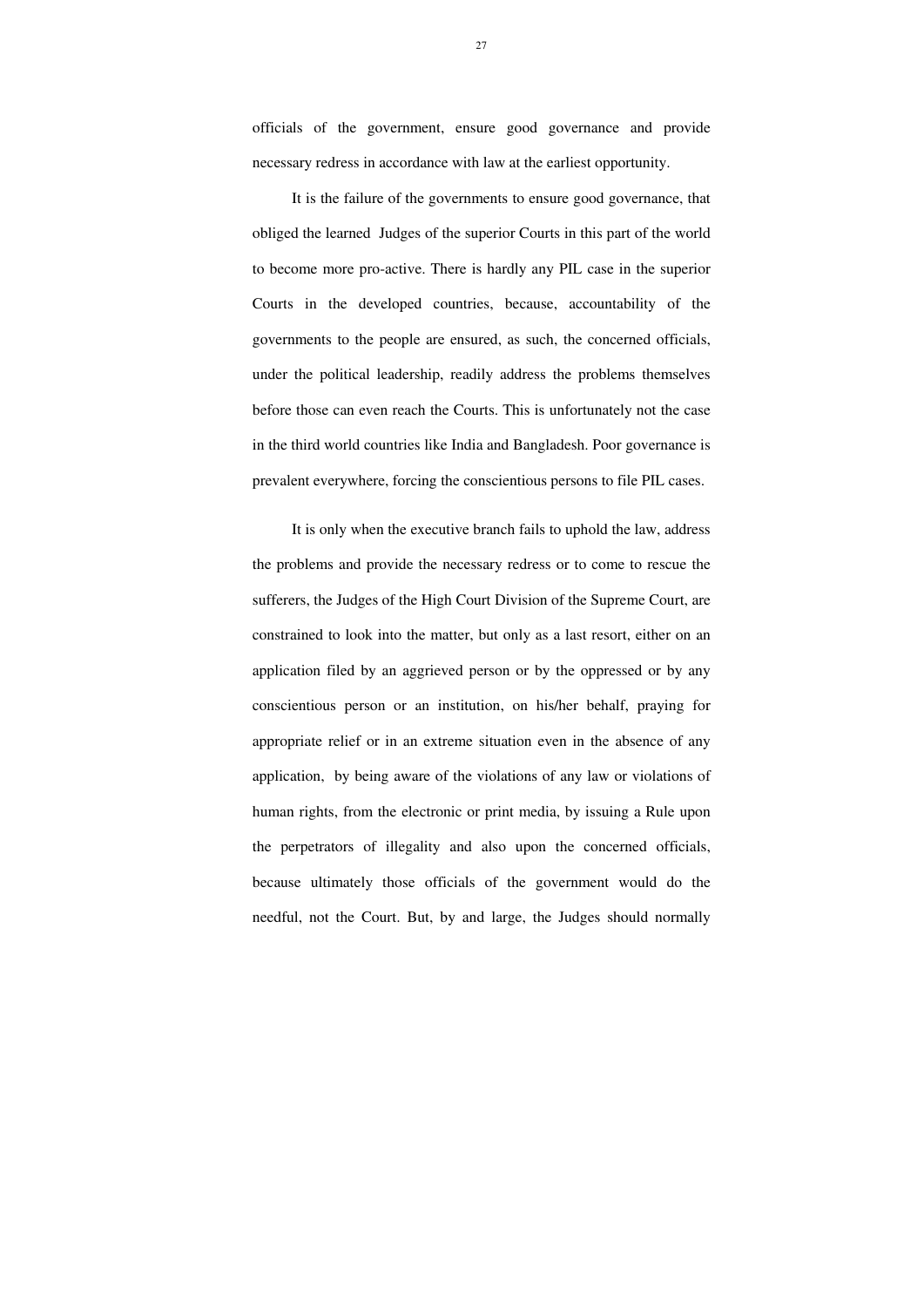officials of the government, ensure good governance and provide necessary redress in accordance with law at the earliest opportunity.

It is the failure of the governments to ensure good governance, that obliged the learned Judges of the superior Courts in this part of the world to become more pro-active. There is hardly any PIL case in the superior Courts in the developed countries, because, accountability of the governments to the people are ensured, as such, the concerned officials, under the political leadership, readily address the problems themselves before those can even reach the Courts. This is unfortunately not the case in the third world countries like India and Bangladesh. Poor governance is prevalent everywhere, forcing the conscientious persons to file PIL cases.

It is only when the executive branch fails to uphold the law, address the problems and provide the necessary redress or to come to rescue the sufferers, the Judges of the High Court Division of the Supreme Court, are constrained to look into the matter, but only as a last resort, either on an application filed by an aggrieved person or by the oppressed or by any conscientious person or an institution, on his/her behalf, praying for appropriate relief or in an extreme situation even in the absence of any application, by being aware of the violations of any law or violations of human rights, from the electronic or print media, by issuing a Rule upon the perpetrators of illegality and also upon the concerned officials, because ultimately those officials of the government would do the needful, not the Court. But, by and large, the Judges should normally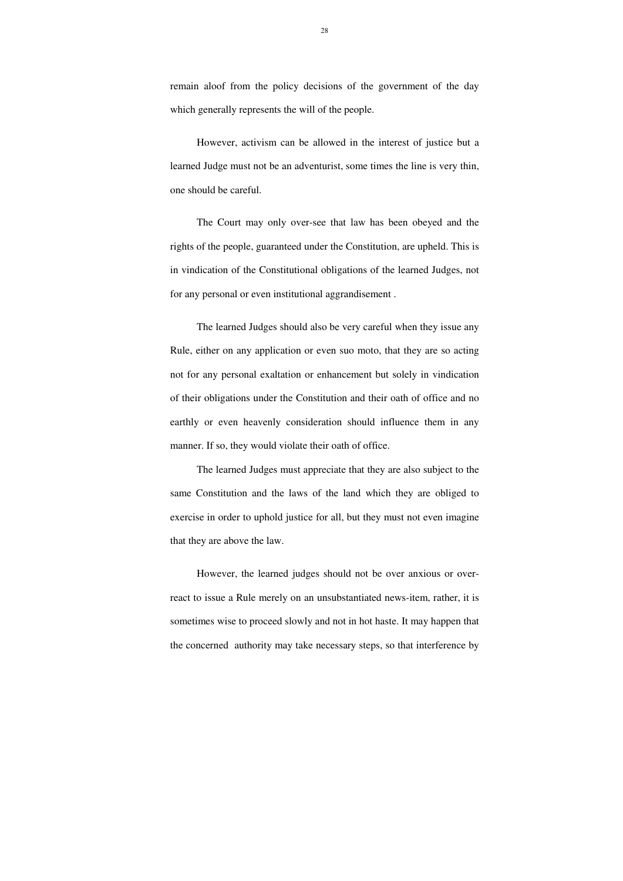remain aloof from the policy decisions of the government of the day which generally represents the will of the people.

However, activism can be allowed in the interest of justice but a learned Judge must not be an adventurist, some times the line is very thin, one should be careful.

The Court may only over-see that law has been obeyed and the rights of the people, guaranteed under the Constitution, are upheld. This is in vindication of the Constitutional obligations of the learned Judges, not for any personal or even institutional aggrandisement .

The learned Judges should also be very careful when they issue any Rule, either on any application or even suo moto, that they are so acting not for any personal exaltation or enhancement but solely in vindication of their obligations under the Constitution and their oath of office and no earthly or even heavenly consideration should influence them in any manner. If so, they would violate their oath of office.

The learned Judges must appreciate that they are also subject to the same Constitution and the laws of the land which they are obliged to exercise in order to uphold justice for all, but they must not even imagine that they are above the law.

However, the learned judges should not be over anxious or over-react to issue a Rule merely on an unsubstantiated news-item, rather, it is sometimes wise to proceed slowly and not in hot haste. It may happen that the concerned authority may take necessary steps, so that interference by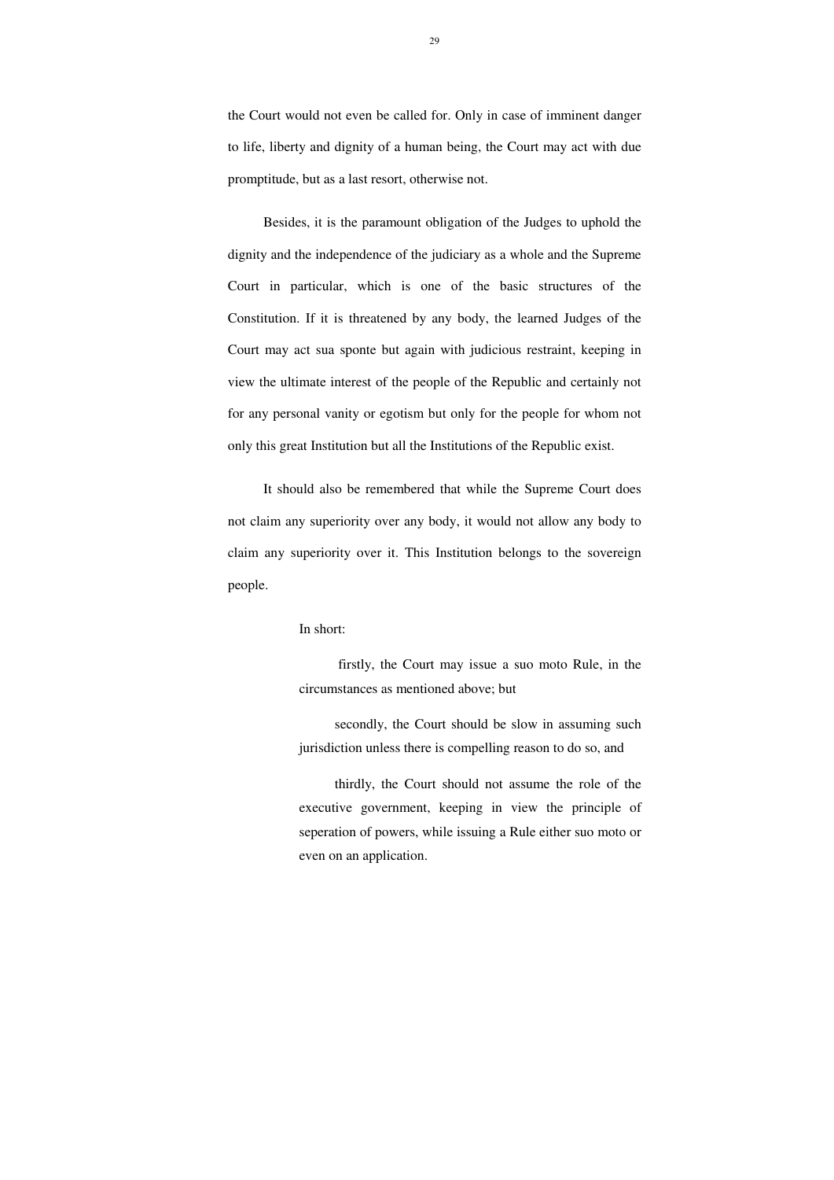the Court would not even be called for. Only in case of imminent danger to life, liberty and dignity of a human being, the Court may act with due promptitude, but as a last resort, otherwise not.

Besides, it is the paramount obligation of the Judges to uphold the dignity and the independence of the judiciary as a whole and the Supreme Court in particular, which is one of the basic structures of the Constitution. If it is threatened by any body, the learned Judges of the Court may act sua sponte but again with judicious restraint, keeping in view the ultimate interest of the people of the Republic and certainly not for any personal vanity or egotism but only for the people for whom not only this great Institution but all the Institutions of the Republic exist.

It should also be remembered that while the Supreme Court does not claim any superiority over any body, it would not allow any body to claim any superiority over it. This Institution belongs to the sovereign people.

> In short:
>
> firstly, the Court may issue a suo moto Rule, in the circumstances as mentioned above; but
>
> secondly, the Court should be slow in assuming such jurisdiction unless there is compelling reason to do so, and
>
> thirdly, the Court should not assume the role of the executive government, keeping in view the principle of seperation of powers, while issuing a Rule either suo moto or even on an application.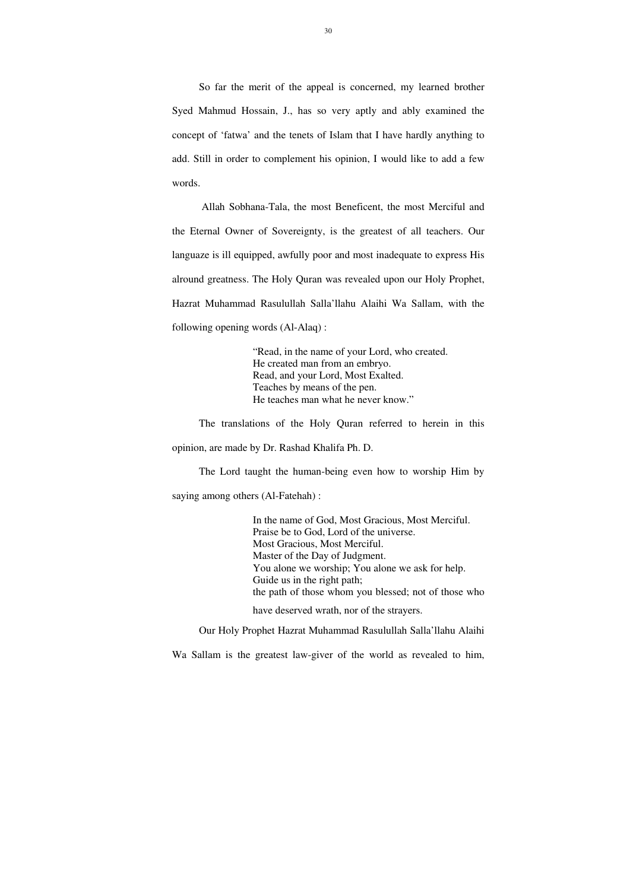So far the merit of the appeal is concerned, my learned brother Syed Mahmud Hossain, J., has so very aptly and ably examined the concept of 'fatwa' and the tenets of Islam that I have hardly anything to add. Still in order to complement his opinion, I would like to add a few words.

Allah Sobhana-Tala, the most Beneficent, the most Merciful and the Eternal Owner of Sovereignty, is the greatest of all teachers. Our languaze is ill equipped, awfully poor and most inadequate to express His alround greatness. The Holy Quran was revealed upon our Holy Prophet, Hazrat Muhammad Rasulullah Salla'llahu Alaihi Wa Sallam, with the following opening words (Al-Alaq) :

> "Read, in the name of your Lord, who created.
> He created man from an embryo.
> Read, and your Lord, Most Exalted.
> Teaches by means of the pen.
> He teaches man what he never know."

The translations of the Holy Quran referred to herein in this opinion, are made by Dr. Rashad Khalifa Ph. D.

The Lord taught the human-being even how to worship Him by saying among others (Al-Fatehah) :

> In the name of God, Most Gracious, Most Merciful.
> Praise be to God, Lord of the universe.
> Most Gracious, Most Merciful.
> Master of the Day of Judgment.
> You alone we worship; You alone we ask for help.
> Guide us in the right path;
> the path of those whom you blessed; not of those who have deserved wrath, nor of the strayers.

Our Holy Prophet Hazrat Muhammad Rasulullah Salla'llahu Alaihi Wa Sallam is the greatest law-giver of the world as revealed to him,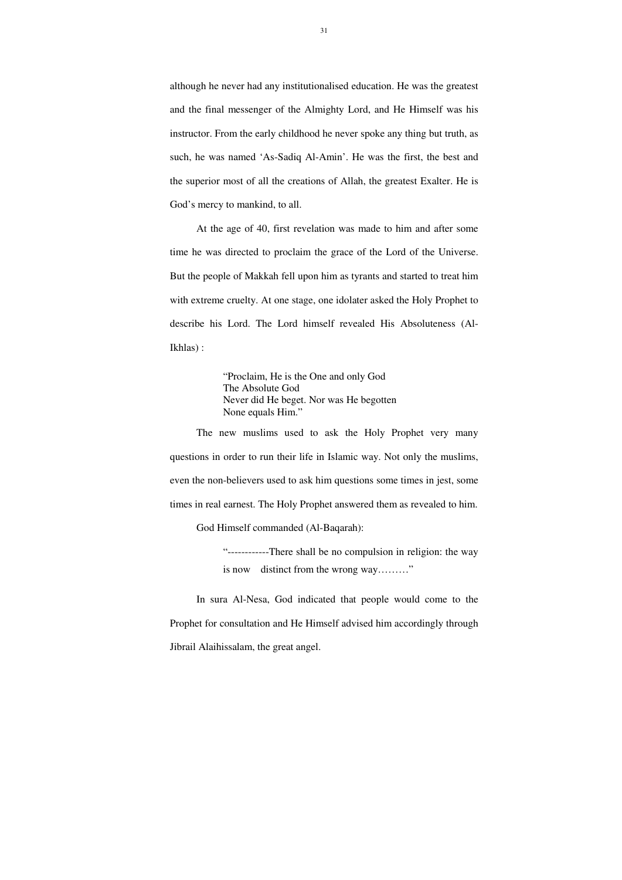although he never had any institutionalised education. He was the greatest and the final messenger of the Almighty Lord, and He Himself was his instructor. From the early childhood he never spoke any thing but truth, as such, he was named 'As-Sadiq Al-Amin'. He was the first, the best and the superior most of all the creations of Allah, the greatest Exalter. He is God's mercy to mankind, to all.

At the age of 40, first revelation was made to him and after some time he was directed to proclaim the grace of the Lord of the Universe. But the people of Makkah fell upon him as tyrants and started to treat him with extreme cruelty. At one stage, one idolater asked the Holy Prophet to describe his Lord. The Lord himself revealed His Absoluteness (Al-Ikhlas) :

> "Proclaim, He is the One and only God
> The Absolute God
> Never did He beget. Nor was He begotten
> None equals Him."

The new muslims used to ask the Holy Prophet very many questions in order to run their life in Islamic way. Not only the muslims, even the non-believers used to ask him questions some times in jest, some times in real earnest. The Holy Prophet answered them as revealed to him.

God Himself commanded (Al-Baqarah):

> "------------There shall be no compulsion in religion: the way is now distinct from the wrong way………"

In sura Al-Nesa, God indicated that people would come to the Prophet for consultation and He Himself advised him accordingly through Jibrail Alaihissalam, the great angel.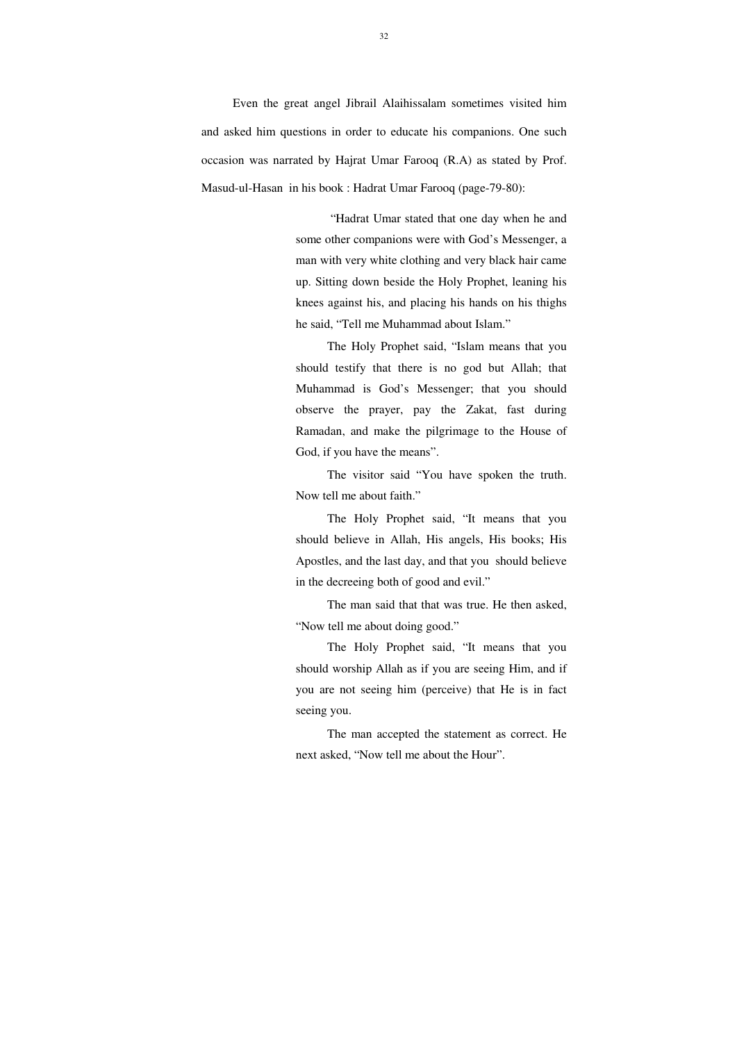Even the great angel Jibrail Alaihissalam sometimes visited him and asked him questions in order to educate his companions. One such occasion was narrated by Hajrat Umar Farooq (R.A) as stated by Prof. Masud-ul-Hasan in his book : Hadrat Umar Farooq (page-79-80):

> "Hadrat Umar stated that one day when he and some other companions were with God's Messenger, a man with very white clothing and very black hair came up. Sitting down beside the Holy Prophet, leaning his knees against his, and placing his hands on his thighs he said, "Tell me Muhammad about Islam."
>
> The Holy Prophet said, "Islam means that you should testify that there is no god but Allah; that Muhammad is God's Messenger; that you should observe the prayer, pay the Zakat, fast during Ramadan, and make the pilgrimage to the House of God, if you have the means".
>
> The visitor said "You have spoken the truth. Now tell me about faith."
>
> The Holy Prophet said, "It means that you should believe in Allah, His angels, His books; His Apostles, and the last day, and that you should believe in the decreeing both of good and evil."
>
> The man said that that was true. He then asked, "Now tell me about doing good."
>
> The Holy Prophet said, "It means that you should worship Allah as if you are seeing Him, and if you are not seeing him (perceive) that He is in fact seeing you.
>
> The man accepted the statement as correct. He next asked, "Now tell me about the Hour".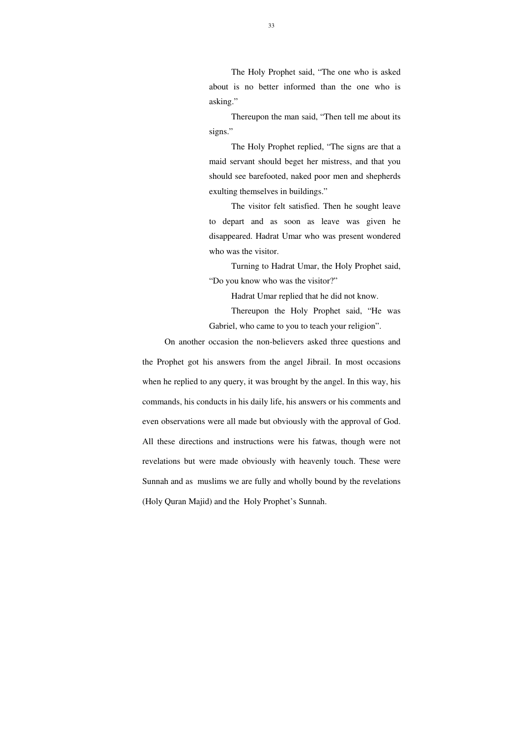> The Holy Prophet said, "The one who is asked about is no better informed than the one who is asking."
>
> Thereupon the man said, "Then tell me about its signs."
>
> The Holy Prophet replied, "The signs are that a maid servant should beget her mistress, and that you should see barefooted, naked poor men and shepherds exulting themselves in buildings."
>
> The visitor felt satisfied. Then he sought leave to depart and as soon as leave was given he disappeared. Hadrat Umar who was present wondered who was the visitor.
>
> Turning to Hadrat Umar, the Holy Prophet said, "Do you know who was the visitor?"
>
> Hadrat Umar replied that he did not know.
>
> Thereupon the Holy Prophet said, "He was Gabriel, who came to you to teach your religion".

On another occasion the non-believers asked three questions and the Prophet got his answers from the angel Jibrail. In most occasions when he replied to any query, it was brought by the angel. In this way, his commands, his conducts in his daily life, his answers or his comments and even observations were all made but obviously with the approval of God. All these directions and instructions were his fatwas, though were not revelations but were made obviously with heavenly touch. These were Sunnah and as muslims we are fully and wholly bound by the revelations (Holy Quran Majid) and the Holy Prophet's Sunnah.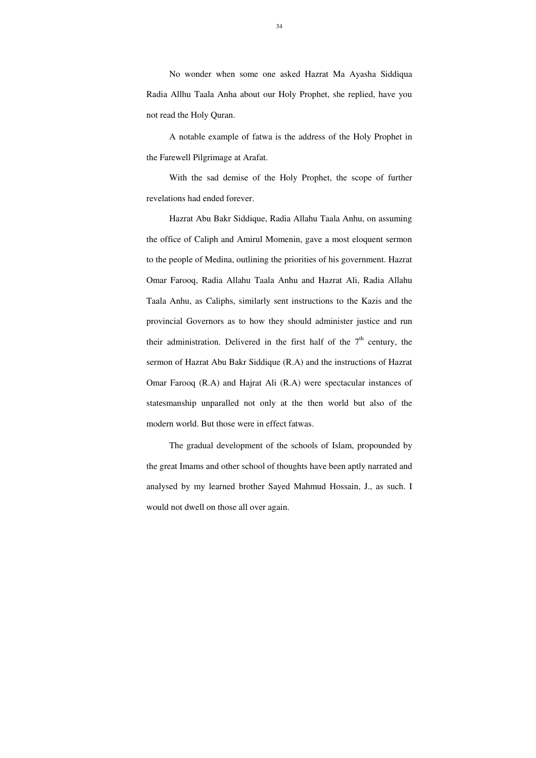No wonder when some one asked Hazrat Ma Ayasha Siddiqua Radia Allhu Taala Anha about our Holy Prophet, she replied, have you not read the Holy Quran.

A notable example of fatwa is the address of the Holy Prophet in the Farewell Pilgrimage at Arafat.

With the sad demise of the Holy Prophet, the scope of further revelations had ended forever.

Hazrat Abu Bakr Siddique, Radia Allahu Taala Anhu, on assuming the office of Caliph and Amirul Momenin, gave a most eloquent sermon to the people of Medina, outlining the priorities of his government. Hazrat Omar Farooq, Radia Allahu Taala Anhu and Hazrat Ali, Radia Allahu Taala Anhu, as Caliphs, similarly sent instructions to the Kazis and the provincial Governors as to how they should administer justice and run their administration. Delivered in the first half of the 7th century, the sermon of Hazrat Abu Bakr Siddique (R.A) and the instructions of Hazrat Omar Farooq (R.A) and Hajrat Ali (R.A) were spectacular instances of statesmanship unparalled not only at the then world but also of the modern world. But those were in effect fatwas.

The gradual development of the schools of Islam, propounded by the great Imams and other school of thoughts have been aptly narrated and analysed by my learned brother Sayed Mahmud Hossain, J., as such. I would not dwell on those all over again.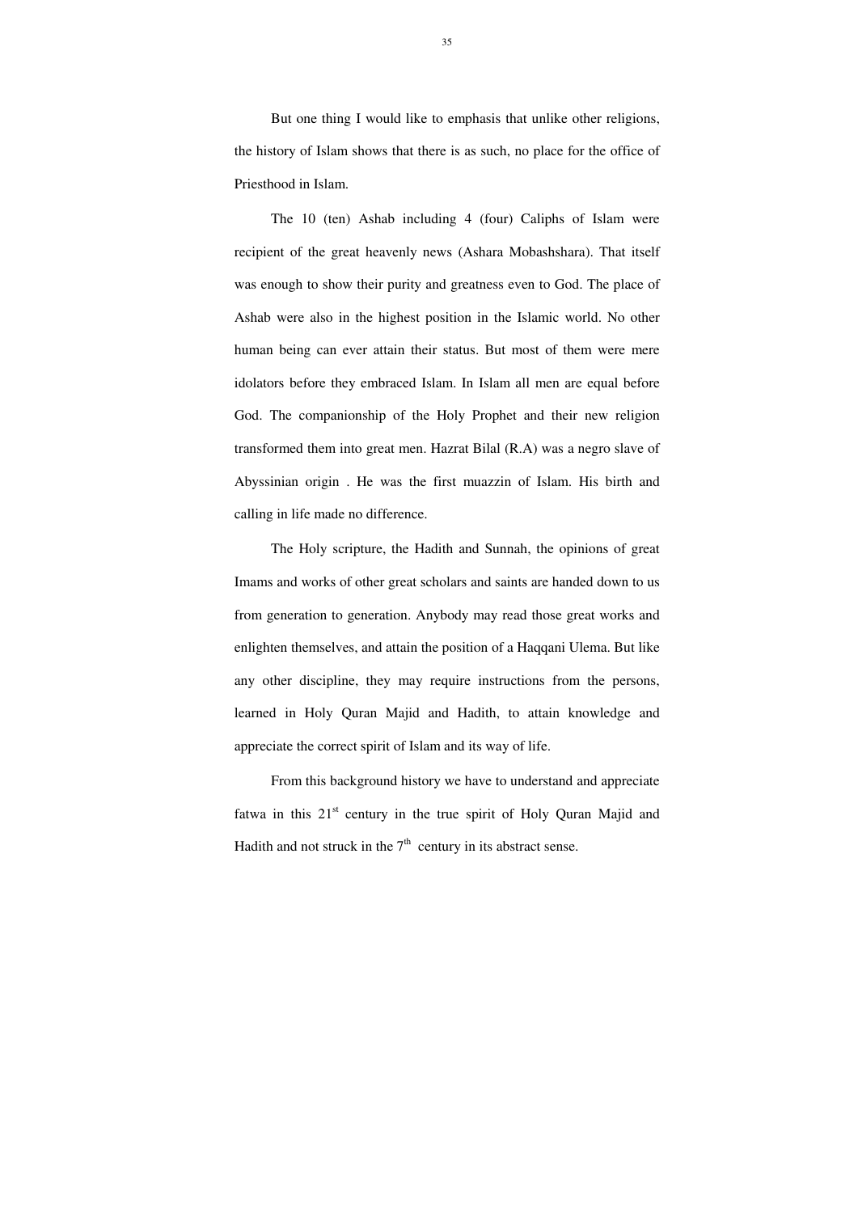But one thing I would like to emphasis that unlike other religions, the history of Islam shows that there is as such, no place for the office of Priesthood in Islam.

The 10 (ten) Ashab including 4 (four) Caliphs of Islam were recipient of the great heavenly news (Ashara Mobashshara). That itself was enough to show their purity and greatness even to God. The place of Ashab were also in the highest position in the Islamic world. No other human being can ever attain their status. But most of them were mere idolators before they embraced Islam. In Islam all men are equal before God. The companionship of the Holy Prophet and their new religion transformed them into great men. Hazrat Bilal (R.A) was a negro slave of Abyssinian origin . He was the first muazzin of Islam. His birth and calling in life made no difference.

The Holy scripture, the Hadith and Sunnah, the opinions of great Imams and works of other great scholars and saints are handed down to us from generation to generation. Anybody may read those great works and enlighten themselves, and attain the position of a Haqqani Ulema. But like any other discipline, they may require instructions from the persons, learned in Holy Quran Majid and Hadith, to attain knowledge and appreciate the correct spirit of Islam and its way of life.

From this background history we have to understand and appreciate fatwa in this 21st century in the true spirit of Holy Quran Majid and Hadith and not struck in the 7th century in its abstract sense.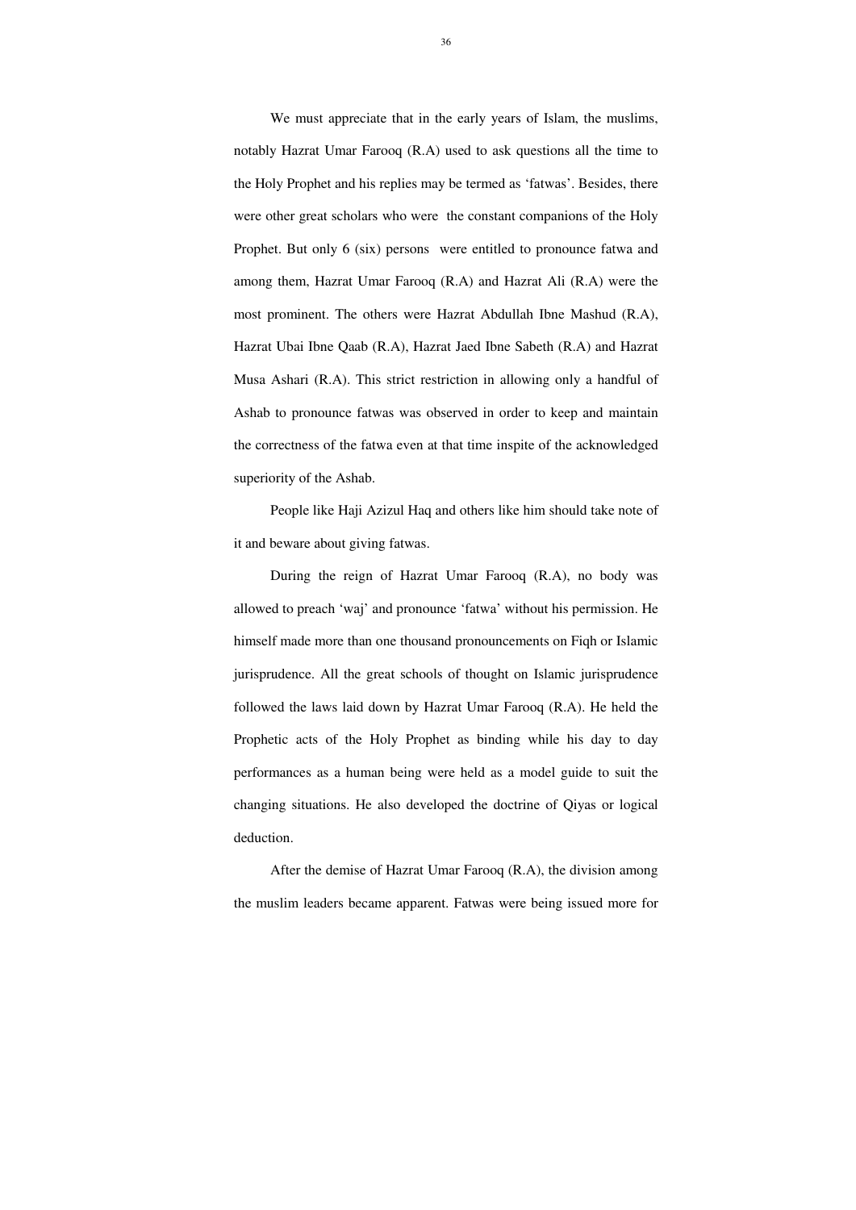We must appreciate that in the early years of Islam, the muslims, notably Hazrat Umar Farooq (R.A) used to ask questions all the time to the Holy Prophet and his replies may be termed as 'fatwas'. Besides, there were other great scholars who were the constant companions of the Holy Prophet. But only 6 (six) persons were entitled to pronounce fatwa and among them, Hazrat Umar Farooq (R.A) and Hazrat Ali (R.A) were the most prominent. The others were Hazrat Abdullah Ibne Mashud (R.A), Hazrat Ubai Ibne Qaab (R.A), Hazrat Jaed Ibne Sabeth (R.A) and Hazrat Musa Ashari (R.A). This strict restriction in allowing only a handful of Ashab to pronounce fatwas was observed in order to keep and maintain the correctness of the fatwa even at that time inspite of the acknowledged superiority of the Ashab.

People like Haji Azizul Haq and others like him should take note of it and beware about giving fatwas.

During the reign of Hazrat Umar Farooq (R.A), no body was allowed to preach 'waj' and pronounce 'fatwa' without his permission. He himself made more than one thousand pronouncements on Fiqh or Islamic jurisprudence. All the great schools of thought on Islamic jurisprudence followed the laws laid down by Hazrat Umar Farooq (R.A). He held the Prophetic acts of the Holy Prophet as binding while his day to day performances as a human being were held as a model guide to suit the changing situations. He also developed the doctrine of Qiyas or logical deduction.

After the demise of Hazrat Umar Farooq (R.A), the division among the muslim leaders became apparent. Fatwas were being issued more for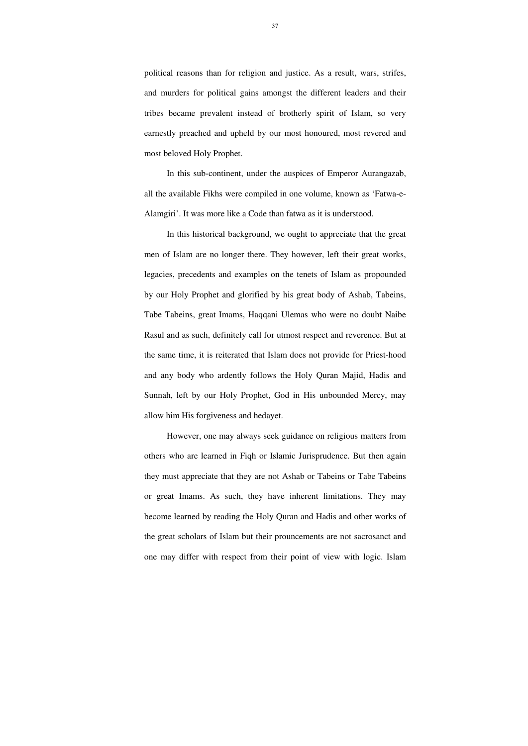political reasons than for religion and justice. As a result, wars, strifes, and murders for political gains amongst the different leaders and their tribes became prevalent instead of brotherly spirit of Islam, so very earnestly preached and upheld by our most honoured, most revered and most beloved Holy Prophet.

In this sub-continent, under the auspices of Emperor Aurangazab, all the available Fikhs were compiled in one volume, known as 'Fatwa-e-Alamgiri'. It was more like a Code than fatwa as it is understood.

In this historical background, we ought to appreciate that the great men of Islam are no longer there. They however, left their great works, legacies, precedents and examples on the tenets of Islam as propounded by our Holy Prophet and glorified by his great body of Ashab, Tabeins, Tabe Tabeins, great Imams, Haqqani Ulemas who were no doubt Naibe Rasul and as such, definitely call for utmost respect and reverence. But at the same time, it is reiterated that Islam does not provide for Priest-hood and any body who ardently follows the Holy Quran Majid, Hadis and Sunnah, left by our Holy Prophet, God in His unbounded Mercy, may allow him His forgiveness and hedayet.

However, one may always seek guidance on religious matters from others who are learned in Fiqh or Islamic Jurisprudence. But then again they must appreciate that they are not Ashab or Tabeins or Tabe Tabeins or great Imams. As such, they have inherent limitations. They may become learned by reading the Holy Quran and Hadis and other works of the great scholars of Islam but their prouncements are not sacrosanct and one may differ with respect from their point of view with logic. Islam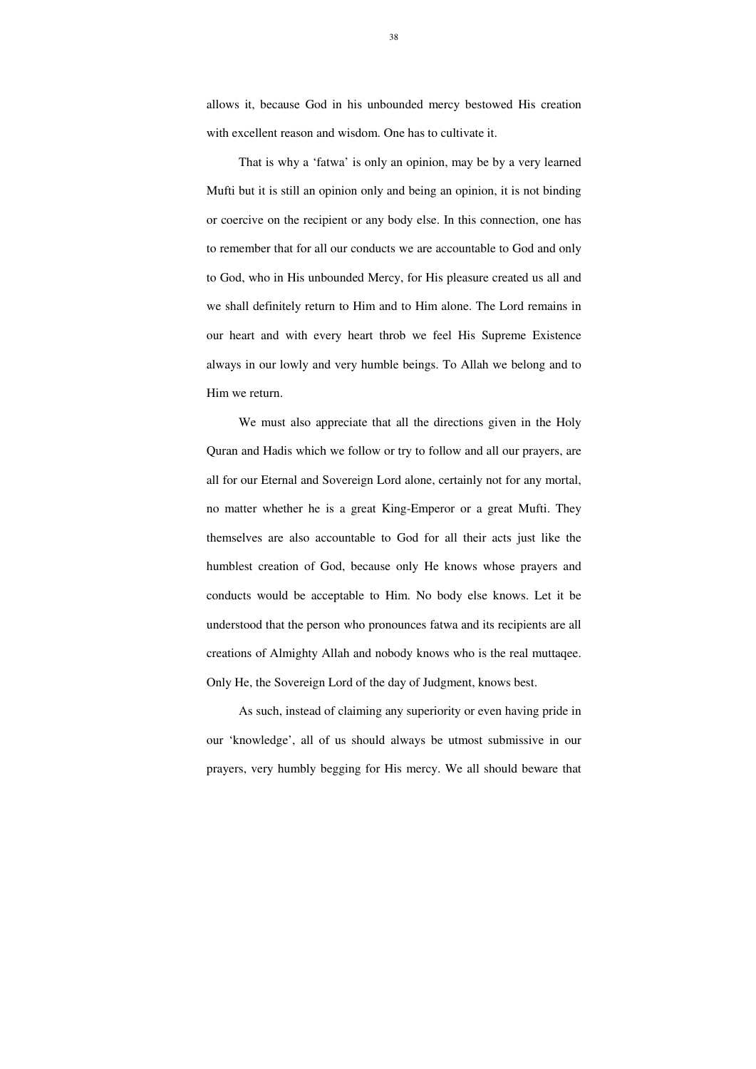allows it, because God in his unbounded mercy bestowed His creation with excellent reason and wisdom. One has to cultivate it.

That is why a 'fatwa' is only an opinion, may be by a very learned Mufti but it is still an opinion only and being an opinion, it is not binding or coercive on the recipient or any body else. In this connection, one has to remember that for all our conducts we are accountable to God and only to God, who in His unbounded Mercy, for His pleasure created us all and we shall definitely return to Him and to Him alone. The Lord remains in our heart and with every heart throb we feel His Supreme Existence always in our lowly and very humble beings. To Allah we belong and to Him we return.

We must also appreciate that all the directions given in the Holy Quran and Hadis which we follow or try to follow and all our prayers, are all for our Eternal and Sovereign Lord alone, certainly not for any mortal, no matter whether he is a great King-Emperor or a great Mufti. They themselves are also accountable to God for all their acts just like the humblest creation of God, because only He knows whose prayers and conducts would be acceptable to Him. No body else knows. Let it be understood that the person who pronounces fatwa and its recipients are all creations of Almighty Allah and nobody knows who is the real muttaqee. Only He, the Sovereign Lord of the day of Judgment, knows best.

As such, instead of claiming any superiority or even having pride in our 'knowledge', all of us should always be utmost submissive in our prayers, very humbly begging for His mercy. We all should beware that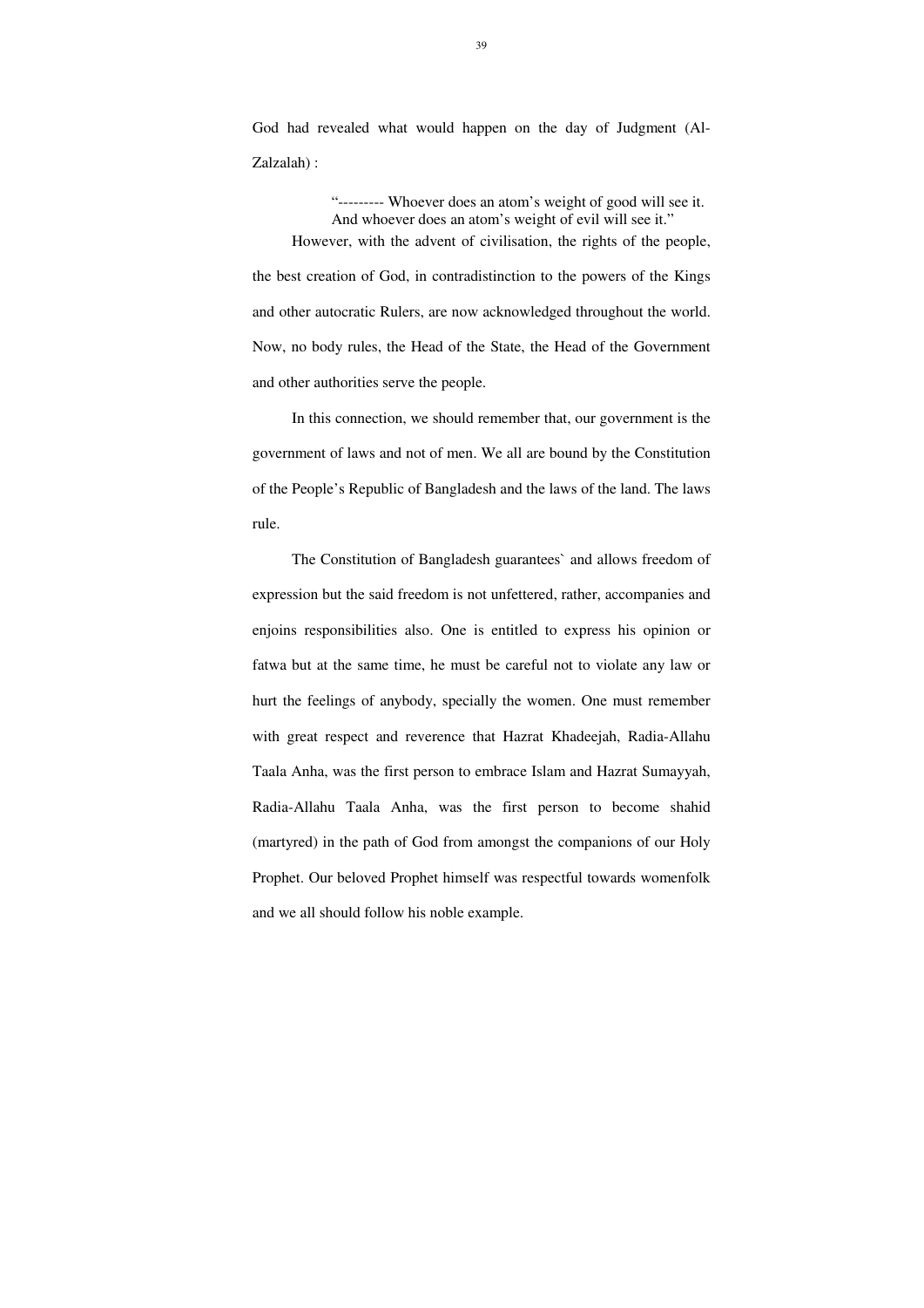God had revealed what would happen on the day of Judgment (Al-Zalzalah) :

> "--------- Whoever does an atom's weight of good will see it.
> And whoever does an atom's weight of evil will see it."

However, with the advent of civilisation, the rights of the people, the best creation of God, in contradistinction to the powers of the Kings and other autocratic Rulers, are now acknowledged throughout the world. Now, no body rules, the Head of the State, the Head of the Government and other authorities serve the people.

In this connection, we should remember that, our government is the government of laws and not of men. We all are bound by the Constitution of the People's Republic of Bangladesh and the laws of the land. The laws rule.

The Constitution of Bangladesh guarantees` and allows freedom of expression but the said freedom is not unfettered, rather, accompanies and enjoins responsibilities also. One is entitled to express his opinion or fatwa but at the same time, he must be careful not to violate any law or hurt the feelings of anybody, specially the women. One must remember with great respect and reverence that Hazrat Khadeejah, Radia-Allahu Taala Anha, was the first person to embrace Islam and Hazrat Sumayyah, Radia-Allahu Taala Anha, was the first person to become shahid (martyred) in the path of God from amongst the companions of our Holy Prophet. Our beloved Prophet himself was respectful towards womenfolk and we all should follow his noble example.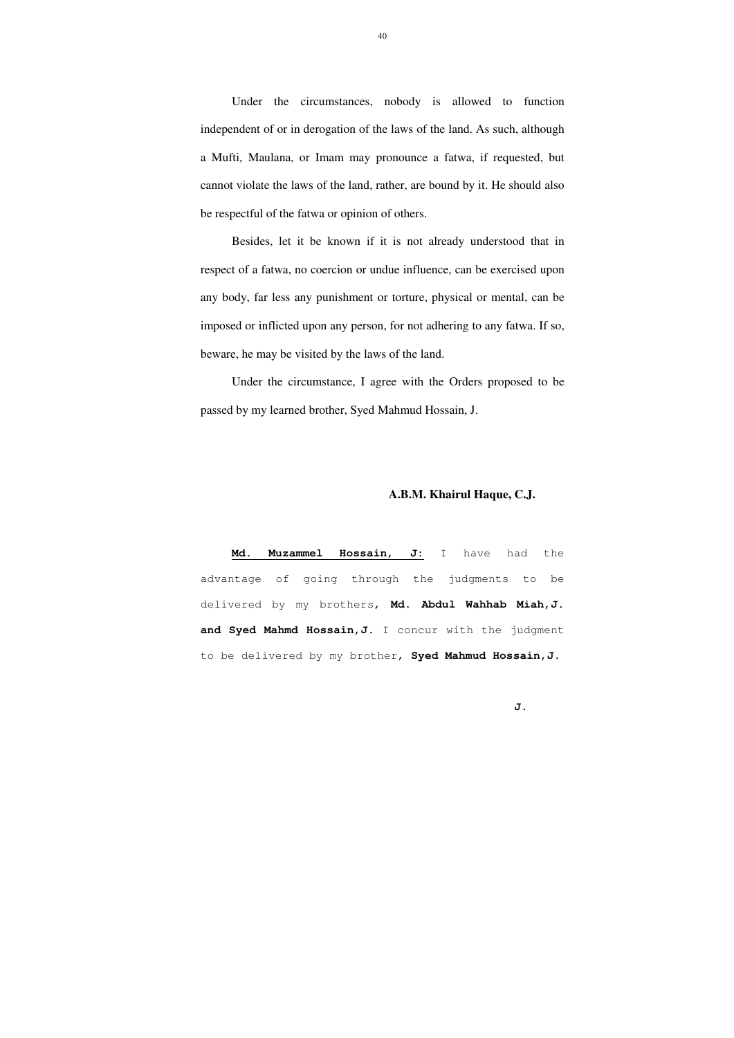Under the circumstances, nobody is allowed to function independent of or in derogation of the laws of the land. As such, although a Mufti, Maulana, or Imam may pronounce a fatwa, if requested, but cannot violate the laws of the land, rather, are bound by it. He should also be respectful of the fatwa or opinion of others.

Besides, let it be known if it is not already understood that in respect of a fatwa, no coercion or undue influence, can be exercised upon any body, far less any punishment or torture, physical or mental, can be imposed or inflicted upon any person, for not adhering to any fatwa. If so, beware, he may be visited by the laws of the land.

Under the circumstance, I agree with the Orders proposed to be passed by my learned brother, Syed Mahmud Hossain, J.

**A.B.M. Khairul Haque, C.J.**

**Md. Muzammel Hossain, J:** I have had the advantage of going through the judgments to be delivered by my brothers, **Md. Abdul Wahhab Miah, J. and Syed Mahmd Hossain, J.** I concur with the judgment to be delivered by my brother, **Syed Mahmud Hossain, J.**

**J.**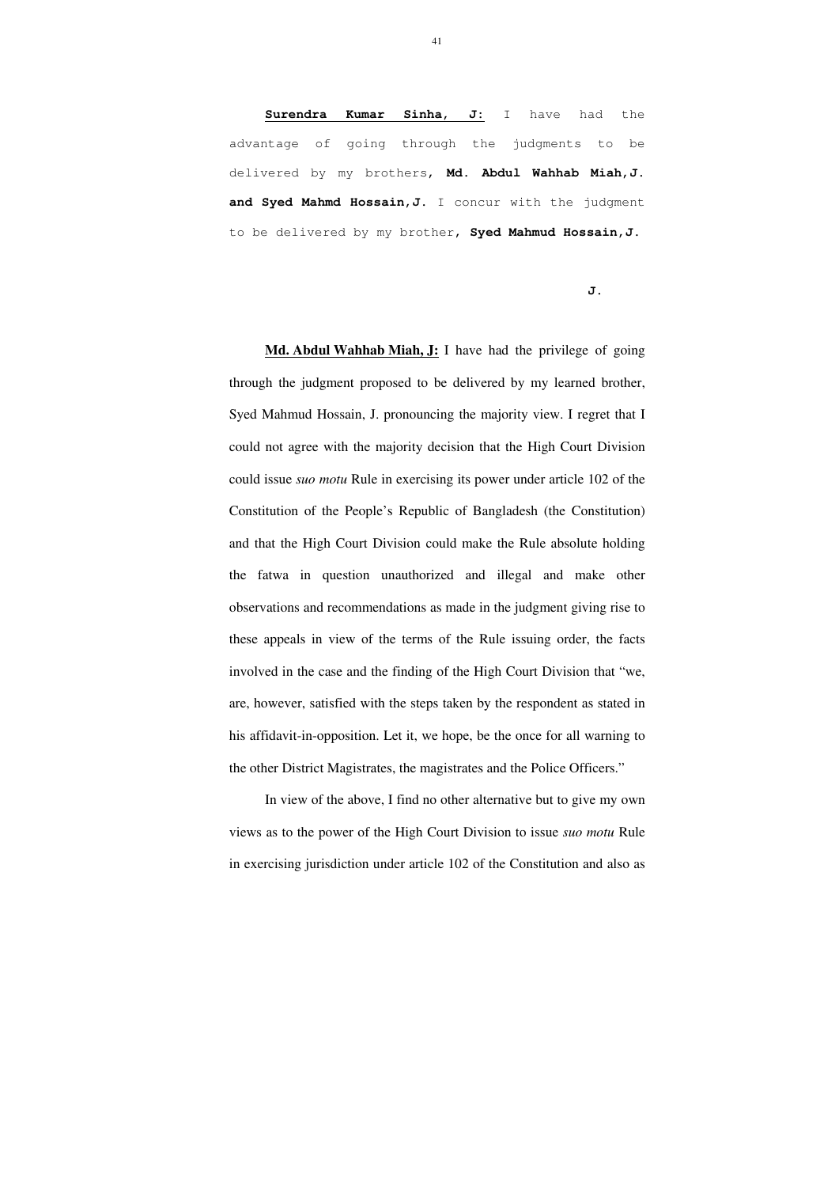**Surendra Kumar Sinha, J:** I have had the advantage of going through the judgments to be delivered by my brothers, **Md. Abdul Wahhab Miah,J. and Syed Mahmd Hossain,J.** I concur with the judgment to be delivered by my brother, **Syed Mahmud Hossain,J.**

**J.**

**Md. Abdul Wahhab Miah, J:** I have had the privilege of going through the judgment proposed to be delivered by my learned brother, Syed Mahmud Hossain, J. pronouncing the majority view. I regret that I could not agree with the majority decision that the High Court Division could issue *suo motu* Rule in exercising its power under article 102 of the Constitution of the People's Republic of Bangladesh (the Constitution) and that the High Court Division could make the Rule absolute holding the fatwa in question unauthorized and illegal and make other observations and recommendations as made in the judgment giving rise to these appeals in view of the terms of the Rule issuing order, the facts involved in the case and the finding of the High Court Division that "we, are, however, satisfied with the steps taken by the respondent as stated in his affidavit-in-opposition. Let it, we hope, be the once for all warning to the other District Magistrates, the magistrates and the Police Officers."

In view of the above, I find no other alternative but to give my own views as to the power of the High Court Division to issue *suo motu* Rule in exercising jurisdiction under article 102 of the Constitution and also as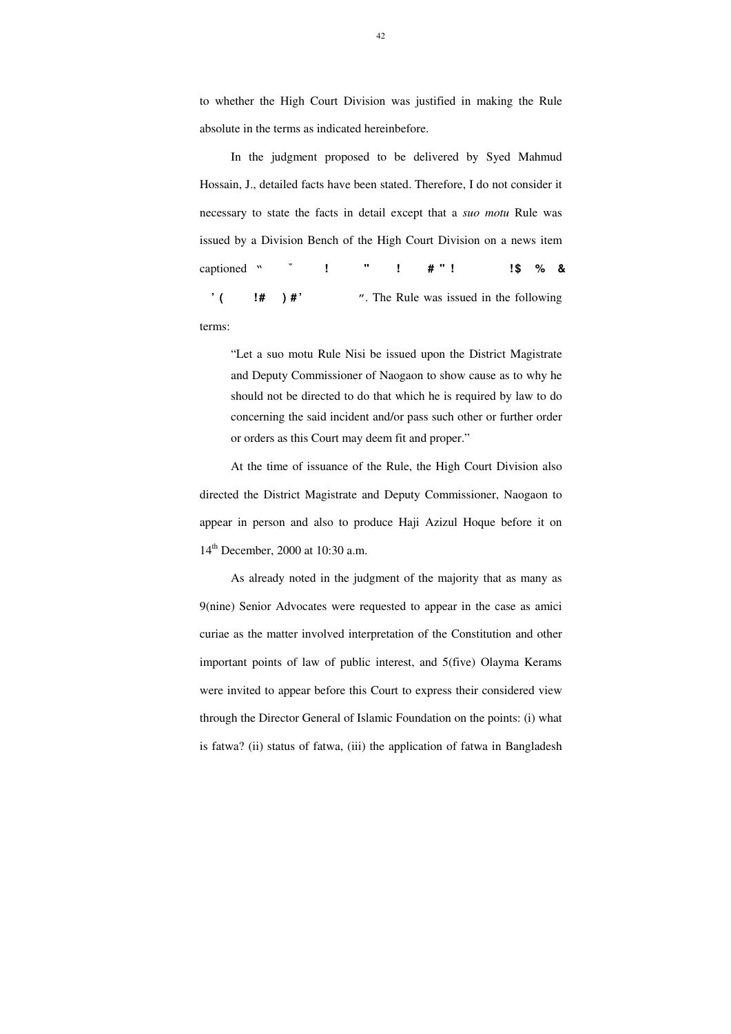to whether the High Court Division was justified in making the Rule absolute in the terms as indicated hereinbefore.

In the judgment proposed to be delivered by Syed Mahmud Hossain, J., detailed facts have been stated. Therefore, I do not consider it necessary to state the facts in detail except that a *suo motu* Rule was issued by a Division Bench of the High Court Division on a news item captioned " ˘ ! " ! # " ! !$ % & ' ( !# ) #' ". The Rule was issued in the following terms:

> "Let a suo motu Rule Nisi be issued upon the District Magistrate and Deputy Commissioner of Naogaon to show cause as to why he should not be directed to do that which he is required by law to do concerning the said incident and/or pass such other or further order or orders as this Court may deem fit and proper."

At the time of issuance of the Rule, the High Court Division also directed the District Magistrate and Deputy Commissioner, Naogaon to appear in person and also to produce Haji Azizul Hoque before it on 14th December, 2000 at 10:30 a.m.

As already noted in the judgment of the majority that as many as 9(nine) Senior Advocates were requested to appear in the case as amici curiae as the matter involved interpretation of the Constitution and other important points of law of public interest, and 5(five) Olayma Kerams were invited to appear before this Court to express their considered view through the Director General of Islamic Foundation on the points: (i) what is fatwa? (ii) status of fatwa, (iii) the application of fatwa in Bangladesh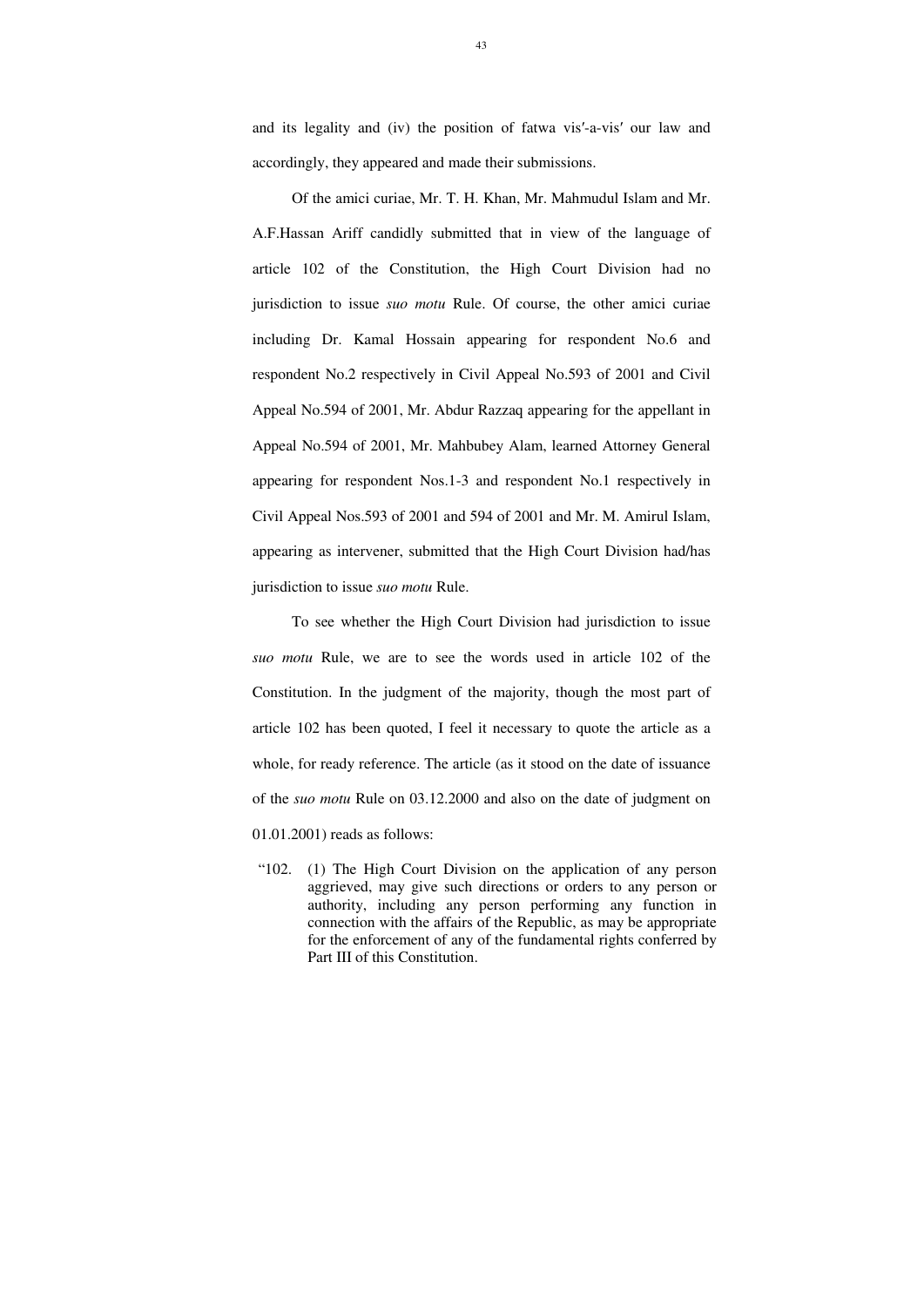and its legality and (iv) the position of fatwa vis′-a-vis′ our law and accordingly, they appeared and made their submissions.

Of the amici curiae, Mr. T. H. Khan, Mr. Mahmudul Islam and Mr. A.F.Hassan Ariff candidly submitted that in view of the language of article 102 of the Constitution, the High Court Division had no jurisdiction to issue *suo motu* Rule. Of course, the other amici curiae including Dr. Kamal Hossain appearing for respondent No.6 and respondent No.2 respectively in Civil Appeal No.593 of 2001 and Civil Appeal No.594 of 2001, Mr. Abdur Razzaq appearing for the appellant in Appeal No.594 of 2001, Mr. Mahbubey Alam, learned Attorney General appearing for respondent Nos.1-3 and respondent No.1 respectively in Civil Appeal Nos.593 of 2001 and 594 of 2001 and Mr. M. Amirul Islam, appearing as intervener, submitted that the High Court Division had/has jurisdiction to issue *suo motu* Rule.

To see whether the High Court Division had jurisdiction to issue *suo motu* Rule, we are to see the words used in article 102 of the Constitution. In the judgment of the majority, though the most part of article 102 has been quoted, I feel it necessary to quote the article as a whole, for ready reference. The article (as it stood on the date of issuance of the *suo motu* Rule on 03.12.2000 and also on the date of judgment on 01.01.2001) reads as follows:

> "102. (1) The High Court Division on the application of any person aggrieved, may give such directions or orders to any person or authority, including any person performing any function in connection with the affairs of the Republic, as may be appropriate for the enforcement of any of the fundamental rights conferred by Part III of this Constitution.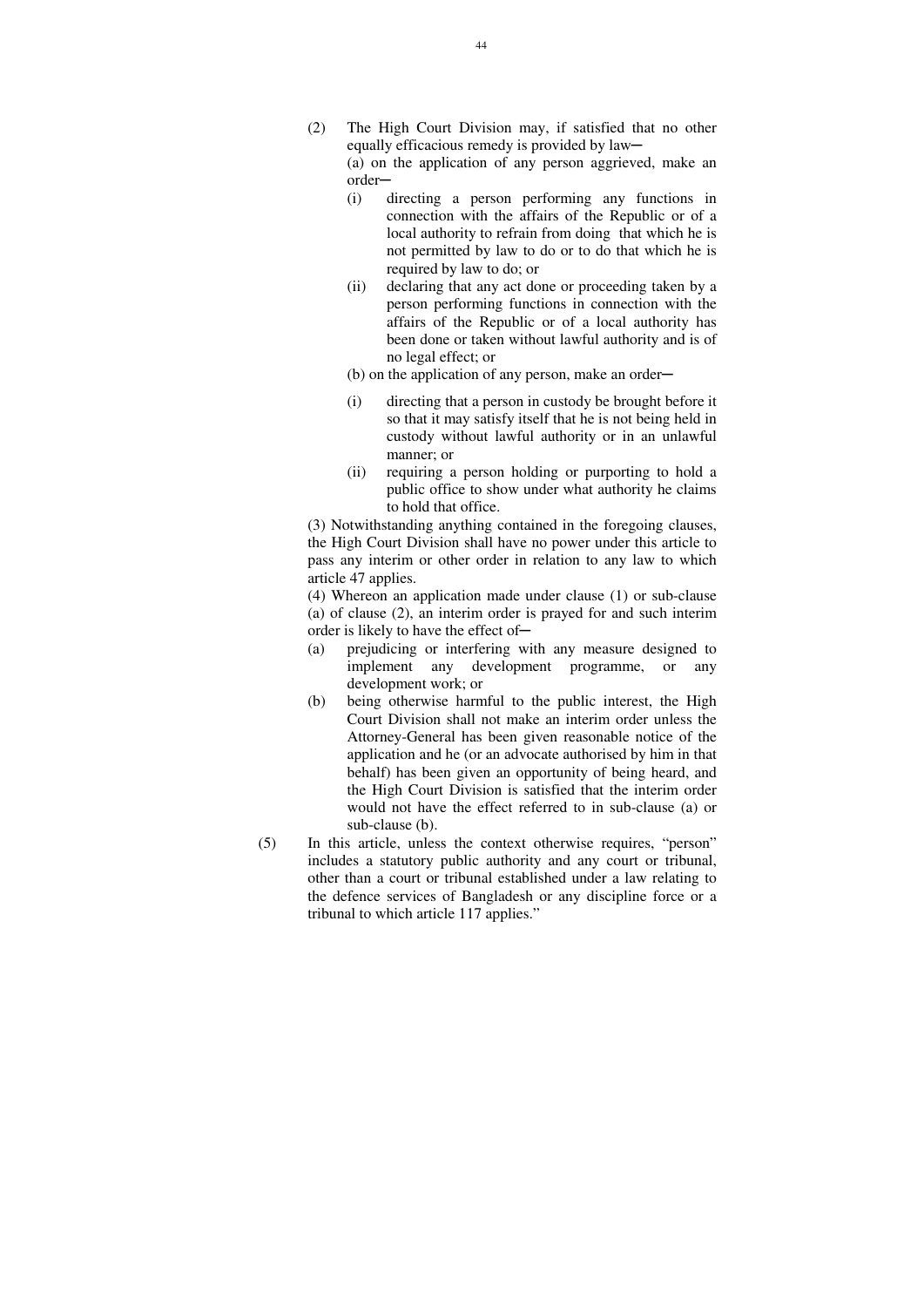(2) The High Court Division may, if satisfied that no other equally efficacious remedy is provided by law─

(a) on the application of any person aggrieved, make an order─

(i) directing a person performing any functions in connection with the affairs of the Republic or of a local authority to refrain from doing that which he is not permitted by law to do or to do that which he is required by law to do; or

(ii) declaring that any act done or proceeding taken by a person performing functions in connection with the affairs of the Republic or of a local authority has been done or taken without lawful authority and is of no legal effect; or

(b) on the application of any person, make an order─

(i) directing that a person in custody be brought before it so that it may satisfy itself that he is not being held in custody without lawful authority or in an unlawful manner; or

(ii) requiring a person holding or purporting to hold a public office to show under what authority he claims to hold that office.

(3) Notwithstanding anything contained in the foregoing clauses, the High Court Division shall have no power under this article to pass any interim or other order in relation to any law to which article 47 applies.

(4) Whereon an application made under clause (1) or sub-clause (a) of clause (2), an interim order is prayed for and such interim order is likely to have the effect of─

(a) prejudicing or interfering with any measure designed to implement any development programme, or any development work; or

(b) being otherwise harmful to the public interest, the High Court Division shall not make an interim order unless the Attorney-General has been given reasonable notice of the application and he (or an advocate authorised by him in that behalf) has been given an opportunity of being heard, and the High Court Division is satisfied that the interim order would not have the effect referred to in sub-clause (a) or sub-clause (b).

(5) In this article, unless the context otherwise requires, "person" includes a statutory public authority and any court or tribunal, other than a court or tribunal established under a law relating to the defence services of Bangladesh or any discipline force or a tribunal to which article 117 applies."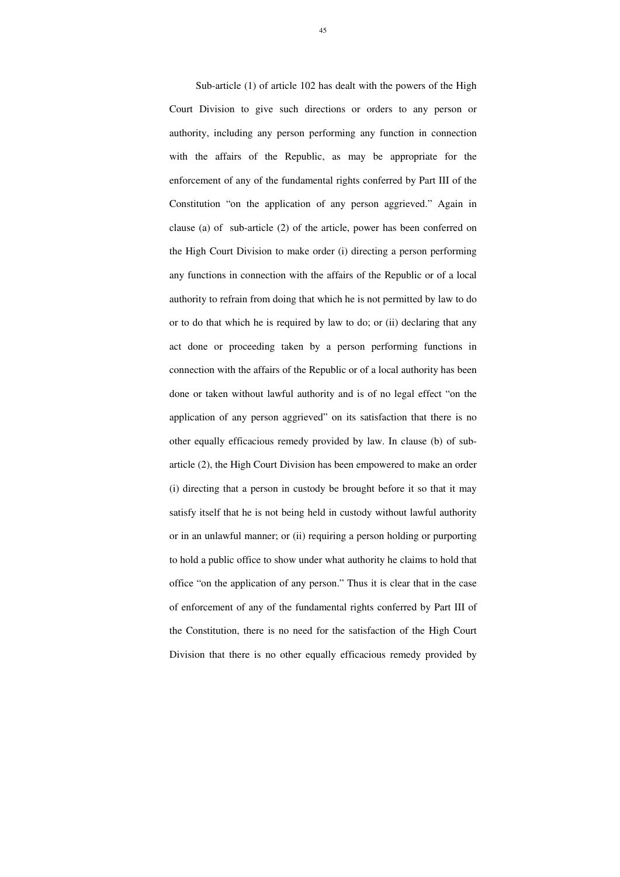Sub-article (1) of article 102 has dealt with the powers of the High Court Division to give such directions or orders to any person or authority, including any person performing any function in connection with the affairs of the Republic, as may be appropriate for the enforcement of any of the fundamental rights conferred by Part III of the Constitution "on the application of any person aggrieved." Again in clause (a) of sub-article (2) of the article, power has been conferred on the High Court Division to make order (i) directing a person performing any functions in connection with the affairs of the Republic or of a local authority to refrain from doing that which he is not permitted by law to do or to do that which he is required by law to do; or (ii) declaring that any act done or proceeding taken by a person performing functions in connection with the affairs of the Republic or of a local authority has been done or taken without lawful authority and is of no legal effect "on the application of any person aggrieved" on its satisfaction that there is no other equally efficacious remedy provided by law. In clause (b) of sub-article (2), the High Court Division has been empowered to make an order (i) directing that a person in custody be brought before it so that it may satisfy itself that he is not being held in custody without lawful authority or in an unlawful manner; or (ii) requiring a person holding or purporting to hold a public office to show under what authority he claims to hold that office "on the application of any person." Thus it is clear that in the case of enforcement of any of the fundamental rights conferred by Part III of the Constitution, there is no need for the satisfaction of the High Court Division that there is no other equally efficacious remedy provided by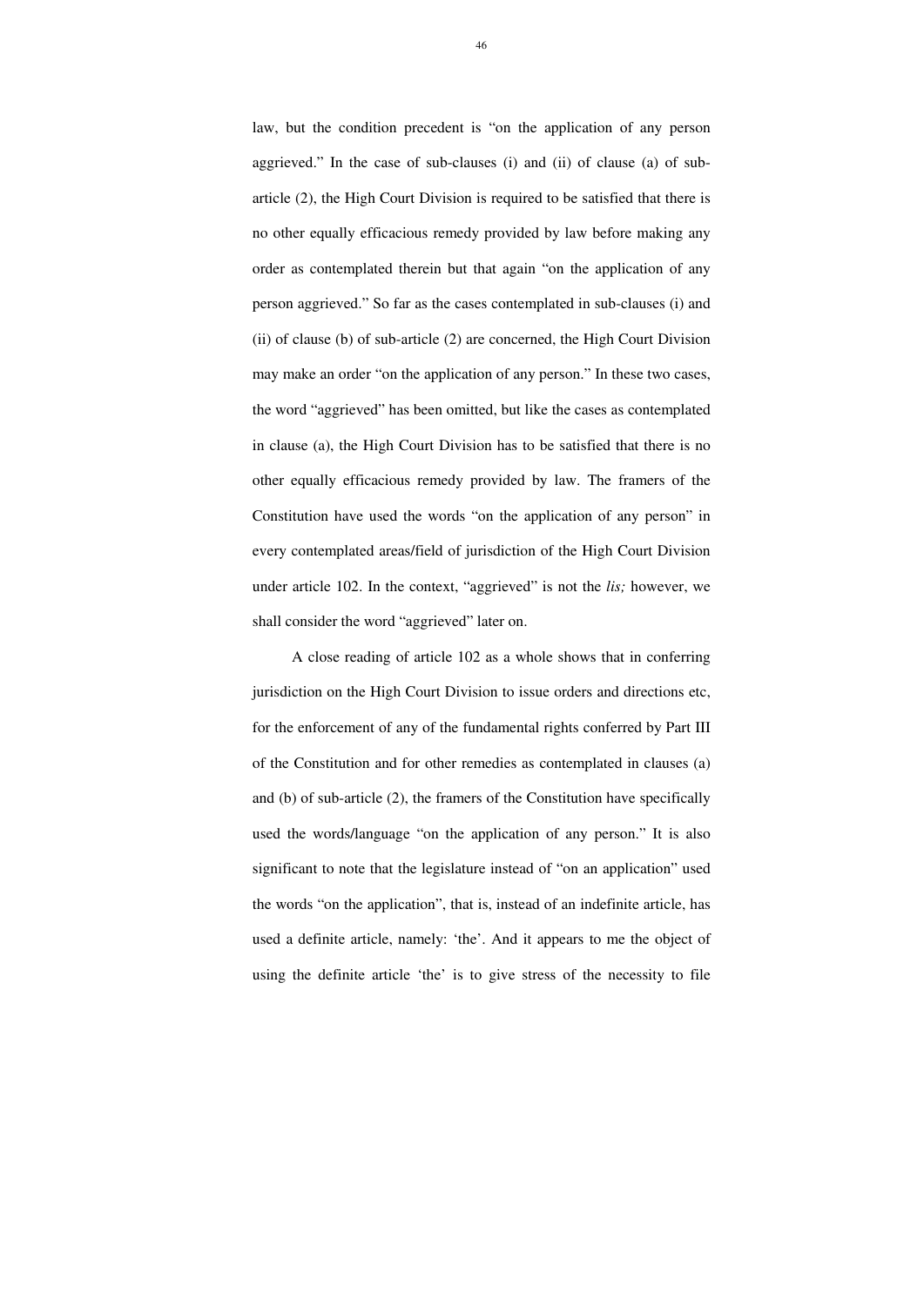law, but the condition precedent is "on the application of any person aggrieved." In the case of sub-clauses (i) and (ii) of clause (a) of sub-article (2), the High Court Division is required to be satisfied that there is no other equally efficacious remedy provided by law before making any order as contemplated therein but that again "on the application of any person aggrieved." So far as the cases contemplated in sub-clauses (i) and (ii) of clause (b) of sub-article (2) are concerned, the High Court Division may make an order "on the application of any person." In these two cases, the word "aggrieved" has been omitted, but like the cases as contemplated in clause (a), the High Court Division has to be satisfied that there is no other equally efficacious remedy provided by law. The framers of the Constitution have used the words "on the application of any person" in every contemplated areas/field of jurisdiction of the High Court Division under article 102. In the context, "aggrieved" is not the *lis;* however, we shall consider the word "aggrieved" later on.

A close reading of article 102 as a whole shows that in conferring jurisdiction on the High Court Division to issue orders and directions etc, for the enforcement of any of the fundamental rights conferred by Part III of the Constitution and for other remedies as contemplated in clauses (a) and (b) of sub-article (2), the framers of the Constitution have specifically used the words/language "on the application of any person." It is also significant to note that the legislature instead of "on an application" used the words "on the application", that is, instead of an indefinite article, has used a definite article, namely: 'the'. And it appears to me the object of using the definite article 'the' is to give stress of the necessity to file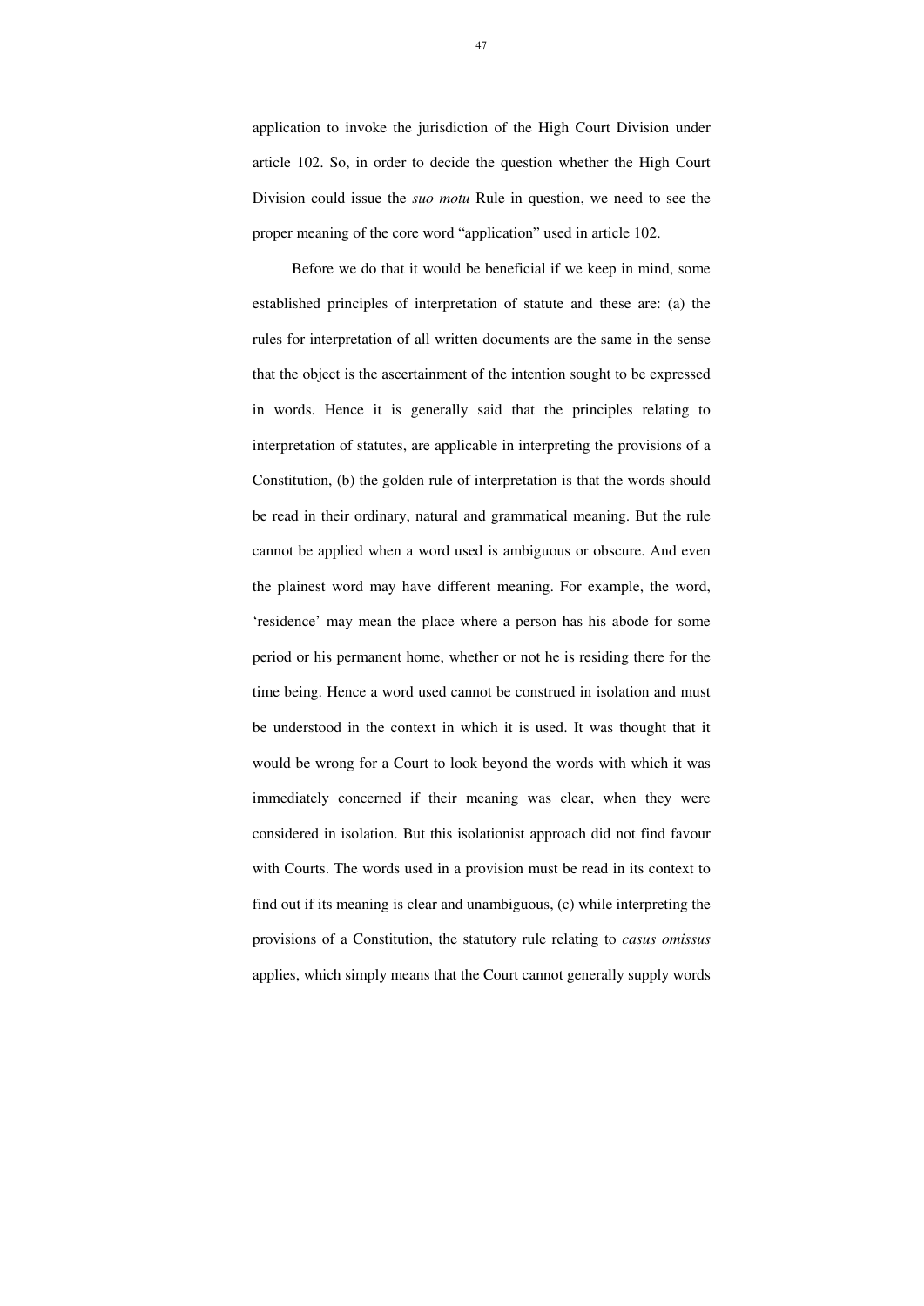application to invoke the jurisdiction of the High Court Division under article 102. So, in order to decide the question whether the High Court Division could issue the *suo motu* Rule in question, we need to see the proper meaning of the core word "application" used in article 102.

Before we do that it would be beneficial if we keep in mind, some established principles of interpretation of statute and these are: (a) the rules for interpretation of all written documents are the same in the sense that the object is the ascertainment of the intention sought to be expressed in words. Hence it is generally said that the principles relating to interpretation of statutes, are applicable in interpreting the provisions of a Constitution, (b) the golden rule of interpretation is that the words should be read in their ordinary, natural and grammatical meaning. But the rule cannot be applied when a word used is ambiguous or obscure. And even the plainest word may have different meaning. For example, the word, 'residence' may mean the place where a person has his abode for some period or his permanent home, whether or not he is residing there for the time being. Hence a word used cannot be construed in isolation and must be understood in the context in which it is used. It was thought that it would be wrong for a Court to look beyond the words with which it was immediately concerned if their meaning was clear, when they were considered in isolation. But this isolationist approach did not find favour with Courts. The words used in a provision must be read in its context to find out if its meaning is clear and unambiguous, (c) while interpreting the provisions of a Constitution, the statutory rule relating to *casus omissus* applies, which simply means that the Court cannot generally supply words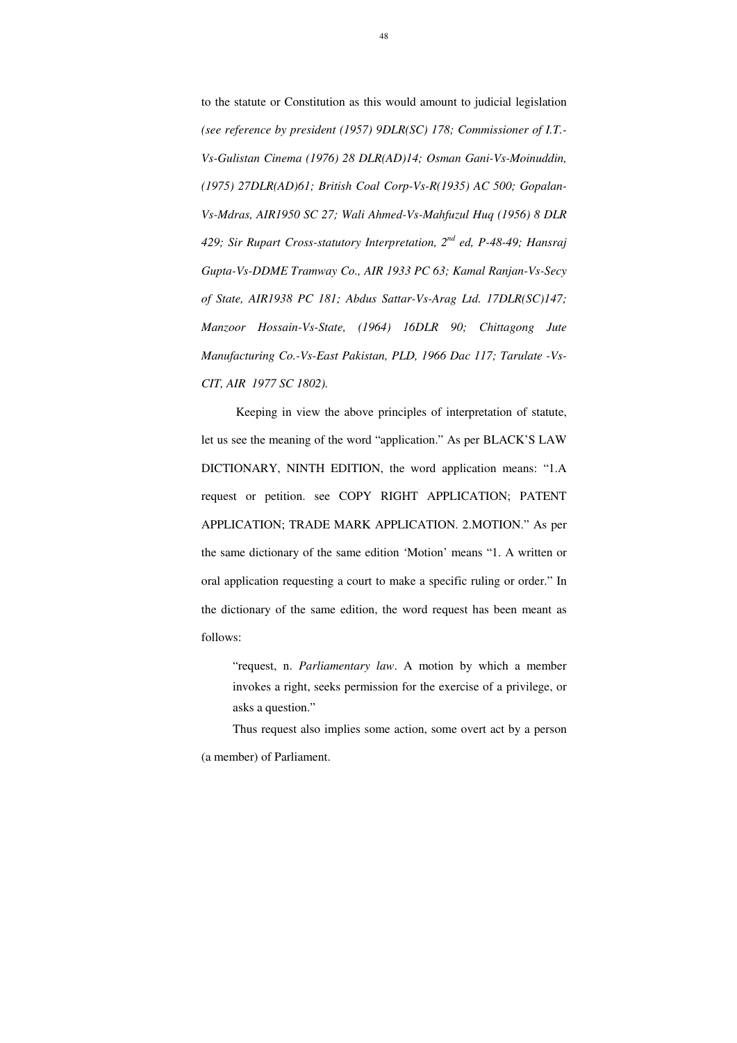to the statute or Constitution as this would amount to judicial legislation *(see reference by president (1957) 9DLR(SC) 178; Commissioner of I.T.-Vs-Gulistan Cinema (1976) 28 DLR(AD)14; Osman Gani-Vs-Moinuddin, (1975) 27DLR(AD)61; British Coal Corp-Vs-R(1935) AC 500; Gopalan-Vs-Mdras, AIR1950 SC 27; Wali Ahmed-Vs-Mahfuzul Huq (1956) 8 DLR 429; Sir Rupart Cross-statutory Interpretation, 2nd ed, P-48-49; Hansraj Gupta-Vs-DDME Tramway Co., AIR 1933 PC 63; Kamal Ranjan-Vs-Secy of State, AIR1938 PC 181; Abdus Sattar-Vs-Arag Ltd. 17DLR(SC)147; Manzoor Hossain-Vs-State, (1964) 16DLR 90; Chittagong Jute Manufacturing Co.-Vs-East Pakistan, PLD, 1966 Dac 117; Tarulate -Vs-CIT, AIR 1977 SC 1802).*

Keeping in view the above principles of interpretation of statute, let us see the meaning of the word "application." As per BLACK'S LAW DICTIONARY, NINTH EDITION, the word application means: "1.A request or petition. see COPY RIGHT APPLICATION; PATENT APPLICATION; TRADE MARK APPLICATION. 2.MOTION." As per the same dictionary of the same edition 'Motion' means "1. A written or oral application requesting a court to make a specific ruling or order." In the dictionary of the same edition, the word request has been meant as follows:

> "request, n. *Parliamentary law*. A motion by which a member invokes a right, seeks permission for the exercise of a privilege, or asks a question."

Thus request also implies some action, some overt act by a person (a member) of Parliament.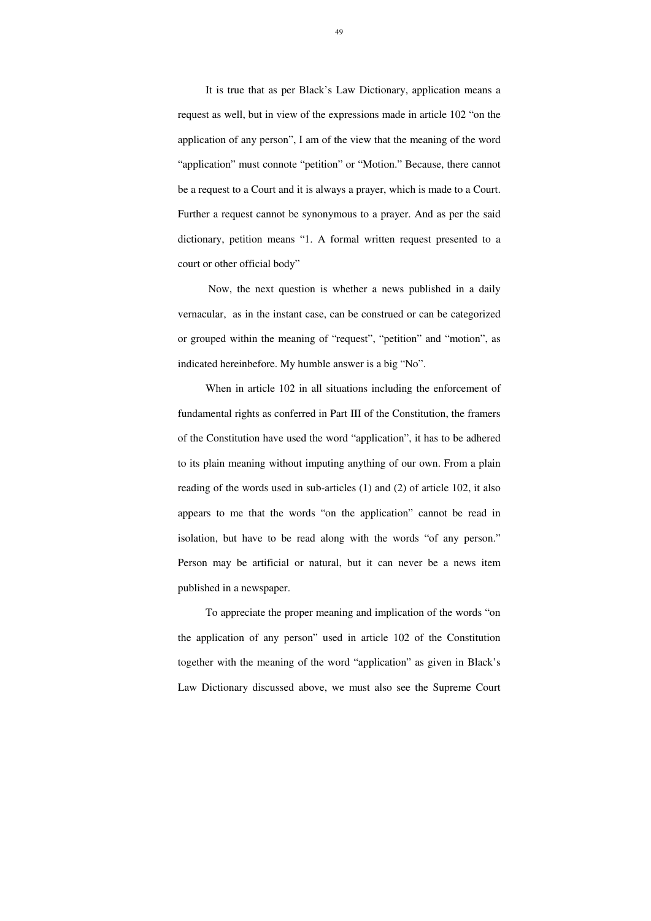It is true that as per Black's Law Dictionary, application means a request as well, but in view of the expressions made in article 102 "on the application of any person", I am of the view that the meaning of the word "application" must connote "petition" or "Motion." Because, there cannot be a request to a Court and it is always a prayer, which is made to a Court. Further a request cannot be synonymous to a prayer. And as per the said dictionary, petition means "1. A formal written request presented to a court or other official body"

Now, the next question is whether a news published in a daily vernacular, as in the instant case, can be construed or can be categorized or grouped within the meaning of "request", "petition" and "motion", as indicated hereinbefore. My humble answer is a big "No".

When in article 102 in all situations including the enforcement of fundamental rights as conferred in Part III of the Constitution, the framers of the Constitution have used the word "application", it has to be adhered to its plain meaning without imputing anything of our own. From a plain reading of the words used in sub-articles (1) and (2) of article 102, it also appears to me that the words "on the application" cannot be read in isolation, but have to be read along with the words "of any person." Person may be artificial or natural, but it can never be a news item published in a newspaper.

To appreciate the proper meaning and implication of the words "on the application of any person" used in article 102 of the Constitution together with the meaning of the word "application" as given in Black's Law Dictionary discussed above, we must also see the Supreme Court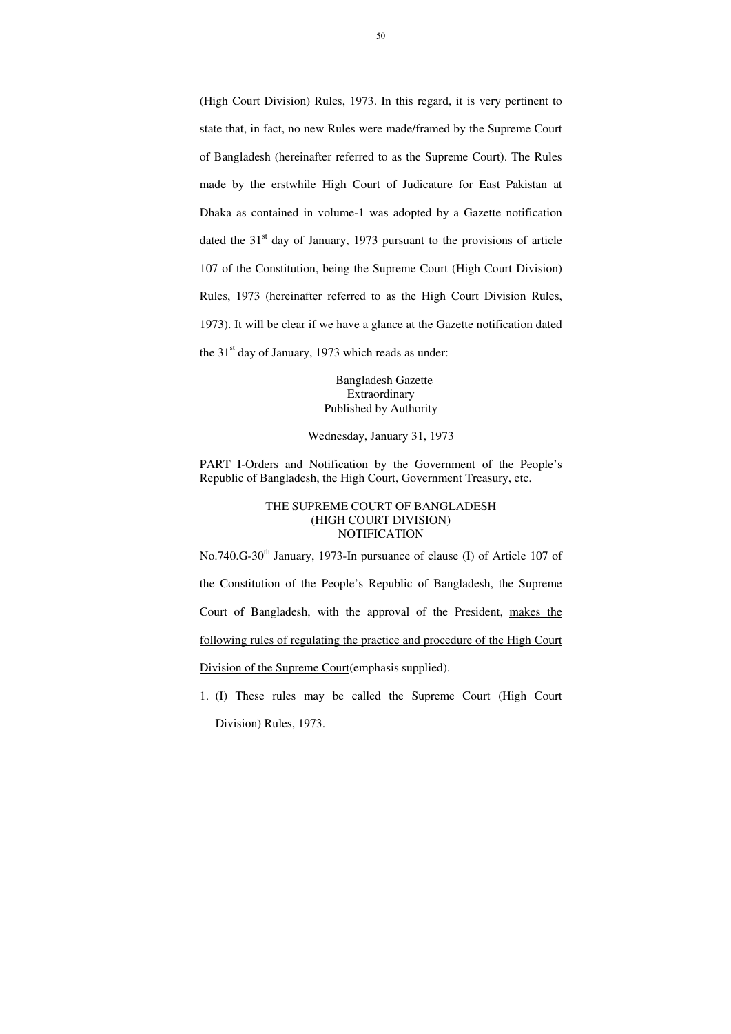(High Court Division) Rules, 1973. In this regard, it is very pertinent to state that, in fact, no new Rules were made/framed by the Supreme Court of Bangladesh (hereinafter referred to as the Supreme Court). The Rules made by the erstwhile High Court of Judicature for East Pakistan at Dhaka as contained in volume-1 was adopted by a Gazette notification dated the 31st day of January, 1973 pursuant to the provisions of article 107 of the Constitution, being the Supreme Court (High Court Division) Rules, 1973 (hereinafter referred to as the High Court Division Rules, 1973). It will be clear if we have a glance at the Gazette notification dated the 31st day of January, 1973 which reads as under:

Bangladesh Gazette
Extraordinary
Published by Authority

Wednesday, January 31, 1973

PART I-Orders and Notification by the Government of the People's Republic of Bangladesh, the High Court, Government Treasury, etc.

THE SUPREME COURT OF BANGLADESH
(HIGH COURT DIVISION)
NOTIFICATION

No.740.G-30th January, 1973-In pursuance of clause (I) of Article 107 of the Constitution of the People's Republic of Bangladesh, the Supreme Court of Bangladesh, with the approval of the President, <u>makes the following rules of regulating the practice and procedure of the High Court Division of the Supreme Court</u>(emphasis supplied).

1. (I) These rules may be called the Supreme Court (High Court Division) Rules, 1973.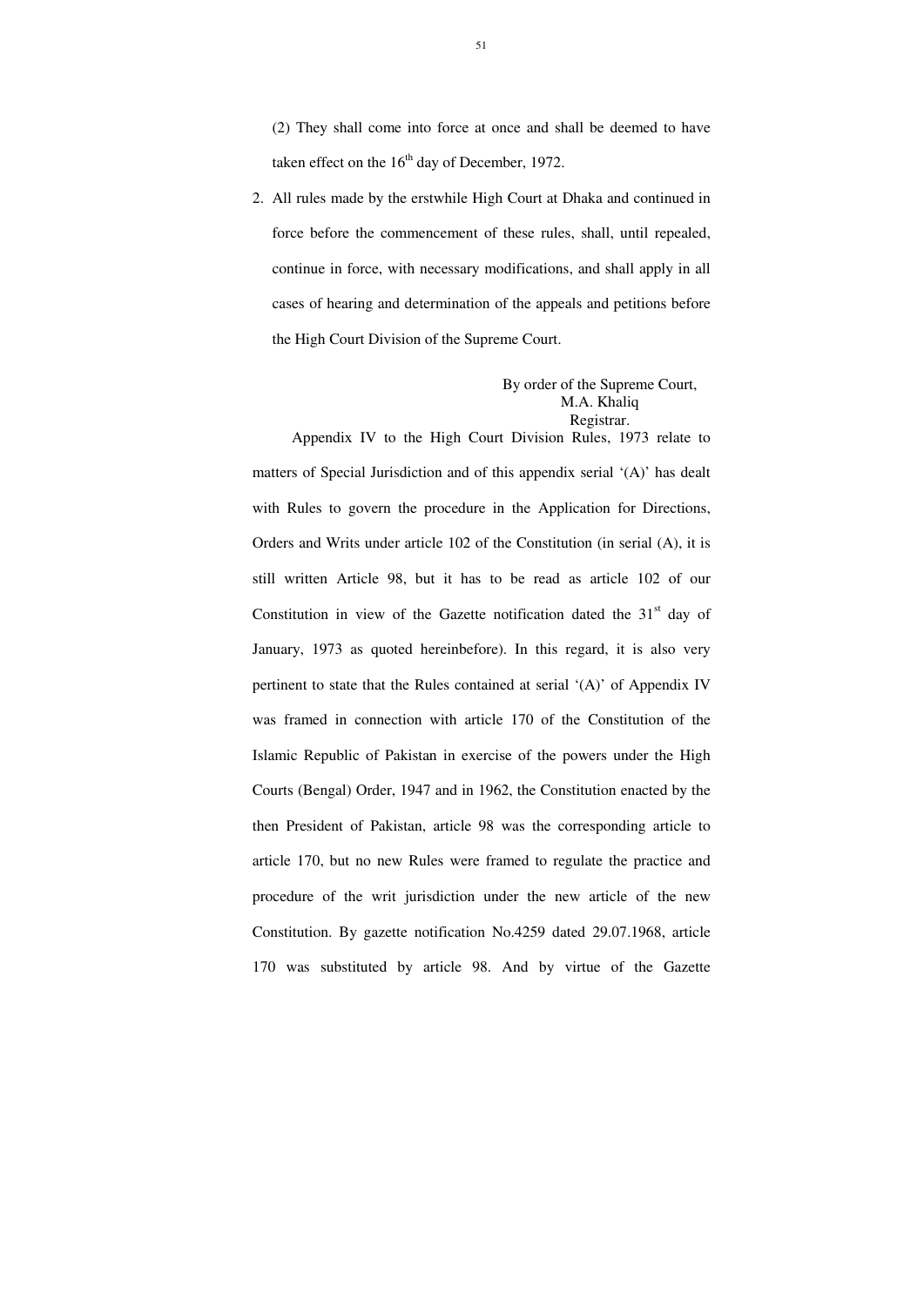(2) They shall come into force at once and shall be deemed to have taken effect on the 16th day of December, 1972.

2. All rules made by the erstwhile High Court at Dhaka and continued in force before the commencement of these rules, shall, until repealed, continue in force, with necessary modifications, and shall apply in all cases of hearing and determination of the appeals and petitions before the High Court Division of the Supreme Court.

By order of the Supreme Court,
M.A. Khaliq
Registrar.

Appendix IV to the High Court Division Rules, 1973 relate to matters of Special Jurisdiction and of this appendix serial '(A)' has dealt with Rules to govern the procedure in the Application for Directions, Orders and Writs under article 102 of the Constitution (in serial (A), it is still written Article 98, but it has to be read as article 102 of our Constitution in view of the Gazette notification dated the 31st day of January, 1973 as quoted hereinbefore). In this regard, it is also very pertinent to state that the Rules contained at serial '(A)' of Appendix IV was framed in connection with article 170 of the Constitution of the Islamic Republic of Pakistan in exercise of the powers under the High Courts (Bengal) Order, 1947 and in 1962, the Constitution enacted by the then President of Pakistan, article 98 was the corresponding article to article 170, but no new Rules were framed to regulate the practice and procedure of the writ jurisdiction under the new article of the new Constitution. By gazette notification No.4259 dated 29.07.1968, article 170 was substituted by article 98. And by virtue of the Gazette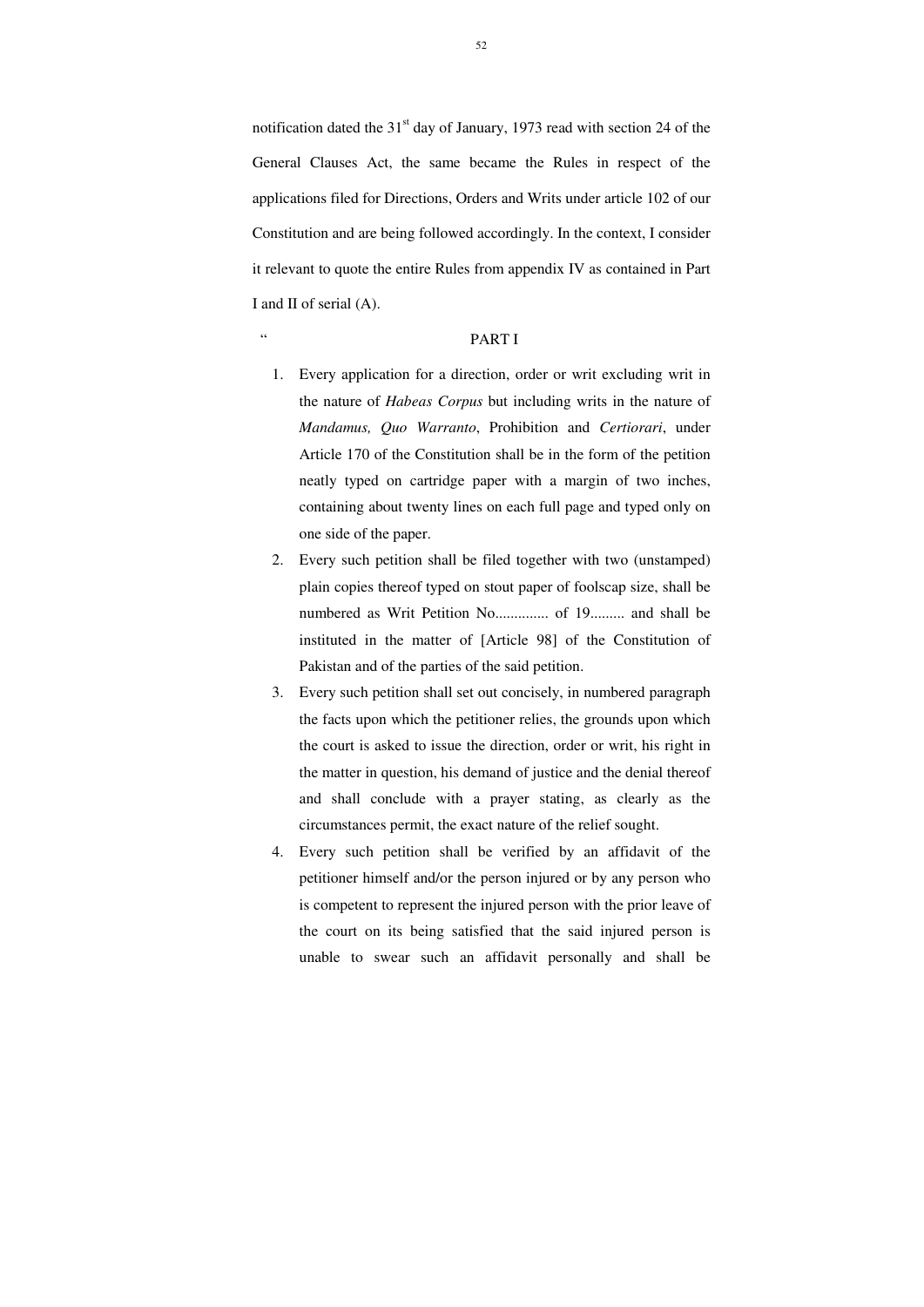notification dated the 31st day of January, 1973 read with section 24 of the General Clauses Act, the same became the Rules in respect of the applications filed for Directions, Orders and Writs under article 102 of our Constitution and are being followed accordingly. In the context, I consider it relevant to quote the entire Rules from appendix IV as contained in Part I and II of serial (A).

"PART I

1. Every application for a direction, order or writ excluding writ in the nature of *Habeas Corpus* but including writs in the nature of *Mandamus, Quo Warranto*, Prohibition and *Certiorari*, under Article 170 of the Constitution shall be in the form of the petition neatly typed on cartridge paper with a margin of two inches, containing about twenty lines on each full page and typed only on one side of the paper.
2. Every such petition shall be filed together with two (unstamped) plain copies thereof typed on stout paper of foolscap size, shall be numbered as Writ Petition No.............. of 19......... and shall be instituted in the matter of [Article 98] of the Constitution of Pakistan and of the parties of the said petition.
3. Every such petition shall set out concisely, in numbered paragraph the facts upon which the petitioner relies, the grounds upon which the court is asked to issue the direction, order or writ, his right in the matter in question, his demand of justice and the denial thereof and shall conclude with a prayer stating, as clearly as the circumstances permit, the exact nature of the relief sought.
4. Every such petition shall be verified by an affidavit of the petitioner himself and/or the person injured or by any person who is competent to represent the injured person with the prior leave of the court on its being satisfied that the said injured person is unable to swear such an affidavit personally and shall be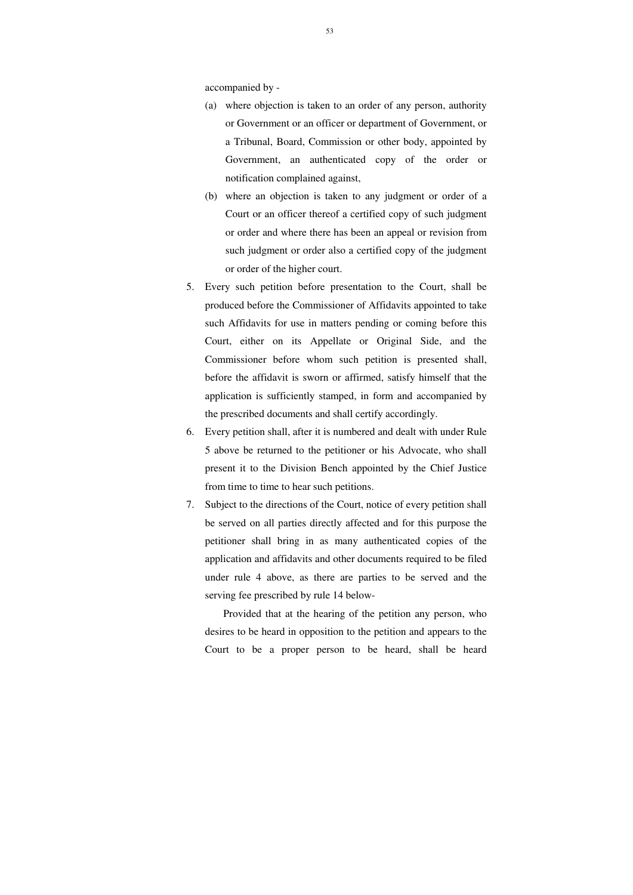accompanied by -

(a) where objection is taken to an order of any person, authority or Government or an officer or department of Government, or a Tribunal, Board, Commission or other body, appointed by Government, an authenticated copy of the order or notification complained against,

(b) where an objection is taken to any judgment or order of a Court or an officer thereof a certified copy of such judgment or order and where there has been an appeal or revision from such judgment or order also a certified copy of the judgment or order of the higher court.

5. Every such petition before presentation to the Court, shall be produced before the Commissioner of Affidavits appointed to take such Affidavits for use in matters pending or coming before this Court, either on its Appellate or Original Side, and the Commissioner before whom such petition is presented shall, before the affidavit is sworn or affirmed, satisfy himself that the application is sufficiently stamped, in form and accompanied by the prescribed documents and shall certify accordingly.

6. Every petition shall, after it is numbered and dealt with under Rule 5 above be returned to the petitioner or his Advocate, who shall present it to the Division Bench appointed by the Chief Justice from time to time to hear such petitions.

7. Subject to the directions of the Court, notice of every petition shall be served on all parties directly affected and for this purpose the petitioner shall bring in as many authenticated copies of the application and affidavits and other documents required to be filed under rule 4 above, as there are parties to be served and the serving fee prescribed by rule 14 below-

   Provided that at the hearing of the petition any person, who desires to be heard in opposition to the petition and appears to the Court to be a proper person to be heard, shall be heard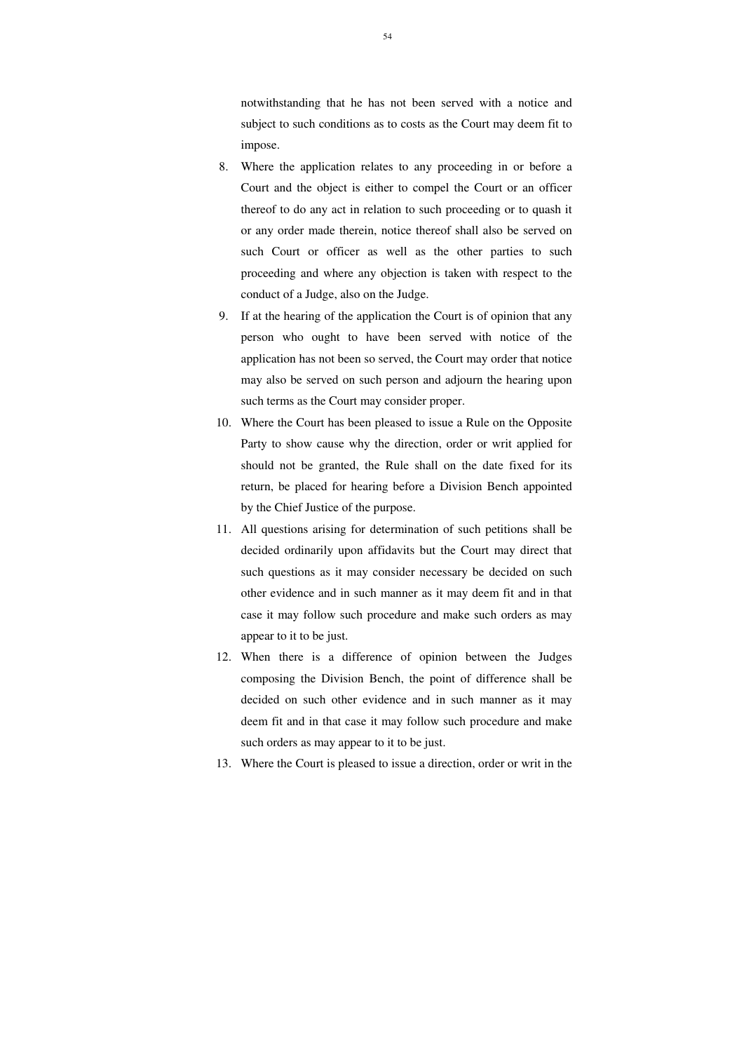notwithstanding that he has not been served with a notice and subject to such conditions as to costs as the Court may deem fit to impose.

8. Where the application relates to any proceeding in or before a Court and the object is either to compel the Court or an officer thereof to do any act in relation to such proceeding or to quash it or any order made therein, notice thereof shall also be served on such Court or officer as well as the other parties to such proceeding and where any objection is taken with respect to the conduct of a Judge, also on the Judge.

9. If at the hearing of the application the Court is of opinion that any person who ought to have been served with notice of the application has not been so served, the Court may order that notice may also be served on such person and adjourn the hearing upon such terms as the Court may consider proper.

10. Where the Court has been pleased to issue a Rule on the Opposite Party to show cause why the direction, order or writ applied for should not be granted, the Rule shall on the date fixed for its return, be placed for hearing before a Division Bench appointed by the Chief Justice of the purpose.

11. All questions arising for determination of such petitions shall be decided ordinarily upon affidavits but the Court may direct that such questions as it may consider necessary be decided on such other evidence and in such manner as it may deem fit and in that case it may follow such procedure and make such orders as may appear to it to be just.

12. When there is a difference of opinion between the Judges composing the Division Bench, the point of difference shall be decided on such other evidence and in such manner as it may deem fit and in that case it may follow such procedure and make such orders as may appear to it to be just.

13. Where the Court is pleased to issue a direction, order or writ in the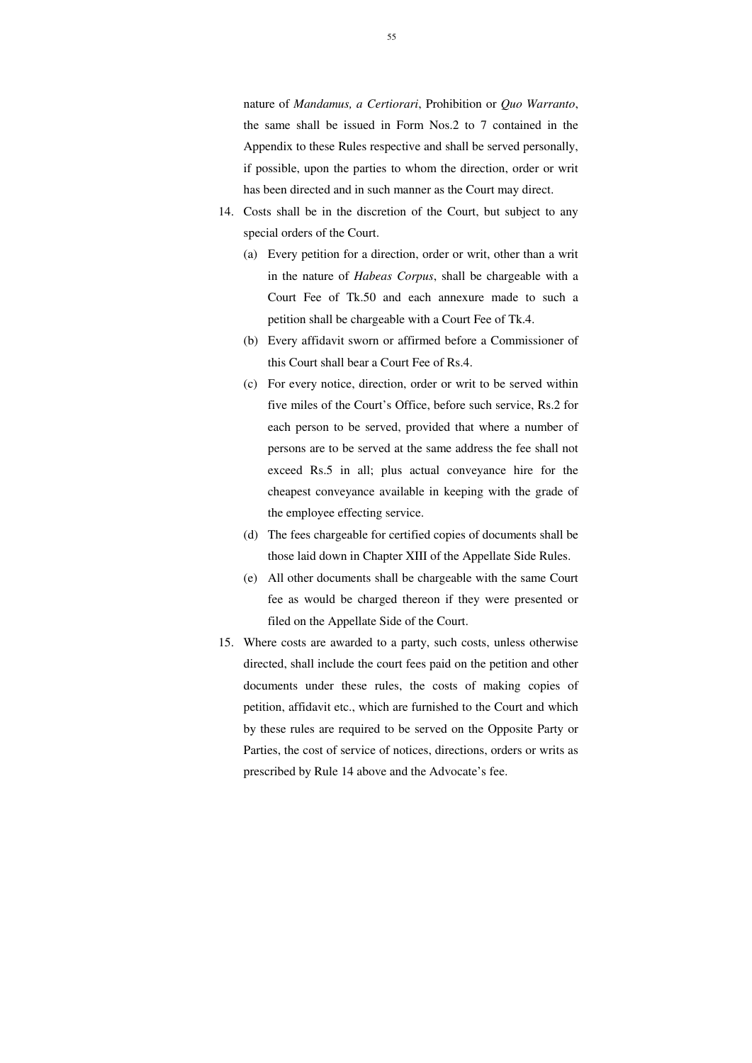nature of *Mandamus, a Certiorari*, Prohibition or *Quo Warranto*, the same shall be issued in Form Nos.2 to 7 contained in the Appendix to these Rules respective and shall be served personally, if possible, upon the parties to whom the direction, order or writ has been directed and in such manner as the Court may direct.

14. Costs shall be in the discretion of the Court, but subject to any special orders of the Court.
    (a) Every petition for a direction, order or writ, other than a writ in the nature of *Habeas Corpus*, shall be chargeable with a Court Fee of Tk.50 and each annexure made to such a petition shall be chargeable with a Court Fee of Tk.4.
    (b) Every affidavit sworn or affirmed before a Commissioner of this Court shall bear a Court Fee of Rs.4.
    (c) For every notice, direction, order or writ to be served within five miles of the Court's Office, before such service, Rs.2 for each person to be served, provided that where a number of persons are to be served at the same address the fee shall not exceed Rs.5 in all; plus actual conveyance hire for the cheapest conveyance available in keeping with the grade of the employee effecting service.
    (d) The fees chargeable for certified copies of documents shall be those laid down in Chapter XIII of the Appellate Side Rules.
    (e) All other documents shall be chargeable with the same Court fee as would be charged thereon if they were presented or filed on the Appellate Side of the Court.
15. Where costs are awarded to a party, such costs, unless otherwise directed, shall include the court fees paid on the petition and other documents under these rules, the costs of making copies of petition, affidavit etc., which are furnished to the Court and which by these rules are required to be served on the Opposite Party or Parties, the cost of service of notices, directions, orders or writs as prescribed by Rule 14 above and the Advocate's fee.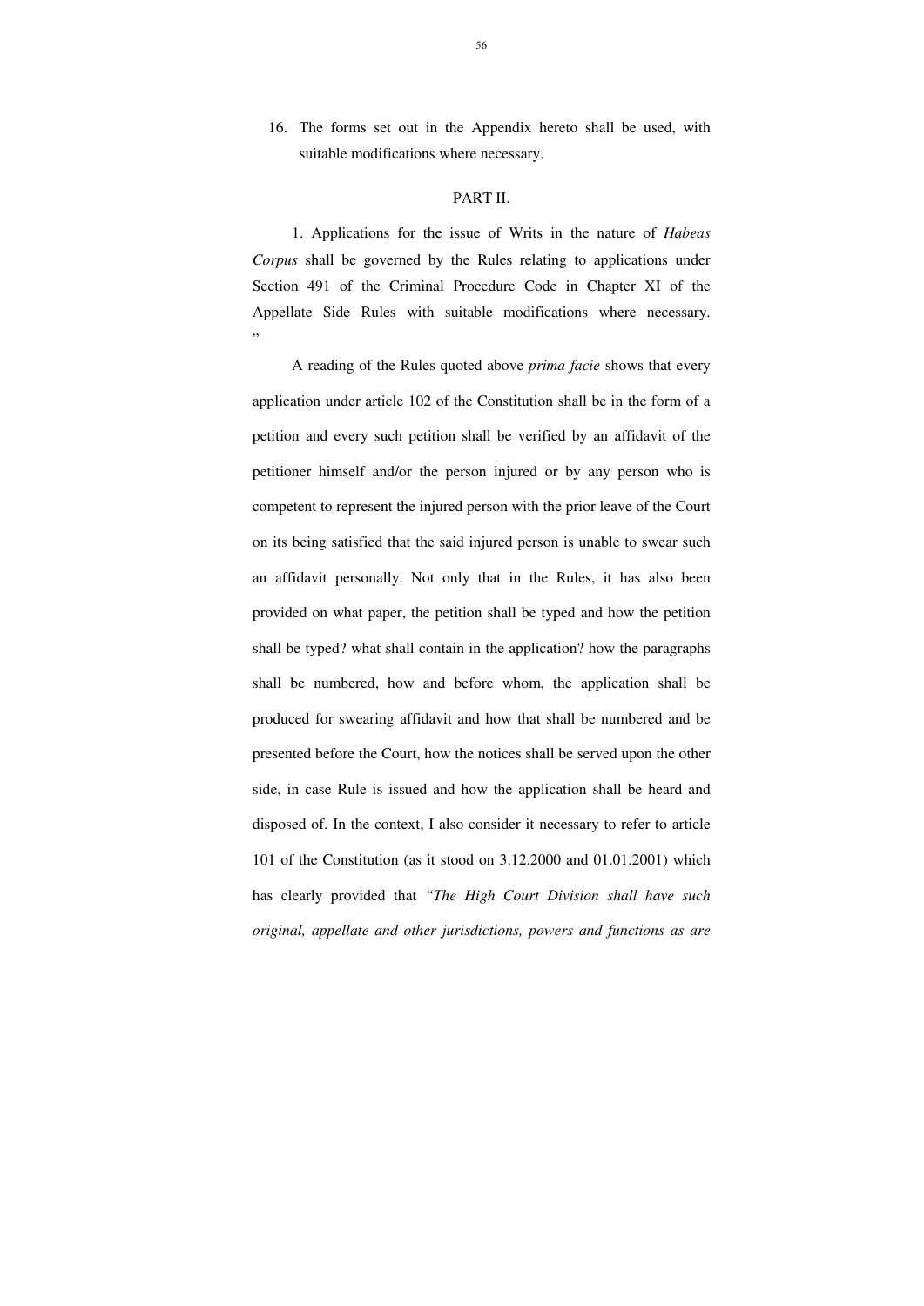16. The forms set out in the Appendix hereto shall be used, with suitable modifications where necessary.

PART II.

1. Applications for the issue of Writs in the nature of *Habeas Corpus* shall be governed by the Rules relating to applications under Section 491 of the Criminal Procedure Code in Chapter XI of the Appellate Side Rules with suitable modifications where necessary. "

A reading of the Rules quoted above *prima facie* shows that every application under article 102 of the Constitution shall be in the form of a petition and every such petition shall be verified by an affidavit of the petitioner himself and/or the person injured or by any person who is competent to represent the injured person with the prior leave of the Court on its being satisfied that the said injured person is unable to swear such an affidavit personally. Not only that in the Rules, it has also been provided on what paper, the petition shall be typed and how the petition shall be typed? what shall contain in the application? how the paragraphs shall be numbered, how and before whom, the application shall be produced for swearing affidavit and how that shall be numbered and be presented before the Court, how the notices shall be served upon the other side, in case Rule is issued and how the application shall be heard and disposed of. In the context, I also consider it necessary to refer to article 101 of the Constitution (as it stood on 3.12.2000 and 01.01.2001) which has clearly provided that *"The High Court Division shall have such original, appellate and other jurisdictions, powers and functions as are*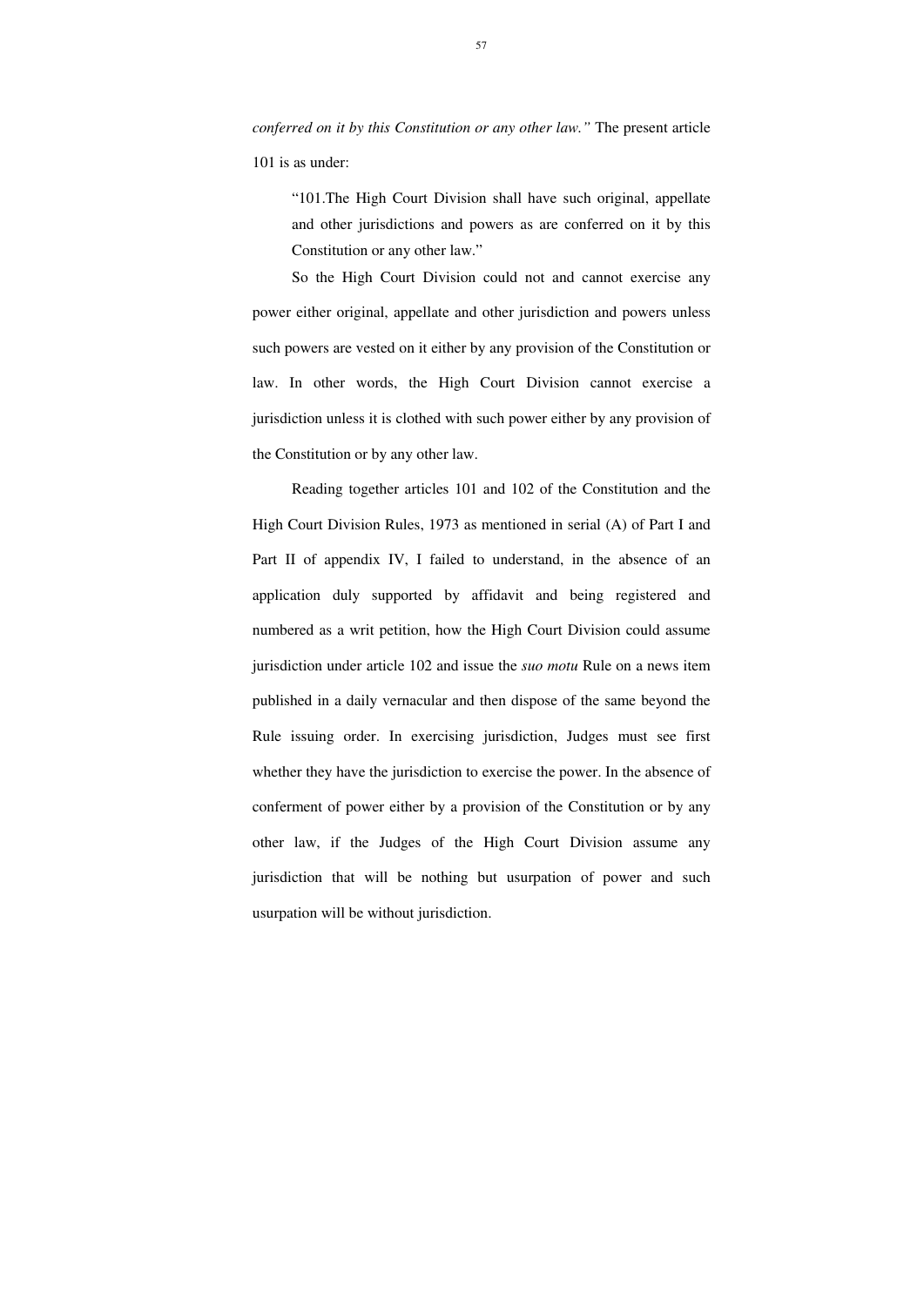*conferred on it by this Constitution or any other law."* The present article 101 is as under:

> "101.The High Court Division shall have such original, appellate and other jurisdictions and powers as are conferred on it by this Constitution or any other law."

So the High Court Division could not and cannot exercise any power either original, appellate and other jurisdiction and powers unless such powers are vested on it either by any provision of the Constitution or law. In other words, the High Court Division cannot exercise a jurisdiction unless it is clothed with such power either by any provision of the Constitution or by any other law.

Reading together articles 101 and 102 of the Constitution and the High Court Division Rules, 1973 as mentioned in serial (A) of Part I and Part II of appendix IV, I failed to understand, in the absence of an application duly supported by affidavit and being registered and numbered as a writ petition, how the High Court Division could assume jurisdiction under article 102 and issue the *suo motu* Rule on a news item published in a daily vernacular and then dispose of the same beyond the Rule issuing order. In exercising jurisdiction, Judges must see first whether they have the jurisdiction to exercise the power. In the absence of conferment of power either by a provision of the Constitution or by any other law, if the Judges of the High Court Division assume any jurisdiction that will be nothing but usurpation of power and such usurpation will be without jurisdiction.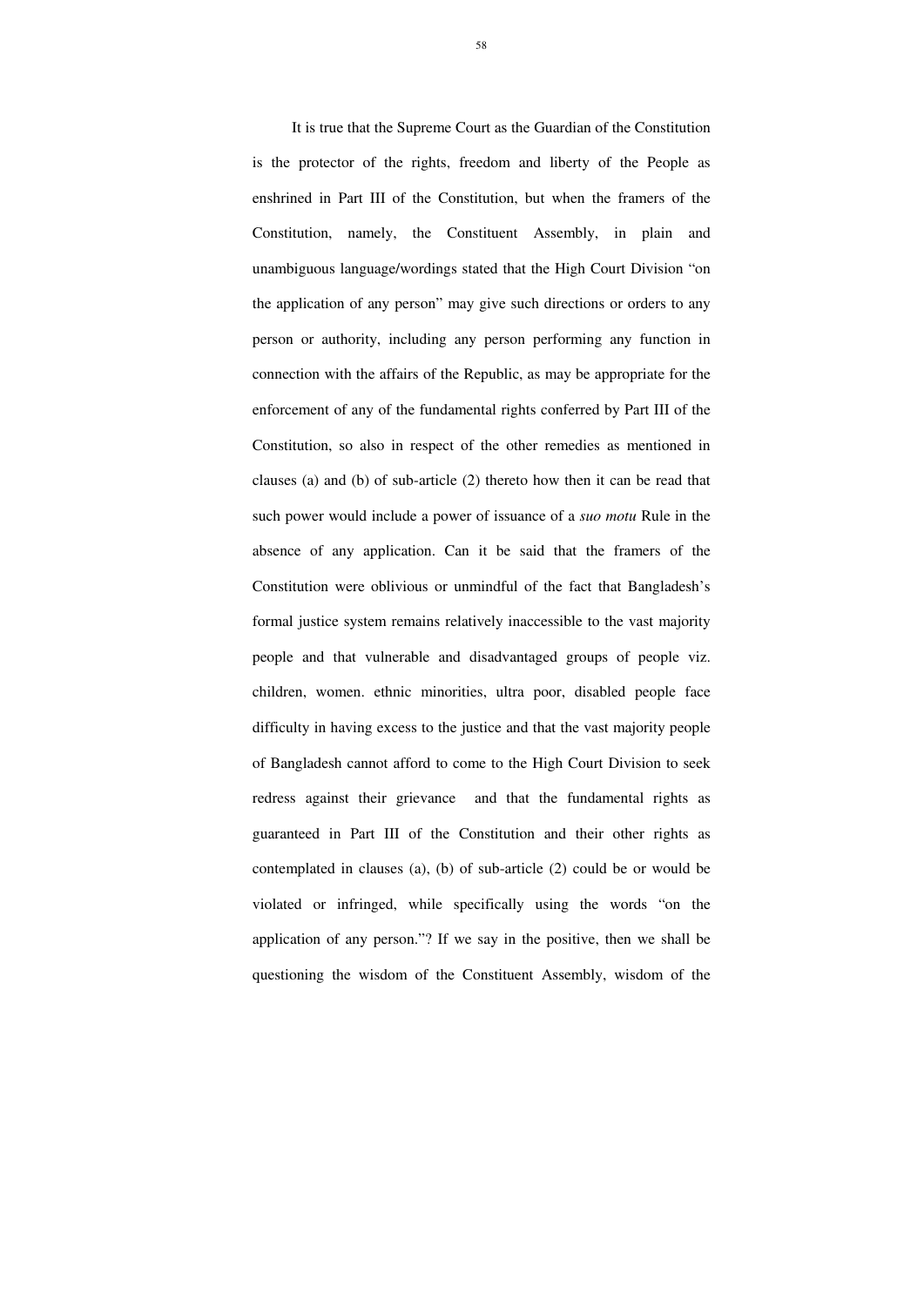It is true that the Supreme Court as the Guardian of the Constitution is the protector of the rights, freedom and liberty of the People as enshrined in Part III of the Constitution, but when the framers of the Constitution, namely, the Constituent Assembly, in plain and unambiguous language/wordings stated that the High Court Division "on the application of any person" may give such directions or orders to any person or authority, including any person performing any function in connection with the affairs of the Republic, as may be appropriate for the enforcement of any of the fundamental rights conferred by Part III of the Constitution, so also in respect of the other remedies as mentioned in clauses (a) and (b) of sub-article (2) thereto how then it can be read that such power would include a power of issuance of a *suo motu* Rule in the absence of any application. Can it be said that the framers of the Constitution were oblivious or unmindful of the fact that Bangladesh's formal justice system remains relatively inaccessible to the vast majority people and that vulnerable and disadvantaged groups of people viz. children, women. ethnic minorities, ultra poor, disabled people face difficulty in having excess to the justice and that the vast majority people of Bangladesh cannot afford to come to the High Court Division to seek redress against their grievance and that the fundamental rights as guaranteed in Part III of the Constitution and their other rights as contemplated in clauses (a), (b) of sub-article (2) could be or would be violated or infringed, while specifically using the words "on the application of any person."? If we say in the positive, then we shall be questioning the wisdom of the Constituent Assembly, wisdom of the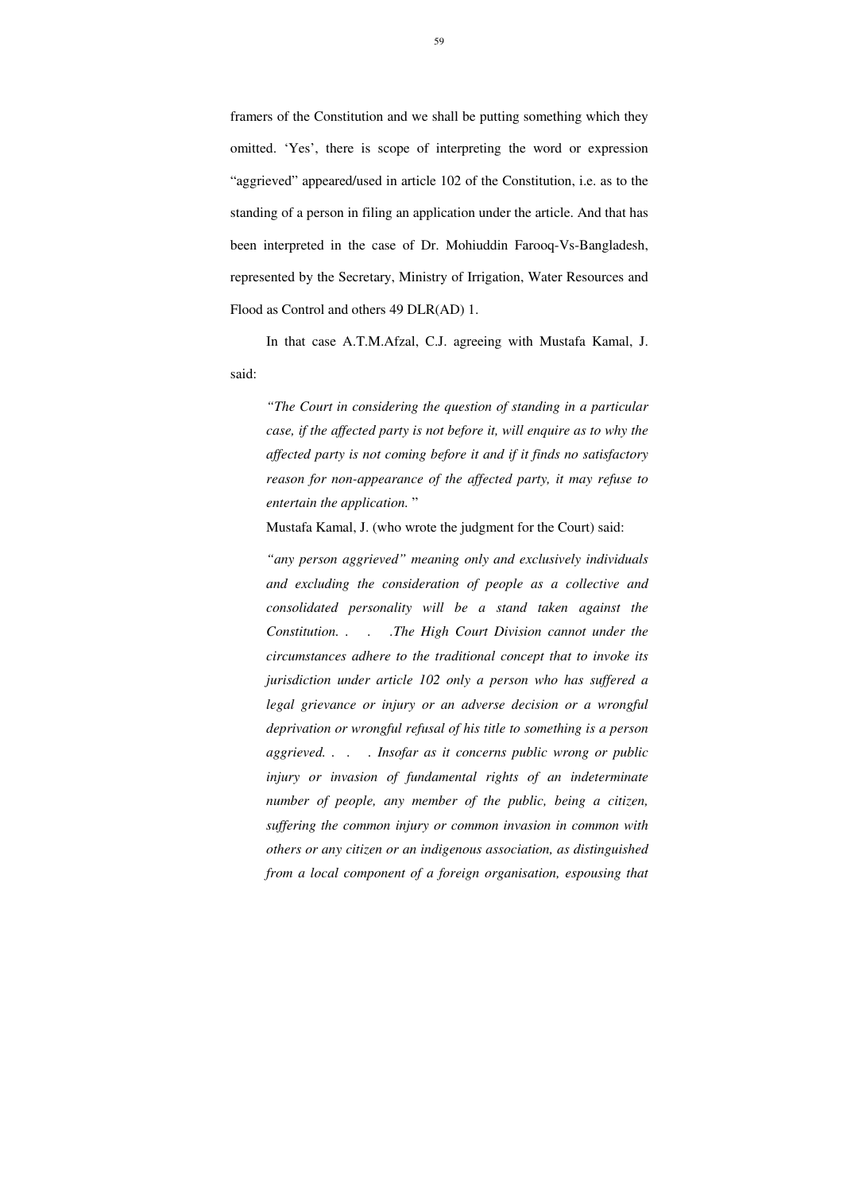framers of the Constitution and we shall be putting something which they omitted. 'Yes', there is scope of interpreting the word or expression "aggrieved" appeared/used in article 102 of the Constitution, i.e. as to the standing of a person in filing an application under the article. And that has been interpreted in the case of Dr. Mohiuddin Farooq-Vs-Bangladesh, represented by the Secretary, Ministry of Irrigation, Water Resources and Flood as Control and others 49 DLR(AD) 1.

In that case A.T.M.Afzal, C.J. agreeing with Mustafa Kamal, J. said:

> *"The Court in considering the question of standing in a particular case, if the affected party is not before it, will enquire as to why the affected party is not coming before it and if it finds no satisfactory reason for non-appearance of the affected party, it may refuse to entertain the application."*

Mustafa Kamal, J. (who wrote the judgment for the Court) said:

> *"any person aggrieved" meaning only and exclusively individuals and excluding the consideration of people as a collective and consolidated personality will be a stand taken against the Constitution. . . .The High Court Division cannot under the circumstances adhere to the traditional concept that to invoke its jurisdiction under article 102 only a person who has suffered a legal grievance or injury or an adverse decision or a wrongful deprivation or wrongful refusal of his title to something is a person aggrieved. . . . Insofar as it concerns public wrong or public injury or invasion of fundamental rights of an indeterminate number of people, any member of the public, being a citizen, suffering the common injury or common invasion in common with others or any citizen or an indigenous association, as distinguished from a local component of a foreign organisation, espousing that*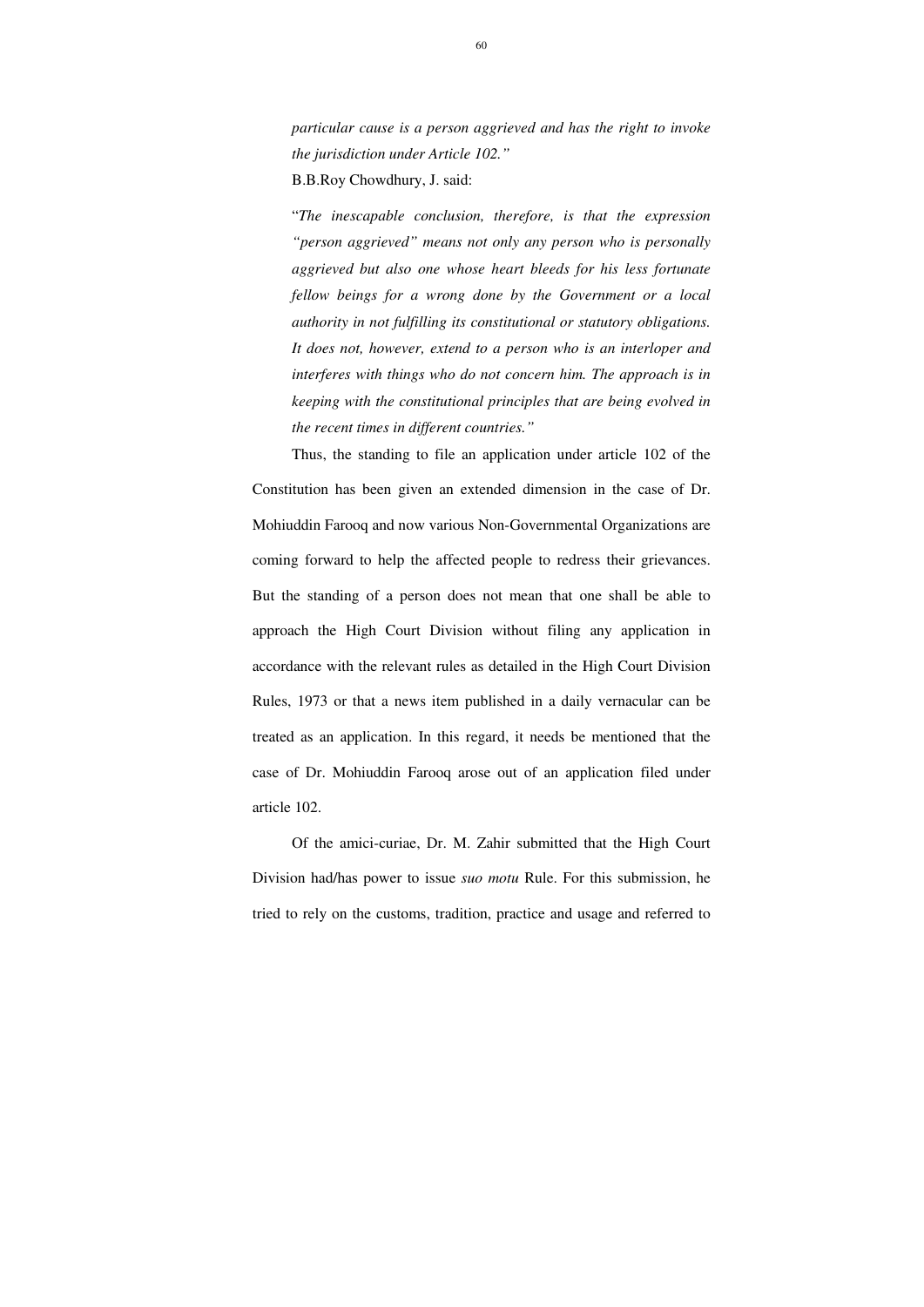*particular cause is a person aggrieved and has the right to invoke the jurisdiction under Article 102."*

B.B.Roy Chowdhury, J. said:

"*The inescapable conclusion, therefore, is that the expression "person aggrieved" means not only any person who is personally aggrieved but also one whose heart bleeds for his less fortunate fellow beings for a wrong done by the Government or a local authority in not fulfilling its constitutional or statutory obligations. It does not, however, extend to a person who is an interloper and interferes with things who do not concern him. The approach is in keeping with the constitutional principles that are being evolved in the recent times in different countries."*

Thus, the standing to file an application under article 102 of the Constitution has been given an extended dimension in the case of Dr. Mohiuddin Farooq and now various Non-Governmental Organizations are coming forward to help the affected people to redress their grievances. But the standing of a person does not mean that one shall be able to approach the High Court Division without filing any application in accordance with the relevant rules as detailed in the High Court Division Rules, 1973 or that a news item published in a daily vernacular can be treated as an application. In this regard, it needs be mentioned that the case of Dr. Mohiuddin Farooq arose out of an application filed under article 102.

Of the amici-curiae, Dr. M. Zahir submitted that the High Court Division had/has power to issue *suo motu* Rule. For this submission, he tried to rely on the customs, tradition, practice and usage and referred to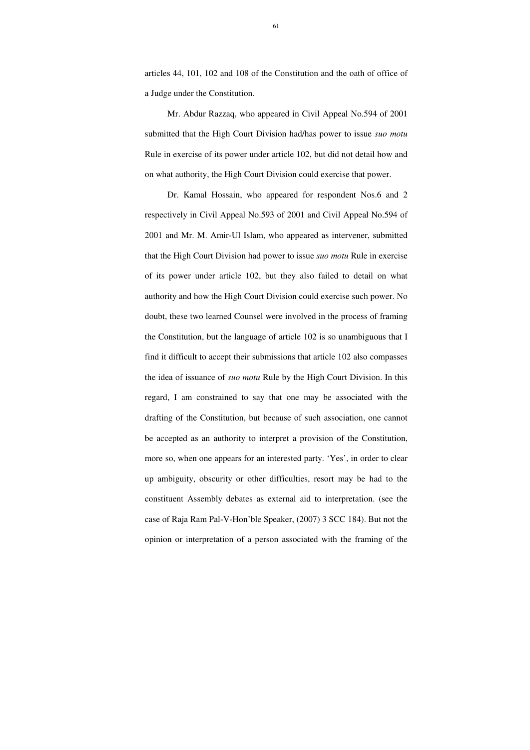articles 44, 101, 102 and 108 of the Constitution and the oath of office of a Judge under the Constitution.

Mr. Abdur Razzaq, who appeared in Civil Appeal No.594 of 2001 submitted that the High Court Division had/has power to issue *suo motu* Rule in exercise of its power under article 102, but did not detail how and on what authority, the High Court Division could exercise that power.

Dr. Kamal Hossain, who appeared for respondent Nos.6 and 2 respectively in Civil Appeal No.593 of 2001 and Civil Appeal No.594 of 2001 and Mr. M. Amir-Ul Islam, who appeared as intervener, submitted that the High Court Division had power to issue *suo motu* Rule in exercise of its power under article 102, but they also failed to detail on what authority and how the High Court Division could exercise such power. No doubt, these two learned Counsel were involved in the process of framing the Constitution, but the language of article 102 is so unambiguous that I find it difficult to accept their submissions that article 102 also compasses the idea of issuance of *suo motu* Rule by the High Court Division. In this regard, I am constrained to say that one may be associated with the drafting of the Constitution, but because of such association, one cannot be accepted as an authority to interpret a provision of the Constitution, more so, when one appears for an interested party. 'Yes', in order to clear up ambiguity, obscurity or other difficulties, resort may be had to the constituent Assembly debates as external aid to interpretation. (see the case of Raja Ram Pal-V-Hon'ble Speaker, (2007) 3 SCC 184). But not the opinion or interpretation of a person associated with the framing of the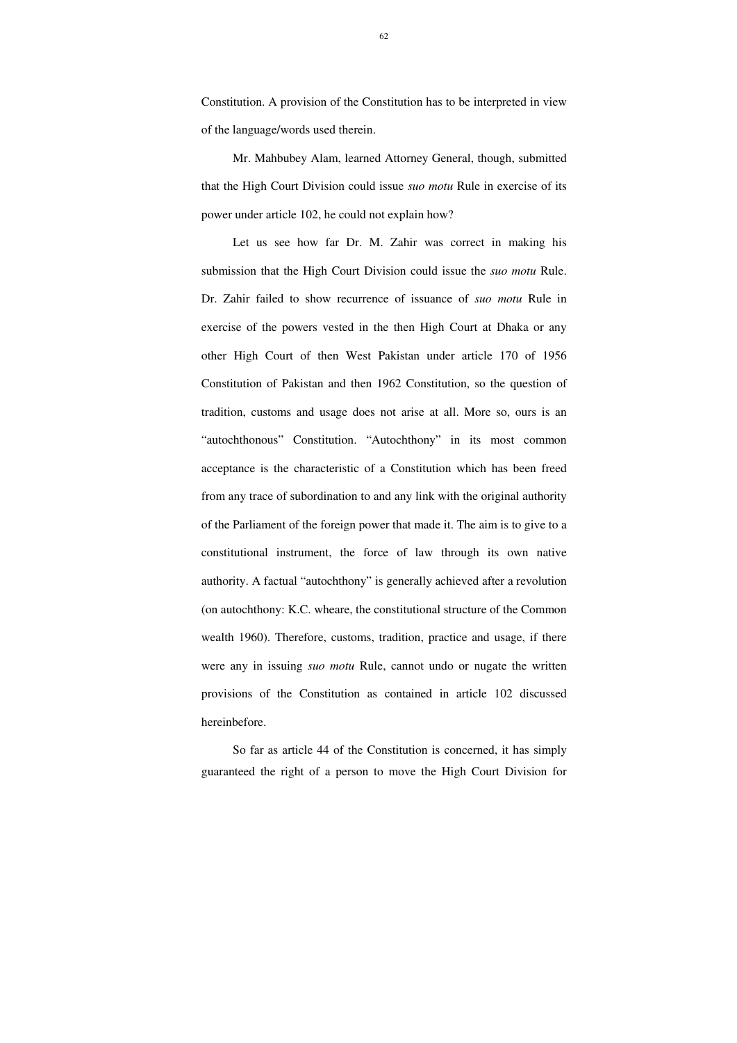Constitution. A provision of the Constitution has to be interpreted in view of the language/words used therein.

Mr. Mahbubey Alam, learned Attorney General, though, submitted that the High Court Division could issue *suo motu* Rule in exercise of its power under article 102, he could not explain how?

Let us see how far Dr. M. Zahir was correct in making his submission that the High Court Division could issue the *suo motu* Rule. Dr. Zahir failed to show recurrence of issuance of *suo motu* Rule in exercise of the powers vested in the then High Court at Dhaka or any other High Court of then West Pakistan under article 170 of 1956 Constitution of Pakistan and then 1962 Constitution, so the question of tradition, customs and usage does not arise at all. More so, ours is an "autochthonous" Constitution. "Autochthony" in its most common acceptance is the characteristic of a Constitution which has been freed from any trace of subordination to and any link with the original authority of the Parliament of the foreign power that made it. The aim is to give to a constitutional instrument, the force of law through its own native authority. A factual "autochthony" is generally achieved after a revolution (on autochthony: K.C. wheare, the constitutional structure of the Common wealth 1960). Therefore, customs, tradition, practice and usage, if there were any in issuing *suo motu* Rule, cannot undo or nugate the written provisions of the Constitution as contained in article 102 discussed hereinbefore.

So far as article 44 of the Constitution is concerned, it has simply guaranteed the right of a person to move the High Court Division for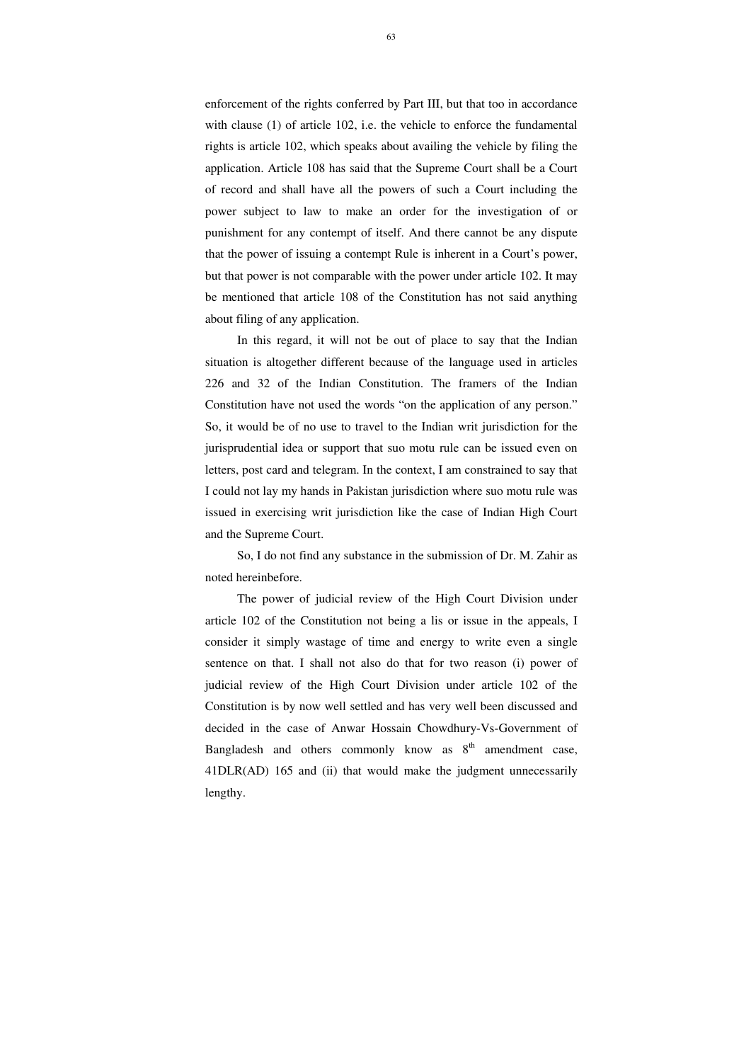enforcement of the rights conferred by Part III, but that too in accordance with clause (1) of article 102, i.e. the vehicle to enforce the fundamental rights is article 102, which speaks about availing the vehicle by filing the application. Article 108 has said that the Supreme Court shall be a Court of record and shall have all the powers of such a Court including the power subject to law to make an order for the investigation of or punishment for any contempt of itself. And there cannot be any dispute that the power of issuing a contempt Rule is inherent in a Court's power, but that power is not comparable with the power under article 102. It may be mentioned that article 108 of the Constitution has not said anything about filing of any application.

In this regard, it will not be out of place to say that the Indian situation is altogether different because of the language used in articles 226 and 32 of the Indian Constitution. The framers of the Indian Constitution have not used the words "on the application of any person." So, it would be of no use to travel to the Indian writ jurisdiction for the jurisprudential idea or support that suo motu rule can be issued even on letters, post card and telegram. In the context, I am constrained to say that I could not lay my hands in Pakistan jurisdiction where suo motu rule was issued in exercising writ jurisdiction like the case of Indian High Court and the Supreme Court.

So, I do not find any substance in the submission of Dr. M. Zahir as noted hereinbefore.

The power of judicial review of the High Court Division under article 102 of the Constitution not being a lis or issue in the appeals, I consider it simply wastage of time and energy to write even a single sentence on that. I shall not also do that for two reason (i) power of judicial review of the High Court Division under article 102 of the Constitution is by now well settled and has very well been discussed and decided in the case of Anwar Hossain Chowdhury-Vs-Government of Bangladesh and others commonly know as 8th amendment case, 41DLR(AD) 165 and (ii) that would make the judgment unnecessarily lengthy.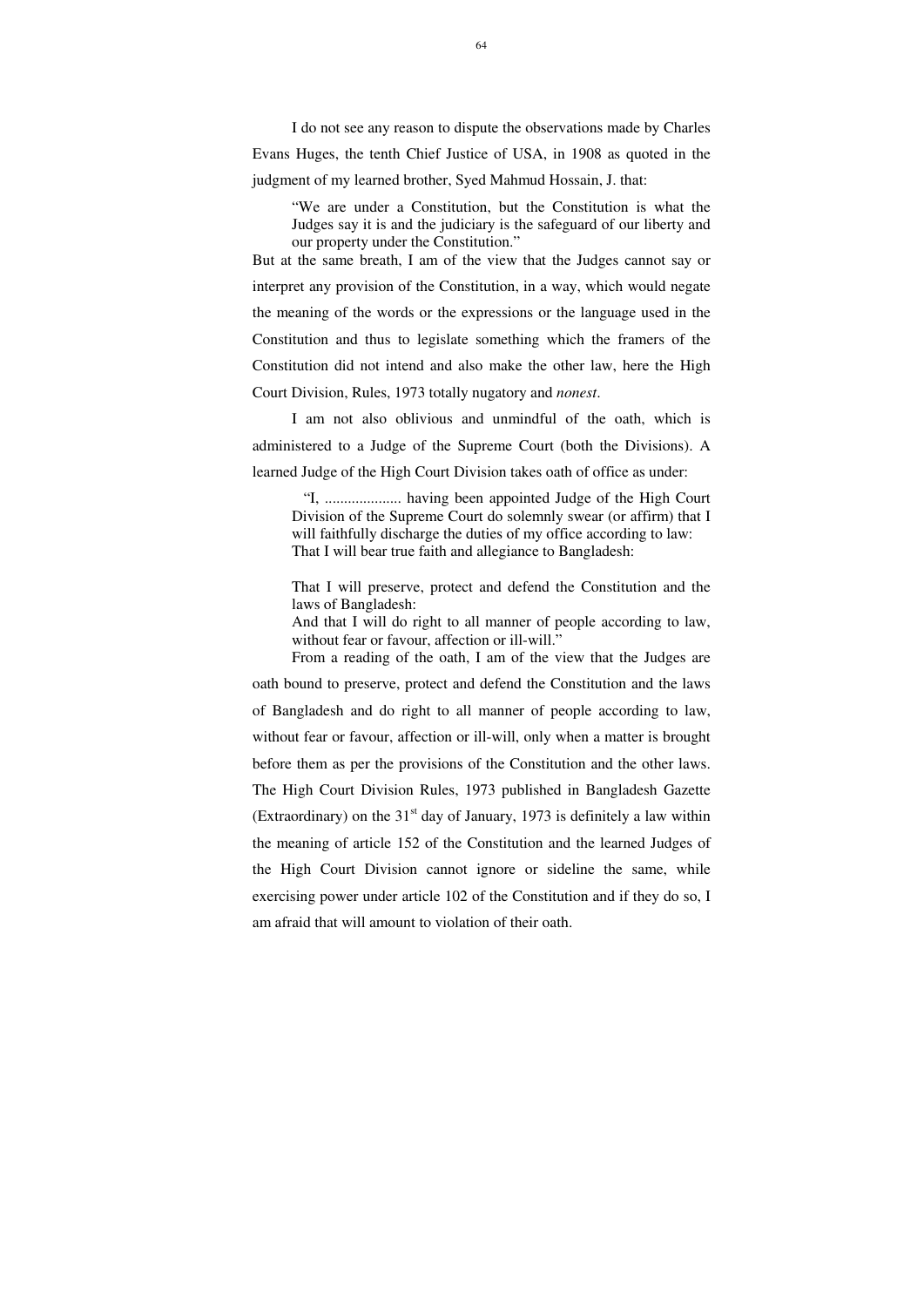I do not see any reason to dispute the observations made by Charles Evans Huges, the tenth Chief Justice of USA, in 1908 as quoted in the judgment of my learned brother, Syed Mahmud Hossain, J. that:

> "We are under a Constitution, but the Constitution is what the Judges say it is and the judiciary is the safeguard of our liberty and our property under the Constitution."

But at the same breath, I am of the view that the Judges cannot say or interpret any provision of the Constitution, in a way, which would negate the meaning of the words or the expressions or the language used in the Constitution and thus to legislate something which the framers of the Constitution did not intend and also make the other law, here the High Court Division, Rules, 1973 totally nugatory and *nonest*.

I am not also oblivious and unmindful of the oath, which is administered to a Judge of the Supreme Court (both the Divisions). A learned Judge of the High Court Division takes oath of office as under:

> "I, .................... having been appointed Judge of the High Court Division of the Supreme Court do solemnly swear (or affirm) that I will faithfully discharge the duties of my office according to law:
> That I will bear true faith and allegiance to Bangladesh:
>
> That I will preserve, protect and defend the Constitution and the laws of Bangladesh:
> And that I will do right to all manner of people according to law, without fear or favour, affection or ill-will."

From a reading of the oath, I am of the view that the Judges are oath bound to preserve, protect and defend the Constitution and the laws of Bangladesh and do right to all manner of people according to law, without fear or favour, affection or ill-will, only when a matter is brought before them as per the provisions of the Constitution and the other laws. The High Court Division Rules, 1973 published in Bangladesh Gazette (Extraordinary) on the 31st day of January, 1973 is definitely a law within the meaning of article 152 of the Constitution and the learned Judges of the High Court Division cannot ignore or sideline the same, while exercising power under article 102 of the Constitution and if they do so, I am afraid that will amount to violation of their oath.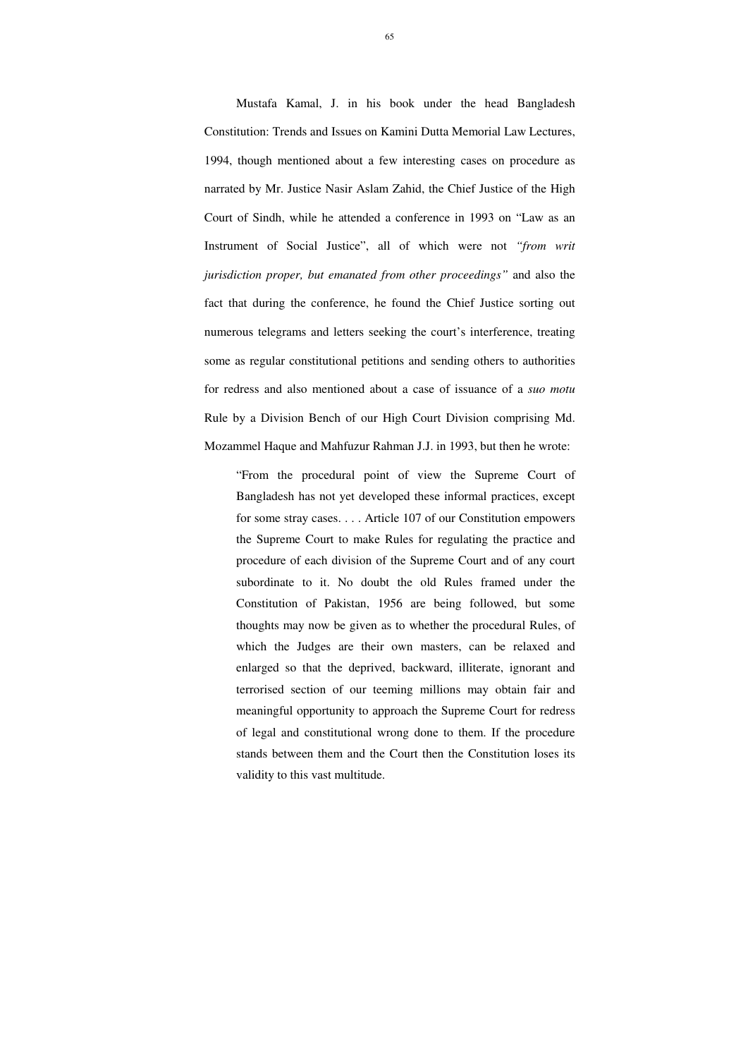Mustafa Kamal, J. in his book under the head Bangladesh Constitution: Trends and Issues on Kamini Dutta Memorial Law Lectures, 1994, though mentioned about a few interesting cases on procedure as narrated by Mr. Justice Nasir Aslam Zahid, the Chief Justice of the High Court of Sindh, while he attended a conference in 1993 on "Law as an Instrument of Social Justice", all of which were not *"from writ jurisdiction proper, but emanated from other proceedings"* and also the fact that during the conference, he found the Chief Justice sorting out numerous telegrams and letters seeking the court's interference, treating some as regular constitutional petitions and sending others to authorities for redress and also mentioned about a case of issuance of a *suo motu* Rule by a Division Bench of our High Court Division comprising Md. Mozammel Haque and Mahfuzur Rahman J.J. in 1993, but then he wrote:

> "From the procedural point of view the Supreme Court of Bangladesh has not yet developed these informal practices, except for some stray cases. . . . Article 107 of our Constitution empowers the Supreme Court to make Rules for regulating the practice and procedure of each division of the Supreme Court and of any court subordinate to it. No doubt the old Rules framed under the Constitution of Pakistan, 1956 are being followed, but some thoughts may now be given as to whether the procedural Rules, of which the Judges are their own masters, can be relaxed and enlarged so that the deprived, backward, illiterate, ignorant and terrorised section of our teeming millions may obtain fair and meaningful opportunity to approach the Supreme Court for redress of legal and constitutional wrong done to them. If the procedure stands between them and the Court then the Constitution loses its validity to this vast multitude.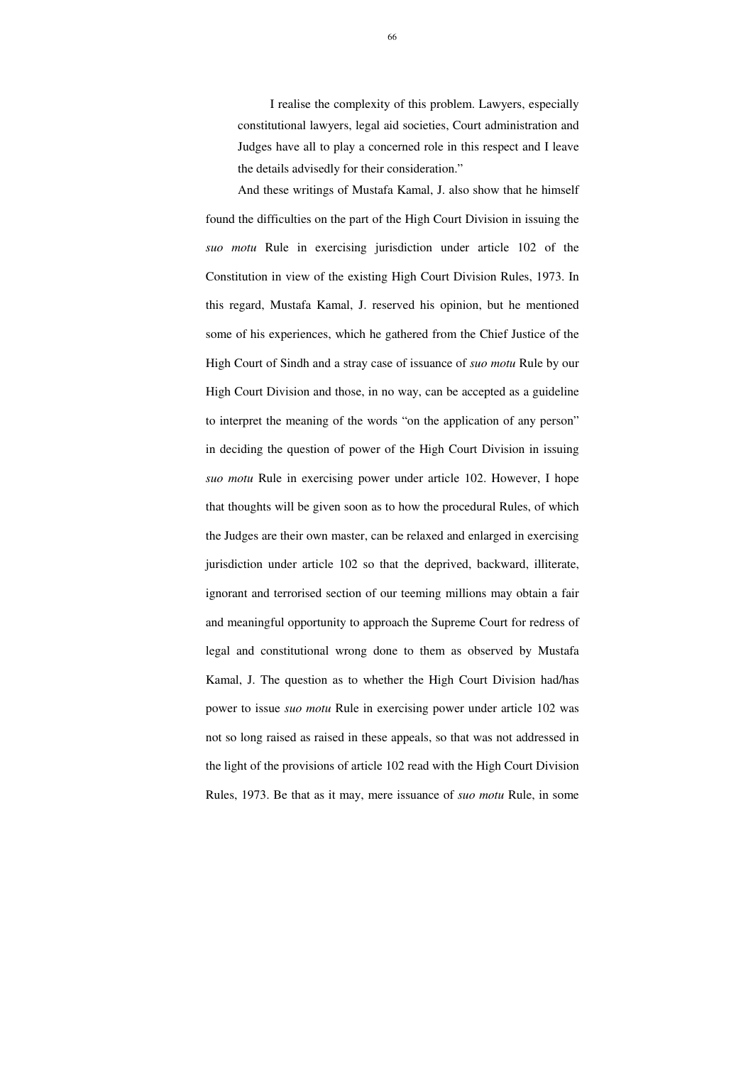> I realise the complexity of this problem. Lawyers, especially constitutional lawyers, legal aid societies, Court administration and Judges have all to play a concerned role in this respect and I leave the details advisedly for their consideration."

And these writings of Mustafa Kamal, J. also show that he himself found the difficulties on the part of the High Court Division in issuing the *suo motu* Rule in exercising jurisdiction under article 102 of the Constitution in view of the existing High Court Division Rules, 1973. In this regard, Mustafa Kamal, J. reserved his opinion, but he mentioned some of his experiences, which he gathered from the Chief Justice of the High Court of Sindh and a stray case of issuance of *suo motu* Rule by our High Court Division and those, in no way, can be accepted as a guideline to interpret the meaning of the words "on the application of any person" in deciding the question of power of the High Court Division in issuing *suo motu* Rule in exercising power under article 102. However, I hope that thoughts will be given soon as to how the procedural Rules, of which the Judges are their own master, can be relaxed and enlarged in exercising jurisdiction under article 102 so that the deprived, backward, illiterate, ignorant and terrorised section of our teeming millions may obtain a fair and meaningful opportunity to approach the Supreme Court for redress of legal and constitutional wrong done to them as observed by Mustafa Kamal, J. The question as to whether the High Court Division had/has power to issue *suo motu* Rule in exercising power under article 102 was not so long raised as raised in these appeals, so that was not addressed in the light of the provisions of article 102 read with the High Court Division Rules, 1973. Be that as it may, mere issuance of *suo motu* Rule, in some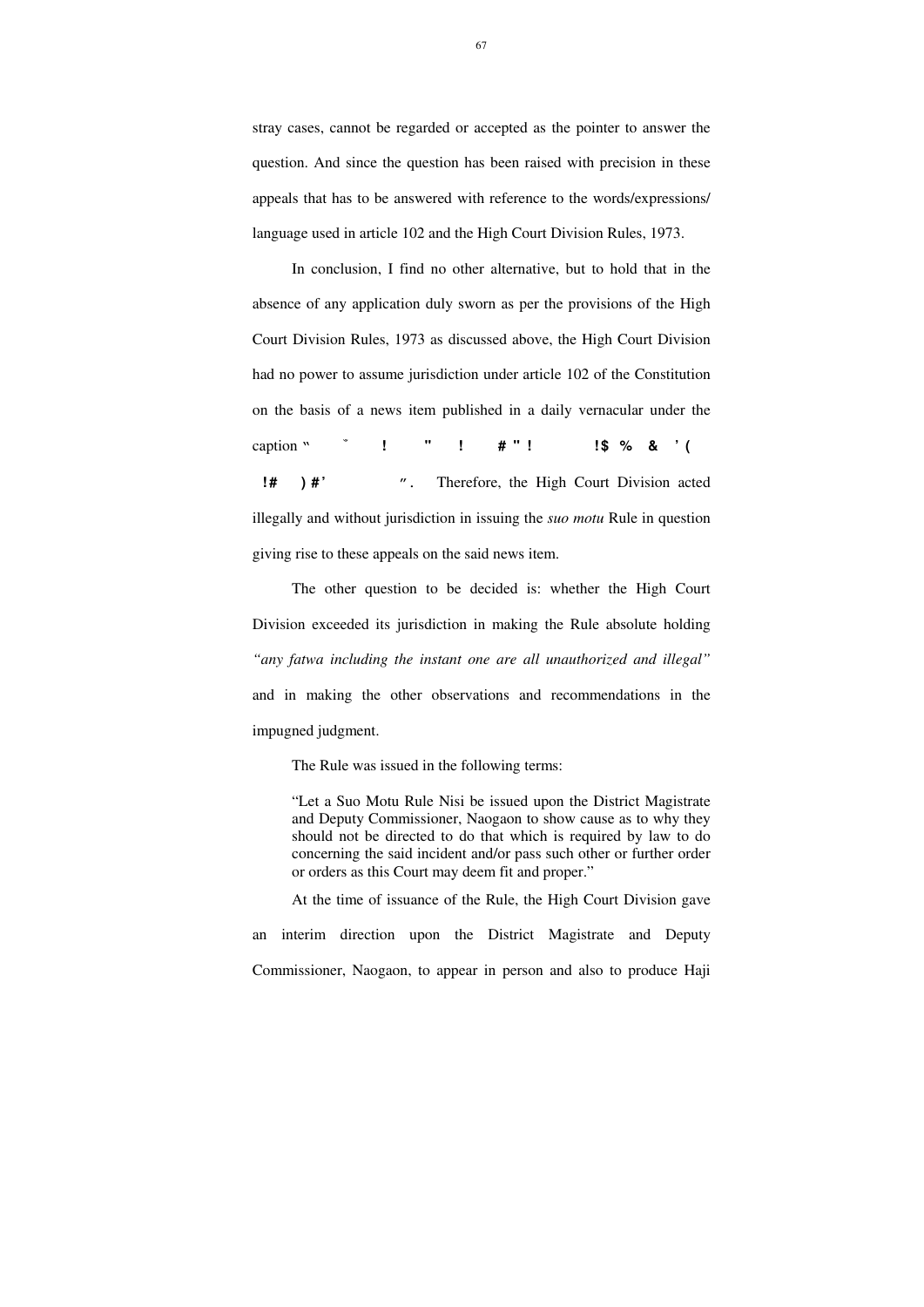stray cases, cannot be regarded or accepted as the pointer to answer the question. And since the question has been raised with precision in these appeals that has to be answered with reference to the words/expressions/ language used in article 102 and the High Court Division Rules, 1973.

In conclusion, I find no other alternative, but to hold that in the absence of any application duly sworn as per the provisions of the High Court Division Rules, 1973 as discussed above, the High Court Division had no power to assume jurisdiction under article 102 of the Constitution on the basis of a news item published in a daily vernacular under the caption " ˘ ! " ! # " ! !$ % & ' ( !# ) #' ″. Therefore, the High Court Division acted illegally and without jurisdiction in issuing the *suo motu* Rule in question giving rise to these appeals on the said news item.

The other question to be decided is: whether the High Court Division exceeded its jurisdiction in making the Rule absolute holding *"any fatwa including the instant one are all unauthorized and illegal"* and in making the other observations and recommendations in the impugned judgment.

The Rule was issued in the following terms:

> "Let a Suo Motu Rule Nisi be issued upon the District Magistrate and Deputy Commissioner, Naogaon to show cause as to why they should not be directed to do that which is required by law to do concerning the said incident and/or pass such other or further order or orders as this Court may deem fit and proper."

At the time of issuance of the Rule, the High Court Division gave an interim direction upon the District Magistrate and Deputy Commissioner, Naogaon, to appear in person and also to produce Haji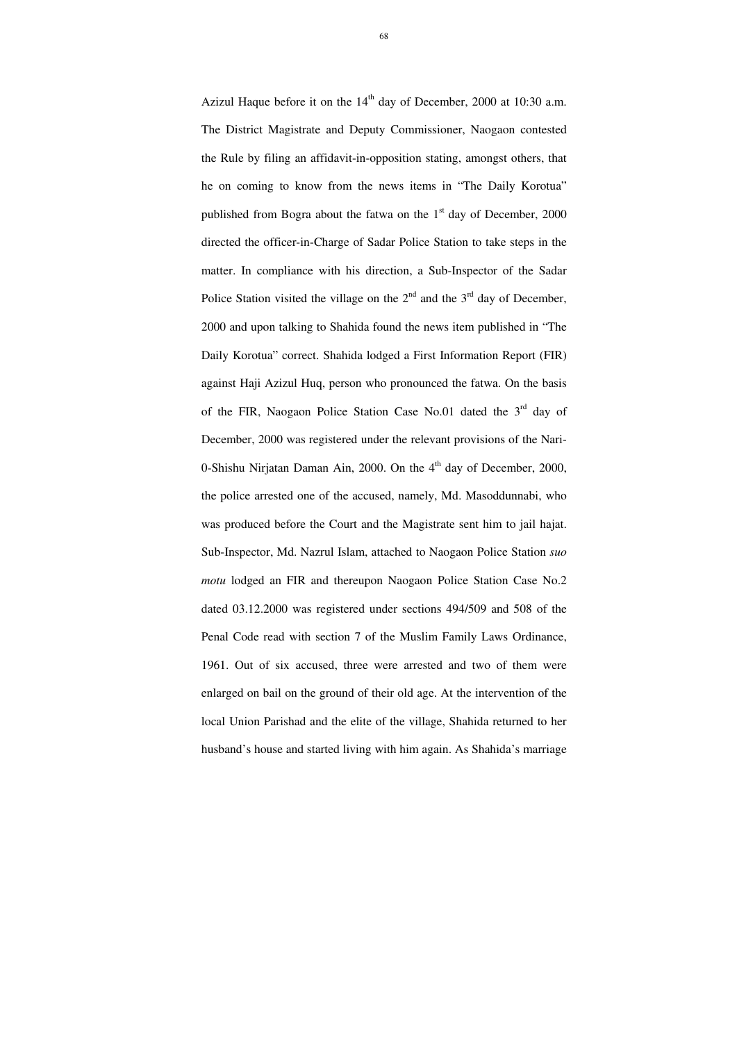Azizul Haque before it on the 14th day of December, 2000 at 10:30 a.m. The District Magistrate and Deputy Commissioner, Naogaon contested the Rule by filing an affidavit-in-opposition stating, amongst others, that he on coming to know from the news items in "The Daily Korotua" published from Bogra about the fatwa on the 1st day of December, 2000 directed the officer-in-Charge of Sadar Police Station to take steps in the matter. In compliance with his direction, a Sub-Inspector of the Sadar Police Station visited the village on the 2nd and the 3rd day of December, 2000 and upon talking to Shahida found the news item published in "The Daily Korotua" correct. Shahida lodged a First Information Report (FIR) against Haji Azizul Huq, person who pronounced the fatwa. On the basis of the FIR, Naogaon Police Station Case No.01 dated the 3rd day of December, 2000 was registered under the relevant provisions of the Nari-0-Shishu Nirjatan Daman Ain, 2000. On the 4th day of December, 2000, the police arrested one of the accused, namely, Md. Masoddunnabi, who was produced before the Court and the Magistrate sent him to jail hajat. Sub-Inspector, Md. Nazrul Islam, attached to Naogaon Police Station *suo motu* lodged an FIR and thereupon Naogaon Police Station Case No.2 dated 03.12.2000 was registered under sections 494/509 and 508 of the Penal Code read with section 7 of the Muslim Family Laws Ordinance, 1961. Out of six accused, three were arrested and two of them were enlarged on bail on the ground of their old age. At the intervention of the local Union Parishad and the elite of the village, Shahida returned to her husband's house and started living with him again. As Shahida's marriage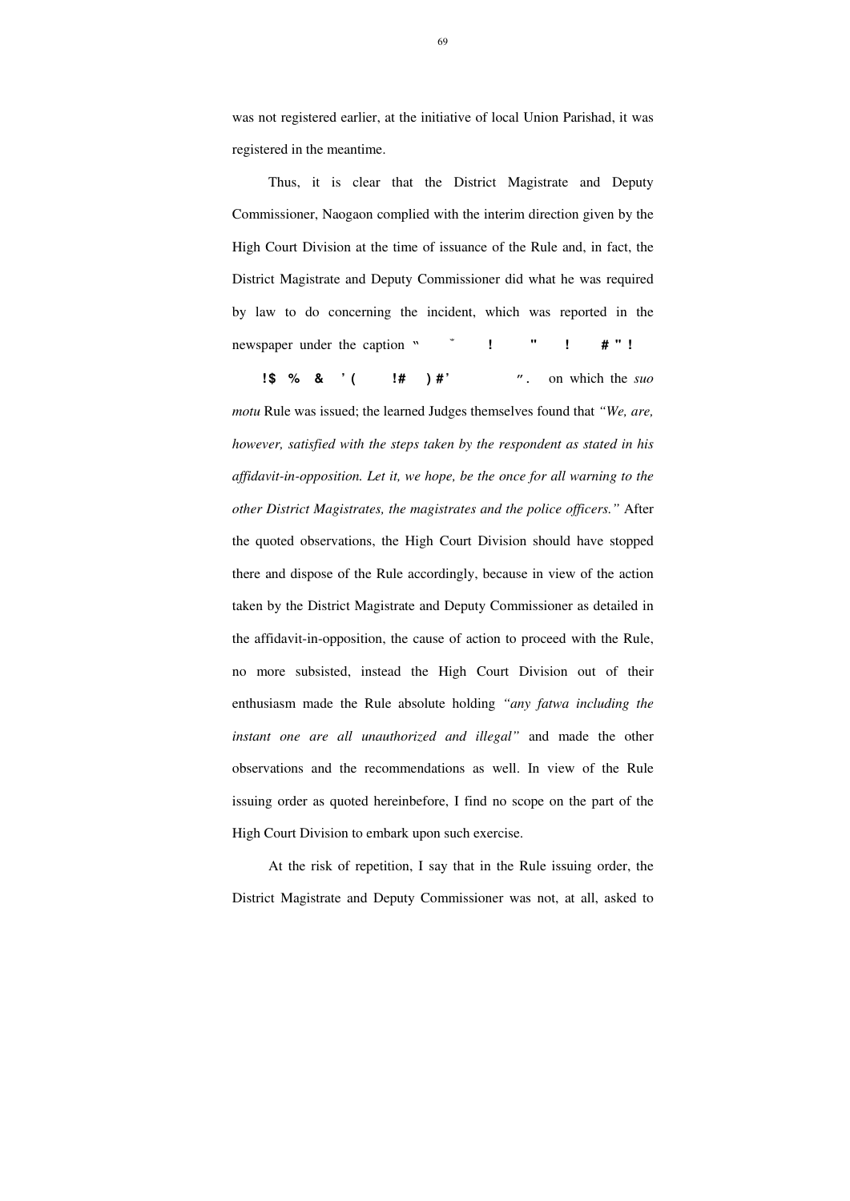was not registered earlier, at the initiative of local Union Parishad, it was registered in the meantime.

Thus, it is clear that the District Magistrate and Deputy Commissioner, Naogaon complied with the interim direction given by the High Court Division at the time of issuance of the Rule and, in fact, the District Magistrate and Deputy Commissioner did what he was required by law to do concerning the incident, which was reported in the newspaper under the caption " ˇ ! " ! # " ! !$ % & ' ( !# ) #' ". on which the *suo motu* Rule was issued; the learned Judges themselves found that *"We, are, however, satisfied with the steps taken by the respondent as stated in his affidavit-in-opposition. Let it, we hope, be the once for all warning to the other District Magistrates, the magistrates and the police officers."* After the quoted observations, the High Court Division should have stopped there and dispose of the Rule accordingly, because in view of the action taken by the District Magistrate and Deputy Commissioner as detailed in the affidavit-in-opposition, the cause of action to proceed with the Rule, no more subsisted, instead the High Court Division out of their enthusiasm made the Rule absolute holding *"any fatwa including the instant one are all unauthorized and illegal"* and made the other observations and the recommendations as well. In view of the Rule issuing order as quoted hereinbefore, I find no scope on the part of the High Court Division to embark upon such exercise.

At the risk of repetition, I say that in the Rule issuing order, the District Magistrate and Deputy Commissioner was not, at all, asked to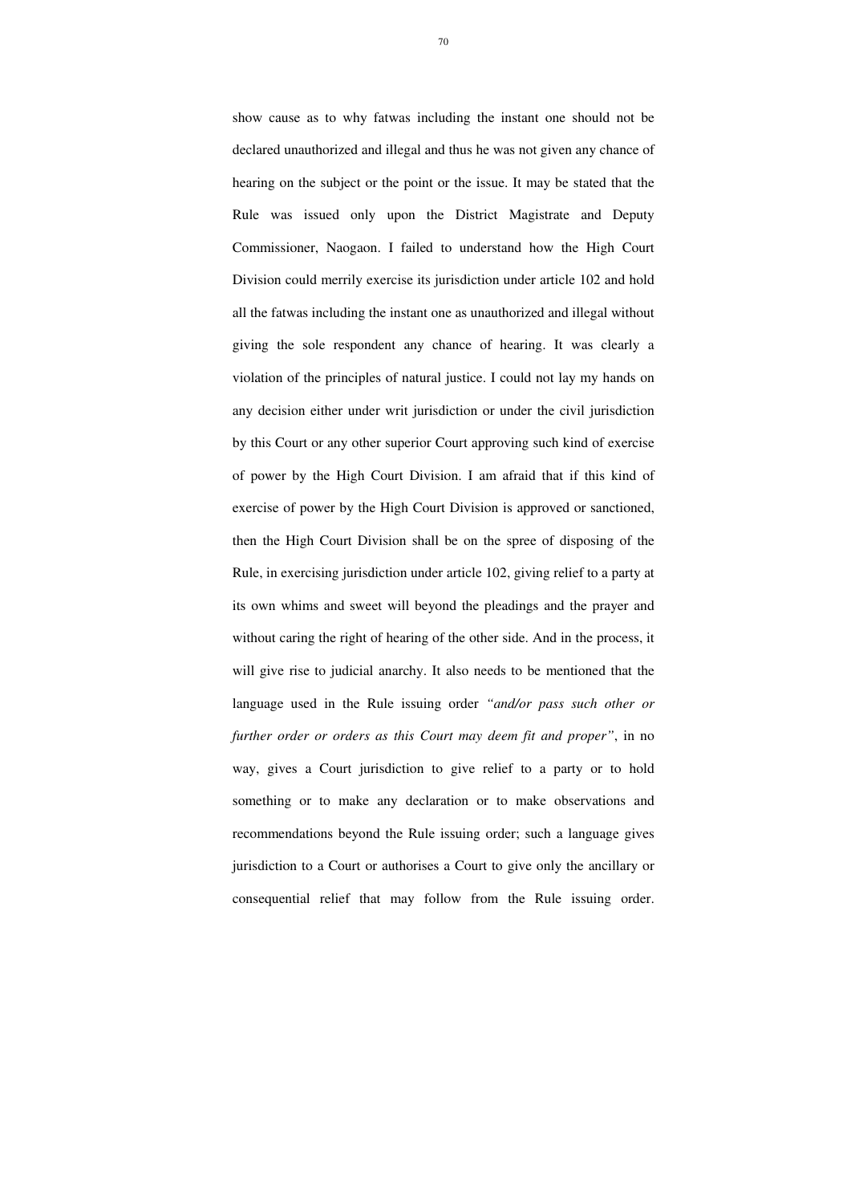show cause as to why fatwas including the instant one should not be declared unauthorized and illegal and thus he was not given any chance of hearing on the subject or the point or the issue. It may be stated that the Rule was issued only upon the District Magistrate and Deputy Commissioner, Naogaon. I failed to understand how the High Court Division could merrily exercise its jurisdiction under article 102 and hold all the fatwas including the instant one as unauthorized and illegal without giving the sole respondent any chance of hearing. It was clearly a violation of the principles of natural justice. I could not lay my hands on any decision either under writ jurisdiction or under the civil jurisdiction by this Court or any other superior Court approving such kind of exercise of power by the High Court Division. I am afraid that if this kind of exercise of power by the High Court Division is approved or sanctioned, then the High Court Division shall be on the spree of disposing of the Rule, in exercising jurisdiction under article 102, giving relief to a party at its own whims and sweet will beyond the pleadings and the prayer and without caring the right of hearing of the other side. And in the process, it will give rise to judicial anarchy. It also needs to be mentioned that the language used in the Rule issuing order *"and/or pass such other or further order or orders as this Court may deem fit and proper"*, in no way, gives a Court jurisdiction to give relief to a party or to hold something or to make any declaration or to make observations and recommendations beyond the Rule issuing order; such a language gives jurisdiction to a Court or authorises a Court to give only the ancillary or consequential relief that may follow from the Rule issuing order.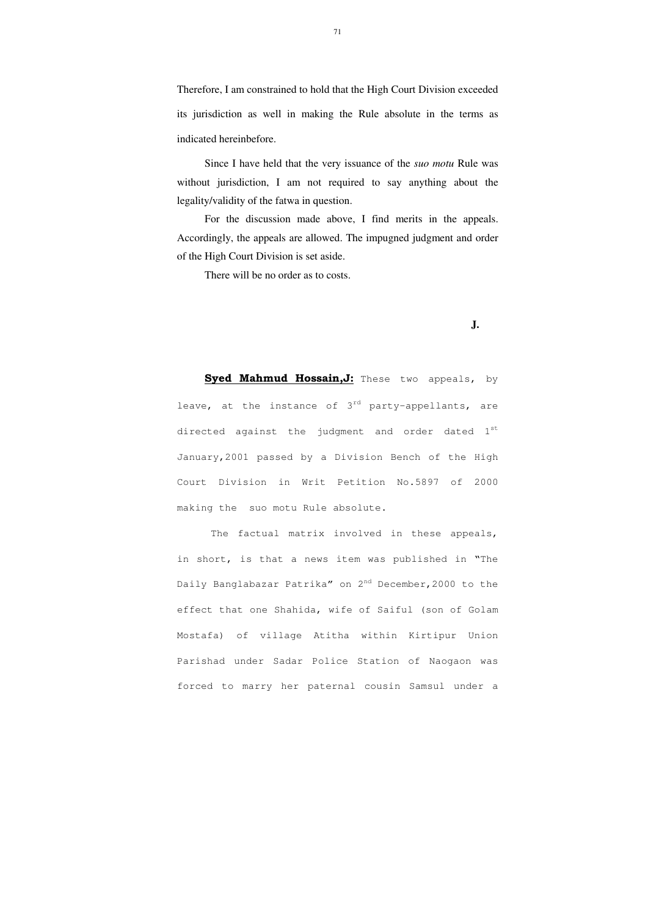Therefore, I am constrained to hold that the High Court Division exceeded its jurisdiction as well in making the Rule absolute in the terms as indicated hereinbefore.

Since I have held that the very issuance of the *suo motu* Rule was without jurisdiction, I am not required to say anything about the legality/validity of the fatwa in question.

For the discussion made above, I find merits in the appeals. Accordingly, the appeals are allowed. The impugned judgment and order of the High Court Division is set aside.

There will be no order as to costs.

**J.**

**Syed Mahmud Hossain,J:** These two appeals, by leave, at the instance of 3rd party-appellants, are directed against the judgment and order dated 1st January,2001 passed by a Division Bench of the High Court Division in Writ Petition No.5897 of 2000 making the suo motu Rule absolute.

The factual matrix involved in these appeals, in short, is that a news item was published in "The Daily Banglabazar Patrika" on 2nd December,2000 to the effect that one Shahida, wife of Saiful (son of Golam Mostafa) of village Atitha within Kirtipur Union Parishad under Sadar Police Station of Naogaon was forced to marry her paternal cousin Samsul under a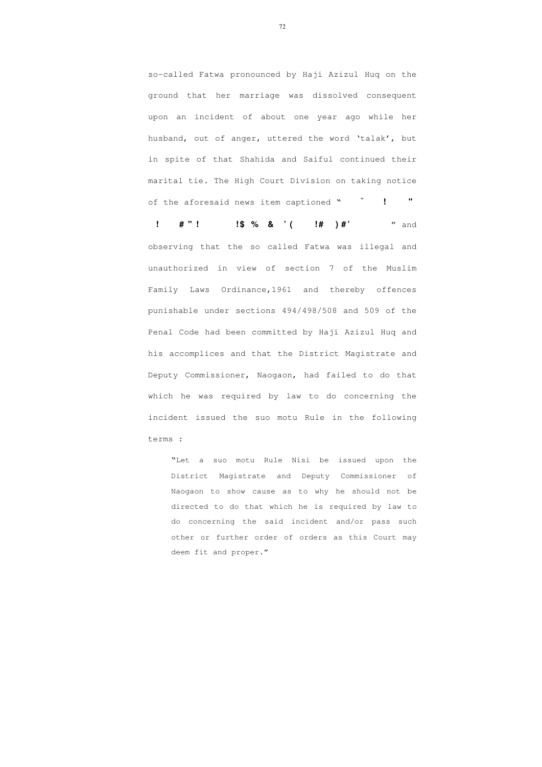so-called Fatwa pronounced by Haji Azizul Huq on the ground that her marriage was dissolved consequent upon an incident of about one year ago while her husband, out of anger, uttered the word 'talak', but in spite of that Shahida and Saiful continued their marital tie. The High Court Division on taking notice of the aforesaid news item captioned " ˘ ! " ! # " ! !$ % & ' ( !# ) #' " and observing that the so called Fatwa was illegal and unauthorized in view of section 7 of the Muslim Family Laws Ordinance,1961 and thereby offences punishable under sections 494/498/508 and 509 of the Penal Code had been committed by Haji Azizul Huq and his accomplices and that the District Magistrate and Deputy Commissioner, Naogaon, had failed to do that which he was required by law to do concerning the incident issued the suo motu Rule in the following terms :

> "Let a suo motu Rule Nisi be issued upon the District Magistrate and Deputy Commissioner of Naogaon to show cause as to why he should not be directed to do that which he is required by law to do concerning the said incident and/or pass such other or further order of orders as this Court may deem fit and proper."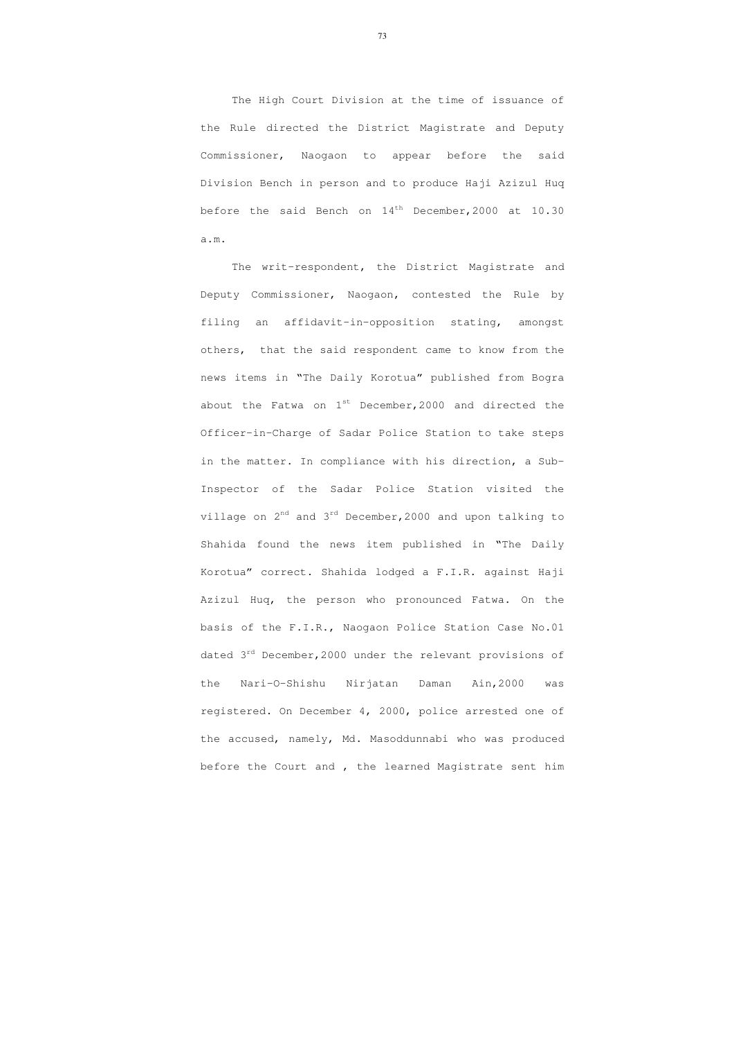The High Court Division at the time of issuance of the Rule directed the District Magistrate and Deputy Commissioner, Naogaon to appear before the said Division Bench in person and to produce Haji Azizul Huq before the said Bench on 14th December,2000 at 10.30 a.m.

The writ-respondent, the District Magistrate and Deputy Commissioner, Naogaon, contested the Rule by filing an affidavit-in-opposition stating, amongst others, that the said respondent came to know from the news items in "The Daily Korotua" published from Bogra about the Fatwa on 1st December,2000 and directed the Officer-in-Charge of Sadar Police Station to take steps in the matter. In compliance with his direction, a Sub-Inspector of the Sadar Police Station visited the village on 2nd and 3rd December,2000 and upon talking to Shahida found the news item published in "The Daily Korotua" correct. Shahida lodged a F.I.R. against Haji Azizul Huq, the person who pronounced Fatwa. On the basis of the F.I.R., Naogaon Police Station Case No.01 dated 3rd December,2000 under the relevant provisions of the Nari-O-Shishu Nirjatan Daman Ain,2000 was registered. On December 4, 2000, police arrested one of the accused, namely, Md. Masoddunnabi who was produced before the Court and , the learned Magistrate sent him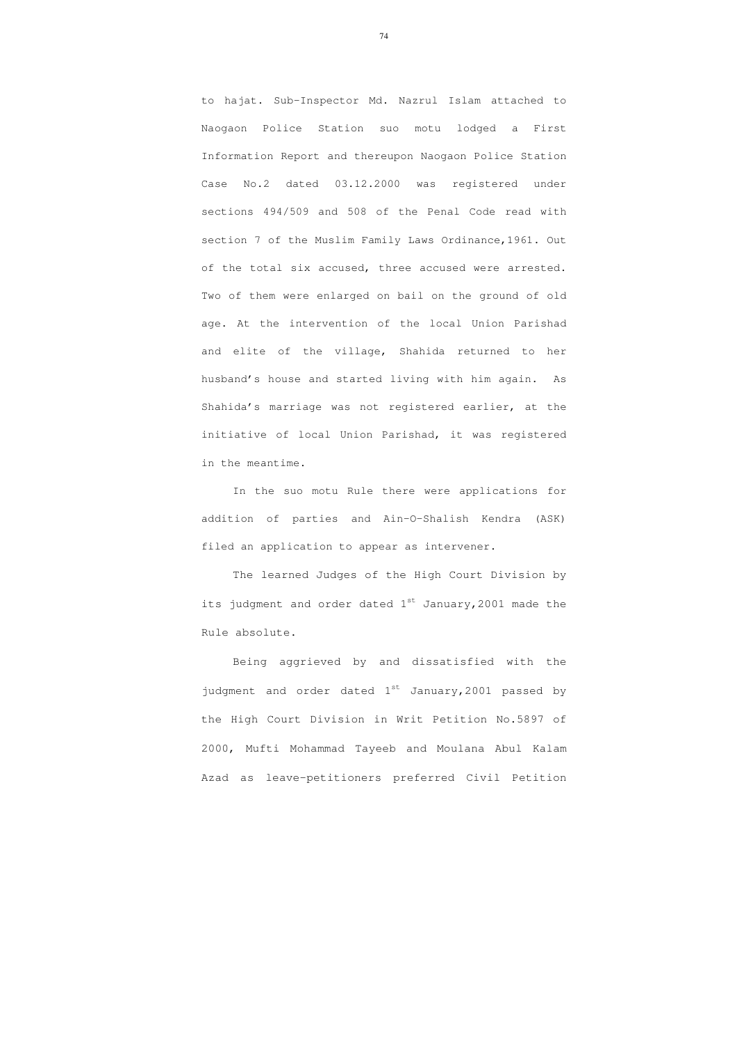to hajat. Sub-Inspector Md. Nazrul Islam attached to Naogaon Police Station suo motu lodged a First Information Report and thereupon Naogaon Police Station Case No.2 dated 03.12.2000 was registered under sections 494/509 and 508 of the Penal Code read with section 7 of the Muslim Family Laws Ordinance,1961. Out of the total six accused, three accused were arrested. Two of them were enlarged on bail on the ground of old age. At the intervention of the local Union Parishad and elite of the village, Shahida returned to her husband's house and started living with him again. As Shahida's marriage was not registered earlier, at the initiative of local Union Parishad, it was registered in the meantime.

In the suo motu Rule there were applications for addition of parties and Ain-O-Shalish Kendra (ASK) filed an application to appear as intervener.

The learned Judges of the High Court Division by its judgment and order dated 1st January,2001 made the Rule absolute.

Being aggrieved by and dissatisfied with the judgment and order dated 1st January,2001 passed by the High Court Division in Writ Petition No.5897 of 2000, Mufti Mohammad Tayeeb and Moulana Abul Kalam Azad as leave-petitioners preferred Civil Petition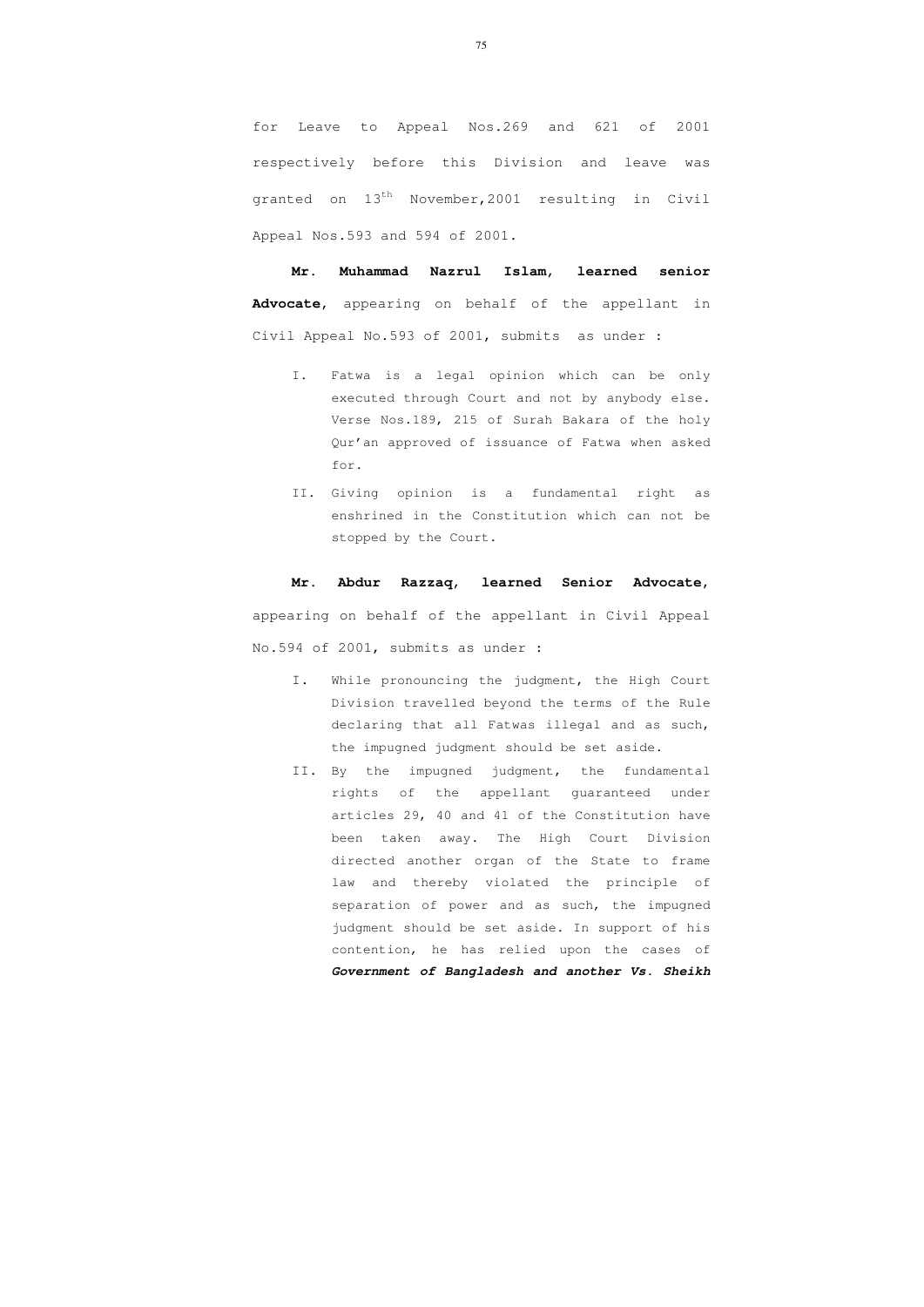for Leave to Appeal Nos.269 and 621 of 2001 respectively before this Division and leave was granted on 13th November,2001 resulting in Civil Appeal Nos.593 and 594 of 2001.

**Mr. Muhammad Nazrul Islam, learned senior Advocate**, appearing on behalf of the appellant in Civil Appeal No.593 of 2001, submits as under :

I. Fatwa is a legal opinion which can be only executed through Court and not by anybody else. Verse Nos.189, 215 of Surah Bakara of the holy Qur'an approved of issuance of Fatwa when asked for.

II. Giving opinion is a fundamental right as enshrined in the Constitution which can not be stopped by the Court.

**Mr. Abdur Razzaq, learned Senior Advocate**, appearing on behalf of the appellant in Civil Appeal No.594 of 2001, submits as under :

I. While pronouncing the judgment, the High Court Division travelled beyond the terms of the Rule declaring that all Fatwas illegal and as such, the impugned judgment should be set aside.

II. By the impugned judgment, the fundamental rights of the appellant guaranteed under articles 29, 40 and 41 of the Constitution have been taken away. The High Court Division directed another organ of the State to frame law and thereby violated the principle of separation of power and as such, the impugned judgment should be set aside. In support of his contention, he has relied upon the cases of ***Government of Bangladesh and another Vs. Sheikh***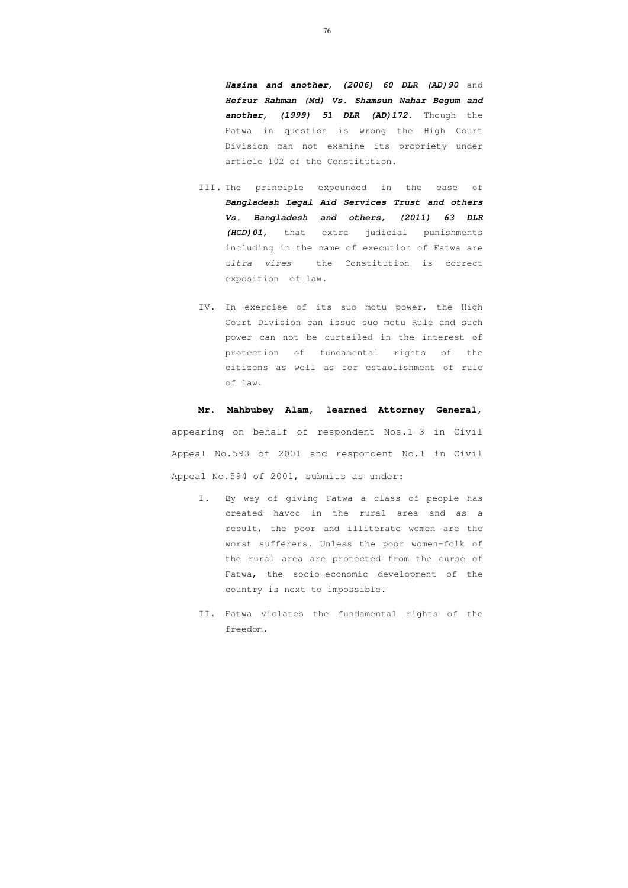***Hasina and another, (2006) 60 DLR (AD)90*** and ***Hefzur Rahman (Md) Vs. Shamsun Nahar Begum and another, (1999) 51 DLR (AD)172.*** Though the Fatwa in question is wrong the High Court Division can not examine its propriety under article 102 of the Constitution.

III. The principle expounded in the case of ***Bangladesh Legal Aid Services Trust and others Vs. Bangladesh and others, (2011) 63 DLR (HCD)01,*** that extra judicial punishments including in the name of execution of Fatwa are *ultra vires* the Constitution is correct exposition of law.

IV. In exercise of its suo motu power, the High Court Division can issue suo motu Rule and such power can not be curtailed in the interest of protection of fundamental rights of the citizens as well as for establishment of rule of law.

**Mr. Mahbubey Alam, learned Attorney General,** appearing on behalf of respondent Nos.1-3 in Civil Appeal No.593 of 2001 and respondent No.1 in Civil Appeal No.594 of 2001, submits as under:

I. By way of giving Fatwa a class of people has created havoc in the rural area and as a result, the poor and illiterate women are the worst sufferers. Unless the poor women-folk of the rural area are protected from the curse of Fatwa, the socio-economic development of the country is next to impossible.

II. Fatwa violates the fundamental rights of the freedom.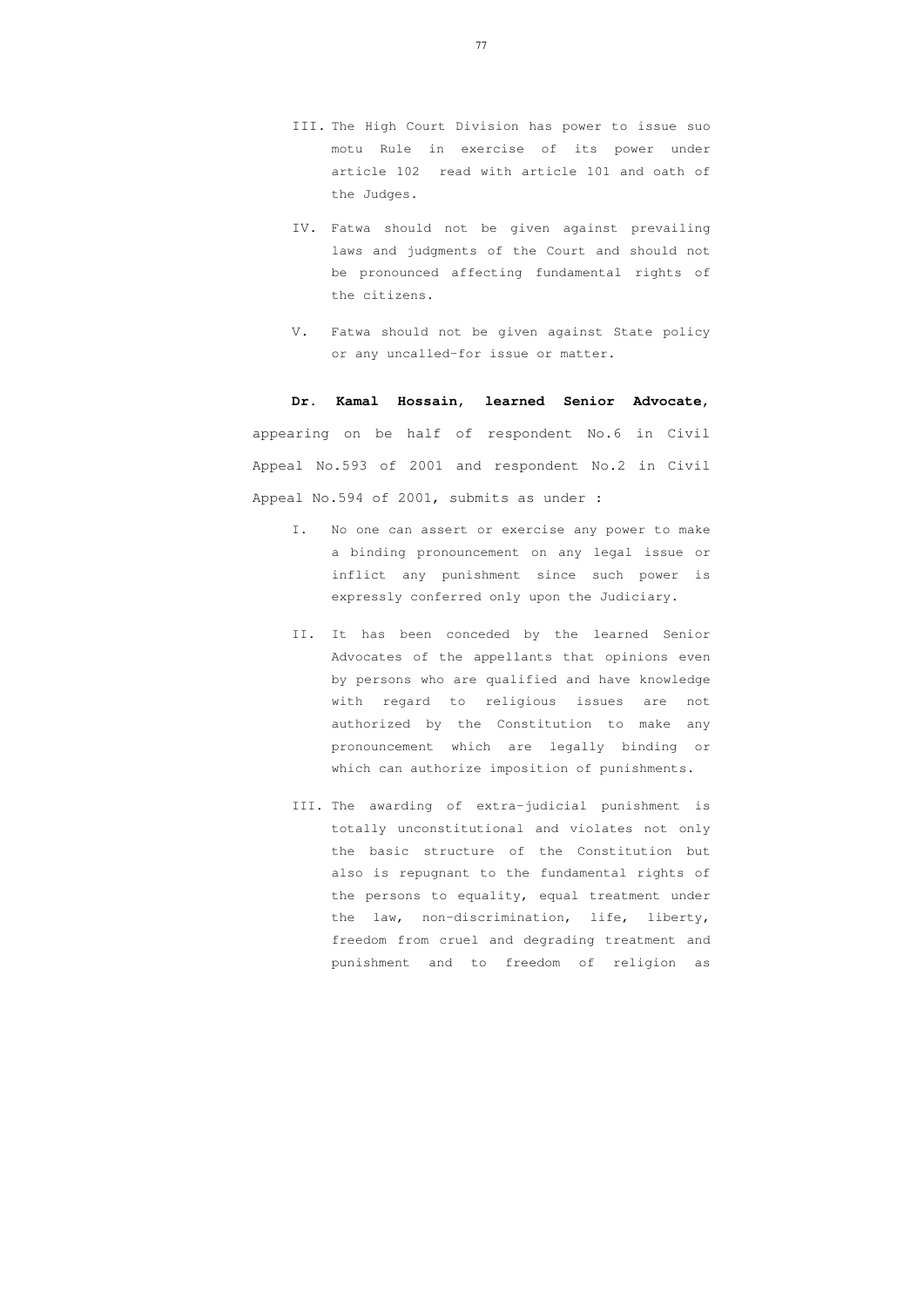III. The High Court Division has power to issue suo motu Rule in exercise of its power under article 102 read with article 101 and oath of the Judges.

IV. Fatwa should not be given against prevailing laws and judgments of the Court and should not be pronounced affecting fundamental rights of the citizens.

V. Fatwa should not be given against State policy or any uncalled-for issue or matter.

**Dr. Kamal Hossain, learned Senior Advocate,** appearing on be half of respondent No.6 in Civil Appeal No.593 of 2001 and respondent No.2 in Civil Appeal No.594 of 2001, submits as under :

I. No one can assert or exercise any power to make a binding pronouncement on any legal issue or inflict any punishment since such power is expressly conferred only upon the Judiciary.

II. It has been conceded by the learned Senior Advocates of the appellants that opinions even by persons who are qualified and have knowledge with regard to religious issues are not authorized by the Constitution to make any pronouncement which are legally binding or which can authorize imposition of punishments.

III. The awarding of extra-judicial punishment is totally unconstitutional and violates not only the basic structure of the Constitution but also is repugnant to the fundamental rights of the persons to equality, equal treatment under the law, non-discrimination, life, liberty, freedom from cruel and degrading treatment and punishment and to freedom of religion as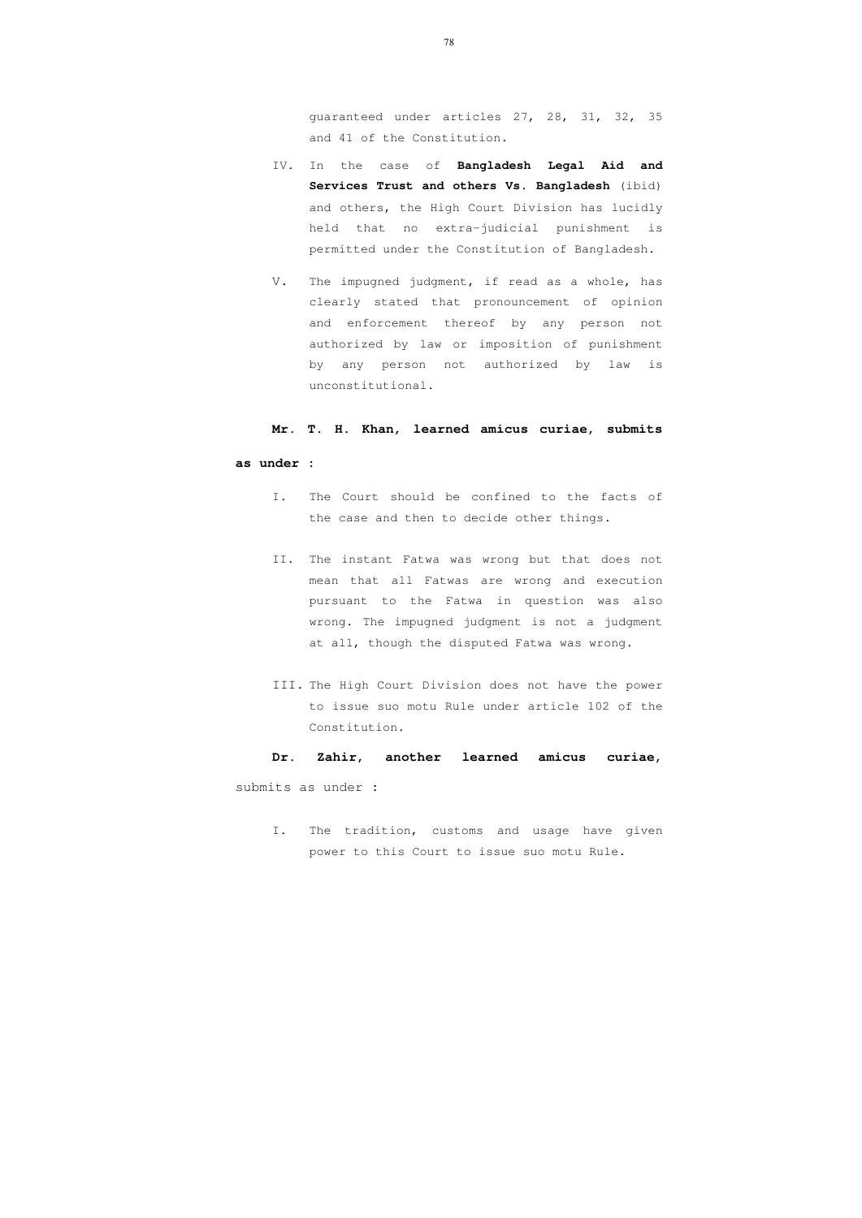guaranteed under articles 27, 28, 31, 32, 35 and 41 of the Constitution.

IV. In the case of **Bangladesh Legal Aid and Services Trust and others Vs. Bangladesh** (ibid) and others, the High Court Division has lucidly held that no extra-judicial punishment is permitted under the Constitution of Bangladesh.

V. The impugned judgment, if read as a whole, has clearly stated that pronouncement of opinion and enforcement thereof by any person not authorized by law or imposition of punishment by any person not authorized by law is unconstitutional.

**Mr. T. H. Khan, learned amicus curiae, submits as under :**

I. The Court should be confined to the facts of the case and then to decide other things.

II. The instant Fatwa was wrong but that does not mean that all Fatwas are wrong and execution pursuant to the Fatwa in question was also wrong. The impugned judgment is not a judgment at all, though the disputed Fatwa was wrong.

III. The High Court Division does not have the power to issue suo motu Rule under article 102 of the Constitution.

**Dr. Zahir, another learned amicus curiae,** submits as under :

I. The tradition, customs and usage have given power to this Court to issue suo motu Rule.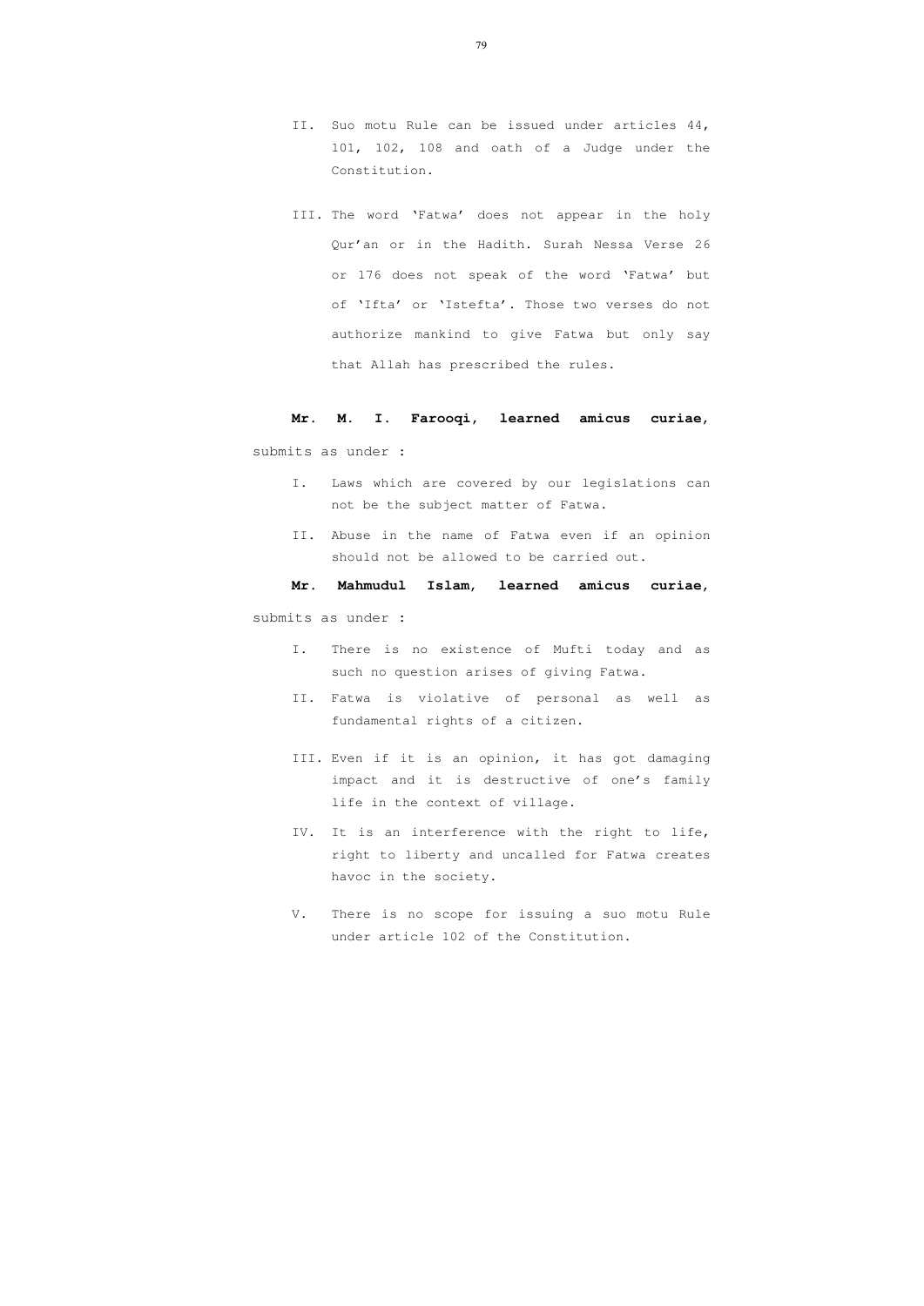II. Suo motu Rule can be issued under articles 44, 101, 102, 108 and oath of a Judge under the Constitution.

III. The word 'Fatwa' does not appear in the holy Qur'an or in the Hadith. Surah Nessa Verse 26 or 176 does not speak of the word 'Fatwa' but of 'Ifta' or 'Istefta'. Those two verses do not authorize mankind to give Fatwa but only say that Allah has prescribed the rules.

**Mr. M. I. Farooqi, learned amicus curiae,** submits as under :

I. Laws which are covered by our legislations can not be the subject matter of Fatwa.

II. Abuse in the name of Fatwa even if an opinion should not be allowed to be carried out.

**Mr. Mahmudul Islam, learned amicus curiae,** submits as under :

I. There is no existence of Mufti today and as such no question arises of giving Fatwa.

II. Fatwa is violative of personal as well as fundamental rights of a citizen.

III. Even if it is an opinion, it has got damaging impact and it is destructive of one's family life in the context of village.

IV. It is an interference with the right to life, right to liberty and uncalled for Fatwa creates havoc in the society.

V. There is no scope for issuing a suo motu Rule under article 102 of the Constitution.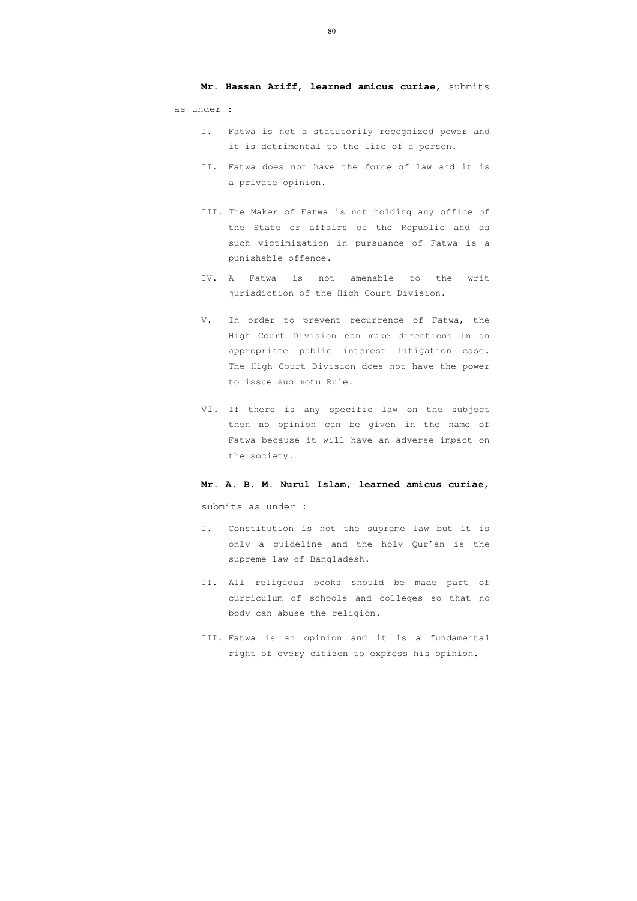**Mr. Hassan Ariff, learned amicus curiae**, submits as under :

I. Fatwa is not a statutorily recognized power and it is detrimental to the life of a person.

II. Fatwa does not have the force of law and it is a private opinion.

III. The Maker of Fatwa is not holding any office of the State or affairs of the Republic and as such victimization in pursuance of Fatwa is a punishable offence.

IV. A Fatwa is not amenable to the writ jurisdiction of the High Court Division.

V. In order to prevent recurrence of Fatwa, the High Court Division can make directions in an appropriate public interest litigation case. The High Court Division does not have the power to issue suo motu Rule.

VI. If there is any specific law on the subject then no opinion can be given in the name of Fatwa because it will have an adverse impact on the society.

**Mr. A. B. M. Nurul Islam, learned amicus curiae,** submits as under :

I. Constitution is not the supreme law but it is only a guideline and the holy Qur'an is the supreme law of Bangladesh.

II. All religious books should be made part of curriculum of schools and colleges so that no body can abuse the religion.

III. Fatwa is an opinion and it is a fundamental right of every citizen to express his opinion.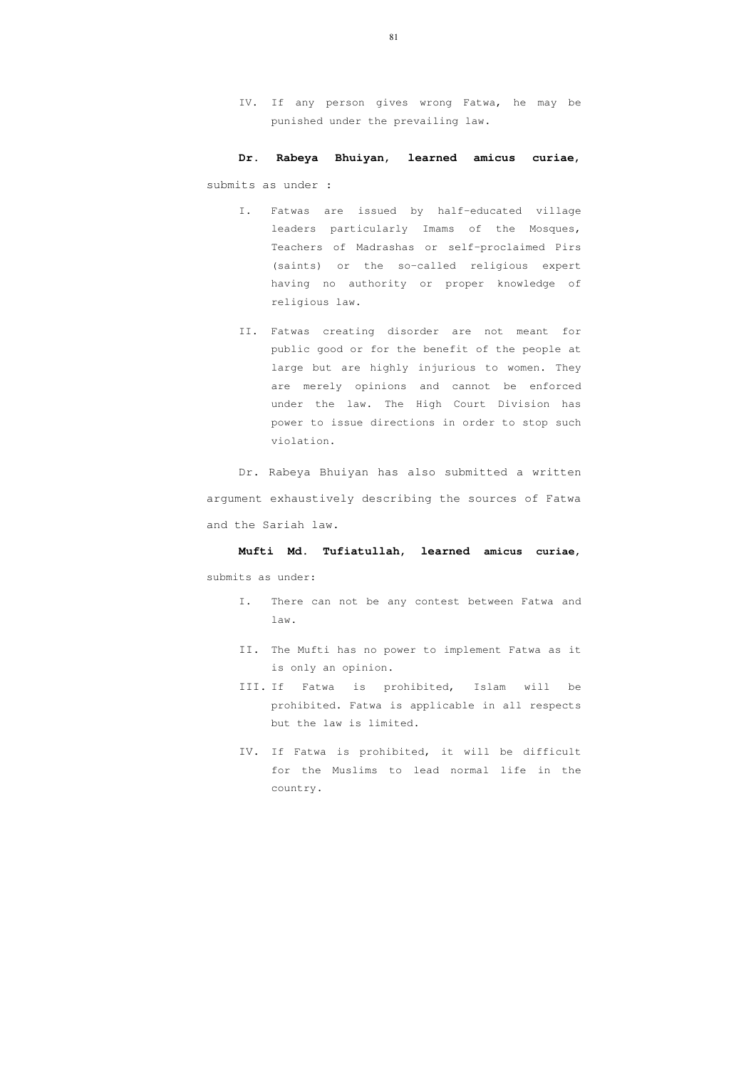IV. If any person gives wrong Fatwa, he may be punished under the prevailing law.

**Dr. Rabeya Bhuiyan, learned amicus curiae,** submits as under :

I. Fatwas are issued by half-educated village leaders particularly Imams of the Mosques, Teachers of Madrashas or self-proclaimed Pirs (saints) or the so-called religious expert having no authority or proper knowledge of religious law.

II. Fatwas creating disorder are not meant for public good or for the benefit of the people at large but are highly injurious to women. They are merely opinions and cannot be enforced under the law. The High Court Division has power to issue directions in order to stop such violation.

Dr. Rabeya Bhuiyan has also submitted a written argument exhaustively describing the sources of Fatwa and the Sariah law.

**Mufti Md. Tufiatullah, learned amicus curiae,** submits as under:

I. There can not be any contest between Fatwa and law.

II. The Mufti has no power to implement Fatwa as it is only an opinion.

III. If Fatwa is prohibited, Islam will be prohibited. Fatwa is applicable in all respects but the law is limited.

IV. If Fatwa is prohibited, it will be difficult for the Muslims to lead normal life in the country.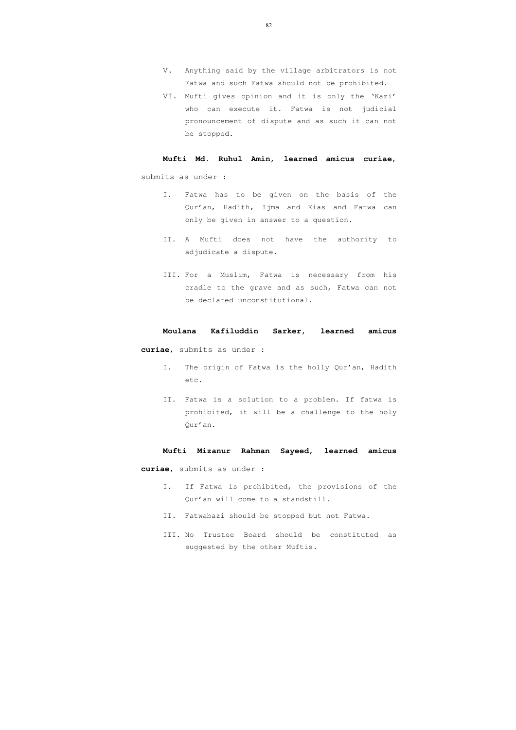V. Anything said by the village arbitrators is not Fatwa and such Fatwa should not be prohibited.

VI. Mufti gives opinion and it is only the 'Kazi' who can execute it. Fatwa is not judicial pronouncement of dispute and as such it can not be stopped.

**Mufti Md. Ruhul Amin, learned amicus curiae**, submits as under :

I. Fatwa has to be given on the basis of the Qur'an, Hadith, Ijma and Kias and Fatwa can only be given in answer to a question.

II. A Mufti does not have the authority to adjudicate a dispute.

III. For a Muslim, Fatwa is necessary from his cradle to the grave and as such, Fatwa can not be declared unconstitutional.

**Moulana Kafiluddin Sarker, learned amicus curiae**, submits as under :

I. The origin of Fatwa is the holly Qur'an, Hadith etc.

II. Fatwa is a solution to a problem. If fatwa is prohibited, it will be a challenge to the holy Qur'an.

**Mufti Mizanur Rahman Sayeed, learned amicus curiae**, submits as under :

I. If Fatwa is prohibited, the provisions of the Qur'an will come to a standstill.

II. Fatwabazi should be stopped but not Fatwa.

III. No Trustee Board should be constituted as suggested by the other Muftis.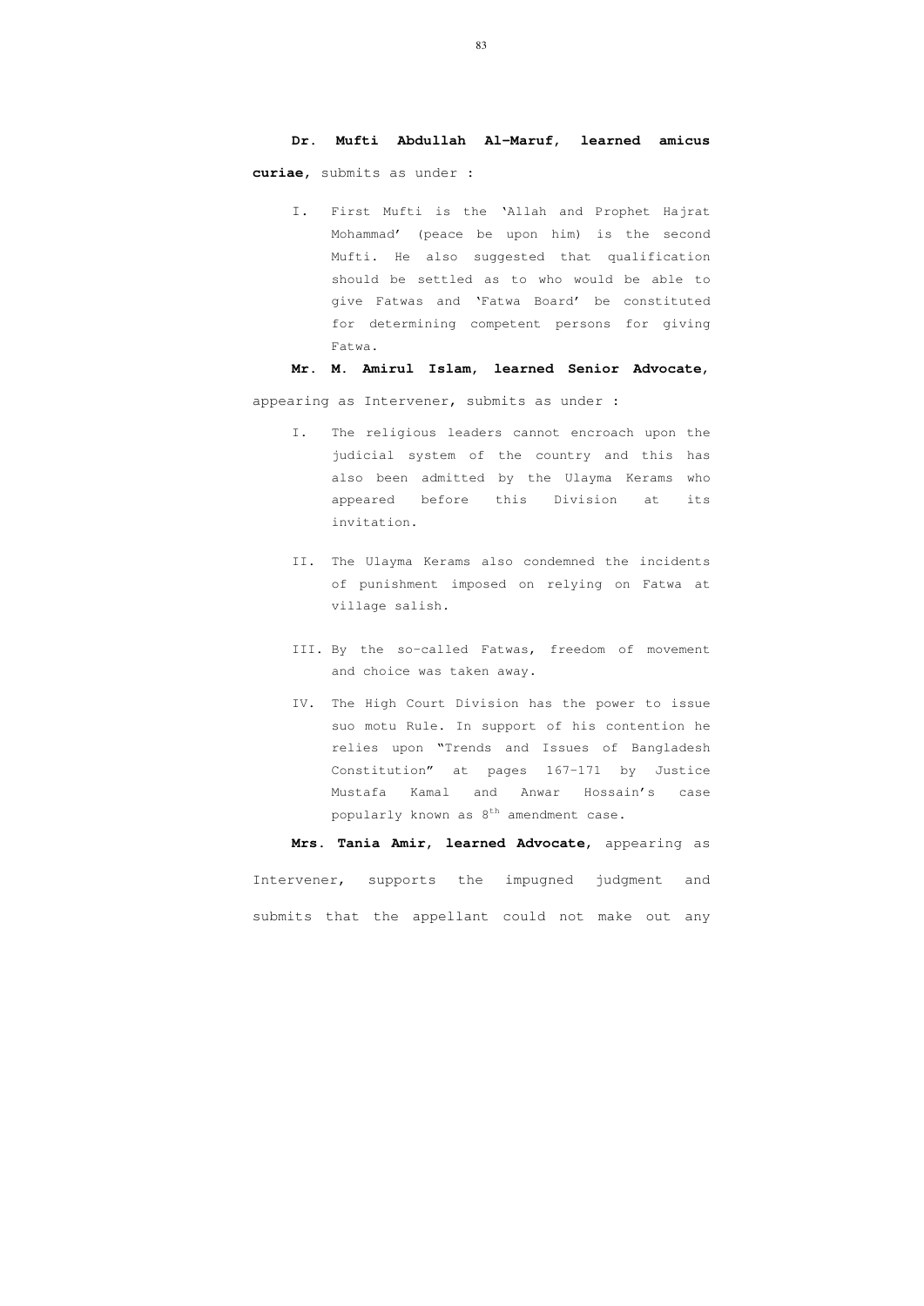**Dr. Mufti Abdullah Al-Maruf, learned amicus curiae**, submits as under :

I. First Mufti is the 'Allah and Prophet Hajrat Mohammad' (peace be upon him) is the second Mufti. He also suggested that qualification should be settled as to who would be able to give Fatwas and 'Fatwa Board' be constituted for determining competent persons for giving Fatwa.

**Mr. M. Amirul Islam, learned Senior Advocate**, appearing as Intervener, submits as under :

I. The religious leaders cannot encroach upon the judicial system of the country and this has also been admitted by the Ulayma Kerams who appeared before this Division at its invitation.

II. The Ulayma Kerams also condemned the incidents of punishment imposed on relying on Fatwa at village salish.

III. By the so-called Fatwas, freedom of movement and choice was taken away.

IV. The High Court Division has the power to issue suo motu Rule. In support of his contention he relies upon "Trends and Issues of Bangladesh Constitution" at pages 167-171 by Justice Mustafa Kamal and Anwar Hossain's case popularly known as 8th amendment case.

**Mrs. Tania Amir, learned Advocate**, appearing as Intervener, supports the impugned judgment and submits that the appellant could not make out any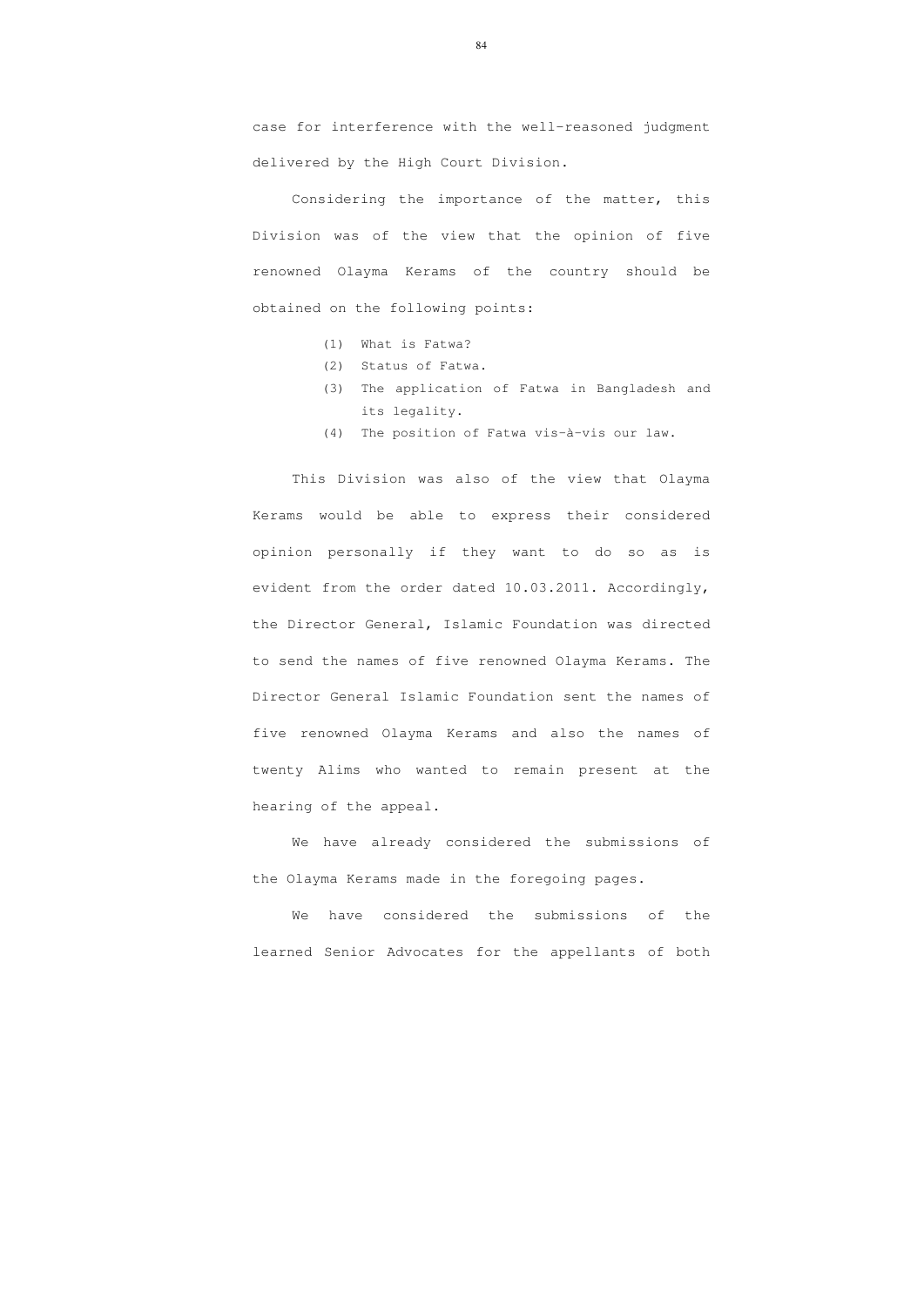case for interference with the well-reasoned judgment delivered by the High Court Division.

Considering the importance of the matter, this Division was of the view that the opinion of five renowned Olayma Kerams of the country should be obtained on the following points:

(1) What is Fatwa?
(2) Status of Fatwa.
(3) The application of Fatwa in Bangladesh and its legality.
(4) The position of Fatwa vis-à-vis our law.

This Division was also of the view that Olayma Kerams would be able to express their considered opinion personally if they want to do so as is evident from the order dated 10.03.2011. Accordingly, the Director General, Islamic Foundation was directed to send the names of five renowned Olayma Kerams. The Director General Islamic Foundation sent the names of five renowned Olayma Kerams and also the names of twenty Alims who wanted to remain present at the hearing of the appeal.

We have already considered the submissions of the Olayma Kerams made in the foregoing pages.

We have considered the submissions of the learned Senior Advocates for the appellants of both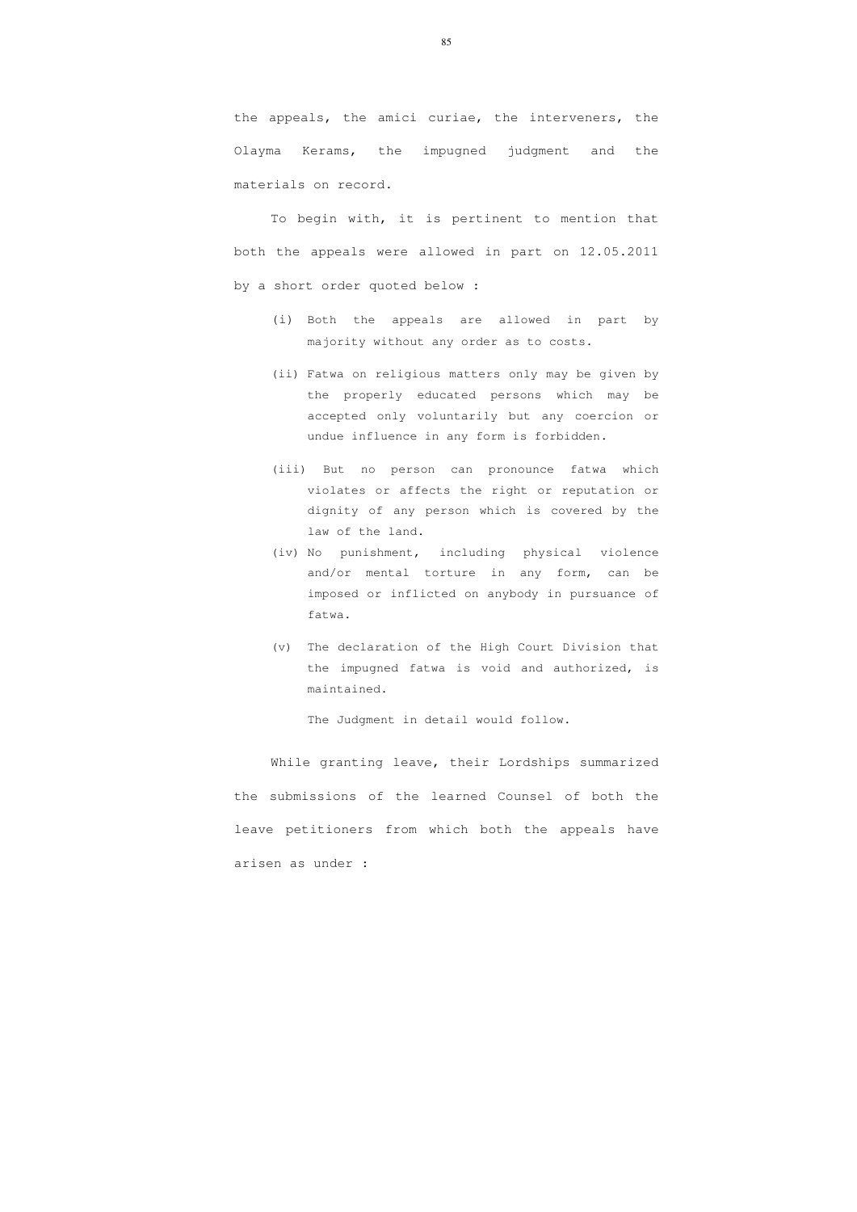the appeals, the amici curiae, the interveners, the Olayma Kerams, the impugned judgment and the materials on record.

To begin with, it is pertinent to mention that both the appeals were allowed in part on 12.05.2011 by a short order quoted below :

> (i) Both the appeals are allowed in part by majority without any order as to costs.
>
> (ii) Fatwa on religious matters only may be given by the properly educated persons which may be accepted only voluntarily but any coercion or undue influence in any form is forbidden.
>
> (iii) But no person can pronounce fatwa which violates or affects the right or reputation or dignity of any person which is covered by the law of the land.
>
> (iv) No punishment, including physical violence and/or mental torture in any form, can be imposed or inflicted on anybody in pursuance of fatwa.
>
> (v) The declaration of the High Court Division that the impugned fatwa is void and authorized, is maintained.
>
> The Judgment in detail would follow.

While granting leave, their Lordships summarized the submissions of the learned Counsel of both the leave petitioners from which both the appeals have arisen as under :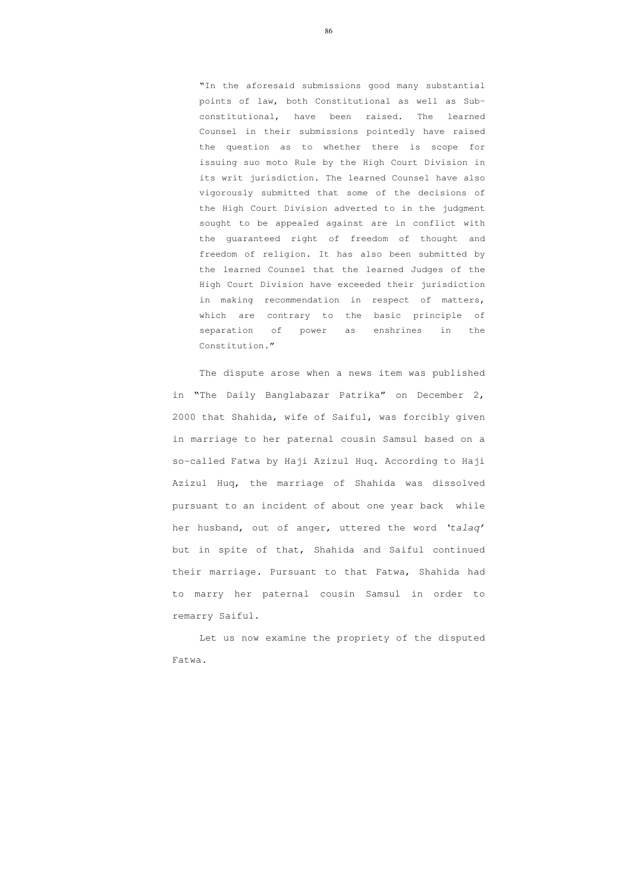> "In the aforesaid submissions good many substantial points of law, both Constitutional as well as Sub-constitutional, have been raised. The learned Counsel in their submissions pointedly have raised the question as to whether there is scope for issuing suo moto Rule by the High Court Division in its writ jurisdiction. The learned Counsel have also vigorously submitted that some of the decisions of the High Court Division adverted to in the judgment sought to be appealed against are in conflict with the guaranteed right of freedom of thought and freedom of religion. It has also been submitted by the learned Counsel that the learned Judges of the High Court Division have exceeded their jurisdiction in making recommendation in respect of matters, which are contrary to the basic principle of separation of power as enshrines in the Constitution."

The dispute arose when a news item was published in "The Daily Banglabazar Patrika" on December 2, 2000 that Shahida, wife of Saiful, was forcibly given in marriage to her paternal cousin Samsul based on a so-called Fatwa by Haji Azizul Huq. According to Haji Azizul Huq, the marriage of Shahida was dissolved pursuant to an incident of about one year back while her husband, out of anger, uttered the word '*talaq*' but in spite of that, Shahida and Saiful continued their marriage. Pursuant to that Fatwa, Shahida had to marry her paternal cousin Samsul in order to remarry Saiful.

Let us now examine the propriety of the disputed Fatwa.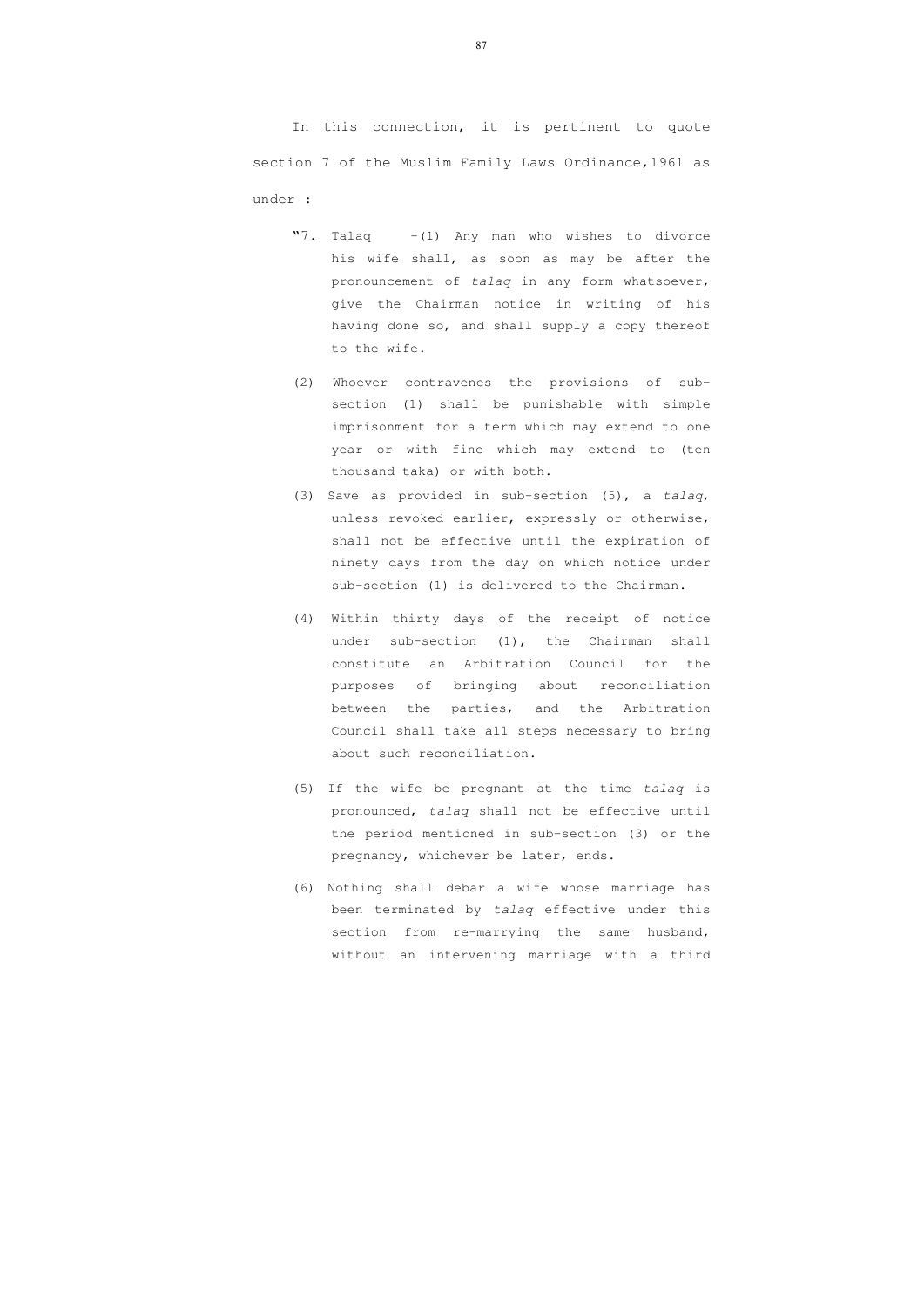In this connection, it is pertinent to quote section 7 of the Muslim Family Laws Ordinance,1961 as under :

> "7. Talaq -(1) Any man who wishes to divorce his wife shall, as soon as may be after the pronouncement of *talaq* in any form whatsoever, give the Chairman notice in writing of his having done so, and shall supply a copy thereof to the wife.
>
> (2) Whoever contravenes the provisions of sub-section (1) shall be punishable with simple imprisonment for a term which may extend to one year or with fine which may extend to (ten thousand taka) or with both.
>
> (3) Save as provided in sub-section (5), a *talaq*, unless revoked earlier, expressly or otherwise, shall not be effective until the expiration of ninety days from the day on which notice under sub-section (1) is delivered to the Chairman.
>
> (4) Within thirty days of the receipt of notice under sub-section (1), the Chairman shall constitute an Arbitration Council for the purposes of bringing about reconciliation between the parties, and the Arbitration Council shall take all steps necessary to bring about such reconciliation.
>
> (5) If the wife be pregnant at the time *talaq* is pronounced, *talaq* shall not be effective until the period mentioned in sub-section (3) or the pregnancy, whichever be later, ends.
>
> (6) Nothing shall debar a wife whose marriage has been terminated by *talaq* effective under this section from re-marrying the same husband, without an intervening marriage with a third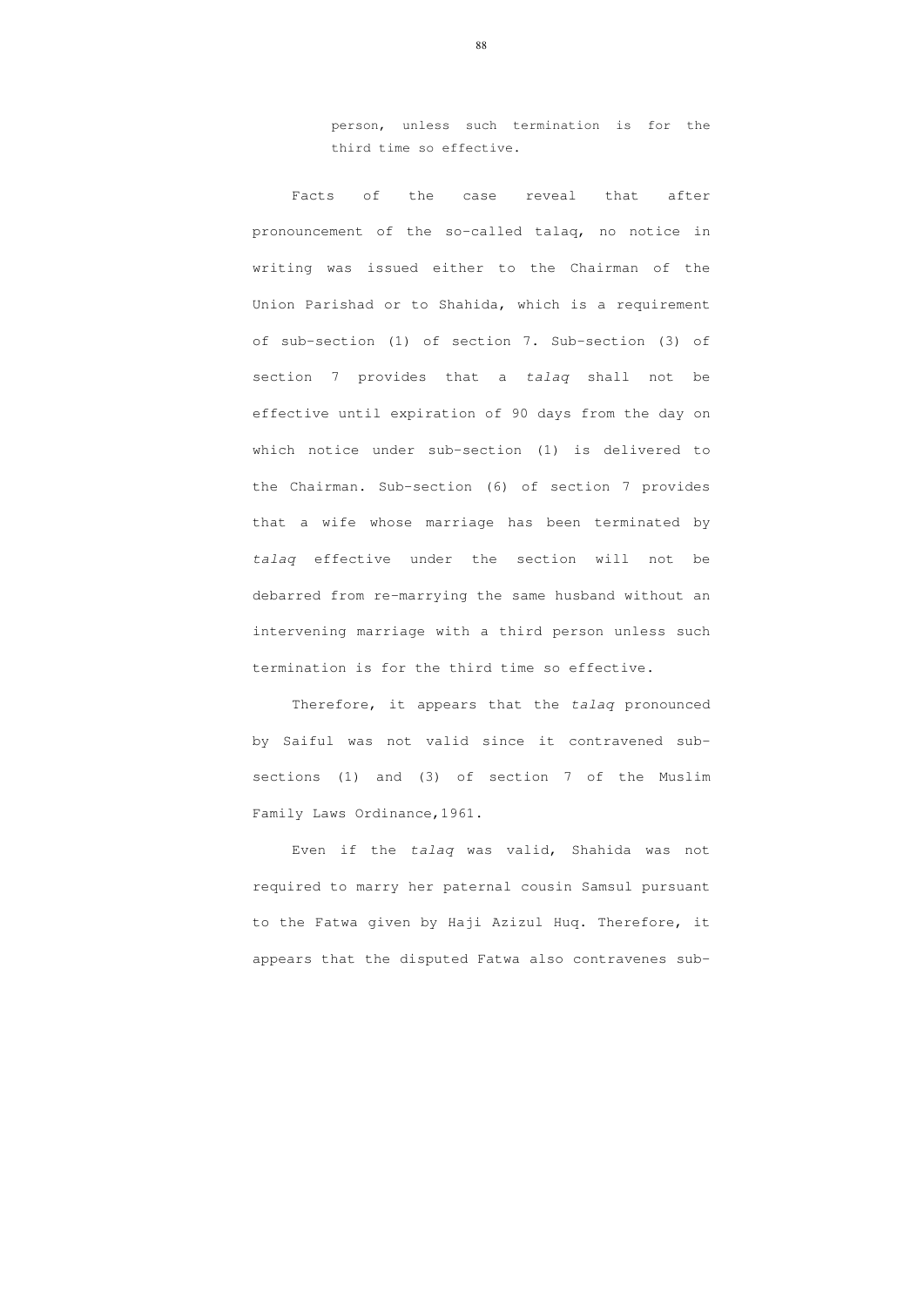person, unless such termination is for the third time so effective.

Facts of the case reveal that after pronouncement of the so-called talaq, no notice in writing was issued either to the Chairman of the Union Parishad or to Shahida, which is a requirement of sub-section (1) of section 7. Sub-section (3) of section 7 provides that a *talaq* shall not be effective until expiration of 90 days from the day on which notice under sub-section (1) is delivered to the Chairman. Sub-section (6) of section 7 provides that a wife whose marriage has been terminated by *talaq* effective under the section will not be debarred from re-marrying the same husband without an intervening marriage with a third person unless such termination is for the third time so effective.

Therefore, it appears that the *talaq* pronounced by Saiful was not valid since it contravened sub-sections (1) and (3) of section 7 of the Muslim Family Laws Ordinance,1961.

Even if the *talaq* was valid, Shahida was not required to marry her paternal cousin Samsul pursuant to the Fatwa given by Haji Azizul Huq. Therefore, it appears that the disputed Fatwa also contravenes sub-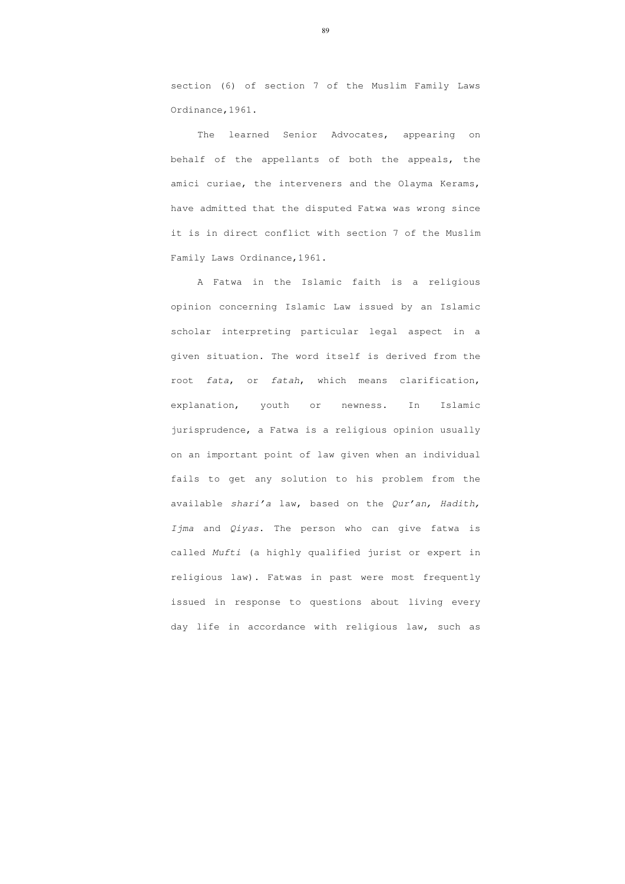section (6) of section 7 of the Muslim Family Laws Ordinance,1961.

The learned Senior Advocates, appearing on behalf of the appellants of both the appeals, the amici curiae, the interveners and the Olayma Kerams, have admitted that the disputed Fatwa was wrong since it is in direct conflict with section 7 of the Muslim Family Laws Ordinance,1961.

A Fatwa in the Islamic faith is a religious opinion concerning Islamic Law issued by an Islamic scholar interpreting particular legal aspect in a given situation. The word itself is derived from the root *fata*, or *fatah*, which means clarification, explanation, youth or newness. In Islamic jurisprudence, a Fatwa is a religious opinion usually on an important point of law given when an individual fails to get any solution to his problem from the available *shari'a* law, based on the *Qur'an, Hadith, Ijma* and *Qiyas*. The person who can give fatwa is called *Mufti* (a highly qualified jurist or expert in religious law). Fatwas in past were most frequently issued in response to questions about living every day life in accordance with religious law, such as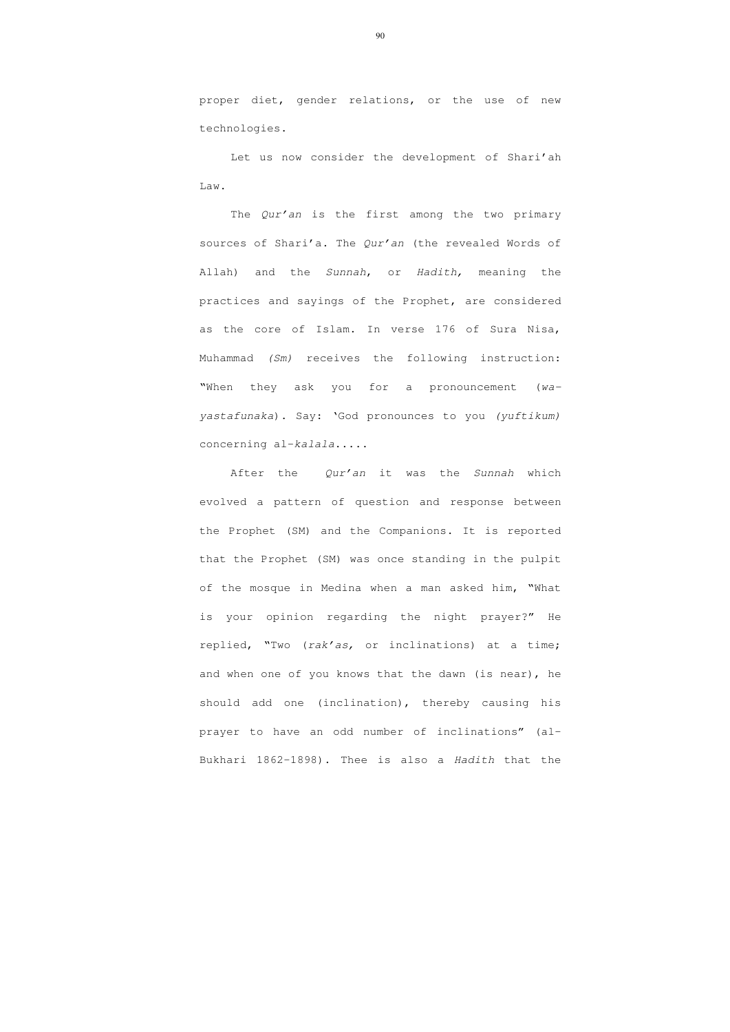proper diet, gender relations, or the use of new technologies.

Let us now consider the development of Shari'ah Law.

The *Qur'an* is the first among the two primary sources of Shari'a. The *Qur'an* (the revealed Words of Allah) and the *Sunnah*, or *Hadith,* meaning the practices and sayings of the Prophet, are considered as the core of Islam. In verse 176 of Sura Nisa, Muhammad *(Sm)* receives the following instruction: "When they ask you for a pronouncement (*wa-yastafunaka*). Say: 'God pronounces to you *(yuftikum)* concerning al-*kalala*.....

After the *Qur'an* it was the *Sunnah* which evolved a pattern of question and response between the Prophet (SM) and the Companions. It is reported that the Prophet (SM) was once standing in the pulpit of the mosque in Medina when a man asked him, "What is your opinion regarding the night prayer?" He replied, "Two (*rak'as,* or inclinations) at a time; and when one of you knows that the dawn (is near), he should add one (inclination), thereby causing his prayer to have an odd number of inclinations" (al-Bukhari 1862-1898). Thee is also a *Hadith* that the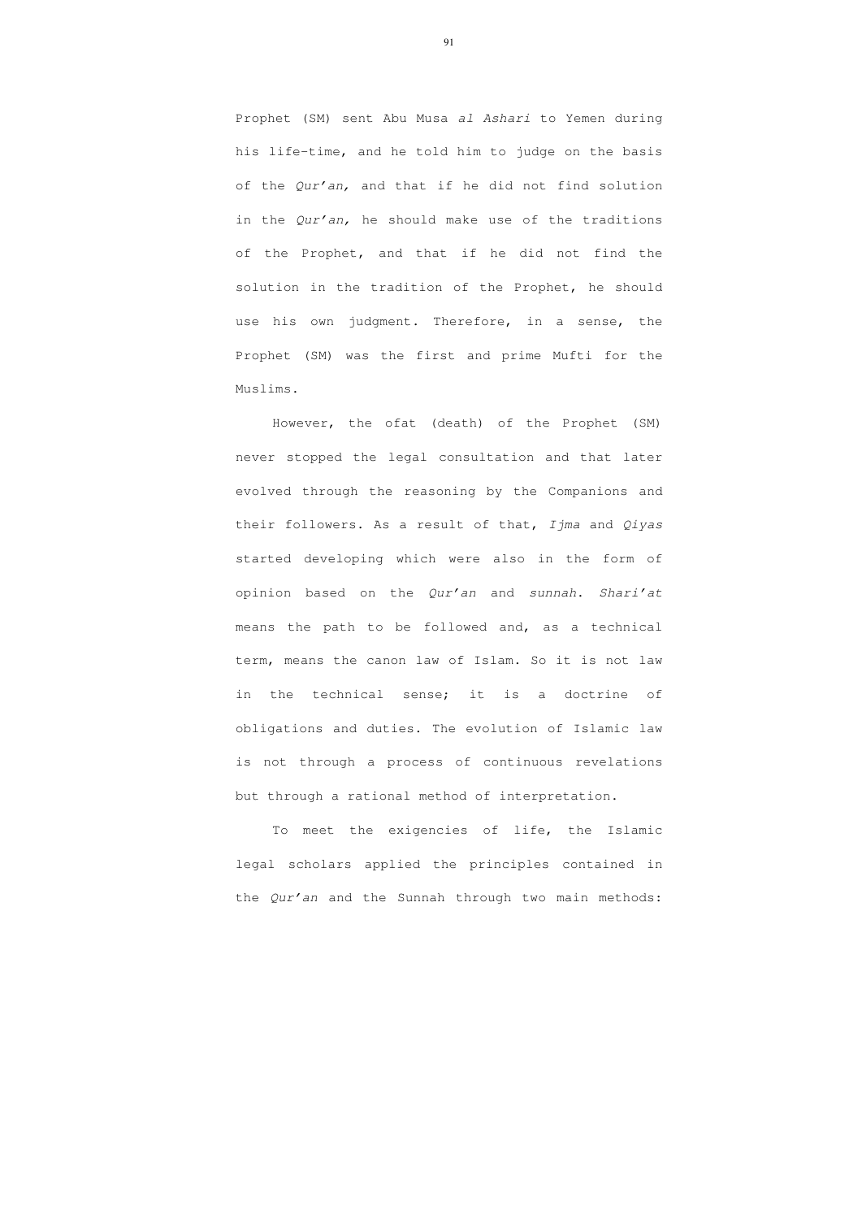Prophet (SM) sent Abu Musa *al Ashari* to Yemen during his life-time, and he told him to judge on the basis of the *Qur'an,* and that if he did not find solution in the *Qur'an,* he should make use of the traditions of the Prophet, and that if he did not find the solution in the tradition of the Prophet, he should use his own judgment. Therefore, in a sense, the Prophet (SM) was the first and prime Mufti for the Muslims.

However, the ofat (death) of the Prophet (SM) never stopped the legal consultation and that later evolved through the reasoning by the Companions and their followers. As a result of that, *Ijma* and *Qiyas* started developing which were also in the form of opinion based on the *Qur'an* and *sunnah*. *Shari'at* means the path to be followed and, as a technical term, means the canon law of Islam. So it is not law in the technical sense; it is a doctrine of obligations and duties. The evolution of Islamic law is not through a process of continuous revelations but through a rational method of interpretation.

To meet the exigencies of life, the Islamic legal scholars applied the principles contained in the *Qur'an* and the Sunnah through two main methods: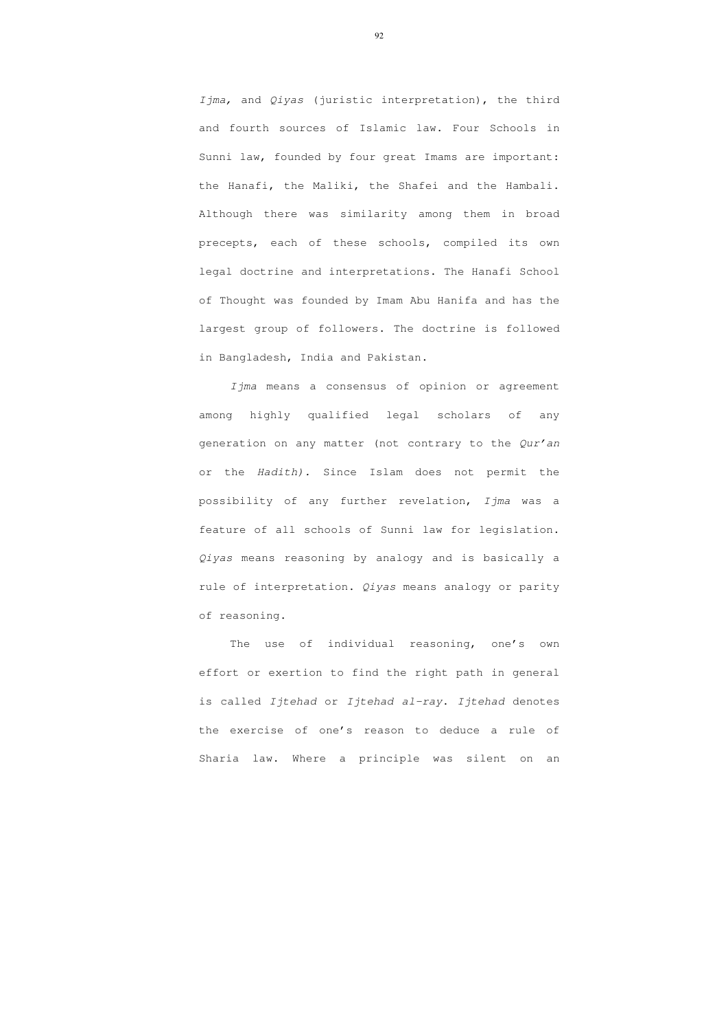*Ijma*, and *Qiyas* (juristic interpretation), the third and fourth sources of Islamic law. Four Schools in Sunni law, founded by four great Imams are important: the Hanafi, the Maliki, the Shafei and the Hambali. Although there was similarity among them in broad precepts, each of these schools, compiled its own legal doctrine and interpretations. The Hanafi School of Thought was founded by Imam Abu Hanifa and has the largest group of followers. The doctrine is followed in Bangladesh, India and Pakistan.

*Ijma* means a consensus of opinion or agreement among highly qualified legal scholars of any generation on any matter (not contrary to the *Qur'an* or the *Hadith*). Since Islam does not permit the possibility of any further revelation, *Ijma* was a feature of all schools of Sunni law for legislation. *Qiyas* means reasoning by analogy and is basically a rule of interpretation. *Qiyas* means analogy or parity of reasoning.

The use of individual reasoning, one's own effort or exertion to find the right path in general is called *Ijtehad* or *Ijtehad al-ray*. *Ijtehad* denotes the exercise of one's reason to deduce a rule of Sharia law. Where a principle was silent on an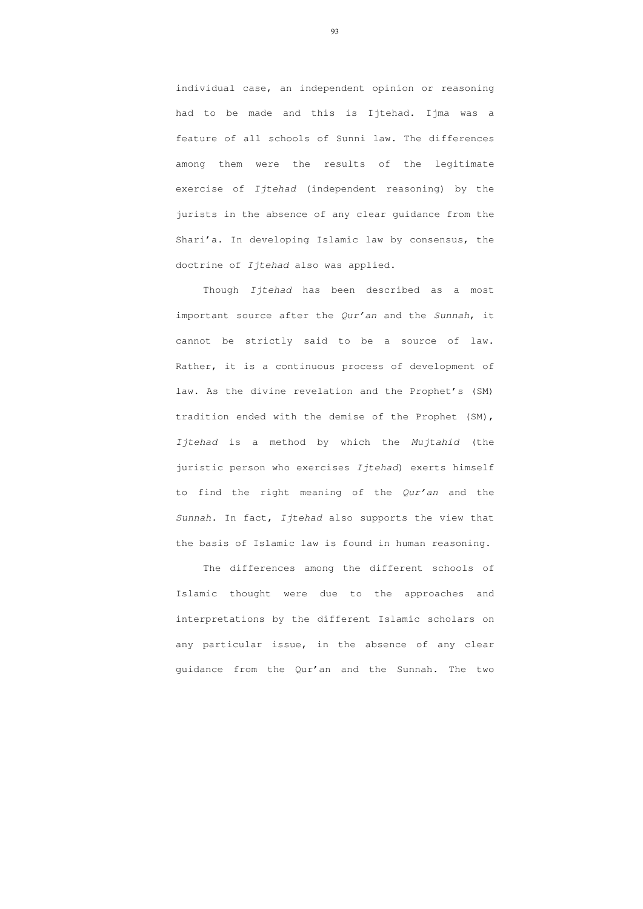individual case, an independent opinion or reasoning had to be made and this is Ijtehad. Ijma was a feature of all schools of Sunni law. The differences among them were the results of the legitimate exercise of *Ijtehad* (independent reasoning) by the jurists in the absence of any clear guidance from the Shari'a. In developing Islamic law by consensus, the doctrine of *Ijtehad* also was applied.

Though *Ijtehad* has been described as a most important source after the *Qur'an* and the *Sunnah*, it cannot be strictly said to be a source of law. Rather, it is a continuous process of development of law. As the divine revelation and the Prophet's (SM) tradition ended with the demise of the Prophet (SM), *Ijtehad* is a method by which the *Mujtahid* (the juristic person who exercises *Ijtehad*) exerts himself to find the right meaning of the *Qur'an* and the *Sunnah*. In fact, *Ijtehad* also supports the view that the basis of Islamic law is found in human reasoning.

The differences among the different schools of Islamic thought were due to the approaches and interpretations by the different Islamic scholars on any particular issue, in the absence of any clear guidance from the Qur'an and the Sunnah. The two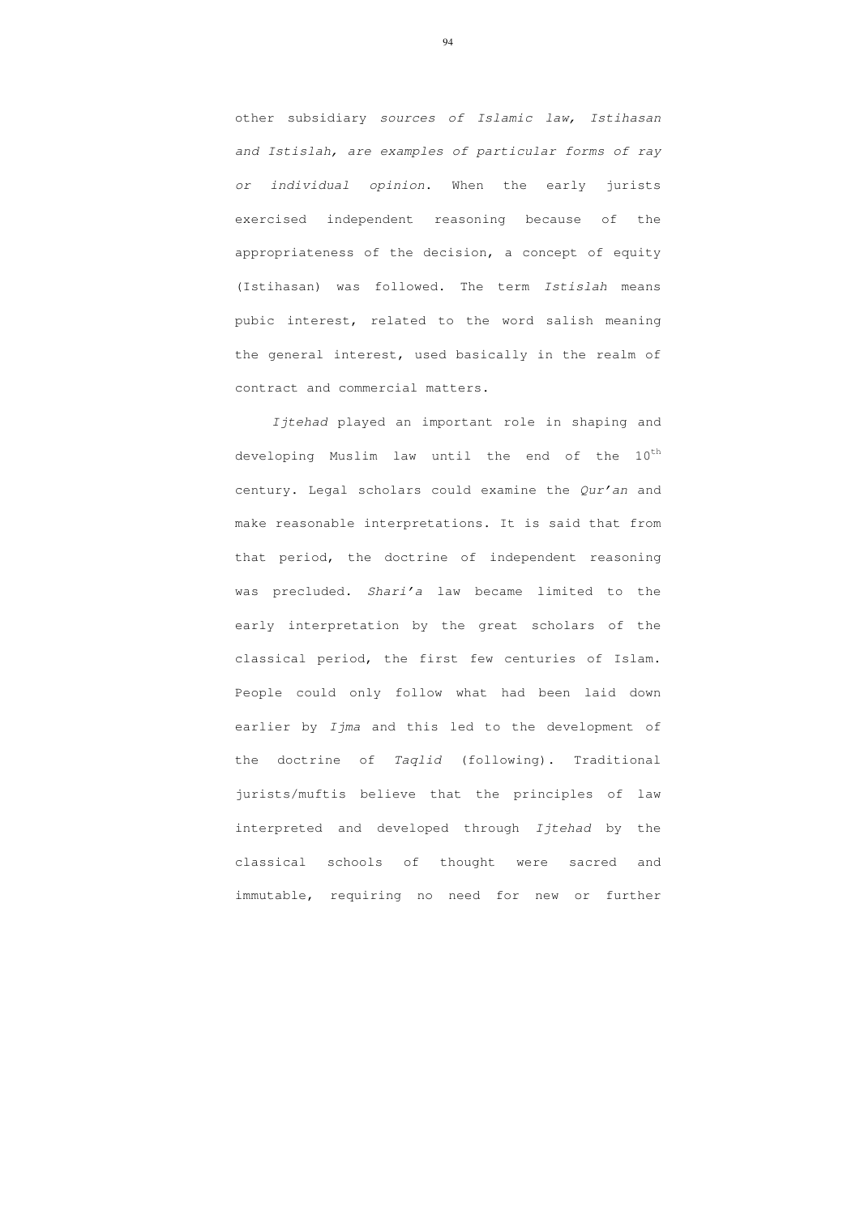other subsidiary *sources of Islamic law, Istihasan and Istislah, are examples of particular forms of ray or individual opinion*. When the early jurists exercised independent reasoning because of the appropriateness of the decision, a concept of equity (Istihasan) was followed. The term *Istislah* means pubic interest, related to the word salish meaning the general interest, used basically in the realm of contract and commercial matters.

*Ijtehad* played an important role in shaping and developing Muslim law until the end of the 10th century. Legal scholars could examine the *Qur'an* and make reasonable interpretations. It is said that from that period, the doctrine of independent reasoning was precluded. *Shari'a* law became limited to the early interpretation by the great scholars of the classical period, the first few centuries of Islam. People could only follow what had been laid down earlier by *Ijma* and this led to the development of the doctrine of *Taqlid* (following). Traditional jurists/muftis believe that the principles of law interpreted and developed through *Ijtehad* by the classical schools of thought were sacred and immutable, requiring no need for new or further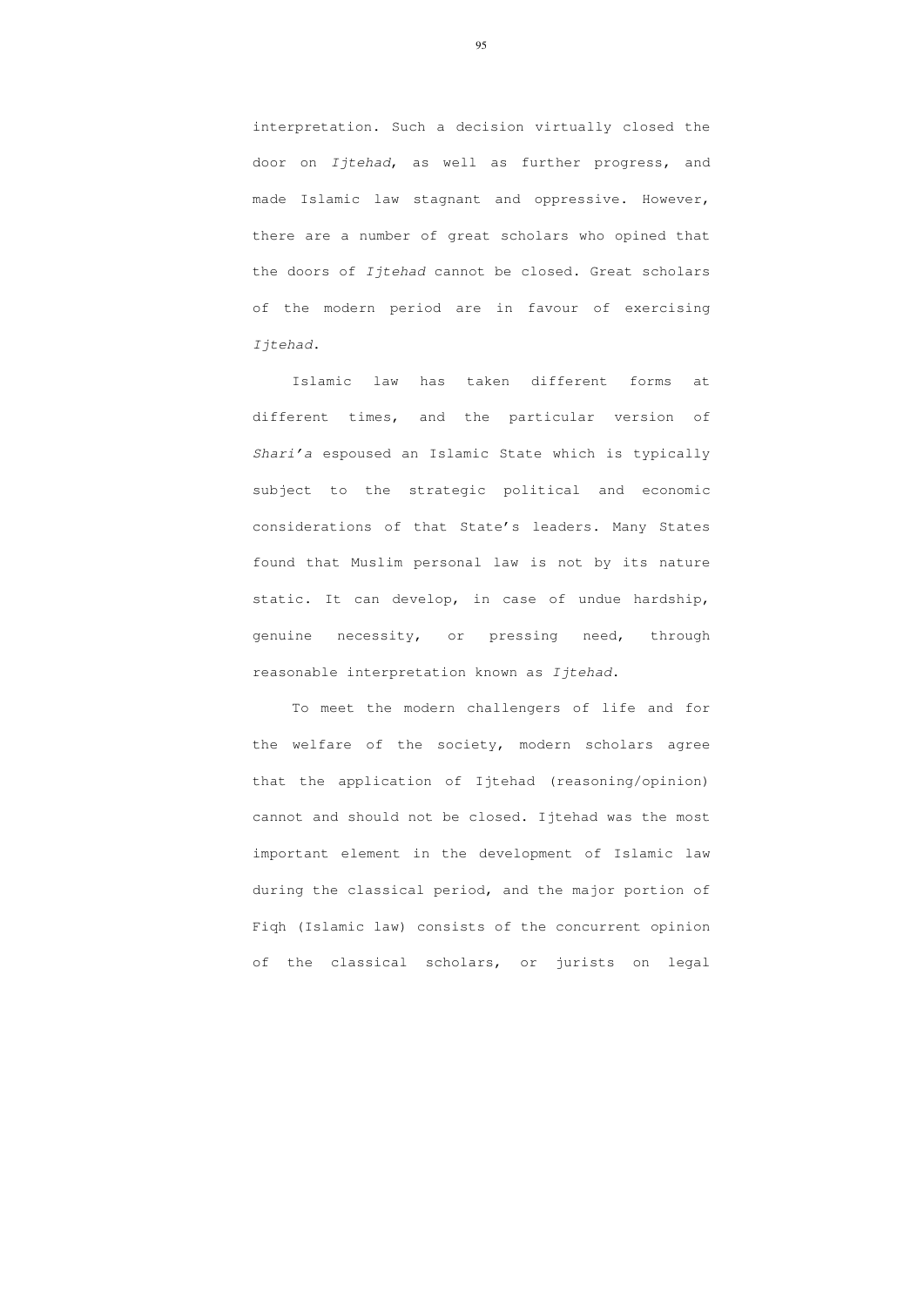interpretation. Such a decision virtually closed the door on *Ijtehad*, as well as further progress, and made Islamic law stagnant and oppressive. However, there are a number of great scholars who opined that the doors of *Ijtehad* cannot be closed. Great scholars of the modern period are in favour of exercising *Ijtehad.*

Islamic law has taken different forms at different times, and the particular version of *Shari'a* espoused an Islamic State which is typically subject to the strategic political and economic considerations of that State's leaders. Many States found that Muslim personal law is not by its nature static. It can develop, in case of undue hardship, genuine necessity, or pressing need, through reasonable interpretation known as *Ijtehad*.

To meet the modern challengers of life and for the welfare of the society, modern scholars agree that the application of Ijtehad (reasoning/opinion) cannot and should not be closed. Ijtehad was the most important element in the development of Islamic law during the classical period, and the major portion of Fiqh (Islamic law) consists of the concurrent opinion of the classical scholars, or jurists on legal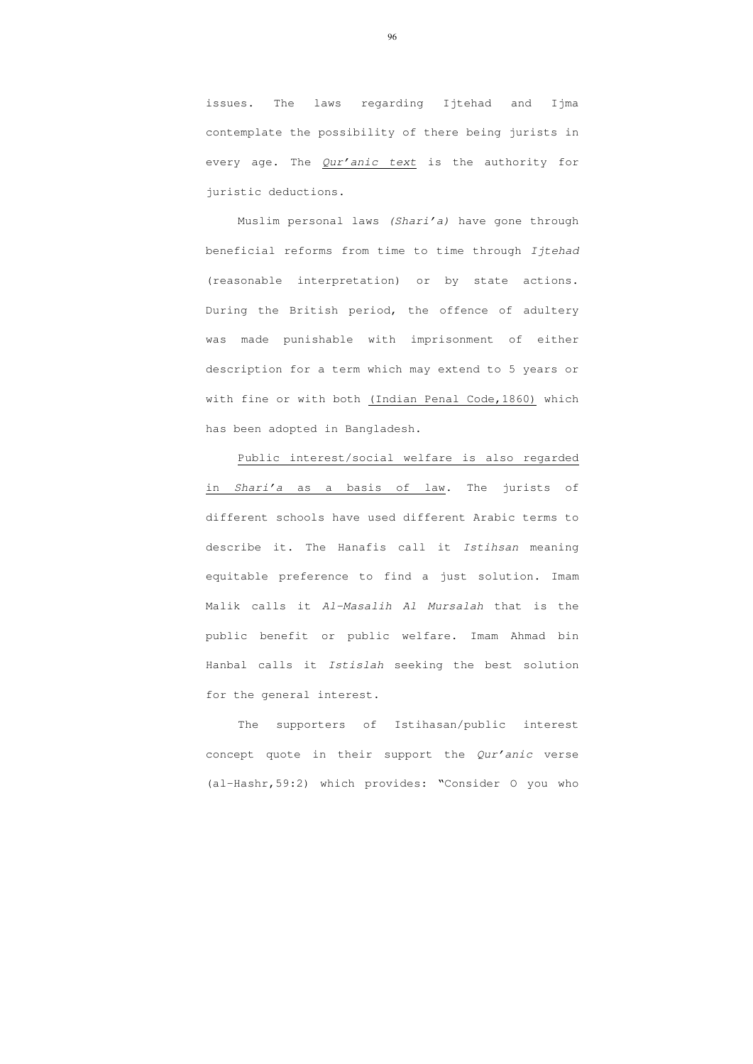issues. The laws regarding Ijtehad and Ijma contemplate the possibility of there being jurists in every age. The <u>*Qur'anic text*</u> is the authority for juristic deductions.

Muslim personal laws *(Shari'a)* have gone through beneficial reforms from time to time through *Ijtehad* (reasonable interpretation) or by state actions. During the British period, the offence of adultery was made punishable with imprisonment of either description for a term which may extend to 5 years or with fine or with both <u>(Indian Penal Code,1860)</u> which has been adopted in Bangladesh.

<u>Public interest/social welfare is also regarded in *Shari'a* as a basis of law</u>. The jurists of different schools have used different Arabic terms to describe it. The Hanafis call it *Istihsan* meaning equitable preference to find a just solution. Imam Malik calls it *Al-Masalih Al Mursalah* that is the public benefit or public welfare. Imam Ahmad bin Hanbal calls it *Istislah* seeking the best solution for the general interest.

The supporters of Istihasan/public interest concept quote in their support the *Qur'anic* verse (al-Hashr,59:2) which provides: "Consider O you who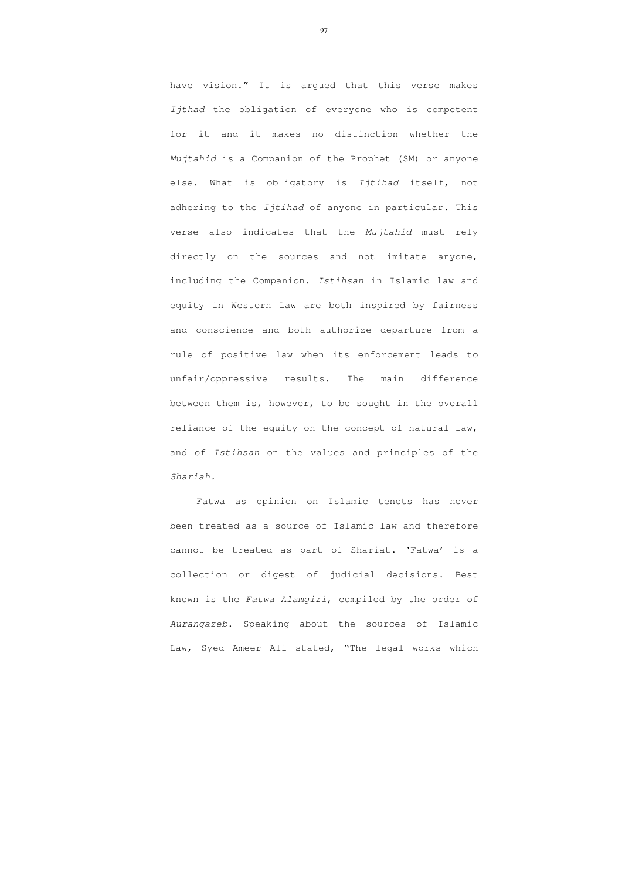have vision." It is argued that this verse makes *Ijthad* the obligation of everyone who is competent for it and it makes no distinction whether the *Mujtahid* is a Companion of the Prophet (SM) or anyone else. What is obligatory is *Ijtihad* itself, not adhering to the *Ijtihad* of anyone in particular. This verse also indicates that the *Mujtahid* must rely directly on the sources and not imitate anyone, including the Companion. *Istihsan* in Islamic law and equity in Western Law are both inspired by fairness and conscience and both authorize departure from a rule of positive law when its enforcement leads to unfair/oppressive results. The main difference between them is, however, to be sought in the overall reliance of the equity on the concept of natural law, and of *Istihsan* on the values and principles of the *Shariah.*

Fatwa as opinion on Islamic tenets has never been treated as a source of Islamic law and therefore cannot be treated as part of Shariat. 'Fatwa' is a collection or digest of judicial decisions. Best known is the *Fatwa Alamgiri*, compiled by the order of *Aurangazeb*. Speaking about the sources of Islamic Law, Syed Ameer Ali stated, "The legal works which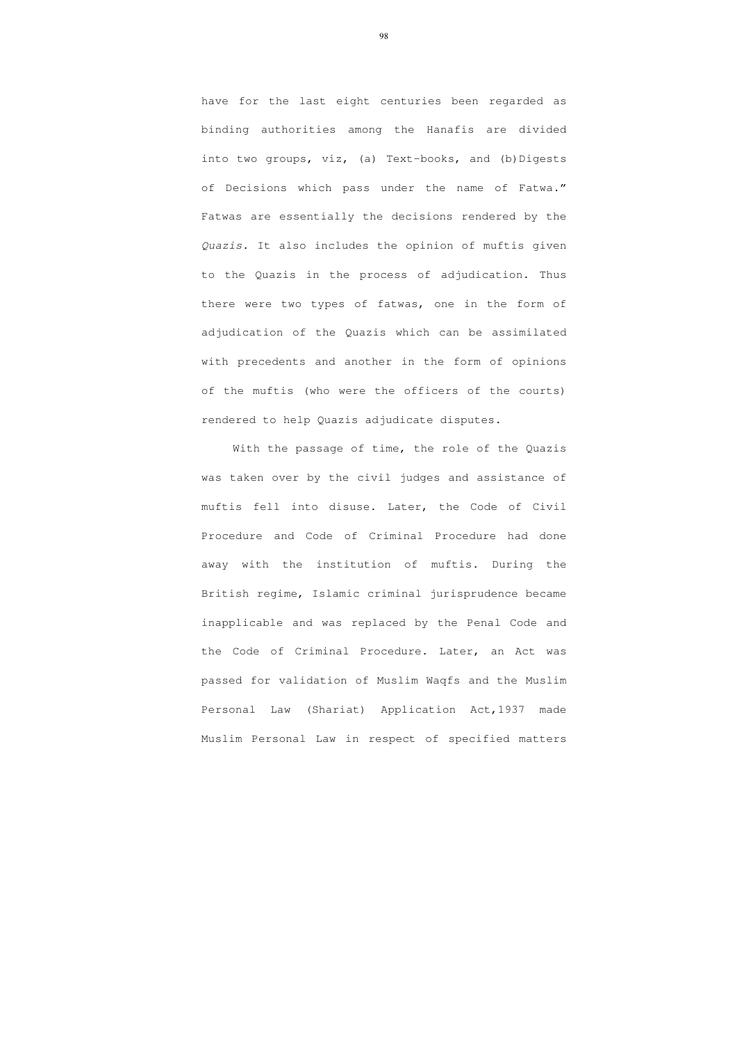have for the last eight centuries been regarded as binding authorities among the Hanafis are divided into two groups, viz, (a) Text-books, and (b) Digests of Decisions which pass under the name of Fatwa." Fatwas are essentially the decisions rendered by the *Quazis*. It also includes the opinion of muftis given to the Quazis in the process of adjudication. Thus there were two types of fatwas, one in the form of adjudication of the Quazis which can be assimilated with precedents and another in the form of opinions of the muftis (who were the officers of the courts) rendered to help Quazis adjudicate disputes.

With the passage of time, the role of the Quazis was taken over by the civil judges and assistance of muftis fell into disuse. Later, the Code of Civil Procedure and Code of Criminal Procedure had done away with the institution of muftis. During the British regime, Islamic criminal jurisprudence became inapplicable and was replaced by the Penal Code and the Code of Criminal Procedure. Later, an Act was passed for validation of Muslim Waqfs and the Muslim Personal Law (Shariat) Application Act,1937 made Muslim Personal Law in respect of specified matters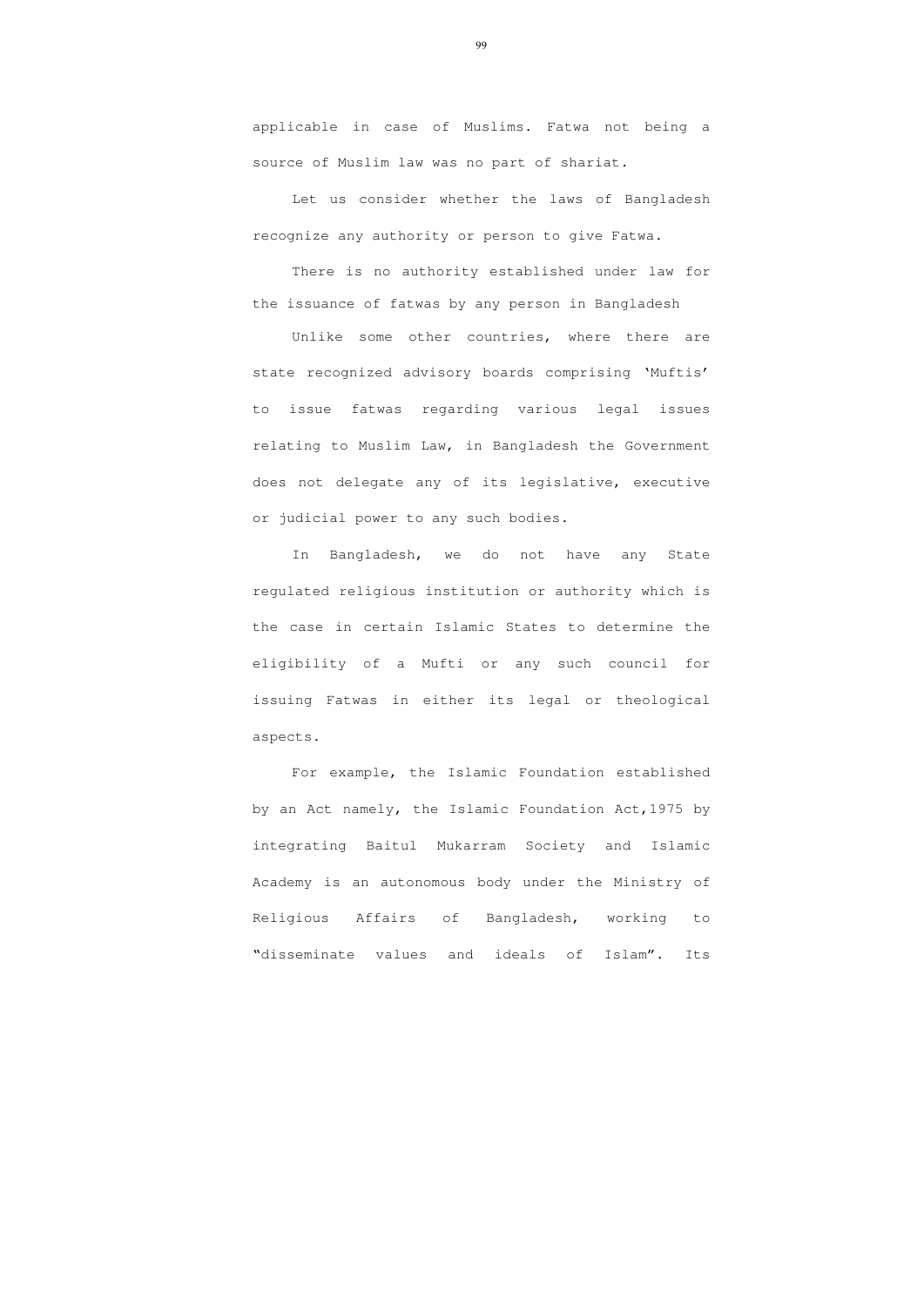applicable in case of Muslims. Fatwa not being a source of Muslim law was no part of shariat.

Let us consider whether the laws of Bangladesh recognize any authority or person to give Fatwa.

There is no authority established under law for the issuance of fatwas by any person in Bangladesh

Unlike some other countries, where there are state recognized advisory boards comprising 'Muftis' to issue fatwas regarding various legal issues relating to Muslim Law, in Bangladesh the Government does not delegate any of its legislative, executive or judicial power to any such bodies.

In Bangladesh, we do not have any State regulated religious institution or authority which is the case in certain Islamic States to determine the eligibility of a Mufti or any such council for issuing Fatwas in either its legal or theological aspects.

For example, the Islamic Foundation established by an Act namely, the Islamic Foundation Act,1975 by integrating Baitul Mukarram Society and Islamic Academy is an autonomous body under the Ministry of Religious Affairs of Bangladesh, working to "disseminate values and ideals of Islam". Its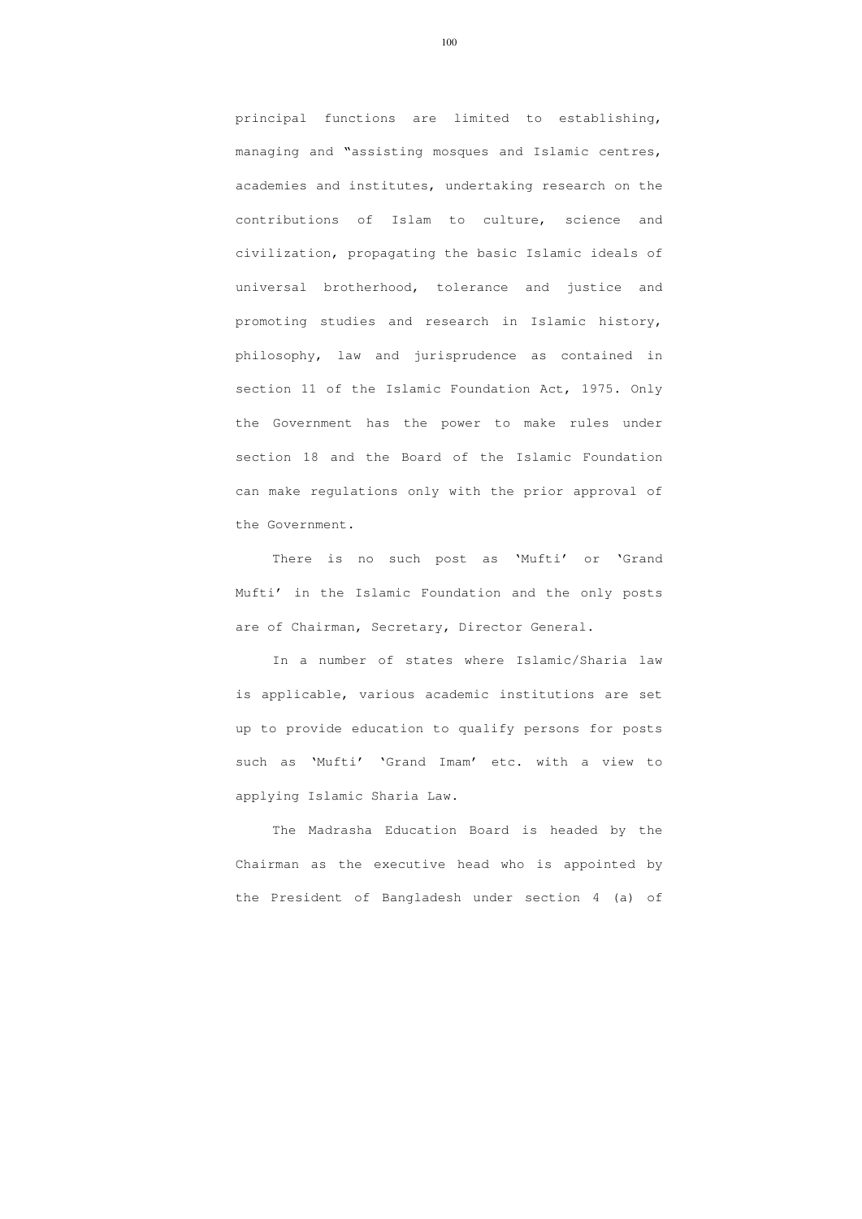principal functions are limited to establishing, managing and "assisting mosques and Islamic centres, academies and institutes, undertaking research on the contributions of Islam to culture, science and civilization, propagating the basic Islamic ideals of universal brotherhood, tolerance and justice and promoting studies and research in Islamic history, philosophy, law and jurisprudence as contained in section 11 of the Islamic Foundation Act, 1975. Only the Government has the power to make rules under section 18 and the Board of the Islamic Foundation can make regulations only with the prior approval of the Government.

There is no such post as 'Mufti' or 'Grand Mufti' in the Islamic Foundation and the only posts are of Chairman, Secretary, Director General.

In a number of states where Islamic/Sharia law is applicable, various academic institutions are set up to provide education to qualify persons for posts such as 'Mufti' 'Grand Imam' etc. with a view to applying Islamic Sharia Law.

The Madrasha Education Board is headed by the Chairman as the executive head who is appointed by the President of Bangladesh under section 4 (a) of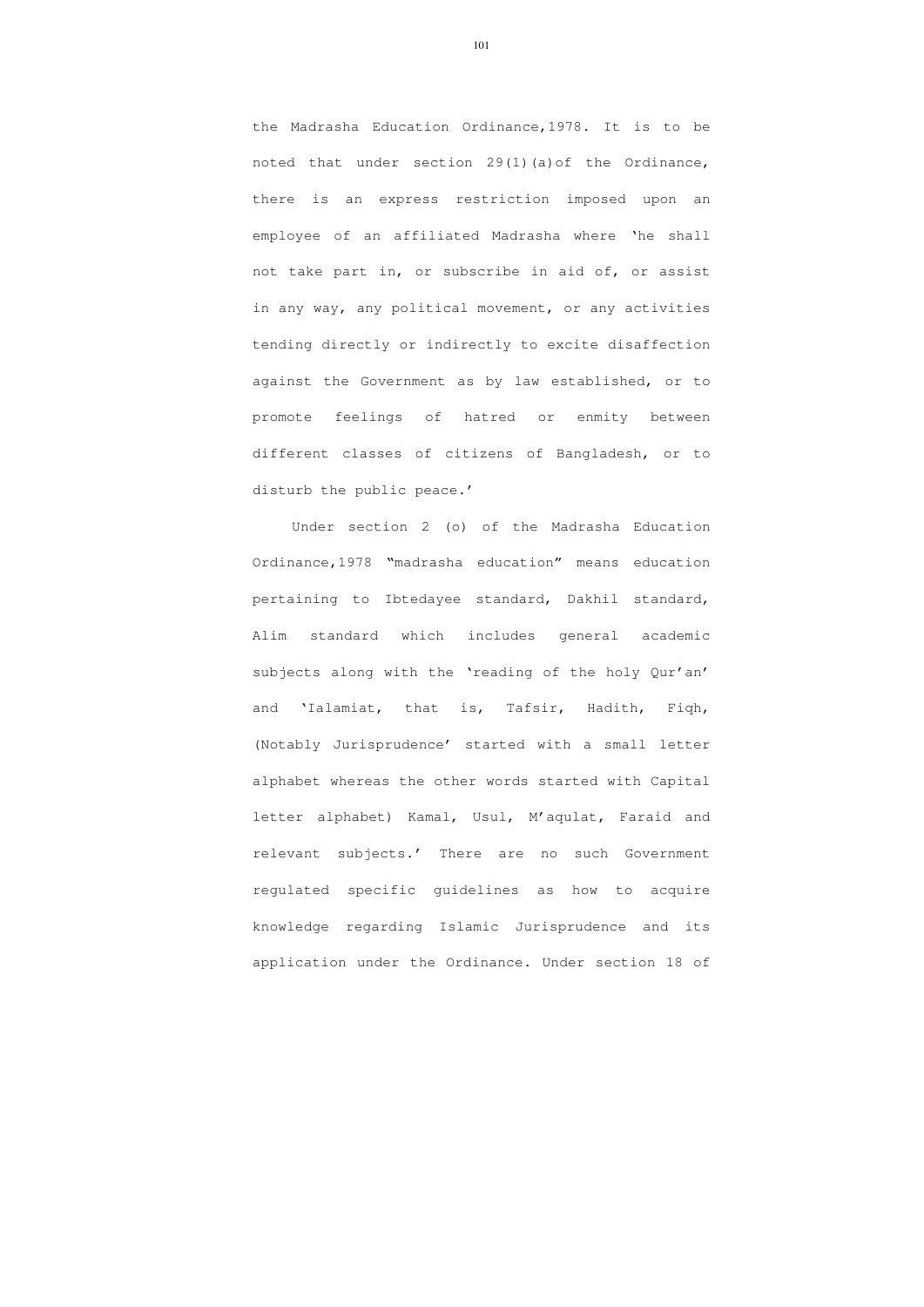the Madrasha Education Ordinance,1978. It is to be noted that under section 29(1)(a)of the Ordinance, there is an express restriction imposed upon an employee of an affiliated Madrasha where 'he shall not take part in, or subscribe in aid of, or assist in any way, any political movement, or any activities tending directly or indirectly to excite disaffection against the Government as by law established, or to promote feelings of hatred or enmity between different classes of citizens of Bangladesh, or to disturb the public peace.'

Under section 2 (o) of the Madrasha Education Ordinance,1978 "madrasha education" means education pertaining to Ibtedayee standard, Dakhil standard, Alim standard which includes general academic subjects along with the 'reading of the holy Qur'an' and 'Ialamiat, that is, Tafsir, Hadith, Fiqh, (Notably Jurisprudence' started with a small letter alphabet whereas the other words started with Capital letter alphabet) Kamal, Usul, M'aqulat, Faraid and relevant subjects.' There are no such Government regulated specific guidelines as how to acquire knowledge regarding Islamic Jurisprudence and its application under the Ordinance. Under section 18 of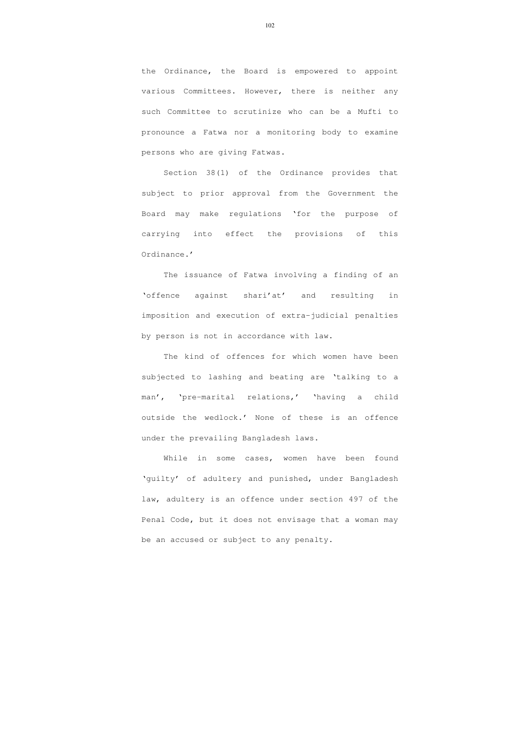the Ordinance, the Board is empowered to appoint various Committees. However, there is neither any such Committee to scrutinize who can be a Mufti to pronounce a Fatwa nor a monitoring body to examine persons who are giving Fatwas.

Section 38(1) of the Ordinance provides that subject to prior approval from the Government the Board may make regulations 'for the purpose of carrying into effect the provisions of this Ordinance.'

The issuance of Fatwa involving a finding of an 'offence against shari'at' and resulting in imposition and execution of extra-judicial penalties by person is not in accordance with law.

The kind of offences for which women have been subjected to lashing and beating are 'talking to a man', 'pre-marital relations,' 'having a child outside the wedlock.' None of these is an offence under the prevailing Bangladesh laws.

While in some cases, women have been found 'guilty' of adultery and punished, under Bangladesh law, adultery is an offence under section 497 of the Penal Code, but it does not envisage that a woman may be an accused or subject to any penalty.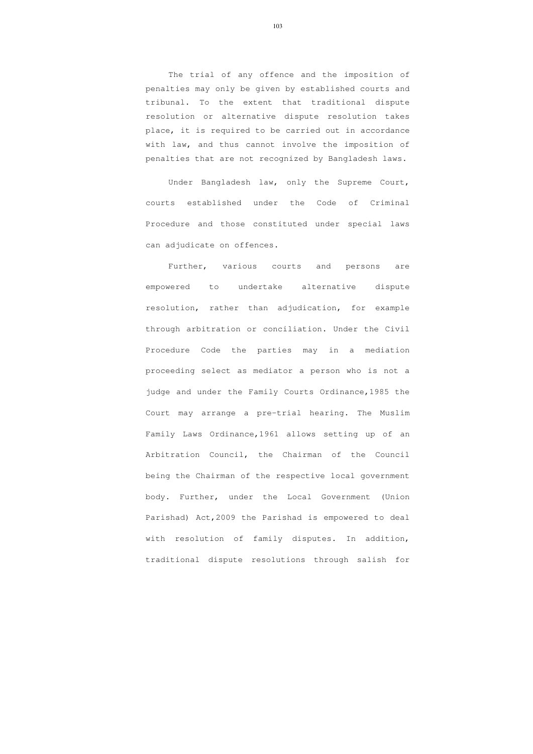The trial of any offence and the imposition of penalties may only be given by established courts and tribunal. To the extent that traditional dispute resolution or alternative dispute resolution takes place, it is required to be carried out in accordance with law, and thus cannot involve the imposition of penalties that are not recognized by Bangladesh laws.

Under Bangladesh law, only the Supreme Court, courts established under the Code of Criminal Procedure and those constituted under special laws can adjudicate on offences.

Further, various courts and persons are empowered to undertake alternative dispute resolution, rather than adjudication, for example through arbitration or conciliation. Under the Civil Procedure Code the parties may in a mediation proceeding select as mediator a person who is not a judge and under the Family Courts Ordinance,1985 the Court may arrange a pre-trial hearing. The Muslim Family Laws Ordinance,1961 allows setting up of an Arbitration Council, the Chairman of the Council being the Chairman of the respective local government body. Further, under the Local Government (Union Parishad) Act,2009 the Parishad is empowered to deal with resolution of family disputes. In addition, traditional dispute resolutions through salish for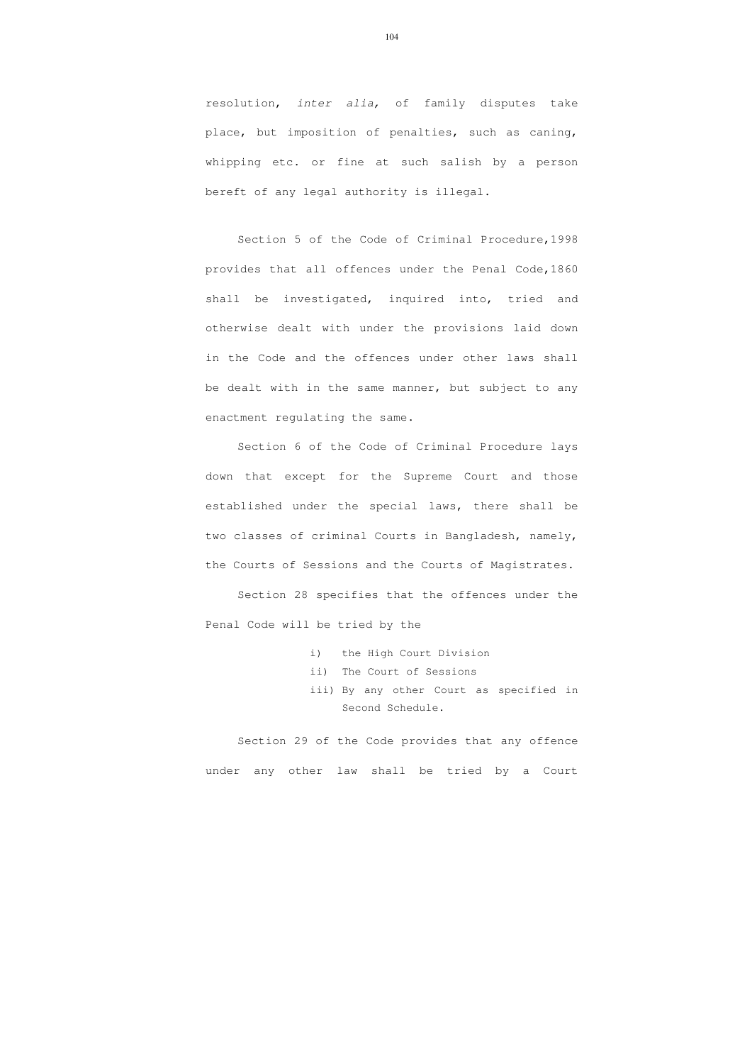resolution, *inter alia,* of family disputes take place, but imposition of penalties, such as caning, whipping etc. or fine at such salish by a person bereft of any legal authority is illegal.

Section 5 of the Code of Criminal Procedure,1998 provides that all offences under the Penal Code,1860 shall be investigated, inquired into, tried and otherwise dealt with under the provisions laid down in the Code and the offences under other laws shall be dealt with in the same manner, but subject to any enactment regulating the same.

Section 6 of the Code of Criminal Procedure lays down that except for the Supreme Court and those established under the special laws, there shall be two classes of criminal Courts in Bangladesh, namely, the Courts of Sessions and the Courts of Magistrates.

Section 28 specifies that the offences under the Penal Code will be tried by the

i) the High Court Division
ii) The Court of Sessions
iii) By any other Court as specified in Second Schedule.

Section 29 of the Code provides that any offence under any other law shall be tried by a Court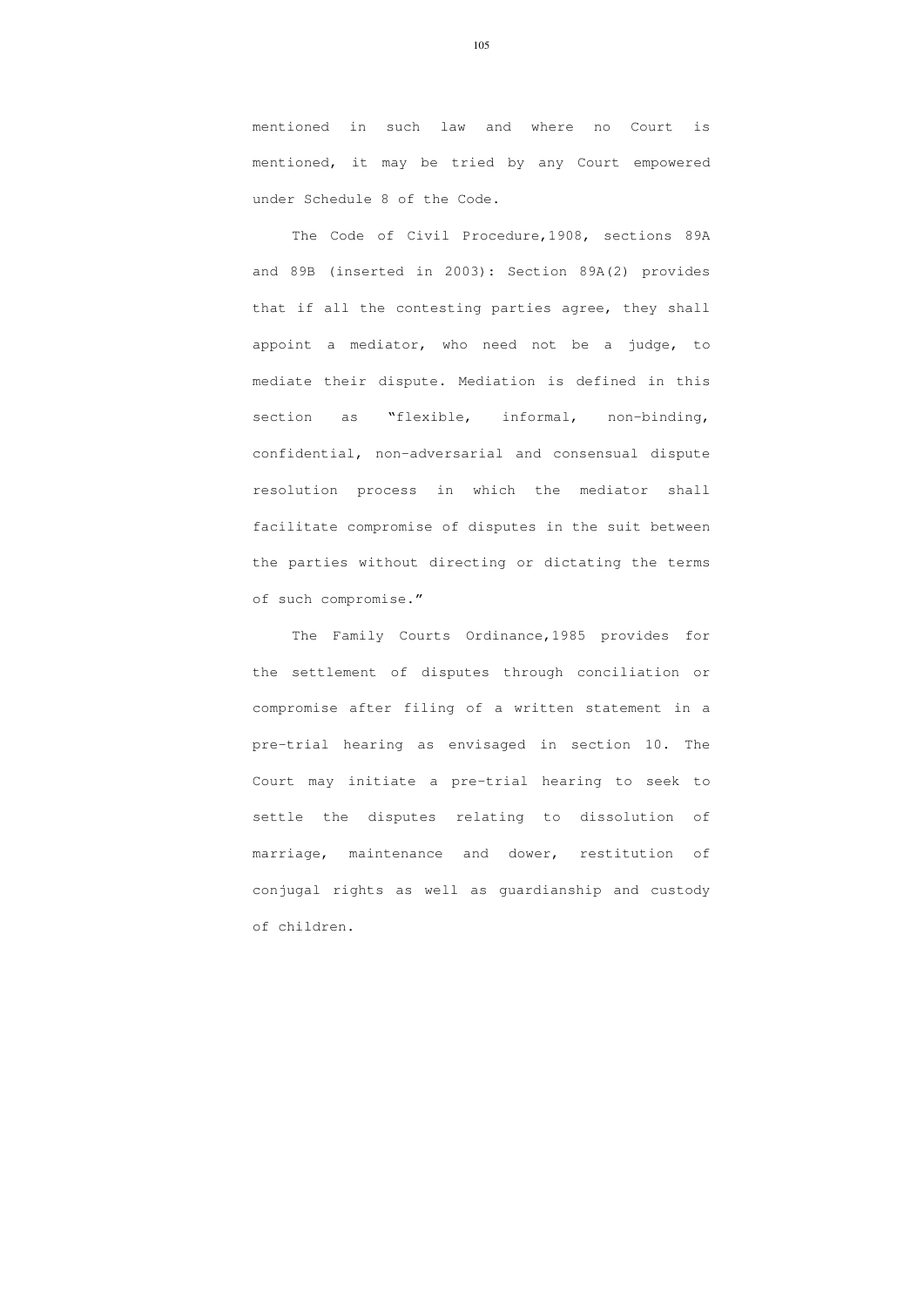mentioned in such law and where no Court is mentioned, it may be tried by any Court empowered under Schedule 8 of the Code.

The Code of Civil Procedure,1908, sections 89A and 89B (inserted in 2003): Section 89A(2) provides that if all the contesting parties agree, they shall appoint a mediator, who need not be a judge, to mediate their dispute. Mediation is defined in this section as "flexible, informal, non-binding, confidential, non-adversarial and consensual dispute resolution process in which the mediator shall facilitate compromise of disputes in the suit between the parties without directing or dictating the terms of such compromise."

The Family Courts Ordinance,1985 provides for the settlement of disputes through conciliation or compromise after filing of a written statement in a pre-trial hearing as envisaged in section 10. The Court may initiate a pre-trial hearing to seek to settle the disputes relating to dissolution of marriage, maintenance and dower, restitution of conjugal rights as well as guardianship and custody of children.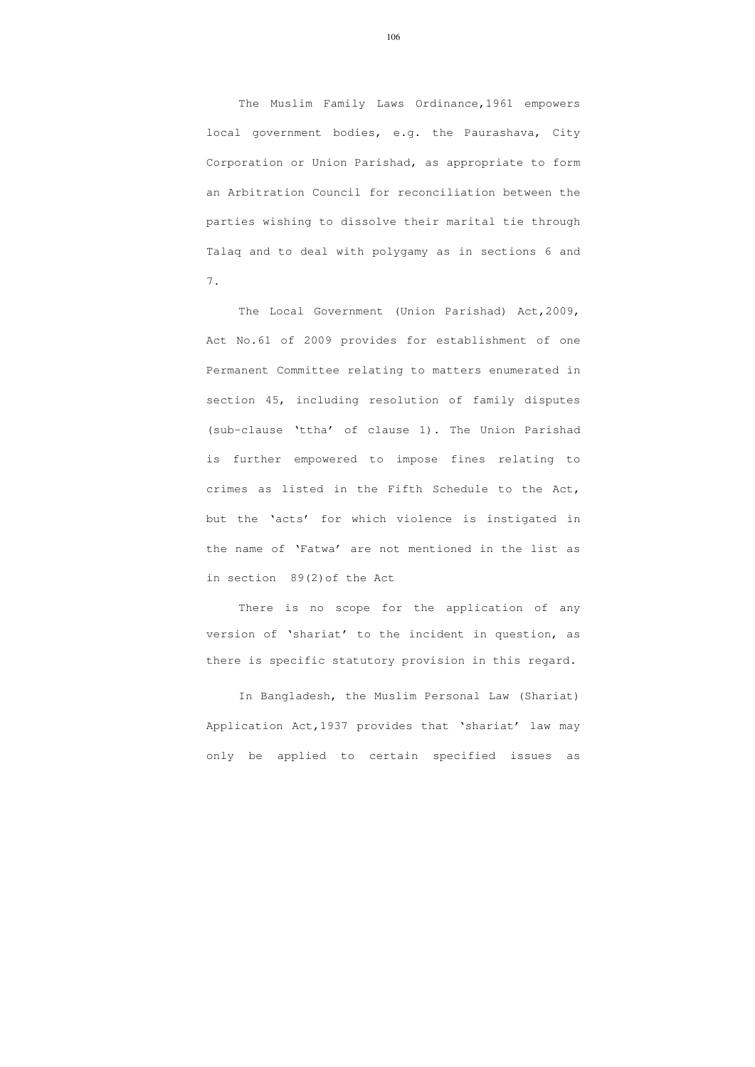The Muslim Family Laws Ordinance,1961 empowers local government bodies, e.g. the Paurashava, City Corporation or Union Parishad, as appropriate to form an Arbitration Council for reconciliation between the parties wishing to dissolve their marital tie through Talaq and to deal with polygamy as in sections 6 and 7.

The Local Government (Union Parishad) Act,2009, Act No.61 of 2009 provides for establishment of one Permanent Committee relating to matters enumerated in section 45, including resolution of family disputes (sub-clause 'ttha' of clause 1). The Union Parishad is further empowered to impose fines relating to crimes as listed in the Fifth Schedule to the Act, but the 'acts' for which violence is instigated in the name of 'Fatwa' are not mentioned in the list as in section 89(2)of the Act

There is no scope for the application of any version of 'shariat' to the incident in question, as there is specific statutory provision in this regard.

In Bangladesh, the Muslim Personal Law (Shariat) Application Act,1937 provides that 'shariat' law may only be applied to certain specified issues as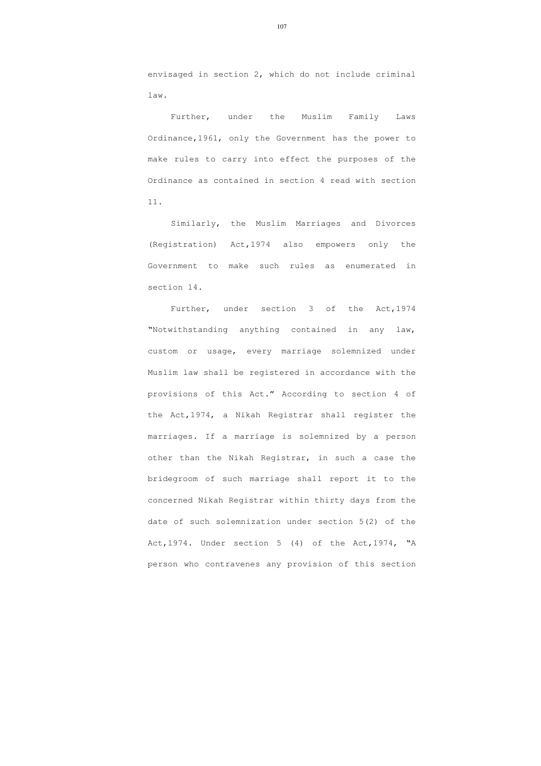envisaged in section 2, which do not include criminal law.

Further, under the Muslim Family Laws Ordinance,1961, only the Government has the power to make rules to carry into effect the purposes of the Ordinance as contained in section 4 read with section 11.

Similarly, the Muslim Marriages and Divorces (Registration) Act,1974 also empowers only the Government to make such rules as enumerated in section 14.

Further, under section 3 of the Act,1974 "Notwithstanding anything contained in any law, custom or usage, every marriage solemnized under Muslim law shall be registered in accordance with the provisions of this Act." According to section 4 of the Act,1974, a Nikah Registrar shall register the marriages. If a marriage is solemnized by a person other than the Nikah Registrar, in such a case the bridegroom of such marriage shall report it to the concerned Nikah Registrar within thirty days from the date of such solemnization under section 5(2) of the Act,1974. Under section 5 (4) of the Act,1974, "A person who contravenes any provision of this section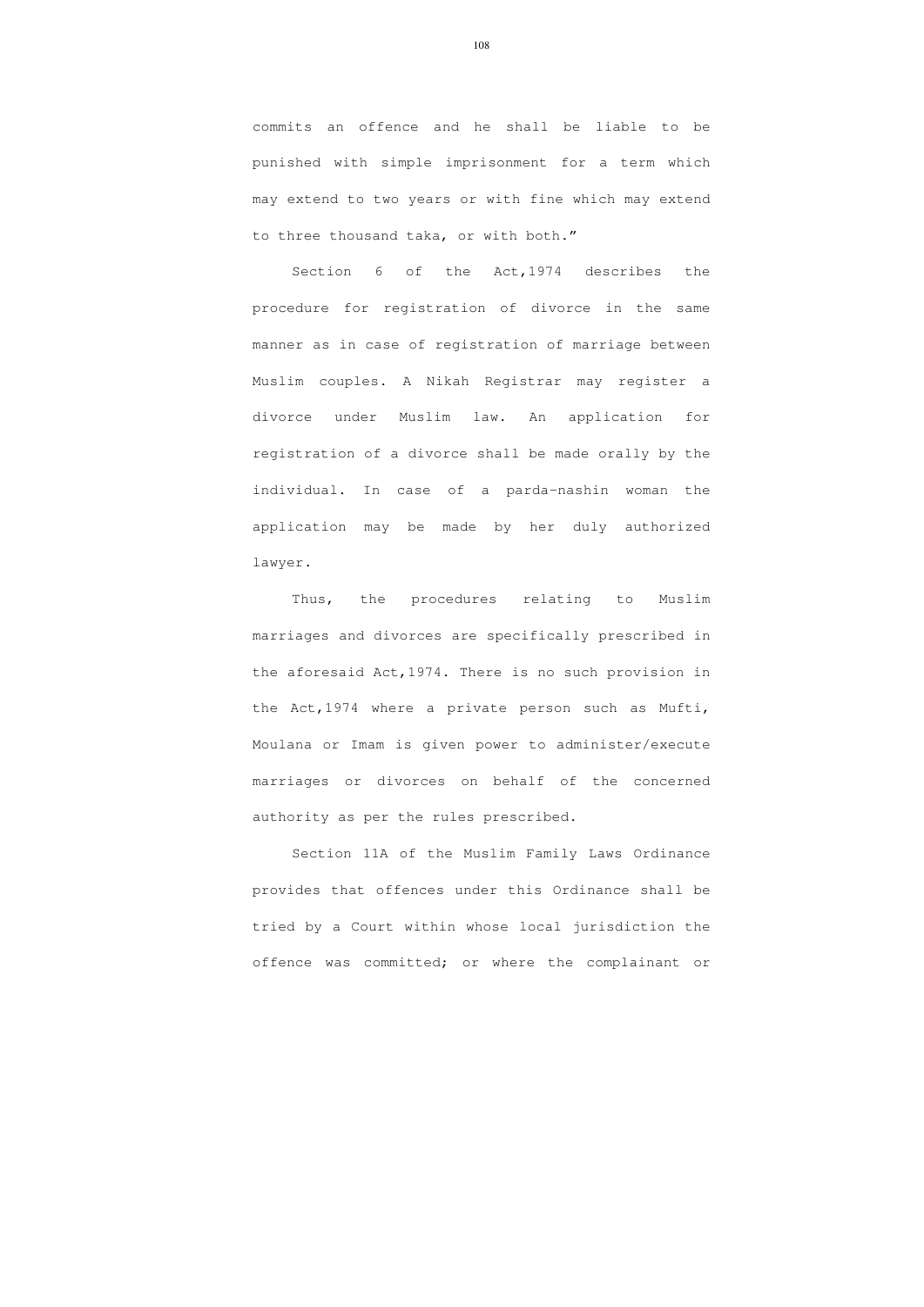commits an offence and he shall be liable to be punished with simple imprisonment for a term which may extend to two years or with fine which may extend to three thousand taka, or with both."

Section 6 of the Act,1974 describes the procedure for registration of divorce in the same manner as in case of registration of marriage between Muslim couples. A Nikah Registrar may register a divorce under Muslim law. An application for registration of a divorce shall be made orally by the individual. In case of a parda-nashin woman the application may be made by her duly authorized lawyer.

Thus, the procedures relating to Muslim marriages and divorces are specifically prescribed in the aforesaid Act,1974. There is no such provision in the Act,1974 where a private person such as Mufti, Moulana or Imam is given power to administer/execute marriages or divorces on behalf of the concerned authority as per the rules prescribed.

Section 11A of the Muslim Family Laws Ordinance provides that offences under this Ordinance shall be tried by a Court within whose local jurisdiction the offence was committed; or where the complainant or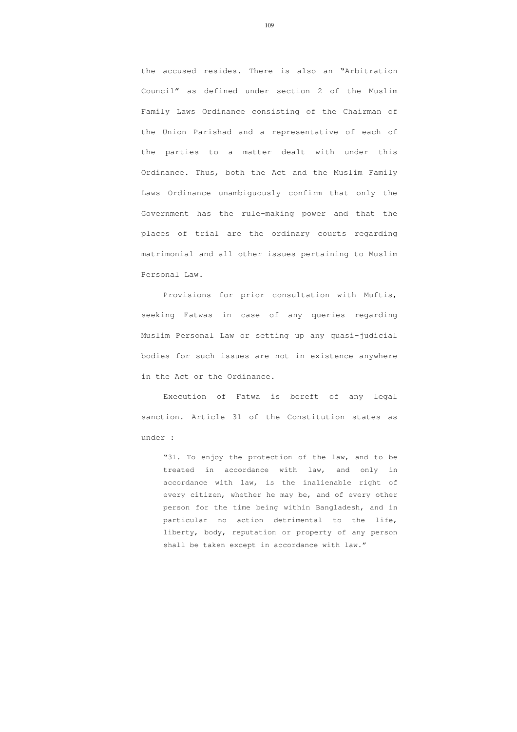the accused resides. There is also an "Arbitration Council" as defined under section 2 of the Muslim Family Laws Ordinance consisting of the Chairman of the Union Parishad and a representative of each of the parties to a matter dealt with under this Ordinance. Thus, both the Act and the Muslim Family Laws Ordinance unambiguously confirm that only the Government has the rule-making power and that the places of trial are the ordinary courts regarding matrimonial and all other issues pertaining to Muslim Personal Law.

Provisions for prior consultation with Muftis, seeking Fatwas in case of any queries regarding Muslim Personal Law or setting up any quasi-judicial bodies for such issues are not in existence anywhere in the Act or the Ordinance.

Execution of Fatwa is bereft of any legal sanction. Article 31 of the Constitution states as under :

> "31. To enjoy the protection of the law, and to be treated in accordance with law, and only in accordance with law, is the inalienable right of every citizen, whether he may be, and of every other person for the time being within Bangladesh, and in particular no action detrimental to the life, liberty, body, reputation or property of any person shall be taken except in accordance with law."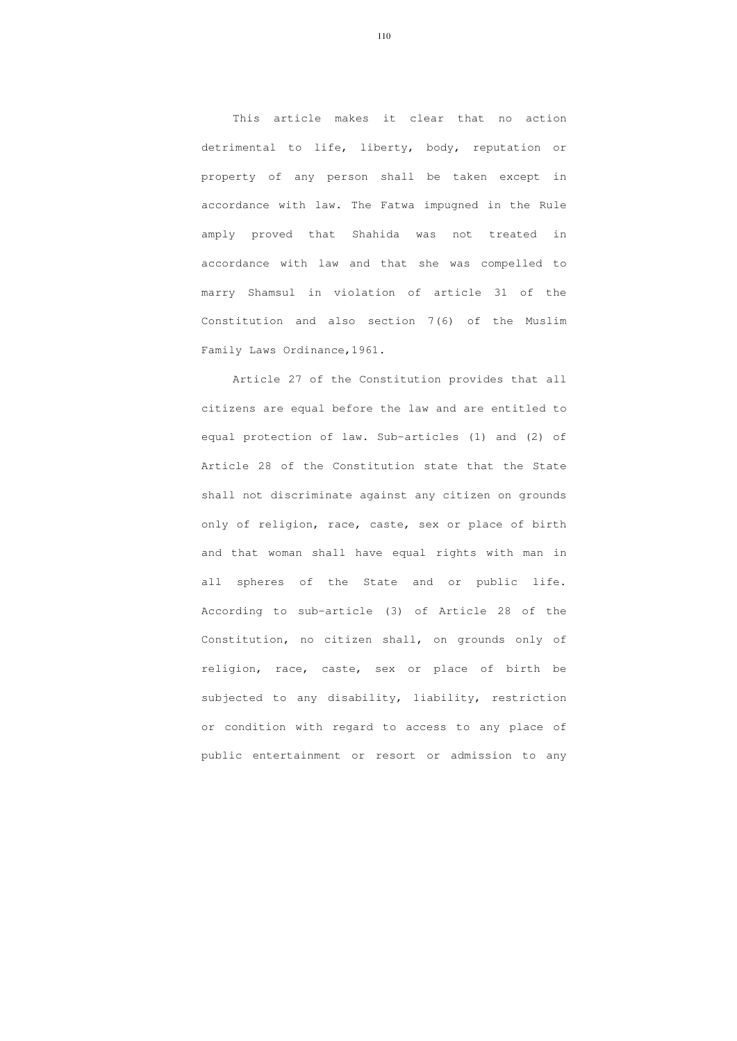This article makes it clear that no action detrimental to life, liberty, body, reputation or property of any person shall be taken except in accordance with law. The Fatwa impugned in the Rule amply proved that Shahida was not treated in accordance with law and that she was compelled to marry Shamsul in violation of article 31 of the Constitution and also section 7(6) of the Muslim Family Laws Ordinance,1961.

Article 27 of the Constitution provides that all citizens are equal before the law and are entitled to equal protection of law. Sub-articles (1) and (2) of Article 28 of the Constitution state that the State shall not discriminate against any citizen on grounds only of religion, race, caste, sex or place of birth and that woman shall have equal rights with man in all spheres of the State and or public life. According to sub-article (3) of Article 28 of the Constitution, no citizen shall, on grounds only of religion, race, caste, sex or place of birth be subjected to any disability, liability, restriction or condition with regard to access to any place of public entertainment or resort or admission to any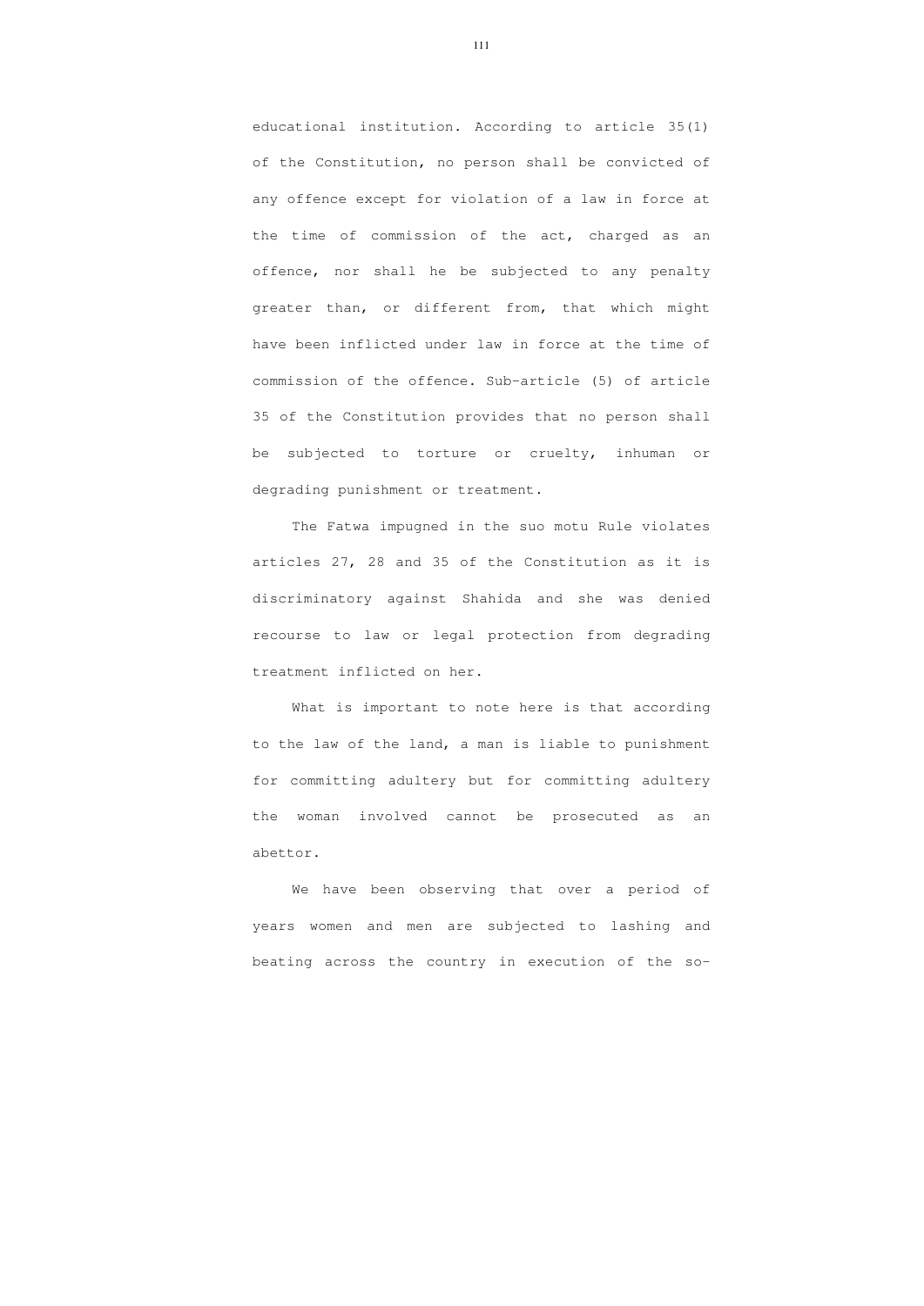educational institution. According to article 35(1) of the Constitution, no person shall be convicted of any offence except for violation of a law in force at the time of commission of the act, charged as an offence, nor shall he be subjected to any penalty greater than, or different from, that which might have been inflicted under law in force at the time of commission of the offence. Sub-article (5) of article 35 of the Constitution provides that no person shall be subjected to torture or cruelty, inhuman or degrading punishment or treatment.

The Fatwa impugned in the suo motu Rule violates articles 27, 28 and 35 of the Constitution as it is discriminatory against Shahida and she was denied recourse to law or legal protection from degrading treatment inflicted on her.

What is important to note here is that according to the law of the land, a man is liable to punishment for committing adultery but for committing adultery the woman involved cannot be prosecuted as an abettor.

We have been observing that over a period of years women and men are subjected to lashing and beating across the country in execution of the so-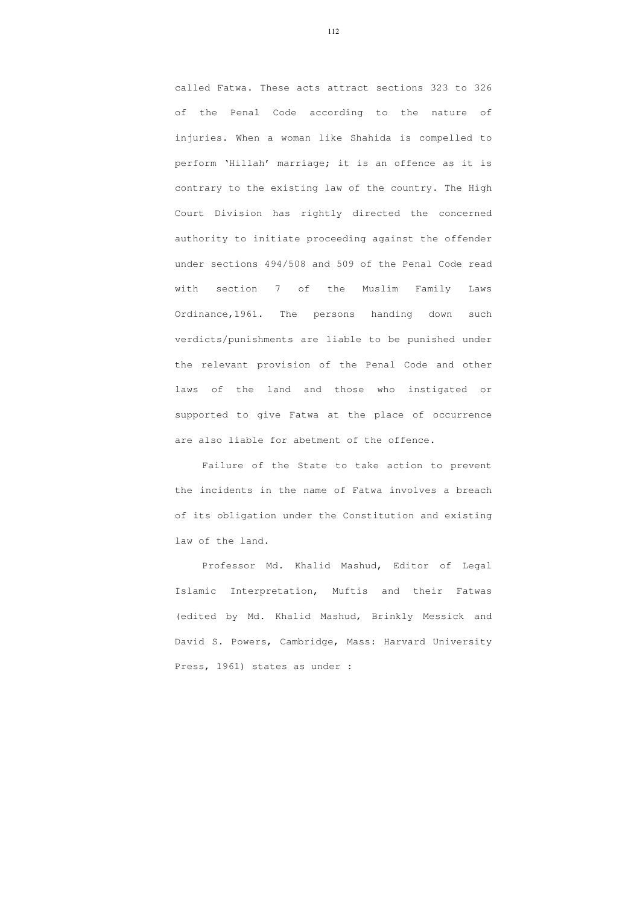called Fatwa. These acts attract sections 323 to 326 of the Penal Code according to the nature of injuries. When a woman like Shahida is compelled to perform 'Hillah' marriage; it is an offence as it is contrary to the existing law of the country. The High Court Division has rightly directed the concerned authority to initiate proceeding against the offender under sections 494/508 and 509 of the Penal Code read with section 7 of the Muslim Family Laws Ordinance,1961. The persons handing down such verdicts/punishments are liable to be punished under the relevant provision of the Penal Code and other laws of the land and those who instigated or supported to give Fatwa at the place of occurrence are also liable for abetment of the offence.

Failure of the State to take action to prevent the incidents in the name of Fatwa involves a breach of its obligation under the Constitution and existing law of the land.

Professor Md. Khalid Mashud, Editor of Legal Islamic Interpretation, Muftis and their Fatwas (edited by Md. Khalid Mashud, Brinkly Messick and David S. Powers, Cambridge, Mass: Harvard University Press, 1961) states as under :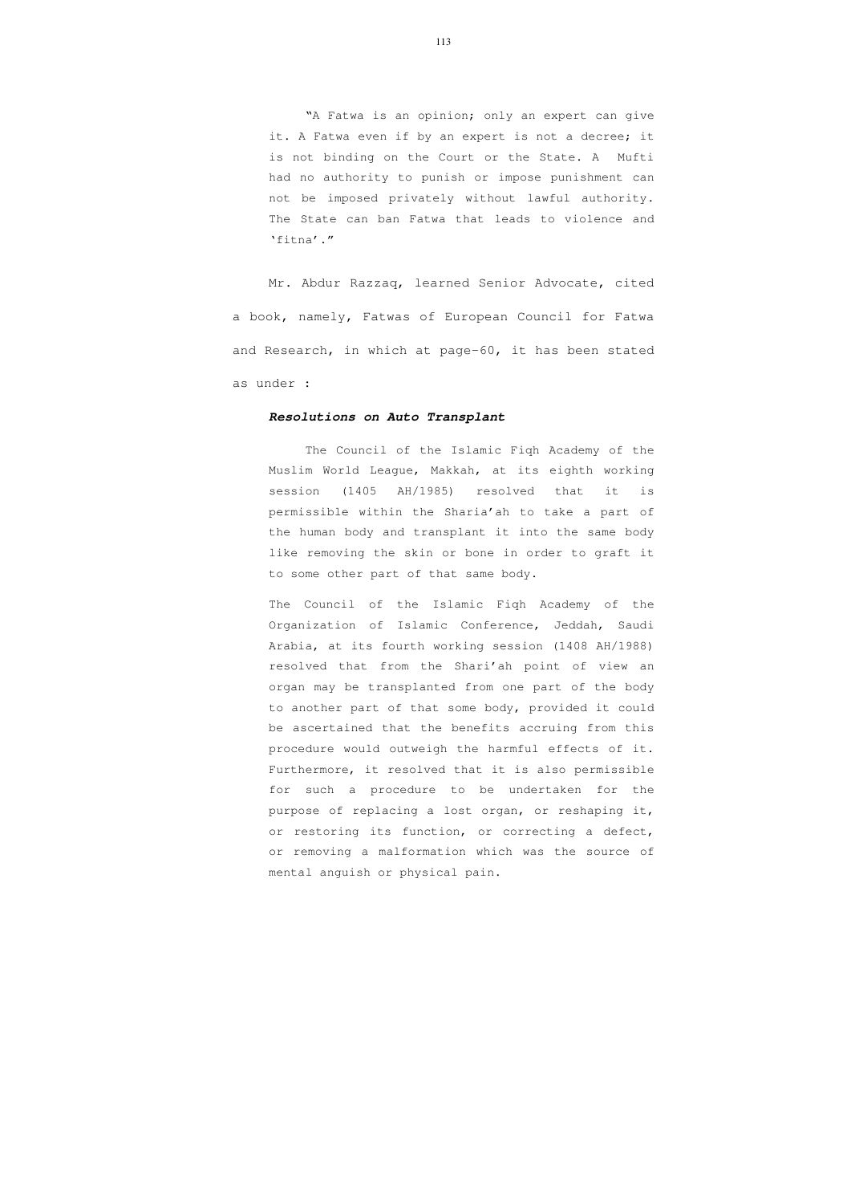> "A Fatwa is an opinion; only an expert can give it. A Fatwa even if by an expert is not a decree; it is not binding on the Court or the State. A Mufti had no authority to punish or impose punishment can not be imposed privately without lawful authority. The State can ban Fatwa that leads to violence and 'fitna'."

Mr. Abdur Razzaq, learned Senior Advocate, cited a book, namely, Fatwas of European Council for Fatwa and Research, in which at page-60, it has been stated as under :

> ***Resolutions on Auto Transplant***
>
> The Council of the Islamic Fiqh Academy of the Muslim World League, Makkah, at its eighth working session (1405 AH/1985) resolved that it is permissible within the Sharia'ah to take a part of the human body and transplant it into the same body like removing the skin or bone in order to graft it to some other part of that same body.
>
> The Council of the Islamic Fiqh Academy of the Organization of Islamic Conference, Jeddah, Saudi Arabia, at its fourth working session (1408 AH/1988) resolved that from the Shari'ah point of view an organ may be transplanted from one part of the body to another part of that some body, provided it could be ascertained that the benefits accruing from this procedure would outweigh the harmful effects of it. Furthermore, it resolved that it is also permissible for such a procedure to be undertaken for the purpose of replacing a lost organ, or reshaping it, or restoring its function, or correcting a defect, or removing a malformation which was the source of mental anguish or physical pain.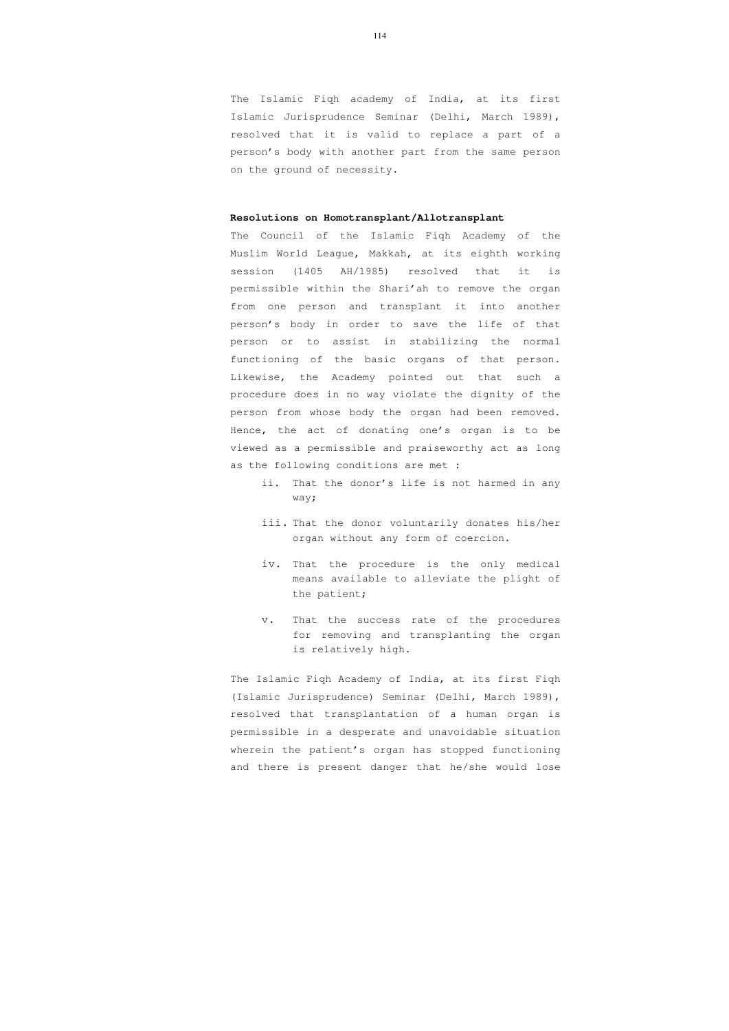The Islamic Fiqh academy of India, at its first Islamic Jurisprudence Seminar (Delhi, March 1989), resolved that it is valid to replace a part of a person's body with another part from the same person on the ground of necessity.

**Resolutions on Homotransplant/Allotransplant**

The Council of the Islamic Fiqh Academy of the Muslim World League, Makkah, at its eighth working session (1405 AH/1985) resolved that it is permissible within the Shari'ah to remove the organ from one person and transplant it into another person's body in order to save the life of that person or to assist in stabilizing the normal functioning of the basic organs of that person. Likewise, the Academy pointed out that such a procedure does in no way violate the dignity of the person from whose body the organ had been removed. Hence, the act of donating one's organ is to be viewed as a permissible and praiseworthy act as long as the following conditions are met :

ii. That the donor's life is not harmed in any way;

iii. That the donor voluntarily donates his/her organ without any form of coercion.

iv. That the procedure is the only medical means available to alleviate the plight of the patient;

v. That the success rate of the procedures for removing and transplanting the organ is relatively high.

The Islamic Fiqh Academy of India, at its first Fiqh (Islamic Jurisprudence) Seminar (Delhi, March 1989), resolved that transplantation of a human organ is permissible in a desperate and unavoidable situation wherein the patient's organ has stopped functioning and there is present danger that he/she would lose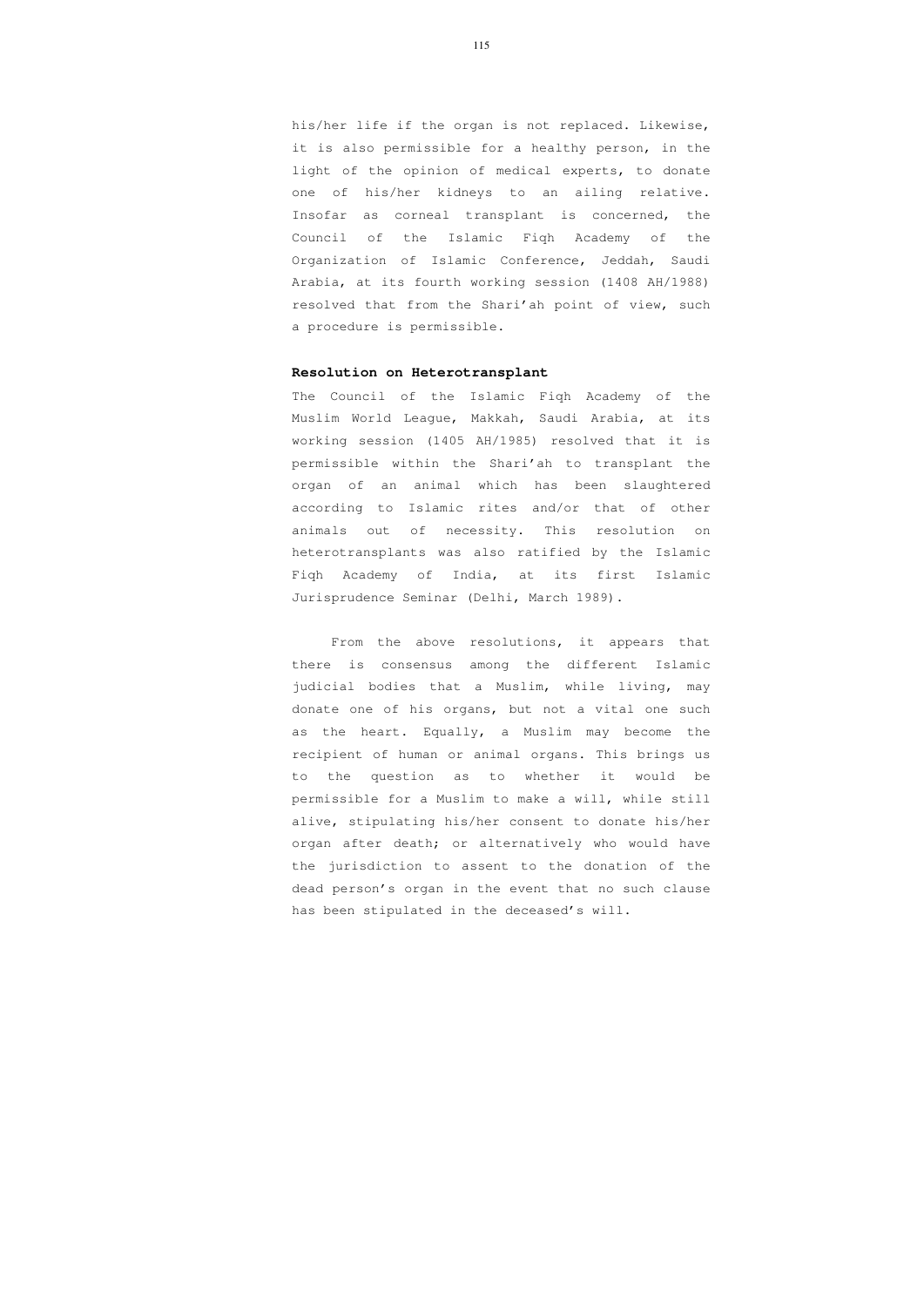his/her life if the organ is not replaced. Likewise, it is also permissible for a healthy person, in the light of the opinion of medical experts, to donate one of his/her kidneys to an ailing relative. Insofar as corneal transplant is concerned, the Council of the Islamic Fiqh Academy of the Organization of Islamic Conference, Jeddah, Saudi Arabia, at its fourth working session (1408 AH/1988) resolved that from the Shari'ah point of view, such a procedure is permissible.

**Resolution on Heterotransplant**

The Council of the Islamic Fiqh Academy of the Muslim World League, Makkah, Saudi Arabia, at its working session (1405 AH/1985) resolved that it is permissible within the Shari'ah to transplant the organ of an animal which has been slaughtered according to Islamic rites and/or that of other animals out of necessity. This resolution on heterotransplants was also ratified by the Islamic Fiqh Academy of India, at its first Islamic Jurisprudence Seminar (Delhi, March 1989).

From the above resolutions, it appears that there is consensus among the different Islamic judicial bodies that a Muslim, while living, may donate one of his organs, but not a vital one such as the heart. Equally, a Muslim may become the recipient of human or animal organs. This brings us to the question as to whether it would be permissible for a Muslim to make a will, while still alive, stipulating his/her consent to donate his/her organ after death; or alternatively who would have the jurisdiction to assent to the donation of the dead person's organ in the event that no such clause has been stipulated in the deceased's will.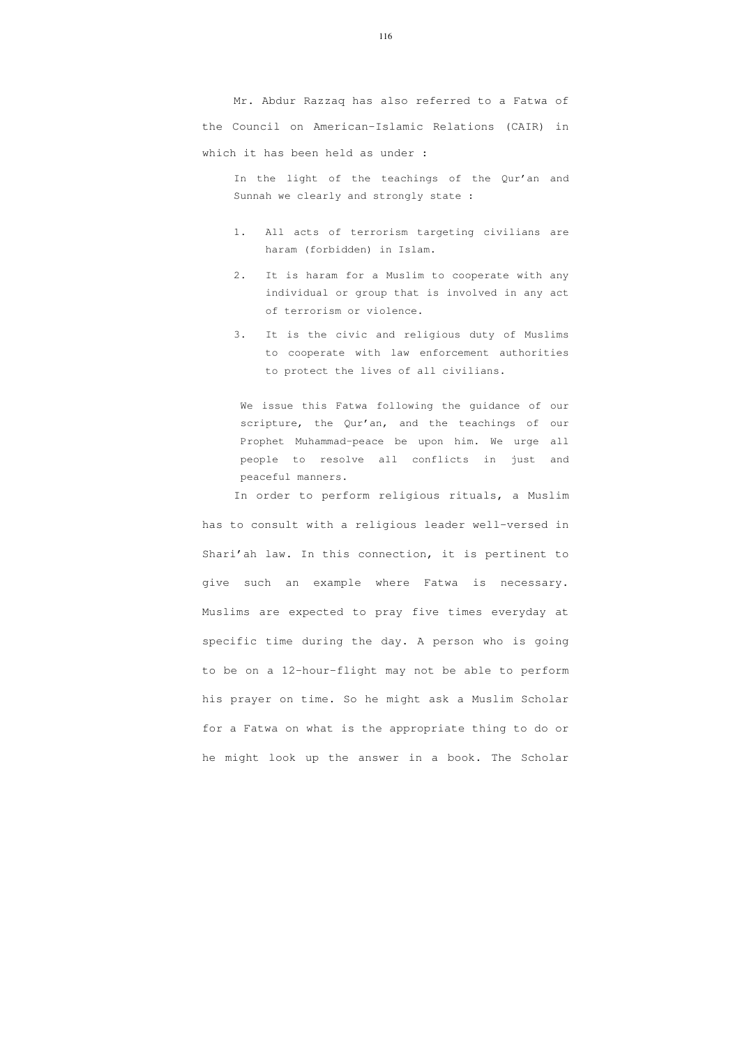Mr. Abdur Razzaq has also referred to a Fatwa of the Council on American-Islamic Relations (CAIR) in which it has been held as under :

> In the light of the teachings of the Qur'an and Sunnah we clearly and strongly state :
>
> 1. All acts of terrorism targeting civilians are haram (forbidden) in Islam.
> 2. It is haram for a Muslim to cooperate with any individual or group that is involved in any act of terrorism or violence.
> 3. It is the civic and religious duty of Muslims to cooperate with law enforcement authorities to protect the lives of all civilians.
>
> We issue this Fatwa following the guidance of our scripture, the Qur'an, and the teachings of our Prophet Muhammad-peace be upon him. We urge all people to resolve all conflicts in just and peaceful manners.

In order to perform religious rituals, a Muslim has to consult with a religious leader well-versed in Shari'ah law. In this connection, it is pertinent to give such an example where Fatwa is necessary. Muslims are expected to pray five times everyday at specific time during the day. A person who is going to be on a 12-hour-flight may not be able to perform his prayer on time. So he might ask a Muslim Scholar for a Fatwa on what is the appropriate thing to do or he might look up the answer in a book. The Scholar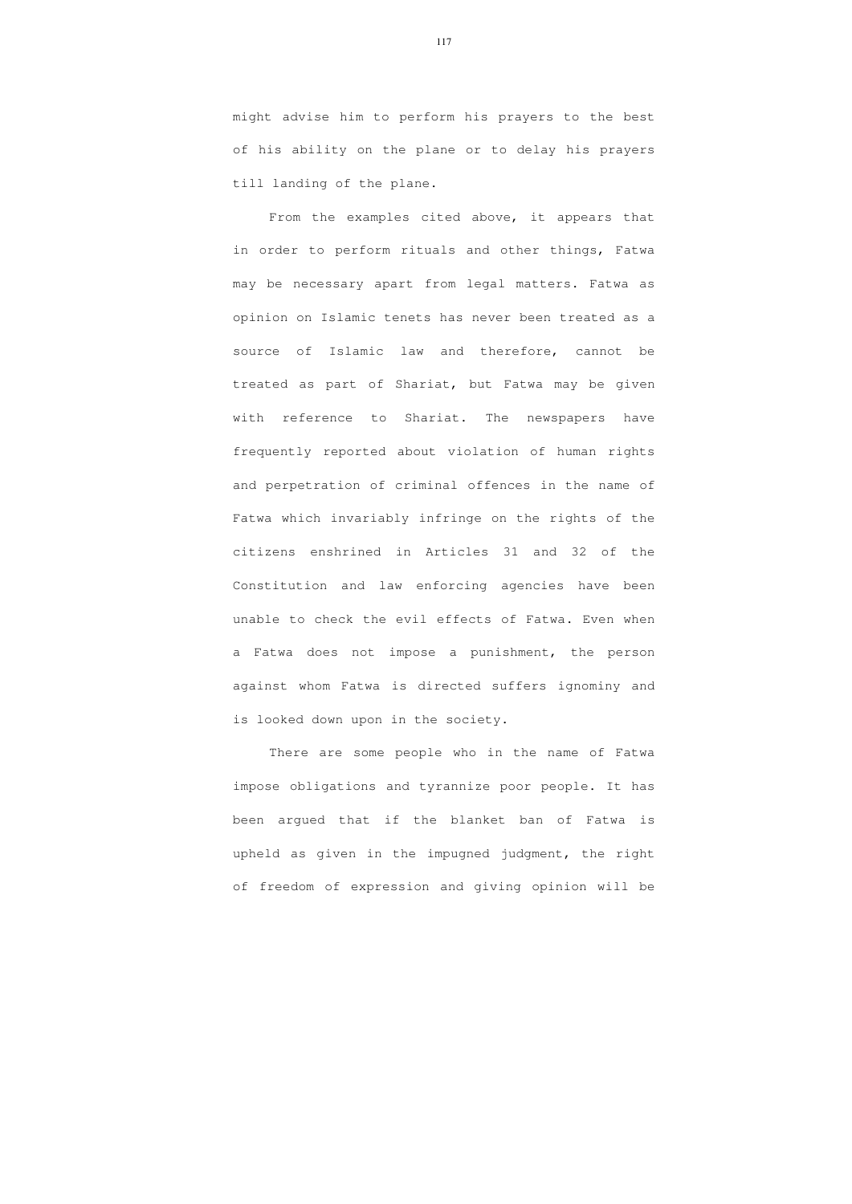might advise him to perform his prayers to the best of his ability on the plane or to delay his prayers till landing of the plane.

From the examples cited above, it appears that in order to perform rituals and other things, Fatwa may be necessary apart from legal matters. Fatwa as opinion on Islamic tenets has never been treated as a source of Islamic law and therefore, cannot be treated as part of Shariat, but Fatwa may be given with reference to Shariat. The newspapers have frequently reported about violation of human rights and perpetration of criminal offences in the name of Fatwa which invariably infringe on the rights of the citizens enshrined in Articles 31 and 32 of the Constitution and law enforcing agencies have been unable to check the evil effects of Fatwa. Even when a Fatwa does not impose a punishment, the person against whom Fatwa is directed suffers ignominy and is looked down upon in the society.

There are some people who in the name of Fatwa impose obligations and tyrannize poor people. It has been argued that if the blanket ban of Fatwa is upheld as given in the impugned judgment, the right of freedom of expression and giving opinion will be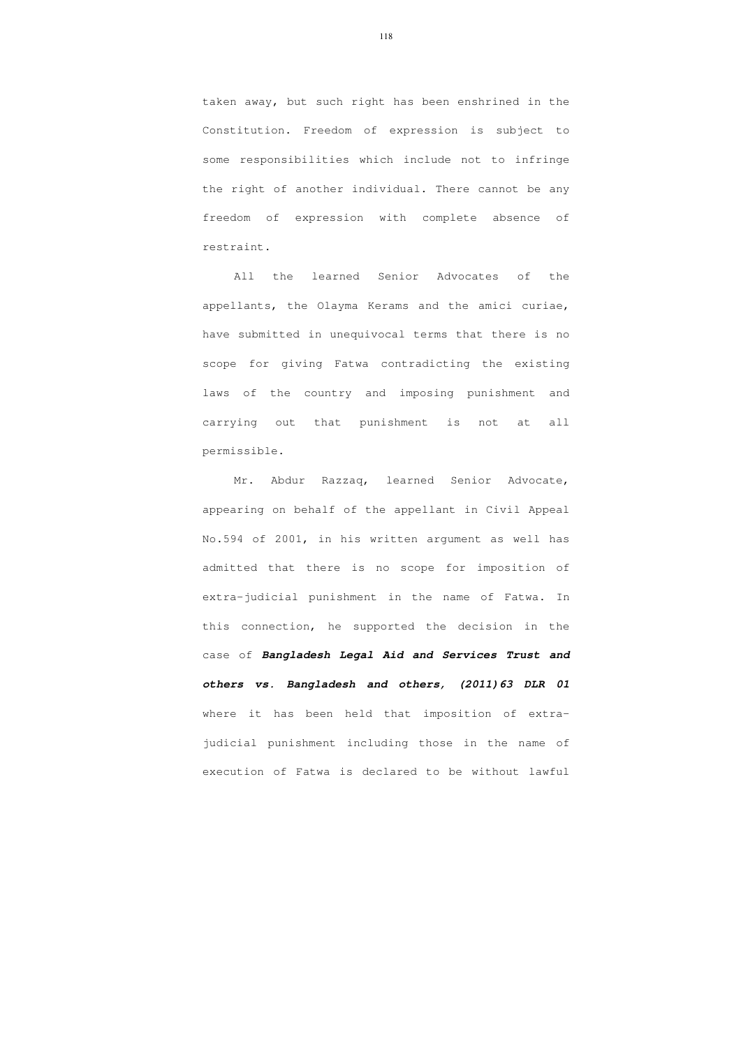taken away, but such right has been enshrined in the Constitution. Freedom of expression is subject to some responsibilities which include not to infringe the right of another individual. There cannot be any freedom of expression with complete absence of restraint.

All the learned Senior Advocates of the appellants, the Olayma Kerams and the amici curiae, have submitted in unequivocal terms that there is no scope for giving Fatwa contradicting the existing laws of the country and imposing punishment and carrying out that punishment is not at all permissible.

Mr. Abdur Razzaq, learned Senior Advocate, appearing on behalf of the appellant in Civil Appeal No.594 of 2001, in his written argument as well has admitted that there is no scope for imposition of extra-judicial punishment in the name of Fatwa. In this connection, he supported the decision in the case of ***Bangladesh Legal Aid and Services Trust and others vs. Bangladesh and others, (2011)63 DLR 01*** where it has been held that imposition of extra-judicial punishment including those in the name of execution of Fatwa is declared to be without lawful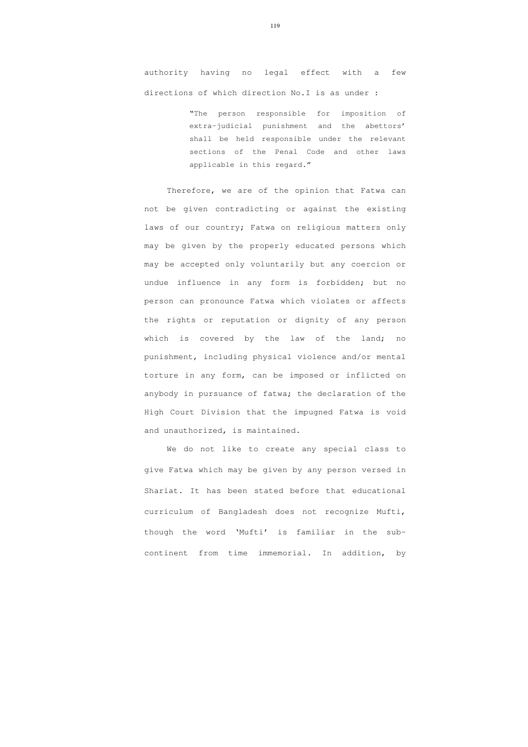authority having no legal effect with a few directions of which direction No.I is as under :

> "The person responsible for imposition of extra-judicial punishment and the abettors' shall be held responsible under the relevant sections of the Penal Code and other laws applicable in this regard."

Therefore, we are of the opinion that Fatwa can not be given contradicting or against the existing laws of our country; Fatwa on religious matters only may be given by the properly educated persons which may be accepted only voluntarily but any coercion or undue influence in any form is forbidden; but no person can pronounce Fatwa which violates or affects the rights or reputation or dignity of any person which is covered by the law of the land; no punishment, including physical violence and/or mental torture in any form, can be imposed or inflicted on anybody in pursuance of fatwa; the declaration of the High Court Division that the impugned Fatwa is void and unauthorized, is maintained.

We do not like to create any special class to give Fatwa which may be given by any person versed in Shariat. It has been stated before that educational curriculum of Bangladesh does not recognize Mufti, though the word 'Mufti' is familiar in the sub-continent from time immemorial. In addition, by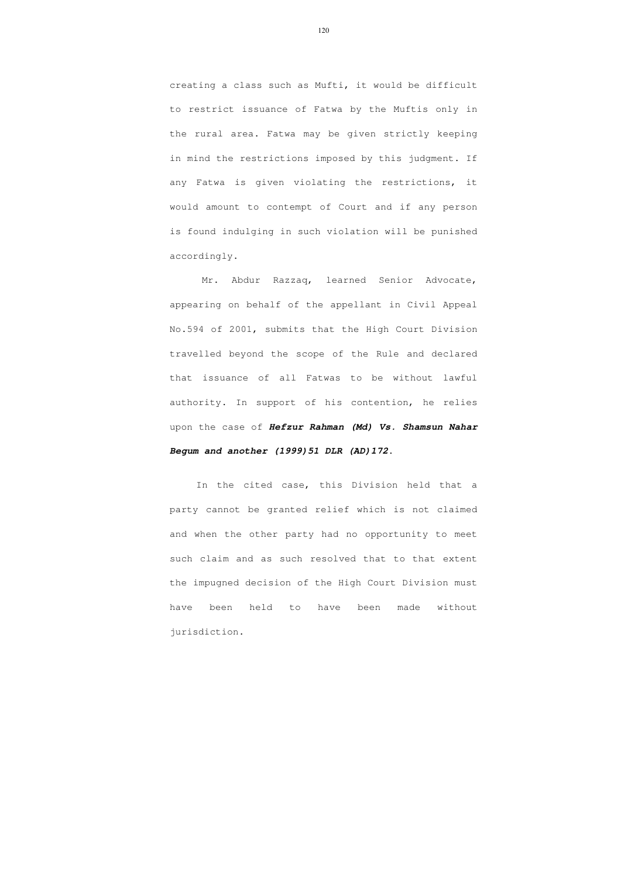creating a class such as Mufti, it would be difficult to restrict issuance of Fatwa by the Muftis only in the rural area. Fatwa may be given strictly keeping in mind the restrictions imposed by this judgment. If any Fatwa is given violating the restrictions, it would amount to contempt of Court and if any person is found indulging in such violation will be punished accordingly.

Mr. Abdur Razzaq, learned Senior Advocate, appearing on behalf of the appellant in Civil Appeal No.594 of 2001, submits that the High Court Division travelled beyond the scope of the Rule and declared that issuance of all Fatwas to be without lawful authority. In support of his contention, he relies upon the case of ***Hefzur Rahman (Md) Vs. Shamsun Nahar Begum and another (1999)51 DLR (AD)172.***

In the cited case, this Division held that a party cannot be granted relief which is not claimed and when the other party had no opportunity to meet such claim and as such resolved that to that extent the impugned decision of the High Court Division must have been held to have been made without jurisdiction.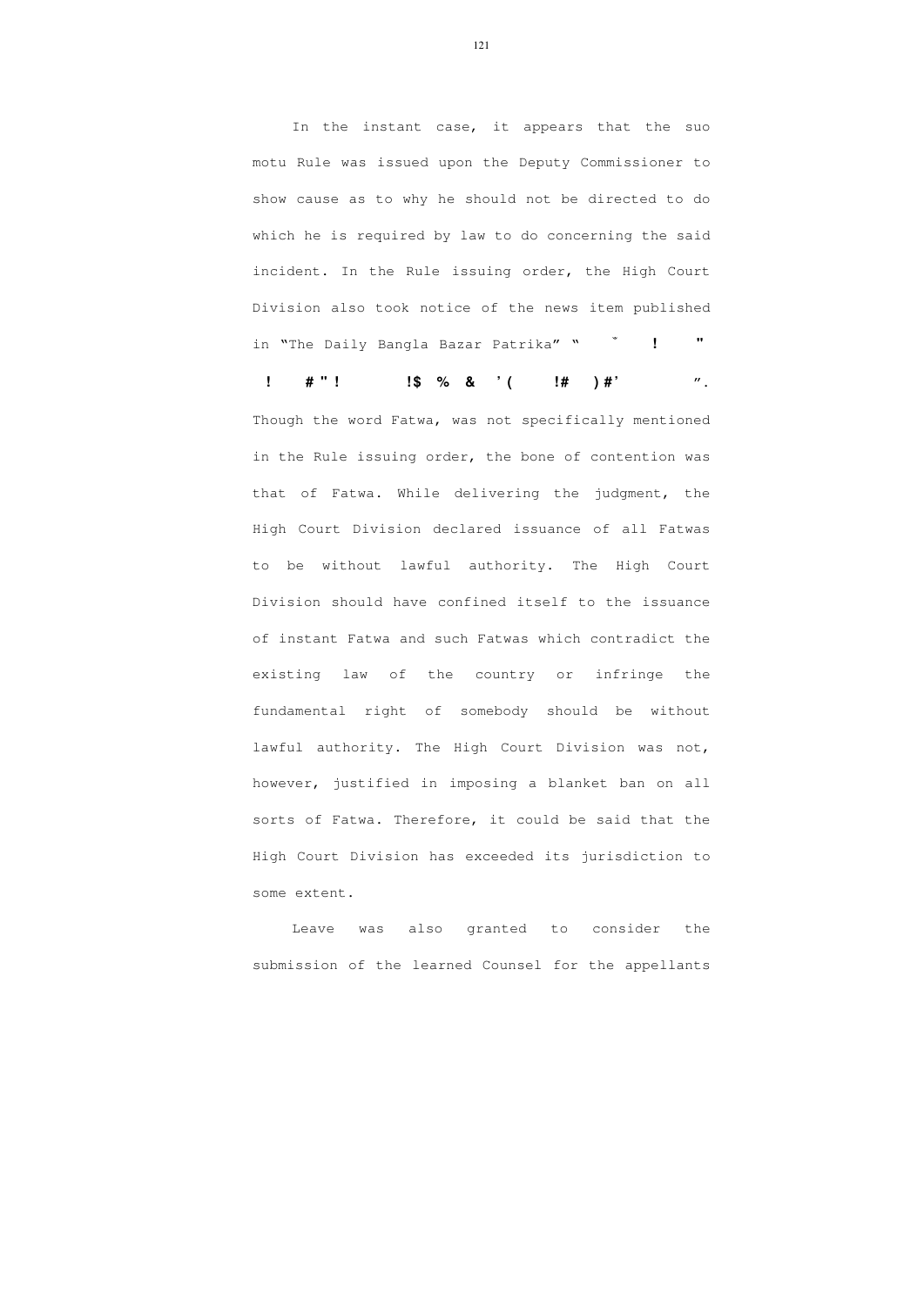In the instant case, it appears that the suo motu Rule was issued upon the Deputy Commissioner to show cause as to why he should not be directed to do which he is required by law to do concerning the said incident. In the Rule issuing order, the High Court Division also took notice of the news item published in "The Daily Bangla Bazar Patrika" " ˘ ! " ! # " ! !$ % & ' ( !# ) #' ". Though the word Fatwa, was not specifically mentioned in the Rule issuing order, the bone of contention was that of Fatwa. While delivering the judgment, the High Court Division declared issuance of all Fatwas to be without lawful authority. The High Court Division should have confined itself to the issuance of instant Fatwa and such Fatwas which contradict the existing law of the country or infringe the fundamental right of somebody should be without lawful authority. The High Court Division was not, however, justified in imposing a blanket ban on all sorts of Fatwa. Therefore, it could be said that the High Court Division has exceeded its jurisdiction to some extent.

Leave was also granted to consider the submission of the learned Counsel for the appellants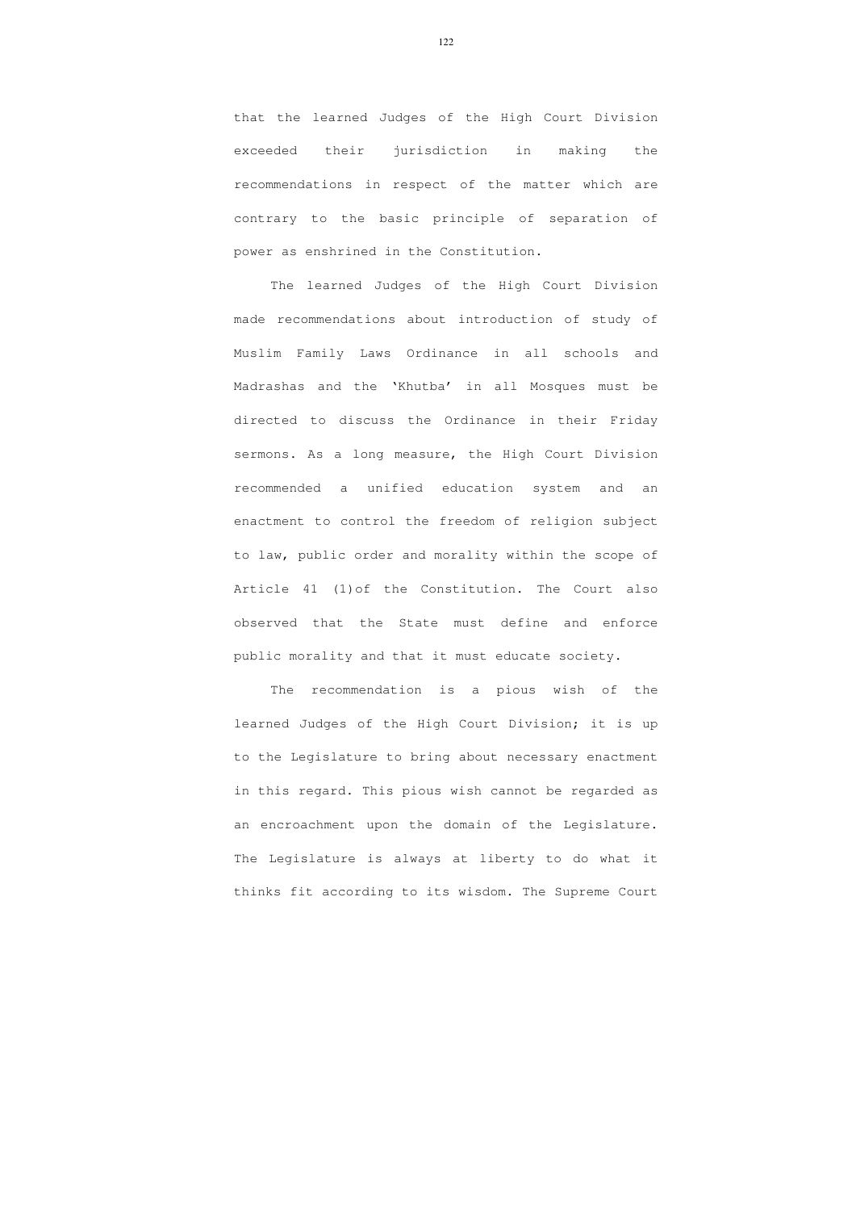that the learned Judges of the High Court Division exceeded their jurisdiction in making the recommendations in respect of the matter which are contrary to the basic principle of separation of power as enshrined in the Constitution.

The learned Judges of the High Court Division made recommendations about introduction of study of Muslim Family Laws Ordinance in all schools and Madrashas and the 'Khutba' in all Mosques must be directed to discuss the Ordinance in their Friday sermons. As a long measure, the High Court Division recommended a unified education system and an enactment to control the freedom of religion subject to law, public order and morality within the scope of Article 41 (1)of the Constitution. The Court also observed that the State must define and enforce public morality and that it must educate society.

The recommendation is a pious wish of the learned Judges of the High Court Division; it is up to the Legislature to bring about necessary enactment in this regard. This pious wish cannot be regarded as an encroachment upon the domain of the Legislature. The Legislature is always at liberty to do what it thinks fit according to its wisdom. The Supreme Court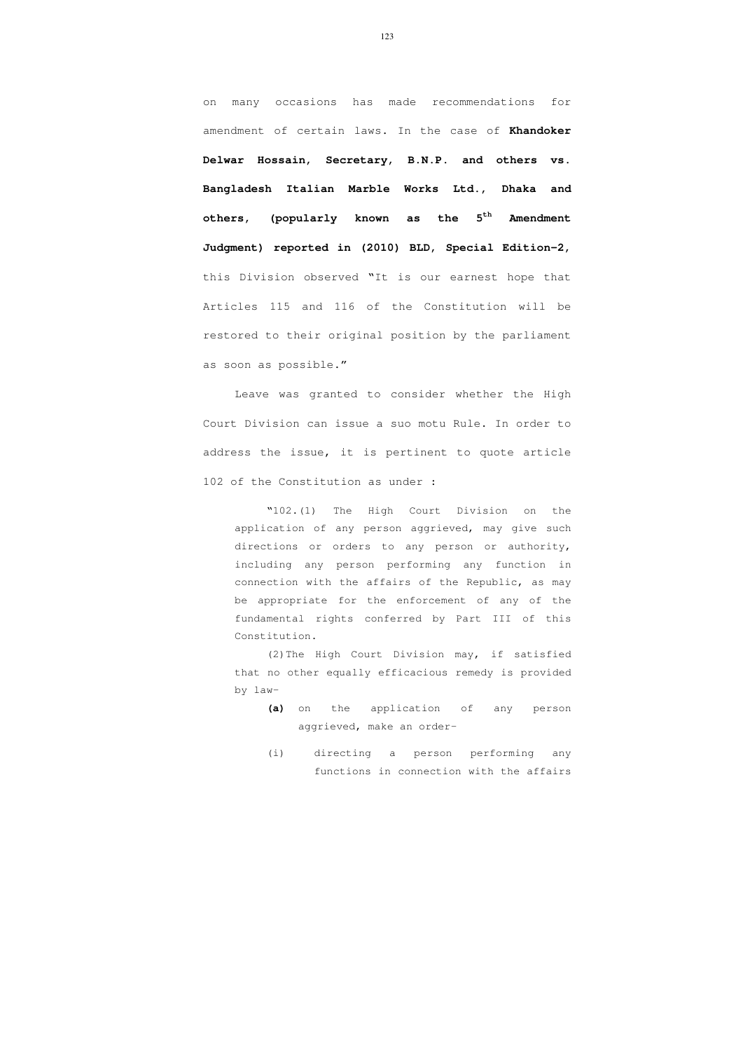on many occasions has made recommendations for amendment of certain laws. In the case of **Khandoker Delwar Hossain, Secretary, B.N.P. and others vs. Bangladesh Italian Marble Works Ltd., Dhaka and others, (popularly known as the 5th Amendment Judgment) reported in (2010) BLD, Special Edition-2,** this Division observed "It is our earnest hope that Articles 115 and 116 of the Constitution will be restored to their original position by the parliament as soon as possible."

Leave was granted to consider whether the High Court Division can issue a suo motu Rule. In order to address the issue, it is pertinent to quote article 102 of the Constitution as under :

> "102.(1) The High Court Division on the application of any person aggrieved, may give such directions or orders to any person or authority, including any person performing any function in connection with the affairs of the Republic, as may be appropriate for the enforcement of any of the fundamental rights conferred by Part III of this Constitution.
>
> (2) The High Court Division may, if satisfied that no other equally efficacious remedy is provided by law-
>
> **(a)** on the application of any person aggrieved, make an order-
>
> (i) directing a person performing any functions in connection with the affairs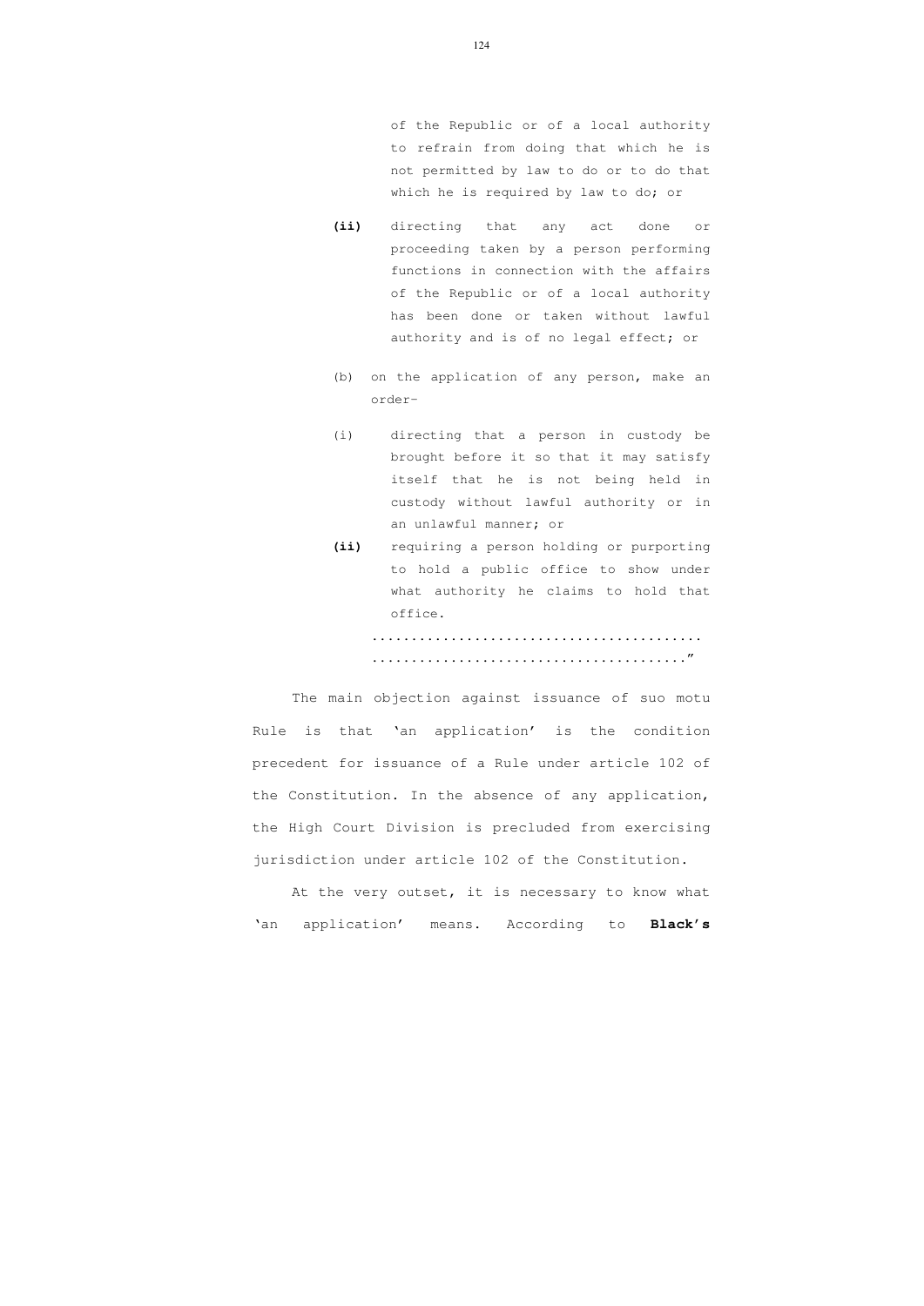of the Republic or of a local authority to refrain from doing that which he is not permitted by law to do or to do that which he is required by law to do; or

**(ii)** directing that any act done or proceeding taken by a person performing functions in connection with the affairs of the Republic or of a local authority has been done or taken without lawful authority and is of no legal effect; or

(b) on the application of any person, make an order-

(i) directing that a person in custody be brought before it so that it may satisfy itself that he is not being held in custody without lawful authority or in an unlawful manner; or

**(ii)** requiring a person holding or purporting to hold a public office to show under what authority he claims to hold that office.

.........................................
......................................."

The main objection against issuance of suo motu Rule is that 'an application' is the condition precedent for issuance of a Rule under article 102 of the Constitution. In the absence of any application, the High Court Division is precluded from exercising jurisdiction under article 102 of the Constitution.

At the very outset, it is necessary to know what 'an application' means. According to **Black's**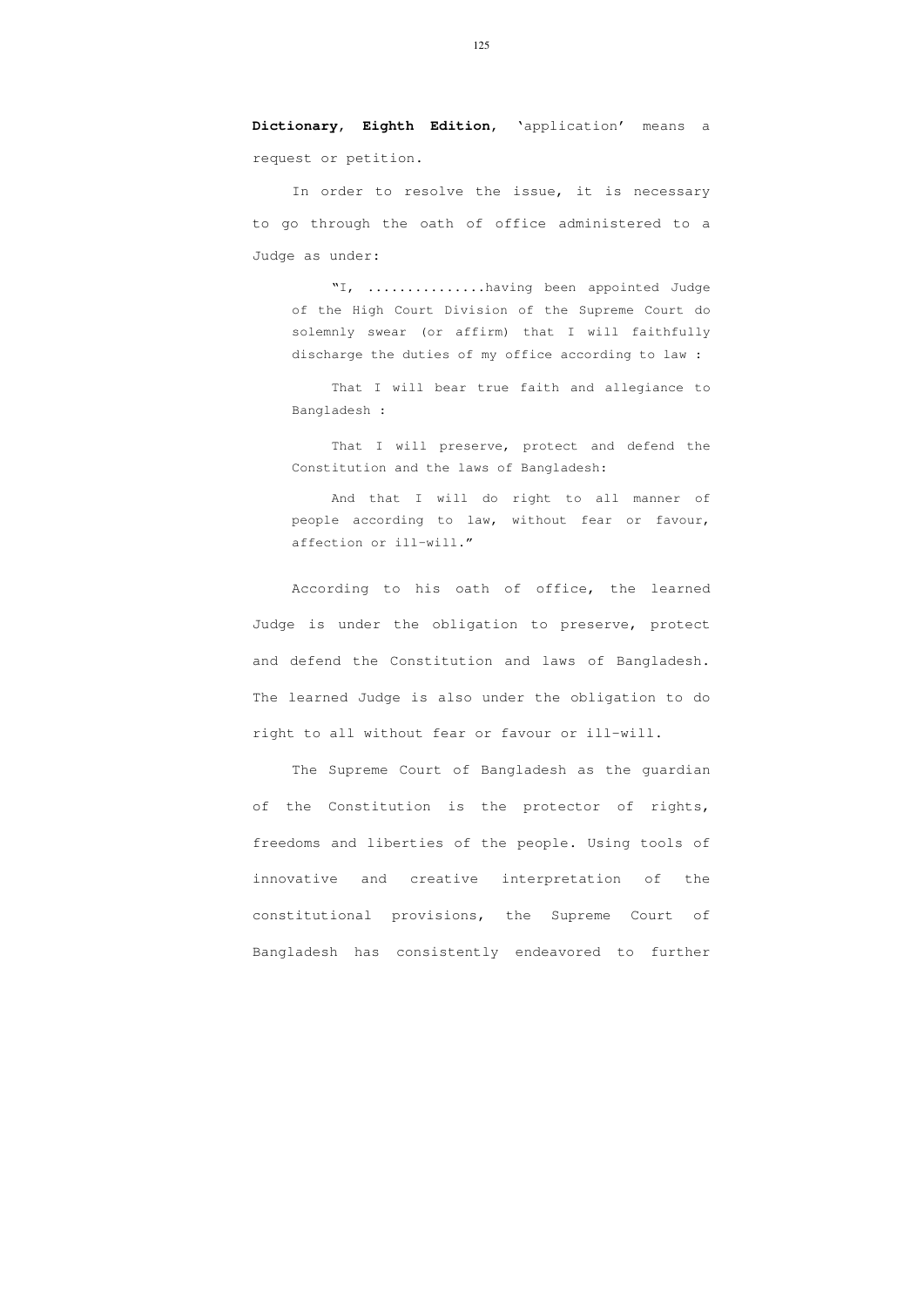**Dictionary, Eighth Edition**, 'application' means a request or petition.

In order to resolve the issue, it is necessary to go through the oath of office administered to a Judge as under:

> "I, ...............having been appointed Judge of the High Court Division of the Supreme Court do solemnly swear (or affirm) that I will faithfully discharge the duties of my office according to law :
>
> That I will bear true faith and allegiance to Bangladesh :
>
> That I will preserve, protect and defend the Constitution and the laws of Bangladesh:
>
> And that I will do right to all manner of people according to law, without fear or favour, affection or ill-will."

According to his oath of office, the learned Judge is under the obligation to preserve, protect and defend the Constitution and laws of Bangladesh. The learned Judge is also under the obligation to do right to all without fear or favour or ill-will.

The Supreme Court of Bangladesh as the guardian of the Constitution is the protector of rights, freedoms and liberties of the people. Using tools of innovative and creative interpretation of the constitutional provisions, the Supreme Court of Bangladesh has consistently endeavored to further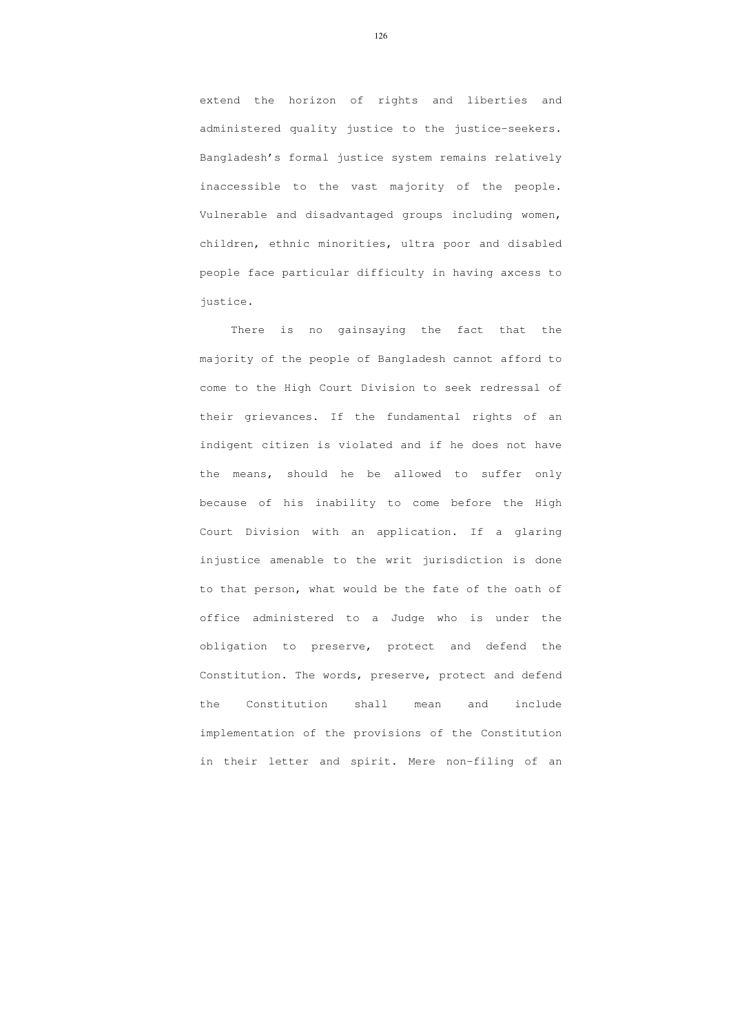extend the horizon of rights and liberties and administered quality justice to the justice-seekers. Bangladesh's formal justice system remains relatively inaccessible to the vast majority of the people. Vulnerable and disadvantaged groups including women, children, ethnic minorities, ultra poor and disabled people face particular difficulty in having axcess to justice.

There is no gainsaying the fact that the majority of the people of Bangladesh cannot afford to come to the High Court Division to seek redressal of their grievances. If the fundamental rights of an indigent citizen is violated and if he does not have the means, should he be allowed to suffer only because of his inability to come before the High Court Division with an application. If a glaring injustice amenable to the writ jurisdiction is done to that person, what would be the fate of the oath of office administered to a Judge who is under the obligation to preserve, protect and defend the Constitution. The words, preserve, protect and defend the Constitution shall mean and include implementation of the provisions of the Constitution in their letter and spirit. Mere non-filing of an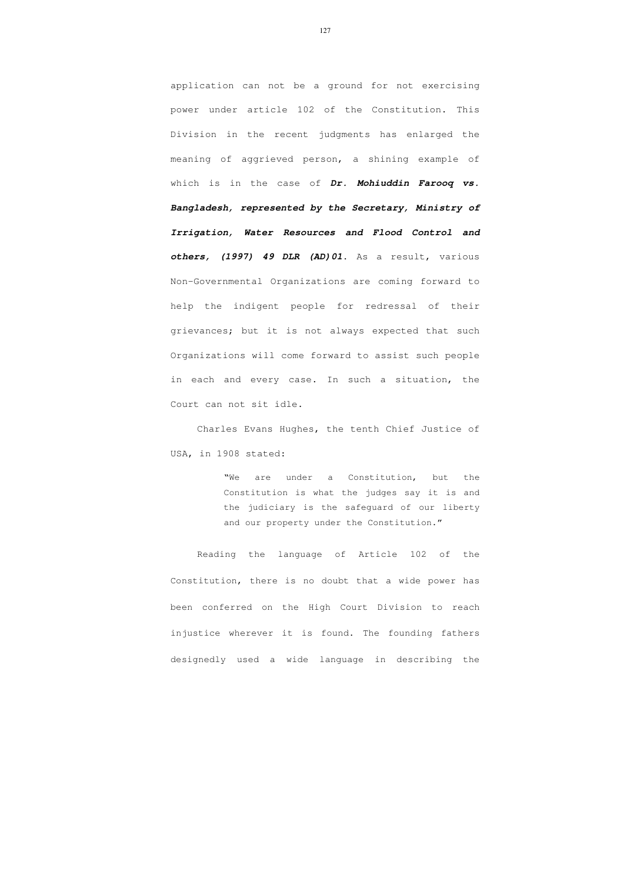application can not be a ground for not exercising power under article 102 of the Constitution. This Division in the recent judgments has enlarged the meaning of aggrieved person, a shining example of which is in the case of ***Dr. Mohiuddin Farooq vs. Bangladesh, represented by the Secretary, Ministry of Irrigation, Water Resources and Flood Control and others, (1997) 49 DLR (AD)01.*** As a result, various Non-Governmental Organizations are coming forward to help the indigent people for redressal of their grievances; but it is not always expected that such Organizations will come forward to assist such people in each and every case. In such a situation, the Court can not sit idle.

Charles Evans Hughes, the tenth Chief Justice of USA, in 1908 stated:

> "We are under a Constitution, but the Constitution is what the judges say it is and the judiciary is the safeguard of our liberty and our property under the Constitution."

Reading the language of Article 102 of the Constitution, there is no doubt that a wide power has been conferred on the High Court Division to reach injustice wherever it is found. The founding fathers designedly used a wide language in describing the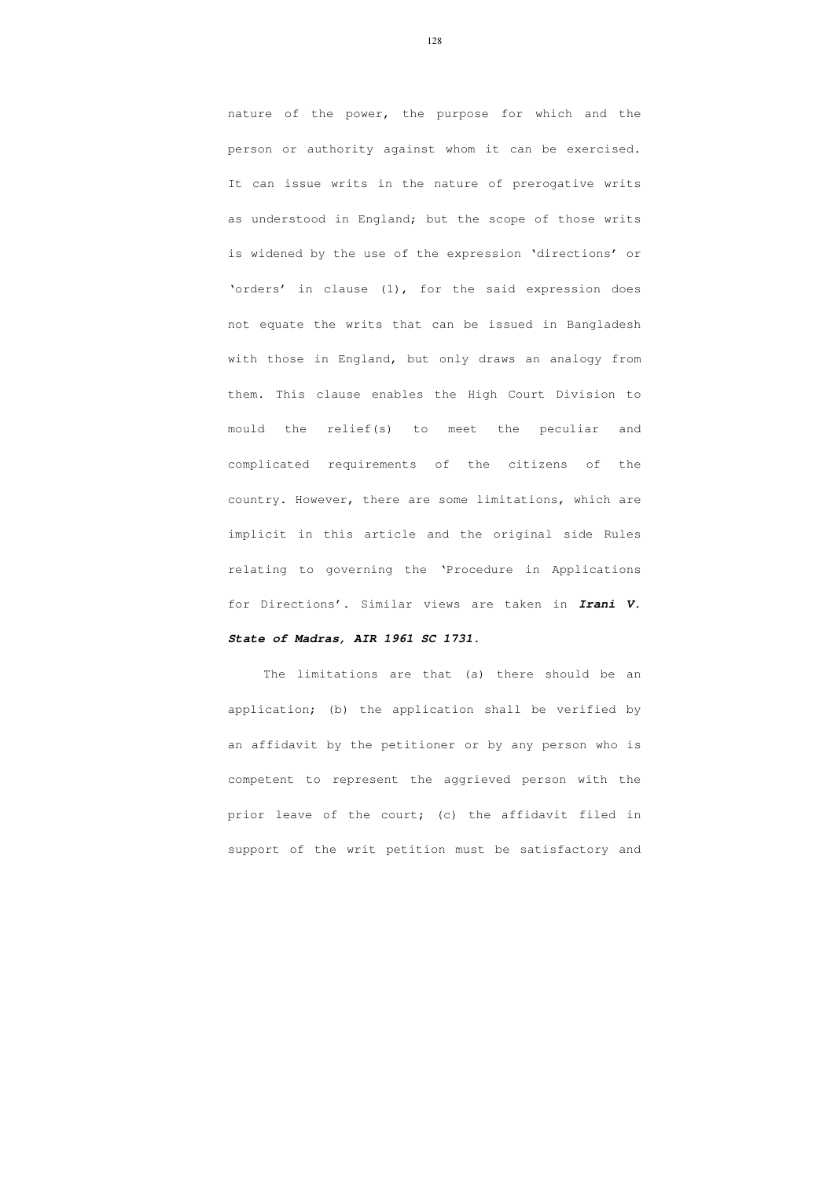nature of the power, the purpose for which and the person or authority against whom it can be exercised. It can issue writs in the nature of prerogative writs as understood in England; but the scope of those writs is widened by the use of the expression 'directions' or 'orders' in clause (1), for the said expression does not equate the writs that can be issued in Bangladesh with those in England, but only draws an analogy from them. This clause enables the High Court Division to mould the relief(s) to meet the peculiar and complicated requirements of the citizens of the country. However, there are some limitations, which are implicit in this article and the original side Rules relating to governing the 'Procedure in Applications for Directions'. Similar views are taken in ***Irani V. State of Madras, AIR 1961 SC 1731.***

The limitations are that (a) there should be an application; (b) the application shall be verified by an affidavit by the petitioner or by any person who is competent to represent the aggrieved person with the prior leave of the court; (c) the affidavit filed in support of the writ petition must be satisfactory and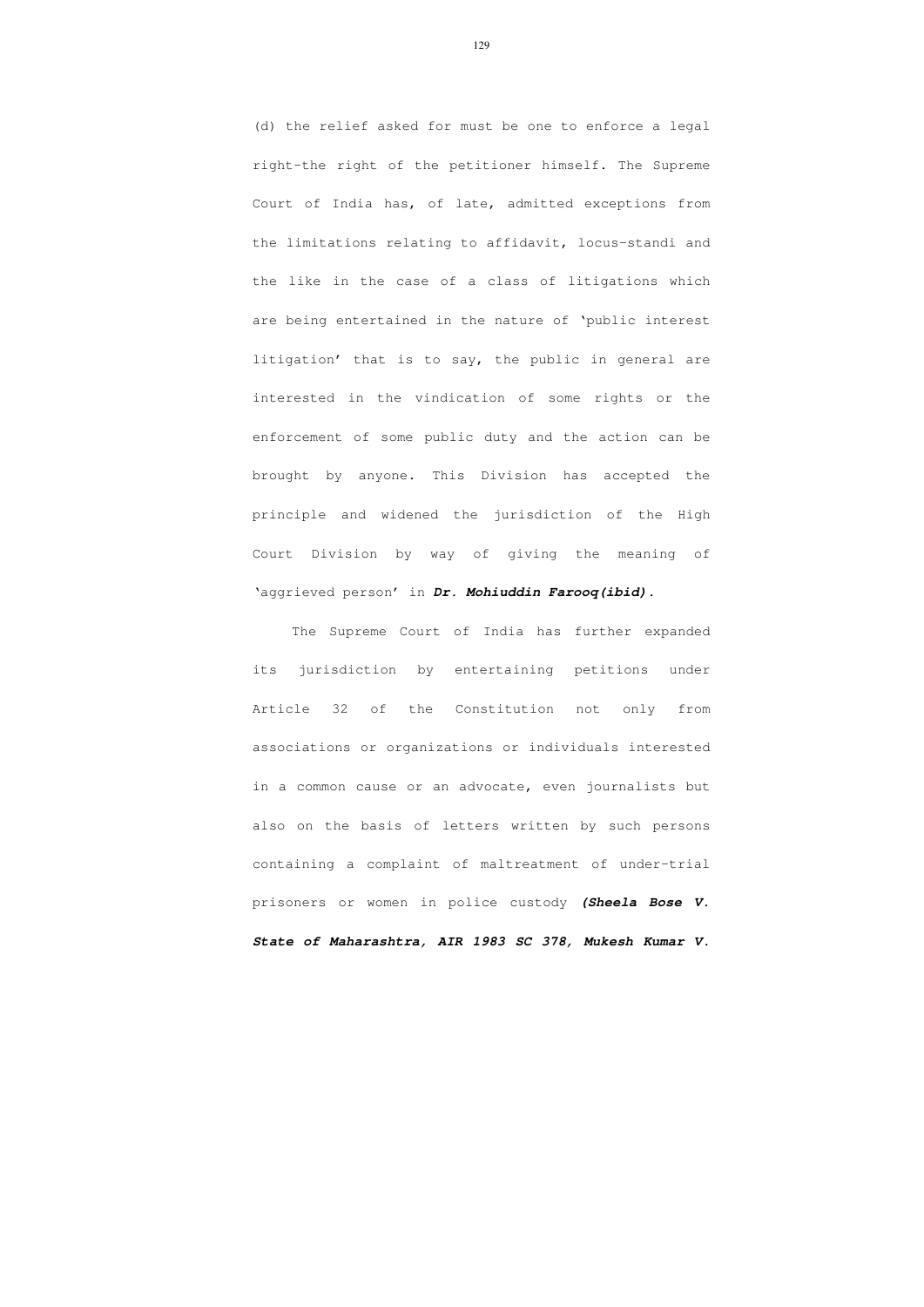(d) the relief asked for must be one to enforce a legal right-the right of the petitioner himself. The Supreme Court of India has, of late, admitted exceptions from the limitations relating to affidavit, locus-standi and the like in the case of a class of litigations which are being entertained in the nature of 'public interest litigation' that is to say, the public in general are interested in the vindication of some rights or the enforcement of some public duty and the action can be brought by anyone. This Division has accepted the principle and widened the jurisdiction of the High Court Division by way of giving the meaning of 'aggrieved person' in ***Dr. Mohiuddin Farooq(ibid).***

The Supreme Court of India has further expanded its jurisdiction by entertaining petitions under Article 32 of the Constitution not only from associations or organizations or individuals interested in a common cause or an advocate, even journalists but also on the basis of letters written by such persons containing a complaint of maltreatment of under-trial prisoners or women in police custody ***(Sheela Bose V. State of Maharashtra, AIR 1983 SC 378, Mukesh Kumar V.***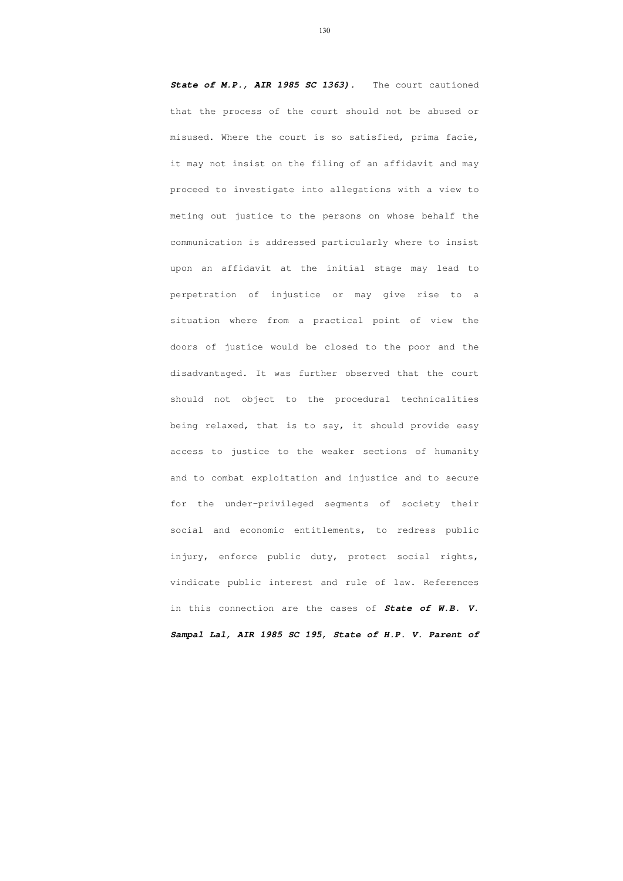***State of M.P., AIR 1985 SC 1363).*** The court cautioned that the process of the court should not be abused or misused. Where the court is so satisfied, prima facie, it may not insist on the filing of an affidavit and may proceed to investigate into allegations with a view to meting out justice to the persons on whose behalf the communication is addressed particularly where to insist upon an affidavit at the initial stage may lead to perpetration of injustice or may give rise to a situation where from a practical point of view the doors of justice would be closed to the poor and the disadvantaged. It was further observed that the court should not object to the procedural technicalities being relaxed, that is to say, it should provide easy access to justice to the weaker sections of humanity and to combat exploitation and injustice and to secure for the under-privileged segments of society their social and economic entitlements, to redress public injury, enforce public duty, protect social rights, vindicate public interest and rule of law. References in this connection are the cases of ***State of W.B. V. Sampal Lal, AIR 1985 SC 195, State of H.P. V. Parent of***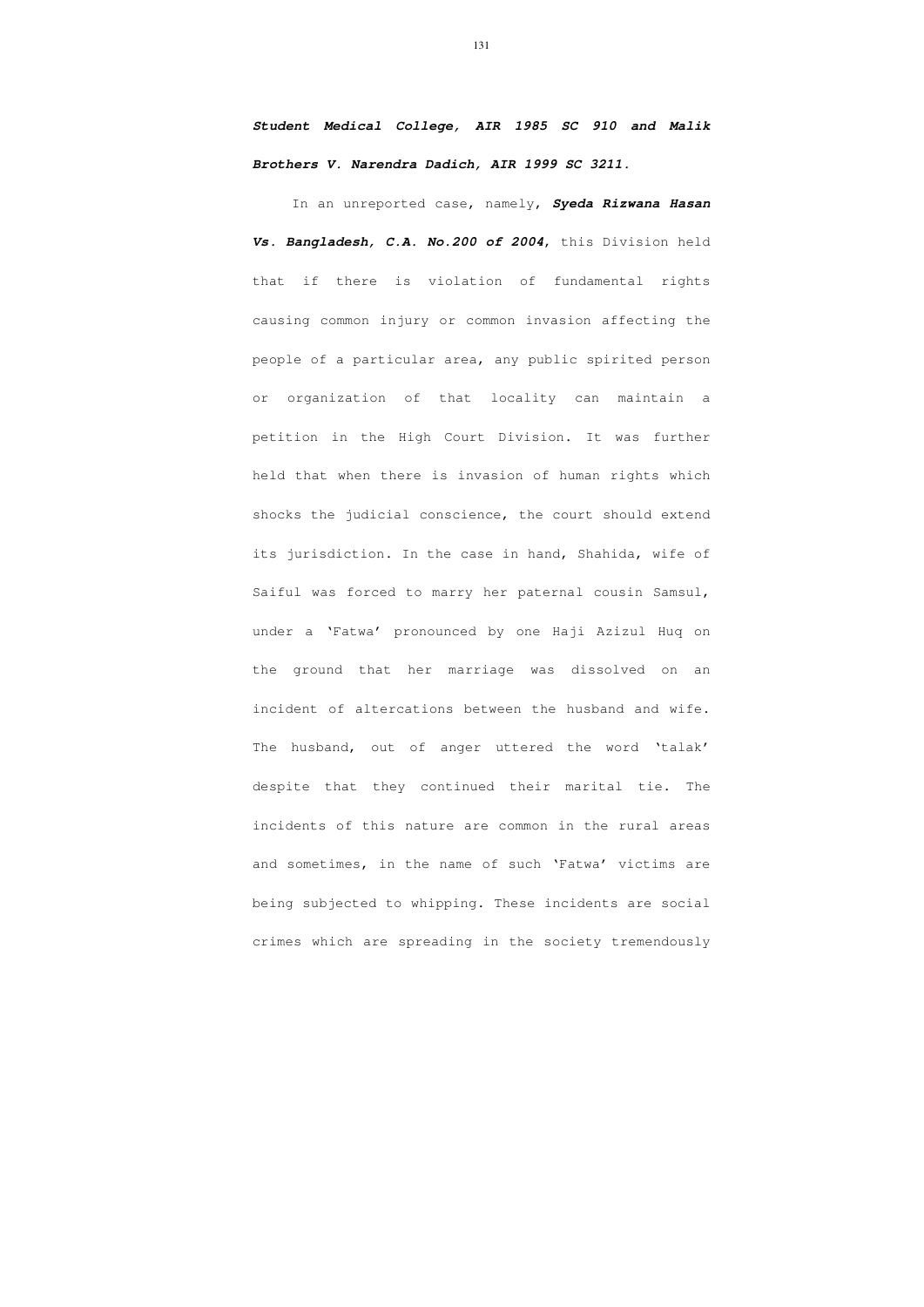***Student Medical College, AIR 1985 SC 910 and Malik Brothers V. Narendra Dadich, AIR 1999 SC 3211.***

In an unreported case, namely, ***Syeda Rizwana Hasan Vs. Bangladesh, C.A. No.200 of 2004***, this Division held that if there is violation of fundamental rights causing common injury or common invasion affecting the people of a particular area, any public spirited person or organization of that locality can maintain a petition in the High Court Division. It was further held that when there is invasion of human rights which shocks the judicial conscience, the court should extend its jurisdiction. In the case in hand, Shahida, wife of Saiful was forced to marry her paternal cousin Samsul, under a 'Fatwa' pronounced by one Haji Azizul Huq on the ground that her marriage was dissolved on an incident of altercations between the husband and wife. The husband, out of anger uttered the word 'talak' despite that they continued their marital tie. The incidents of this nature are common in the rural areas and sometimes, in the name of such 'Fatwa' victims are being subjected to whipping. These incidents are social crimes which are spreading in the society tremendously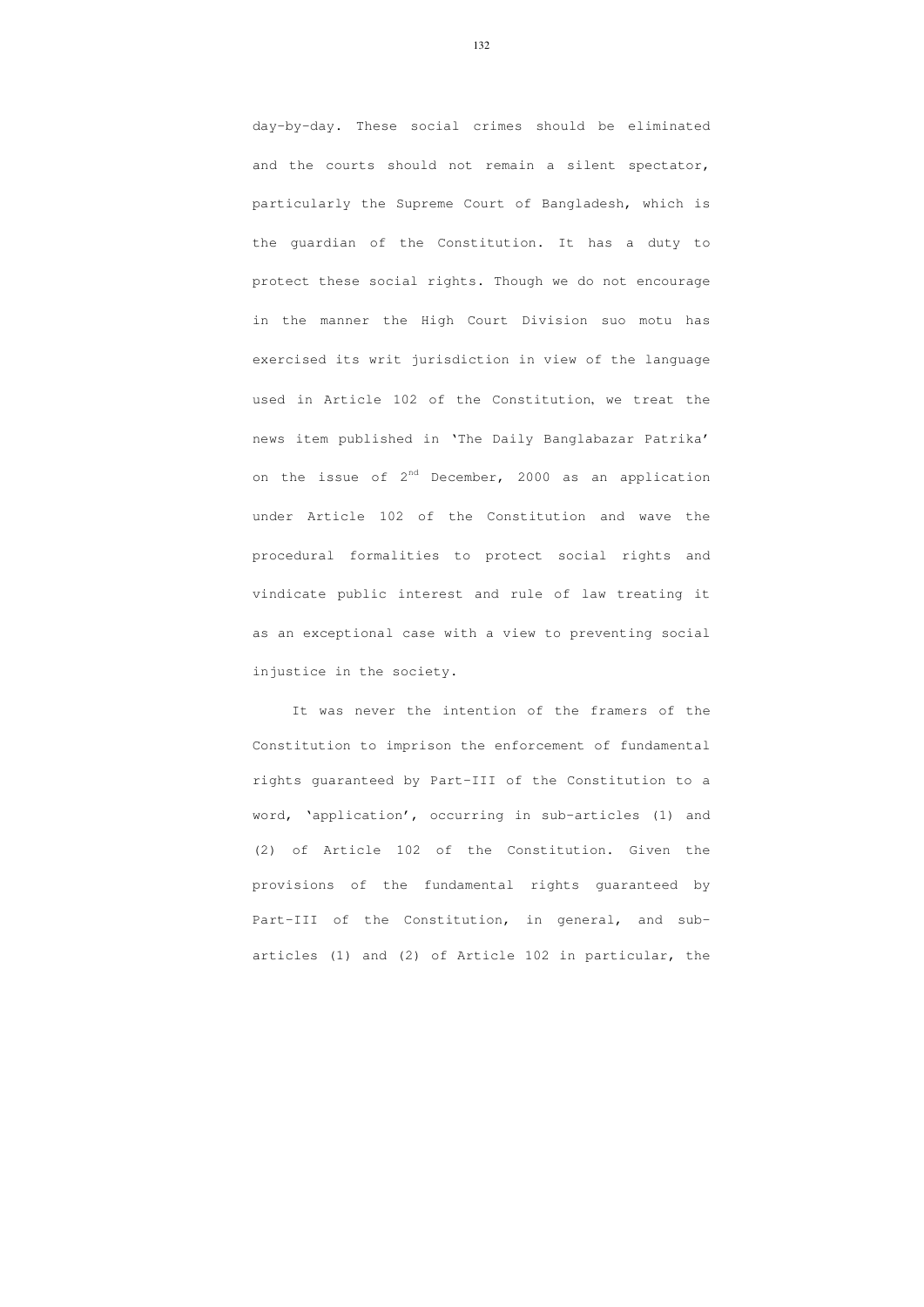day-by-day. These social crimes should be eliminated and the courts should not remain a silent spectator, particularly the Supreme Court of Bangladesh, which is the guardian of the Constitution. It has a duty to protect these social rights. Though we do not encourage in the manner the High Court Division suo motu has exercised its writ jurisdiction in view of the language used in Article 102 of the Constitution, we treat the news item published in 'The Daily Banglabazar Patrika' on the issue of 2nd December, 2000 as an application under Article 102 of the Constitution and wave the procedural formalities to protect social rights and vindicate public interest and rule of law treating it as an exceptional case with a view to preventing social injustice in the society.

It was never the intention of the framers of the Constitution to imprison the enforcement of fundamental rights guaranteed by Part-III of the Constitution to a word, 'application', occurring in sub-articles (1) and (2) of Article 102 of the Constitution. Given the provisions of the fundamental rights guaranteed by Part-III of the Constitution, in general, and sub-articles (1) and (2) of Article 102 in particular, the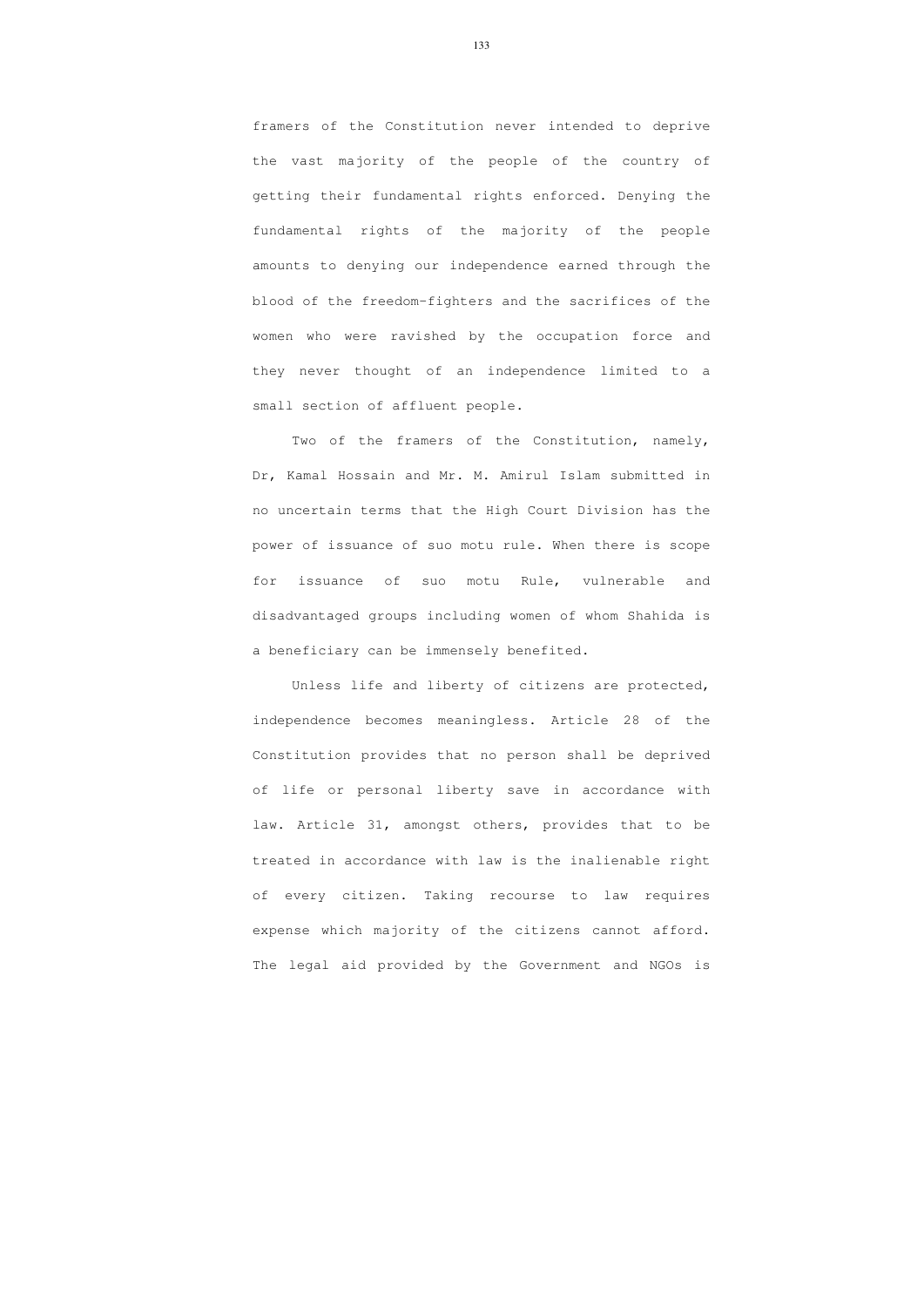framers of the Constitution never intended to deprive the vast majority of the people of the country of getting their fundamental rights enforced. Denying the fundamental rights of the majority of the people amounts to denying our independence earned through the blood of the freedom-fighters and the sacrifices of the women who were ravished by the occupation force and they never thought of an independence limited to a small section of affluent people.

Two of the framers of the Constitution, namely, Dr, Kamal Hossain and Mr. M. Amirul Islam submitted in no uncertain terms that the High Court Division has the power of issuance of suo motu rule. When there is scope for issuance of suo motu Rule, vulnerable and disadvantaged groups including women of whom Shahida is a beneficiary can be immensely benefited.

Unless life and liberty of citizens are protected, independence becomes meaningless. Article 28 of the Constitution provides that no person shall be deprived of life or personal liberty save in accordance with law. Article 31, amongst others, provides that to be treated in accordance with law is the inalienable right of every citizen. Taking recourse to law requires expense which majority of the citizens cannot afford. The legal aid provided by the Government and NGOs is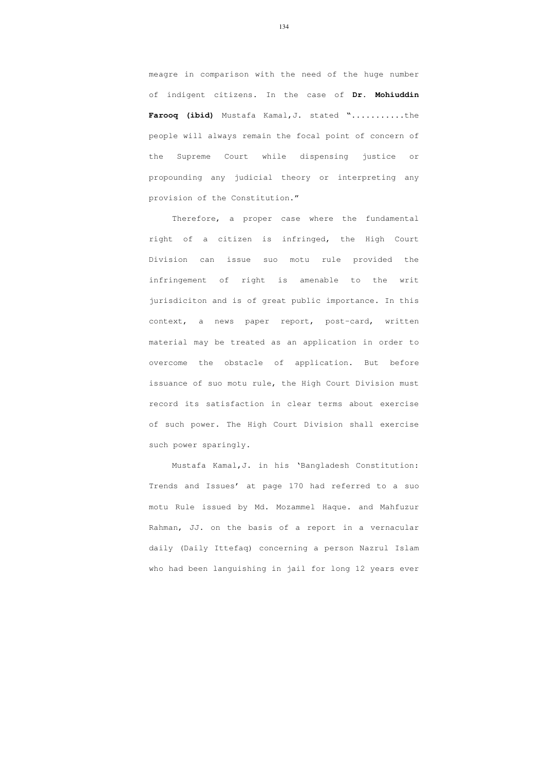meagre in comparison with the need of the huge number of indigent citizens. In the case of **Dr. Mohiuddin Farooq (ibid)** Mustafa Kamal,J. stated "...........the people will always remain the focal point of concern of the Supreme Court while dispensing justice or propounding any judicial theory or interpreting any provision of the Constitution."

Therefore, a proper case where the fundamental right of a citizen is infringed, the High Court Division can issue suo motu rule provided the infringement of right is amenable to the writ jurisdiciton and is of great public importance. In this context, a news paper report, post-card, written material may be treated as an application in order to overcome the obstacle of application. But before issuance of suo motu rule, the High Court Division must record its satisfaction in clear terms about exercise of such power. The High Court Division shall exercise such power sparingly.

Mustafa Kamal,J. in his 'Bangladesh Constitution: Trends and Issues' at page 170 had referred to a suo motu Rule issued by Md. Mozammel Haque. and Mahfuzur Rahman, JJ. on the basis of a report in a vernacular daily (Daily Ittefaq) concerning a person Nazrul Islam who had been languishing in jail for long 12 years ever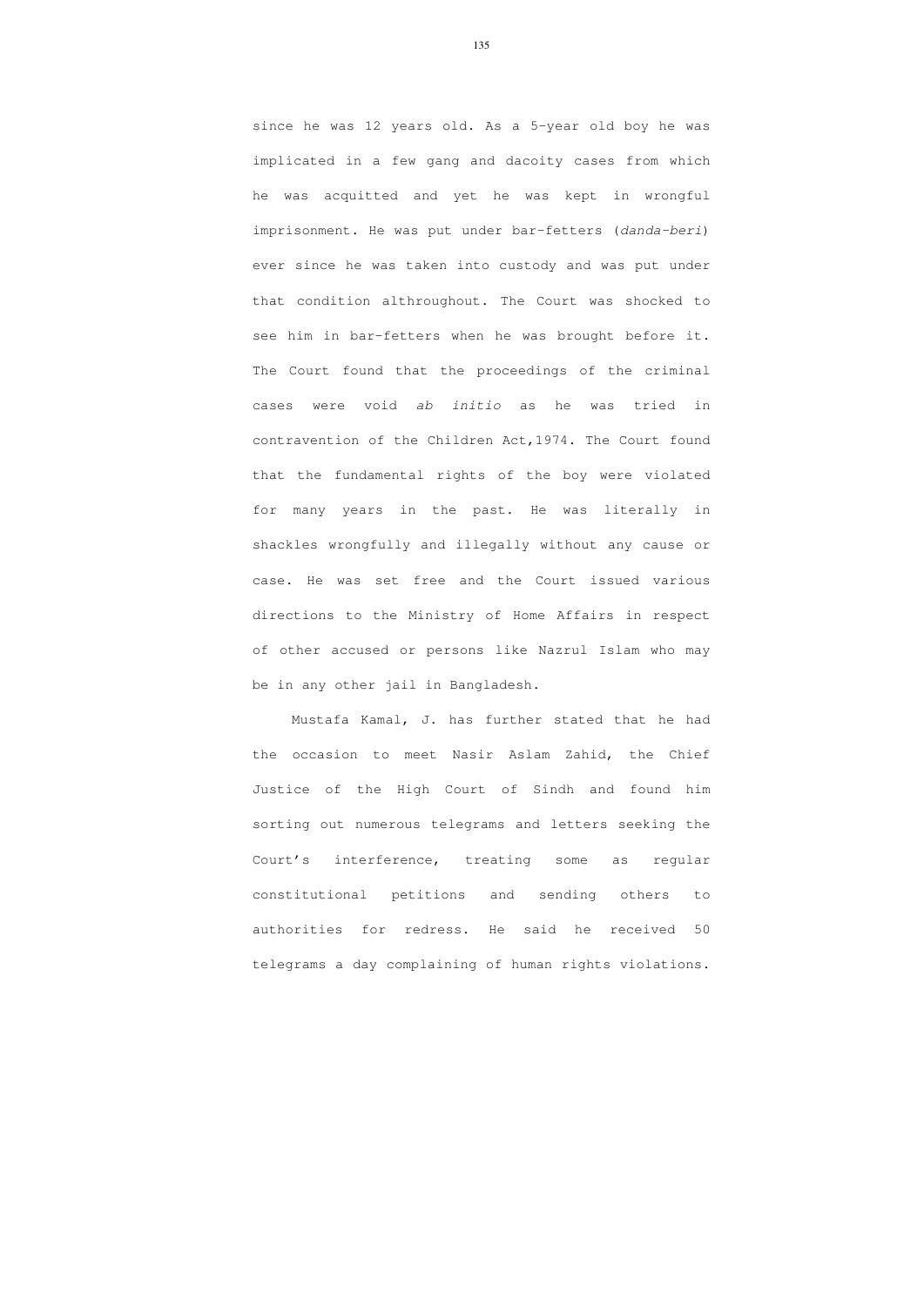since he was 12 years old. As a 5-year old boy he was implicated in a few gang and dacoity cases from which he was acquitted and yet he was kept in wrongful imprisonment. He was put under bar-fetters (*danda-beri*) ever since he was taken into custody and was put under that condition althroughout. The Court was shocked to see him in bar-fetters when he was brought before it. The Court found that the proceedings of the criminal cases were void *ab initio* as he was tried in contravention of the Children Act,1974. The Court found that the fundamental rights of the boy were violated for many years in the past. He was literally in shackles wrongfully and illegally without any cause or case. He was set free and the Court issued various directions to the Ministry of Home Affairs in respect of other accused or persons like Nazrul Islam who may be in any other jail in Bangladesh.

Mustafa Kamal, J. has further stated that he had the occasion to meet Nasir Aslam Zahid, the Chief Justice of the High Court of Sindh and found him sorting out numerous telegrams and letters seeking the Court's interference, treating some as regular constitutional petitions and sending others to authorities for redress. He said he received 50 telegrams a day complaining of human rights violations.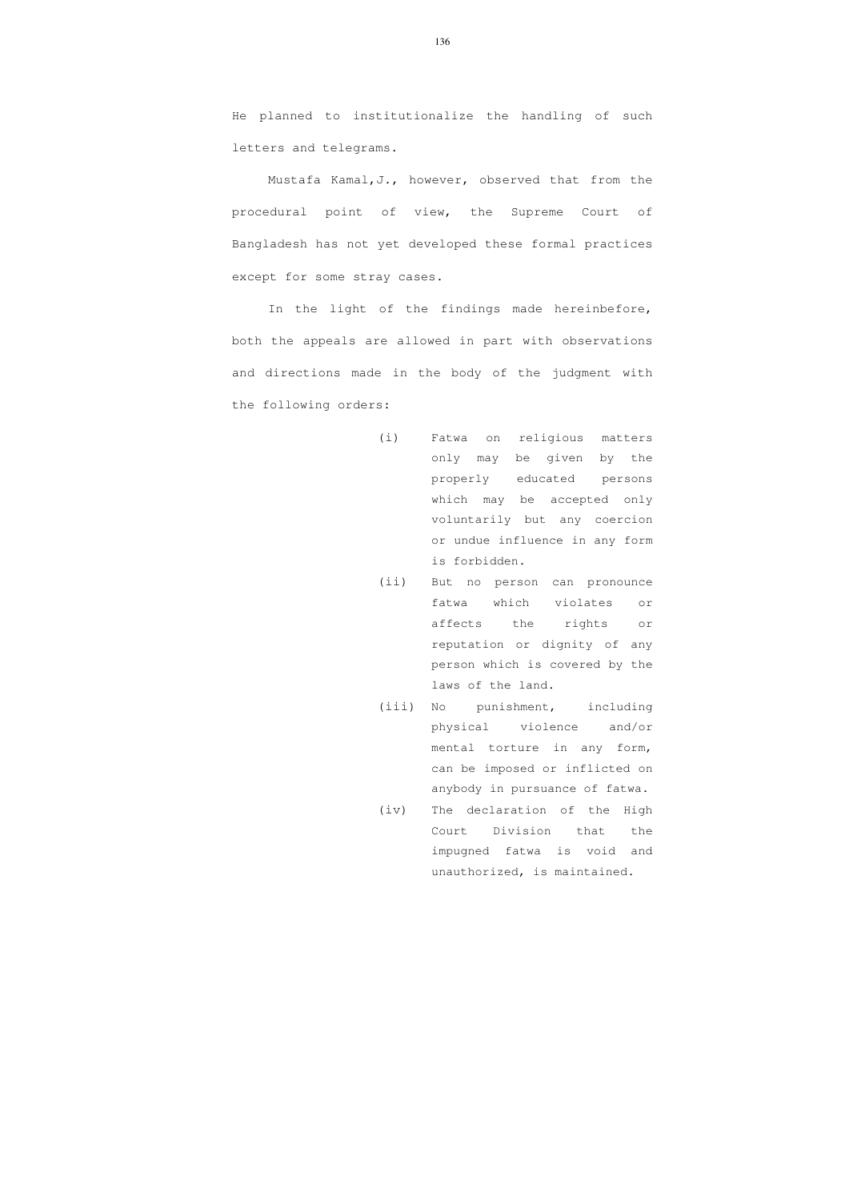He planned to institutionalize the handling of such letters and telegrams.

Mustafa Kamal,J., however, observed that from the procedural point of view, the Supreme Court of Bangladesh has not yet developed these formal practices except for some stray cases.

In the light of the findings made hereinbefore, both the appeals are allowed in part with observations and directions made in the body of the judgment with the following orders:

(i) Fatwa on religious matters only may be given by the properly educated persons which may be accepted only voluntarily but any coercion or undue influence in any form is forbidden.

(ii) But no person can pronounce fatwa which violates or affects the rights or reputation or dignity of any person which is covered by the laws of the land.

(iii) No punishment, including physical violence and/or mental torture in any form, can be imposed or inflicted on anybody in pursuance of fatwa.

(iv) The declaration of the High Court Division that the impugned fatwa is void and unauthorized, is maintained.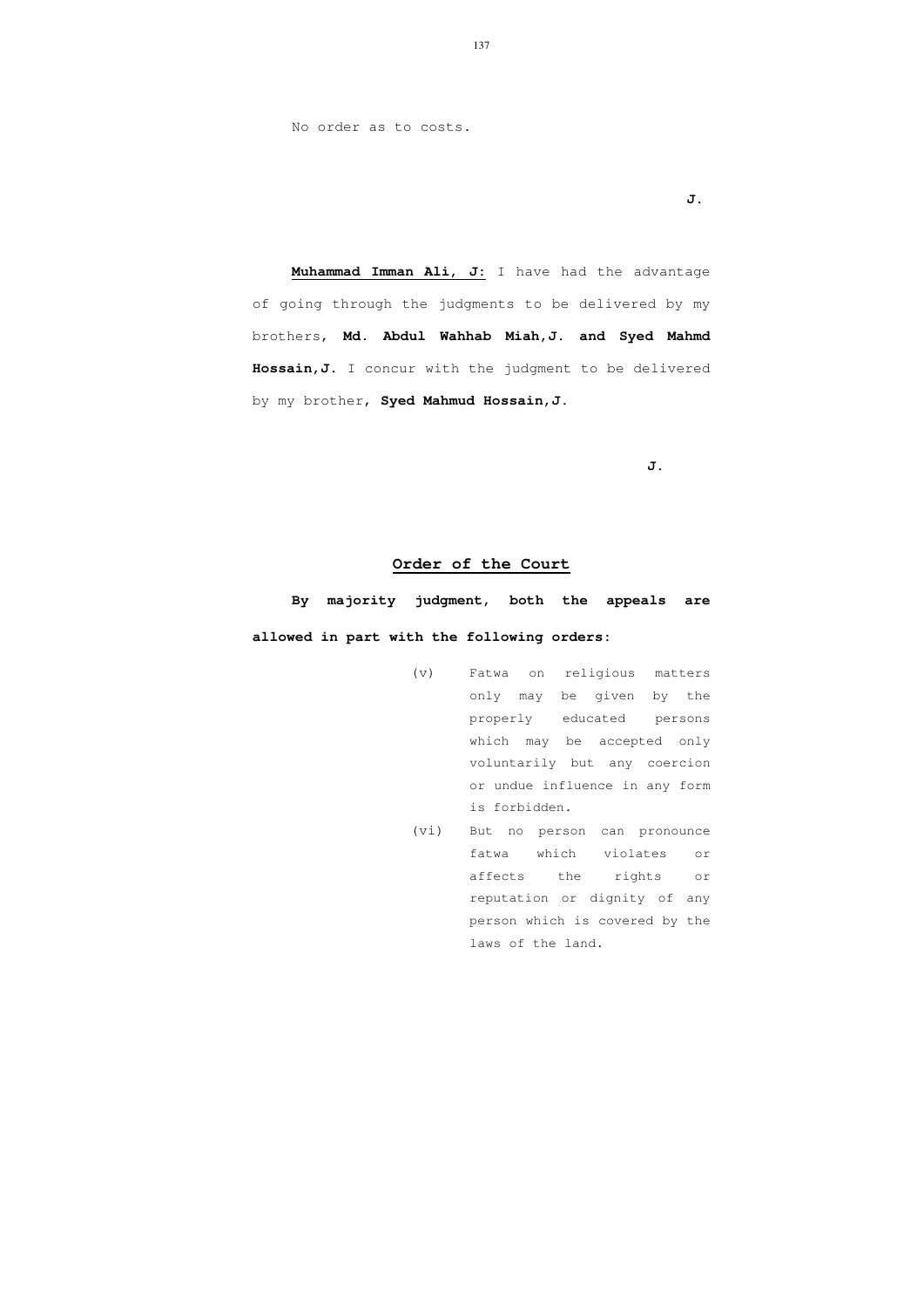No order as to costs.

J.

**<u>Muhammad Imman Ali, J:</u>** I have had the advantage of going through the judgments to be delivered by my brothers, **Md. Abdul Wahhab Miah, J. and Syed Mahmd Hossain, J.** I concur with the judgment to be delivered by my brother, **Syed Mahmud Hossain, J.**

J.

## <u>Order of the Court</u>

**By majority judgment, both the appeals are allowed in part with the following orders:**

(v) Fatwa on religious matters only may be given by the properly educated persons which may be accepted only voluntarily but any coercion or undue influence in any form is forbidden.

(vi) But no person can pronounce fatwa which violates or affects the rights or reputation or dignity of any person which is covered by the laws of the land.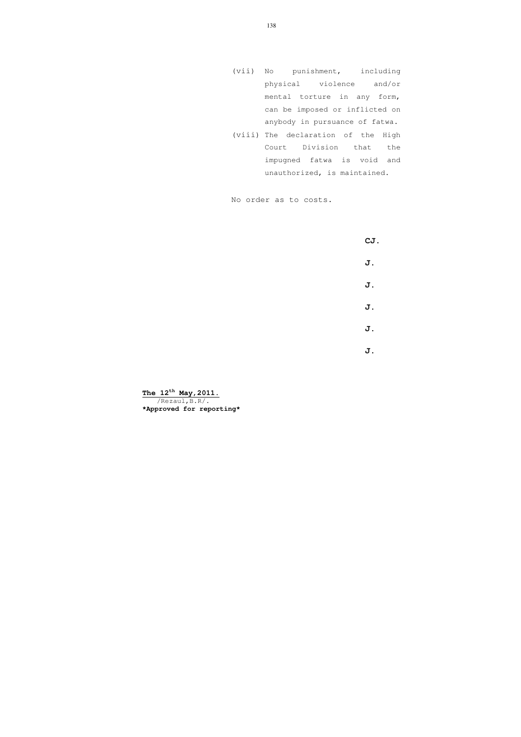(vii) No punishment, including physical violence and/or mental torture in any form, can be imposed or inflicted on anybody in pursuance of fatwa.

(viii) The declaration of the High Court Division that the impugned fatwa is void and unauthorized, is maintained.

No order as to costs.

**CJ.**

**J.**

**J.**

**J.**

**J.**

**J.**

**The 12th May,2011.**

/Rezaul,B.R/.

**\*Approved for reporting\***